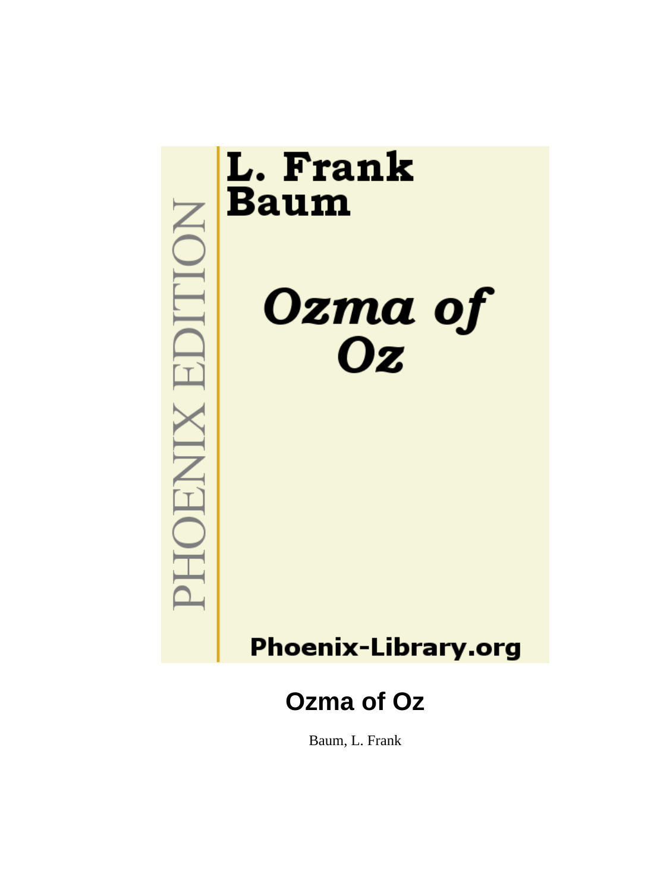PHOENIX EDITION

L. Frank Baum

*Ozma of Oz*

Phoenix-Library.org

# Ozma of Oz

Baum, L. Frank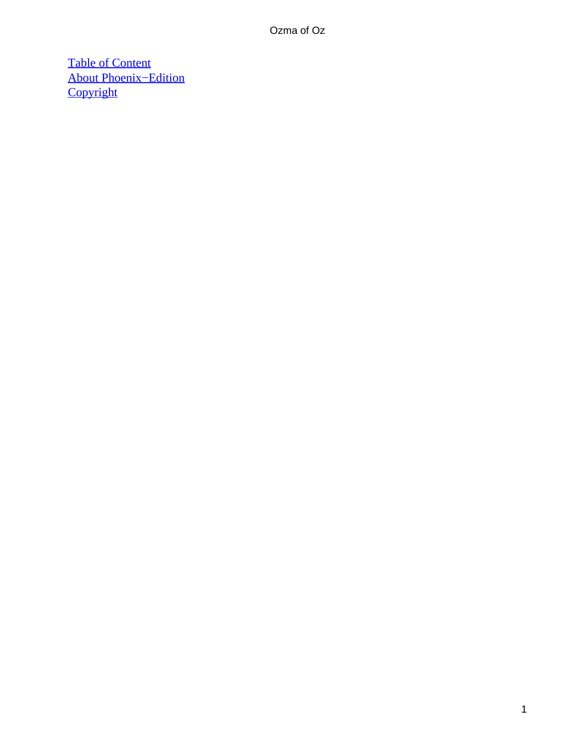[Table of Content]
[About Phoenix−Edition]
[Copyright]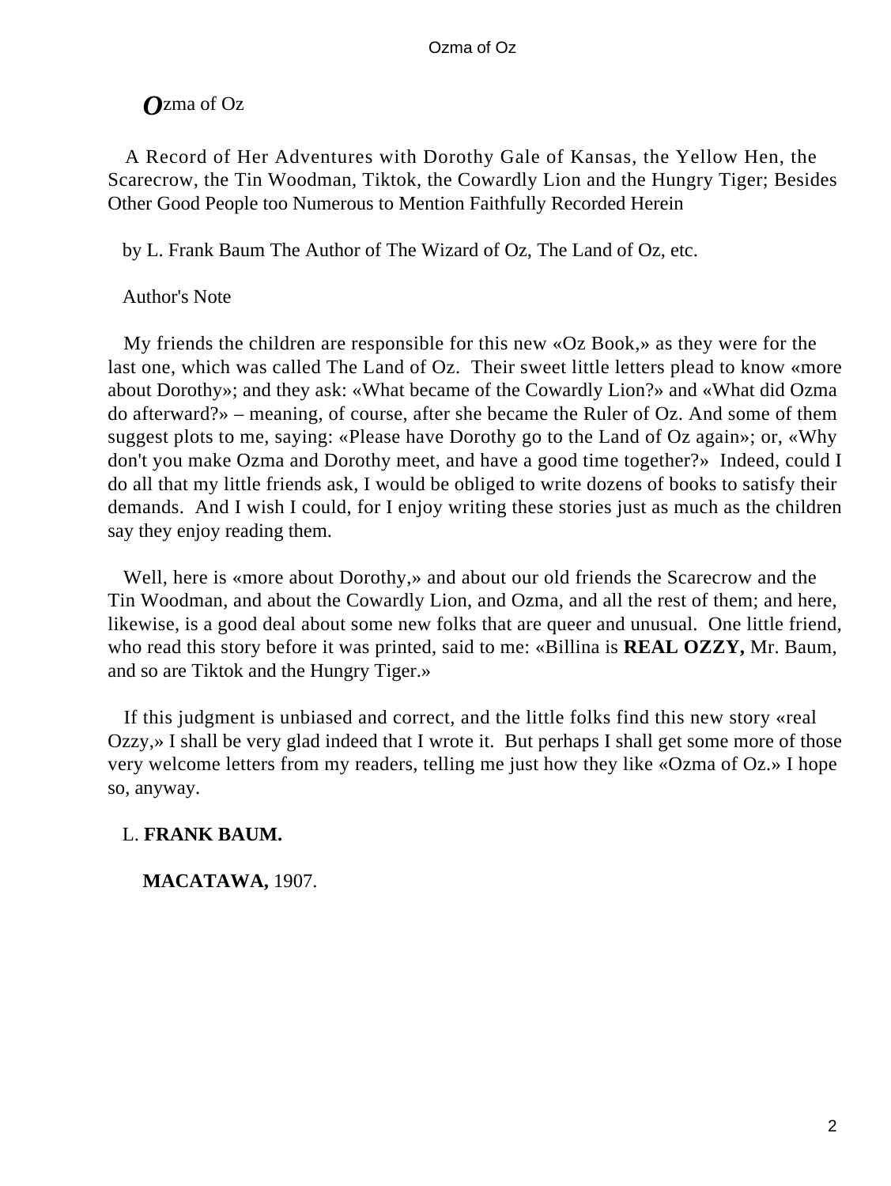# Ozma of Oz

A Record of Her Adventures with Dorothy Gale of Kansas, the Yellow Hen, the Scarecrow, the Tin Woodman, Tiktok, the Cowardly Lion and the Hungry Tiger; Besides Other Good People too Numerous to Mention Faithfully Recorded Herein

by L. Frank Baum The Author of The Wizard of Oz, The Land of Oz, etc.

## Author's Note

My friends the children are responsible for this new «Oz Book,» as they were for the last one, which was called The Land of Oz. Their sweet little letters plead to know «more about Dorothy»; and they ask: «What became of the Cowardly Lion?» and «What did Ozma do afterward?» – meaning, of course, after she became the Ruler of Oz. And some of them suggest plots to me, saying: «Please have Dorothy go to the Land of Oz again»; or, «Why don't you make Ozma and Dorothy meet, and have a good time together?» Indeed, could I do all that my little friends ask, I would be obliged to write dozens of books to satisfy their demands. And I wish I could, for I enjoy writing these stories just as much as the children say they enjoy reading them.

Well, here is «more about Dorothy,» and about our old friends the Scarecrow and the Tin Woodman, and about the Cowardly Lion, and Ozma, and all the rest of them; and here, likewise, is a good deal about some new folks that are queer and unusual. One little friend, who read this story before it was printed, said to me: «Billina is **REAL OZZY,** Mr. Baum, and so are Tiktok and the Hungry Tiger.»

If this judgment is unbiased and correct, and the little folks find this new story «real Ozzy,» I shall be very glad indeed that I wrote it. But perhaps I shall get some more of those very welcome letters from my readers, telling me just how they like «Ozma of Oz.» I hope so, anyway.

L. **FRANK BAUM.**

**MACATAWA,** 1907.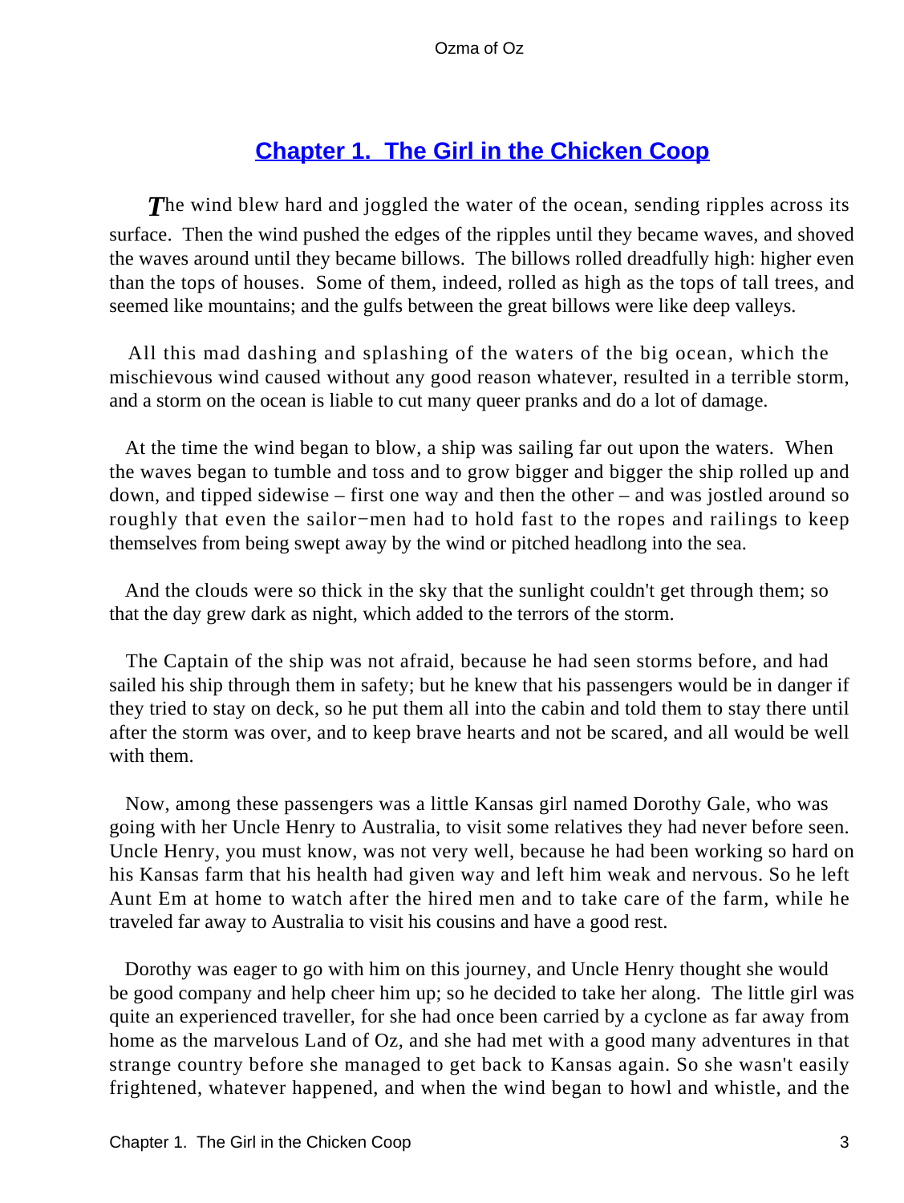## Chapter 1. The Girl in the Chicken Coop

*T*he wind blew hard and joggled the water of the ocean, sending ripples across its surface. Then the wind pushed the edges of the ripples until they became waves, and shoved the waves around until they became billows. The billows rolled dreadfully high: higher even than the tops of houses. Some of them, indeed, rolled as high as the tops of tall trees, and seemed like mountains; and the gulfs between the great billows were like deep valleys.

All this mad dashing and splashing of the waters of the big ocean, which the mischievous wind caused without any good reason whatever, resulted in a terrible storm, and a storm on the ocean is liable to cut many queer pranks and do a lot of damage.

At the time the wind began to blow, a ship was sailing far out upon the waters. When the waves began to tumble and toss and to grow bigger and bigger the ship rolled up and down, and tipped sidewise – first one way and then the other – and was jostled around so roughly that even the sailor−men had to hold fast to the ropes and railings to keep themselves from being swept away by the wind or pitched headlong into the sea.

And the clouds were so thick in the sky that the sunlight couldn't get through them; so that the day grew dark as night, which added to the terrors of the storm.

The Captain of the ship was not afraid, because he had seen storms before, and had sailed his ship through them in safety; but he knew that his passengers would be in danger if they tried to stay on deck, so he put them all into the cabin and told them to stay there until after the storm was over, and to keep brave hearts and not be scared, and all would be well with them.

Now, among these passengers was a little Kansas girl named Dorothy Gale, who was going with her Uncle Henry to Australia, to visit some relatives they had never before seen. Uncle Henry, you must know, was not very well, because he had been working so hard on his Kansas farm that his health had given way and left him weak and nervous. So he left Aunt Em at home to watch after the hired men and to take care of the farm, while he traveled far away to Australia to visit his cousins and have a good rest.

Dorothy was eager to go with him on this journey, and Uncle Henry thought she would be good company and help cheer him up; so he decided to take her along. The little girl was quite an experienced traveller, for she had once been carried by a cyclone as far away from home as the marvelous Land of Oz, and she had met with a good many adventures in that strange country before she managed to get back to Kansas again. So she wasn't easily frightened, whatever happened, and when the wind began to howl and whistle, and the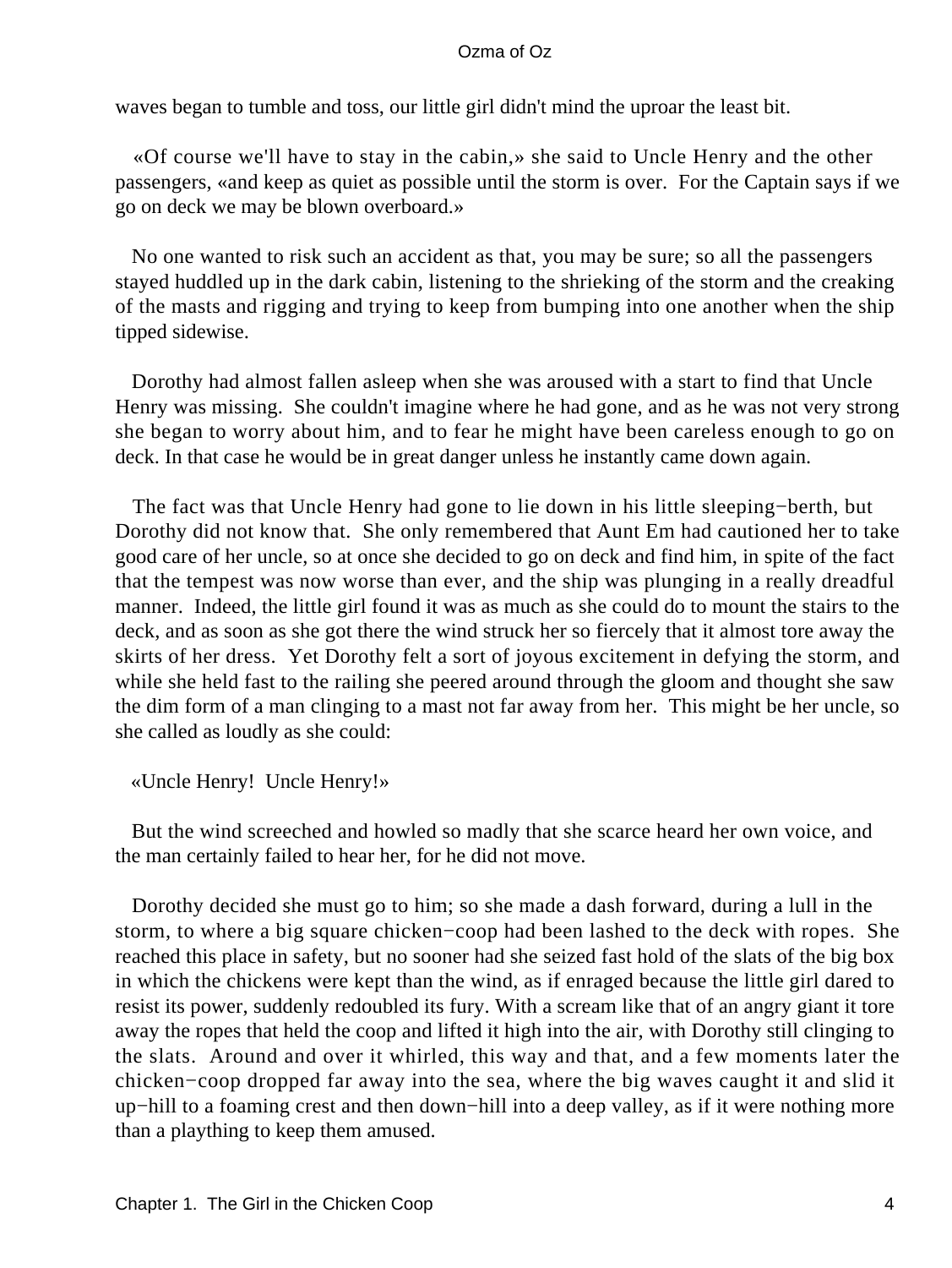waves began to tumble and toss, our little girl didn't mind the uproar the least bit.

«Of course we'll have to stay in the cabin,» she said to Uncle Henry and the other passengers, «and keep as quiet as possible until the storm is over. For the Captain says if we go on deck we may be blown overboard.»

No one wanted to risk such an accident as that, you may be sure; so all the passengers stayed huddled up in the dark cabin, listening to the shrieking of the storm and the creaking of the masts and rigging and trying to keep from bumping into one another when the ship tipped sidewise.

Dorothy had almost fallen asleep when she was aroused with a start to find that Uncle Henry was missing. She couldn't imagine where he had gone, and as he was not very strong she began to worry about him, and to fear he might have been careless enough to go on deck. In that case he would be in great danger unless he instantly came down again.

The fact was that Uncle Henry had gone to lie down in his little sleeping−berth, but Dorothy did not know that. She only remembered that Aunt Em had cautioned her to take good care of her uncle, so at once she decided to go on deck and find him, in spite of the fact that the tempest was now worse than ever, and the ship was plunging in a really dreadful manner. Indeed, the little girl found it was as much as she could do to mount the stairs to the deck, and as soon as she got there the wind struck her so fiercely that it almost tore away the skirts of her dress. Yet Dorothy felt a sort of joyous excitement in defying the storm, and while she held fast to the railing she peered around through the gloom and thought she saw the dim form of a man clinging to a mast not far away from her. This might be her uncle, so she called as loudly as she could:

«Uncle Henry! Uncle Henry!»

But the wind screeched and howled so madly that she scarce heard her own voice, and the man certainly failed to hear her, for he did not move.

Dorothy decided she must go to him; so she made a dash forward, during a lull in the storm, to where a big square chicken−coop had been lashed to the deck with ropes. She reached this place in safety, but no sooner had she seized fast hold of the slats of the big box in which the chickens were kept than the wind, as if enraged because the little girl dared to resist its power, suddenly redoubled its fury. With a scream like that of an angry giant it tore away the ropes that held the coop and lifted it high into the air, with Dorothy still clinging to the slats. Around and over it whirled, this way and that, and a few moments later the chicken−coop dropped far away into the sea, where the big waves caught it and slid it up−hill to a foaming crest and then down−hill into a deep valley, as if it were nothing more than a plaything to keep them amused.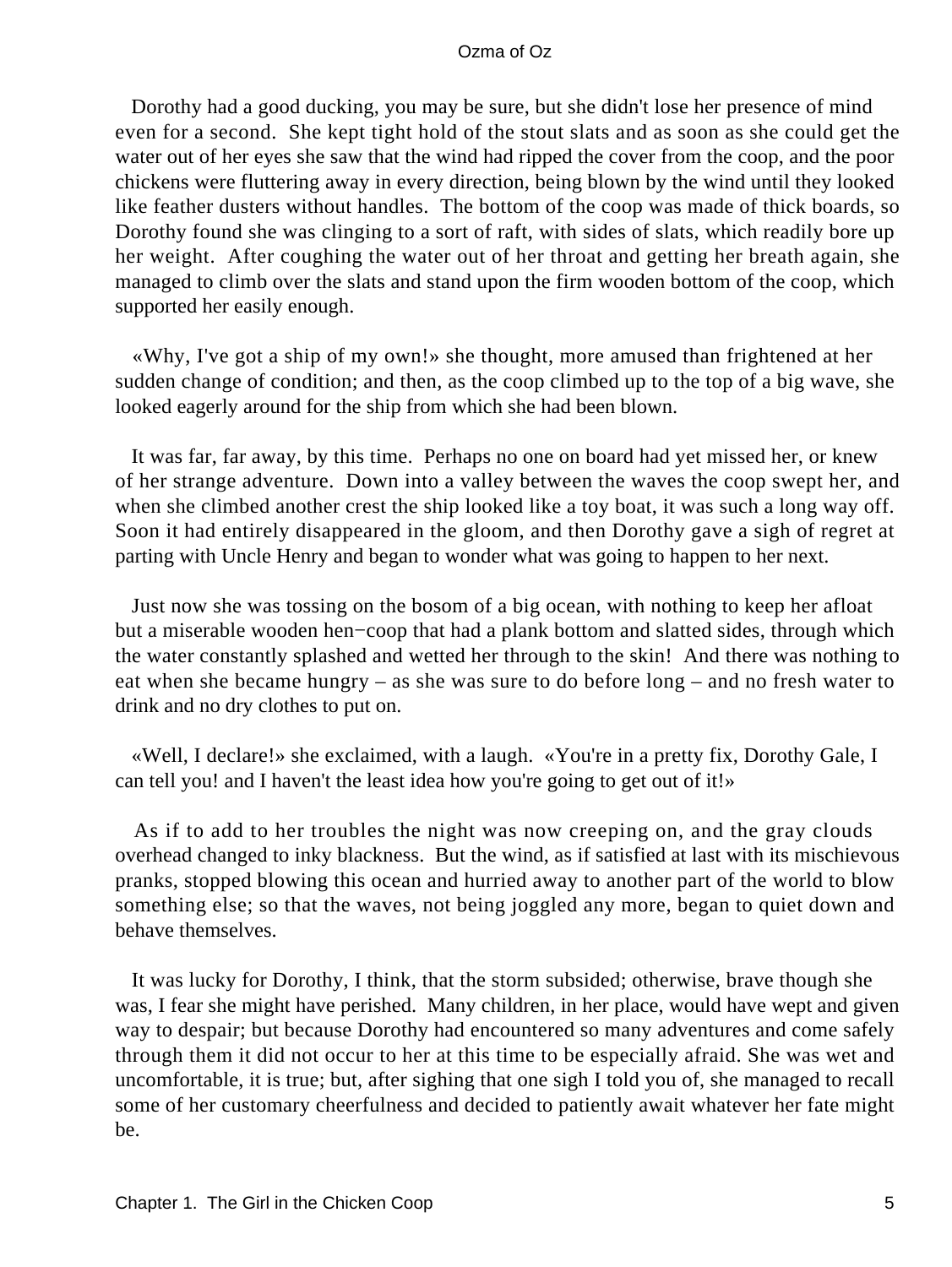Dorothy had a good ducking, you may be sure, but she didn't lose her presence of mind even for a second. She kept tight hold of the stout slats and as soon as she could get the water out of her eyes she saw that the wind had ripped the cover from the coop, and the poor chickens were fluttering away in every direction, being blown by the wind until they looked like feather dusters without handles. The bottom of the coop was made of thick boards, so Dorothy found she was clinging to a sort of raft, with sides of slats, which readily bore up her weight. After coughing the water out of her throat and getting her breath again, she managed to climb over the slats and stand upon the firm wooden bottom of the coop, which supported her easily enough.

«Why, I've got a ship of my own!» she thought, more amused than frightened at her sudden change of condition; and then, as the coop climbed up to the top of a big wave, she looked eagerly around for the ship from which she had been blown.

It was far, far away, by this time. Perhaps no one on board had yet missed her, or knew of her strange adventure. Down into a valley between the waves the coop swept her, and when she climbed another crest the ship looked like a toy boat, it was such a long way off. Soon it had entirely disappeared in the gloom, and then Dorothy gave a sigh of regret at parting with Uncle Henry and began to wonder what was going to happen to her next.

Just now she was tossing on the bosom of a big ocean, with nothing to keep her afloat but a miserable wooden hen−coop that had a plank bottom and slatted sides, through which the water constantly splashed and wetted her through to the skin! And there was nothing to eat when she became hungry – as she was sure to do before long – and no fresh water to drink and no dry clothes to put on.

«Well, I declare!» she exclaimed, with a laugh. «You're in a pretty fix, Dorothy Gale, I can tell you! and I haven't the least idea how you're going to get out of it!»

As if to add to her troubles the night was now creeping on, and the gray clouds overhead changed to inky blackness. But the wind, as if satisfied at last with its mischievous pranks, stopped blowing this ocean and hurried away to another part of the world to blow something else; so that the waves, not being joggled any more, began to quiet down and behave themselves.

It was lucky for Dorothy, I think, that the storm subsided; otherwise, brave though she was, I fear she might have perished. Many children, in her place, would have wept and given way to despair; but because Dorothy had encountered so many adventures and come safely through them it did not occur to her at this time to be especially afraid. She was wet and uncomfortable, it is true; but, after sighing that one sigh I told you of, she managed to recall some of her customary cheerfulness and decided to patiently await whatever her fate might be.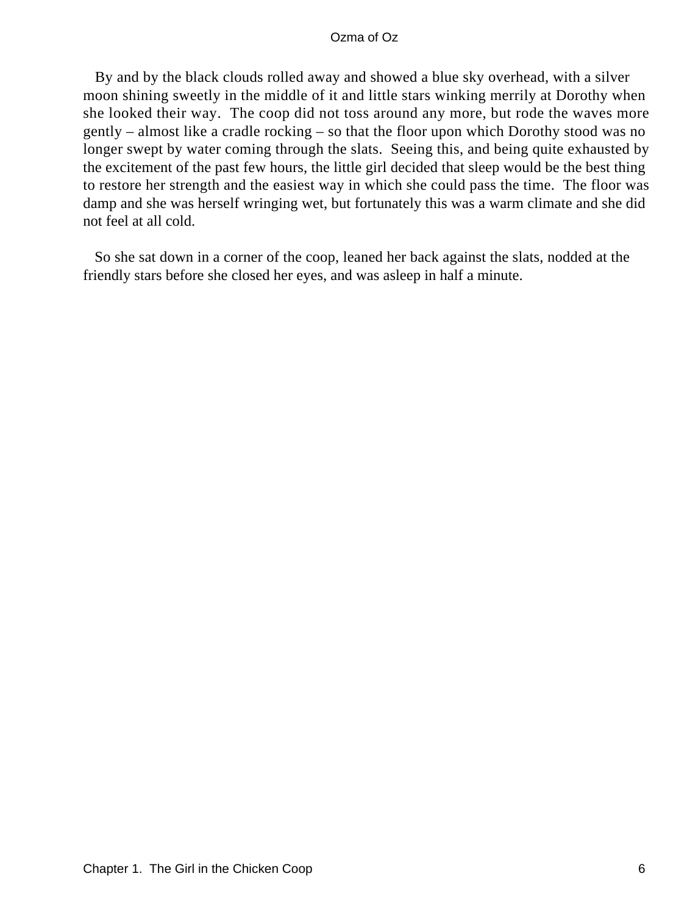By and by the black clouds rolled away and showed a blue sky overhead, with a silver moon shining sweetly in the middle of it and little stars winking merrily at Dorothy when she looked their way. The coop did not toss around any more, but rode the waves more gently – almost like a cradle rocking – so that the floor upon which Dorothy stood was no longer swept by water coming through the slats. Seeing this, and being quite exhausted by the excitement of the past few hours, the little girl decided that sleep would be the best thing to restore her strength and the easiest way in which she could pass the time. The floor was damp and she was herself wringing wet, but fortunately this was a warm climate and she did not feel at all cold.

So she sat down in a corner of the coop, leaned her back against the slats, nodded at the friendly stars before she closed her eyes, and was asleep in half a minute.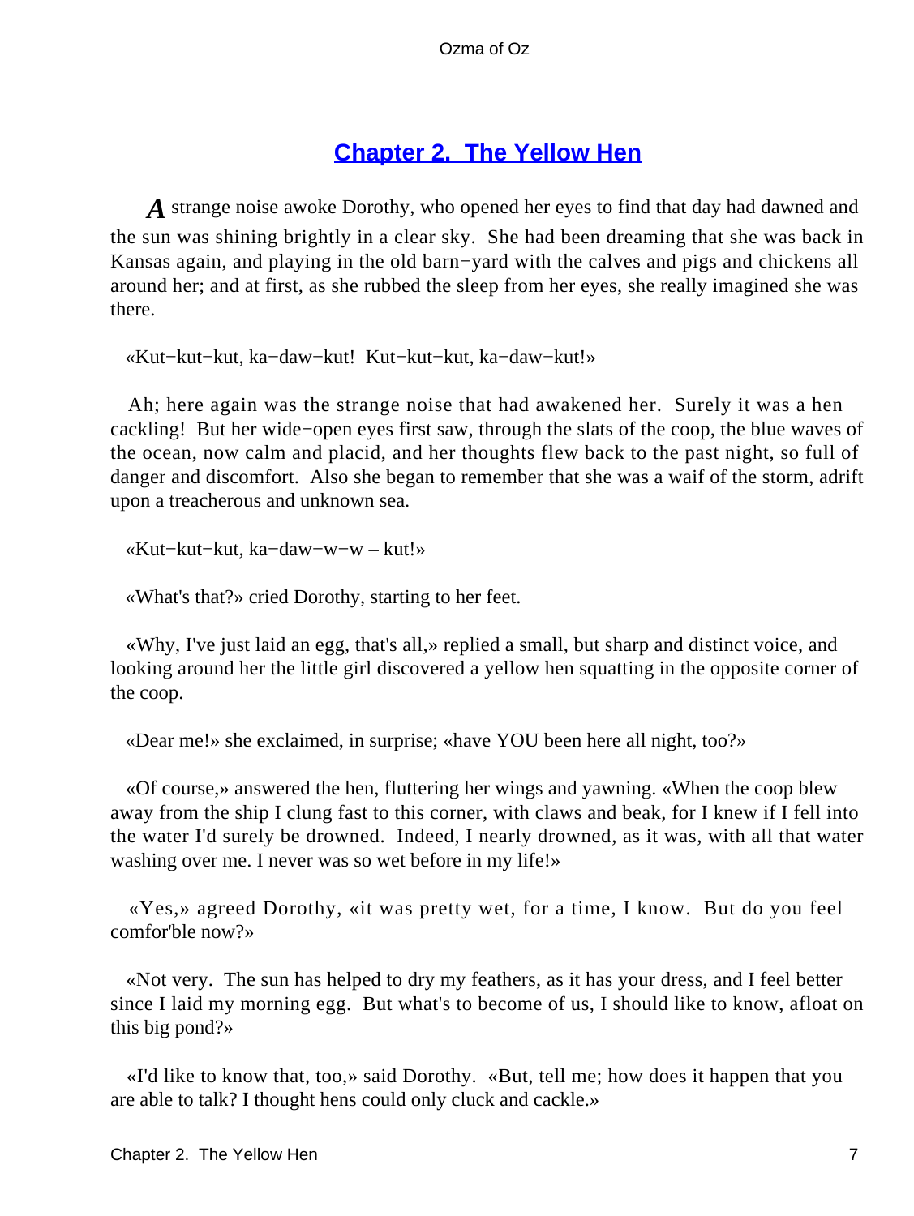## Chapter 2. The Yellow Hen

A strange noise awoke Dorothy, who opened her eyes to find that day had dawned and the sun was shining brightly in a clear sky. She had been dreaming that she was back in Kansas again, and playing in the old barn−yard with the calves and pigs and chickens all around her; and at first, as she rubbed the sleep from her eyes, she really imagined she was there.

«Kut−kut−kut, ka−daw−kut! Kut−kut−kut, ka−daw−kut!»

Ah; here again was the strange noise that had awakened her. Surely it was a hen cackling! But her wide−open eyes first saw, through the slats of the coop, the blue waves of the ocean, now calm and placid, and her thoughts flew back to the past night, so full of danger and discomfort. Also she began to remember that she was a waif of the storm, adrift upon a treacherous and unknown sea.

«Kut−kut−kut, ka−daw−w−w – kut!»

«What's that?» cried Dorothy, starting to her feet.

«Why, I've just laid an egg, that's all,» replied a small, but sharp and distinct voice, and looking around her the little girl discovered a yellow hen squatting in the opposite corner of the coop.

«Dear me!» she exclaimed, in surprise; «have YOU been here all night, too?»

«Of course,» answered the hen, fluttering her wings and yawning. «When the coop blew away from the ship I clung fast to this corner, with claws and beak, for I knew if I fell into the water I'd surely be drowned. Indeed, I nearly drowned, as it was, with all that water washing over me. I never was so wet before in my life!»

«Yes,» agreed Dorothy, «it was pretty wet, for a time, I know. But do you feel comfor'ble now?»

«Not very. The sun has helped to dry my feathers, as it has your dress, and I feel better since I laid my morning egg. But what's to become of us, I should like to know, afloat on this big pond?»

«I'd like to know that, too,» said Dorothy. «But, tell me; how does it happen that you are able to talk? I thought hens could only cluck and cackle.»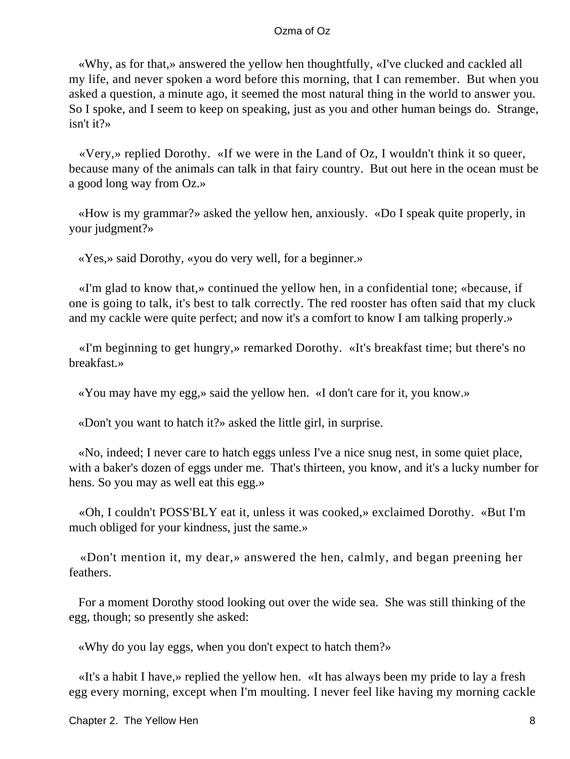«Why, as for that,» answered the yellow hen thoughtfully, «I've clucked and cackled all my life, and never spoken a word before this morning, that I can remember. But when you asked a question, a minute ago, it seemed the most natural thing in the world to answer you. So I spoke, and I seem to keep on speaking, just as you and other human beings do. Strange, isn't it?»

«Very,» replied Dorothy. «If we were in the Land of Oz, I wouldn't think it so queer, because many of the animals can talk in that fairy country. But out here in the ocean must be a good long way from Oz.»

«How is my grammar?» asked the yellow hen, anxiously. «Do I speak quite properly, in your judgment?»

«Yes,» said Dorothy, «you do very well, for a beginner.»

«I'm glad to know that,» continued the yellow hen, in a confidential tone; «because, if one is going to talk, it's best to talk correctly. The red rooster has often said that my cluck and my cackle were quite perfect; and now it's a comfort to know I am talking properly.»

«I'm beginning to get hungry,» remarked Dorothy. «It's breakfast time; but there's no breakfast.»

«You may have my egg,» said the yellow hen. «I don't care for it, you know.»

«Don't you want to hatch it?» asked the little girl, in surprise.

«No, indeed; I never care to hatch eggs unless I've a nice snug nest, in some quiet place, with a baker's dozen of eggs under me. That's thirteen, you know, and it's a lucky number for hens. So you may as well eat this egg.»

«Oh, I couldn't POSS'BLY eat it, unless it was cooked,» exclaimed Dorothy. «But I'm much obliged for your kindness, just the same.»

«Don't mention it, my dear,» answered the hen, calmly, and began preening her feathers.

For a moment Dorothy stood looking out over the wide sea. She was still thinking of the egg, though; so presently she asked:

«Why do you lay eggs, when you don't expect to hatch them?»

«It's a habit I have,» replied the yellow hen. «It has always been my pride to lay a fresh egg every morning, except when I'm moulting. I never feel like having my morning cackle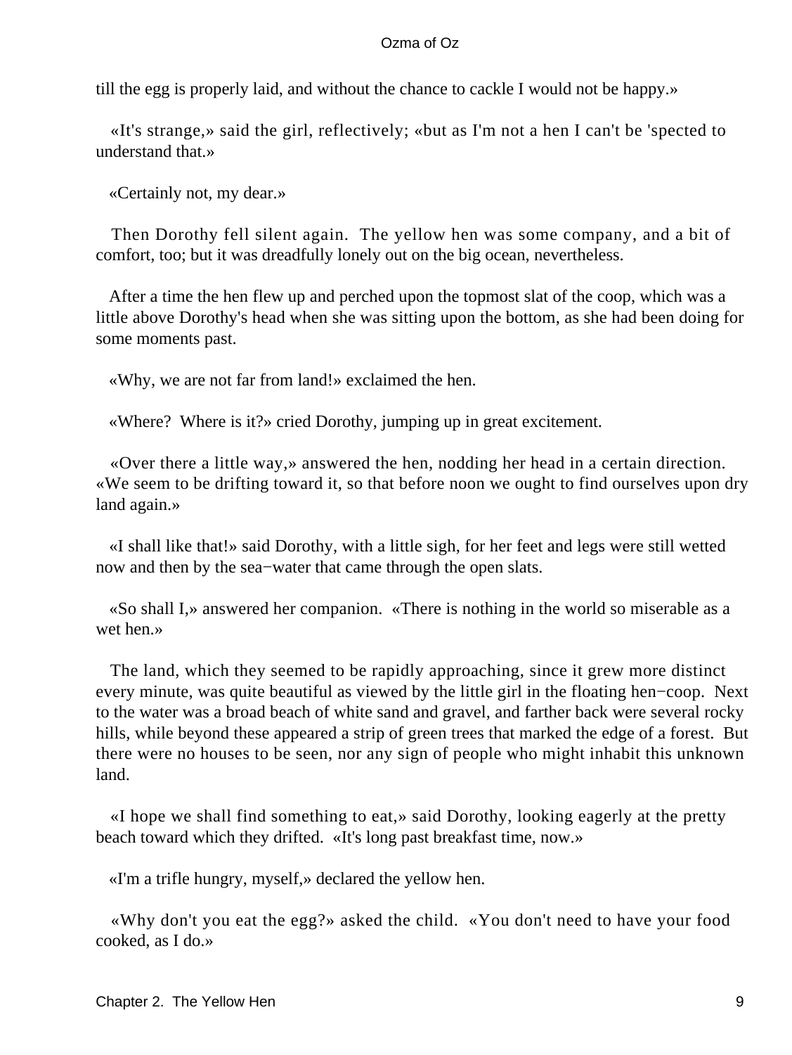till the egg is properly laid, and without the chance to cackle I would not be happy.»

«It's strange,» said the girl, reflectively; «but as I'm not a hen I can't be 'spected to understand that.»

«Certainly not, my dear.»

Then Dorothy fell silent again. The yellow hen was some company, and a bit of comfort, too; but it was dreadfully lonely out on the big ocean, nevertheless.

After a time the hen flew up and perched upon the topmost slat of the coop, which was a little above Dorothy's head when she was sitting upon the bottom, as she had been doing for some moments past.

«Why, we are not far from land!» exclaimed the hen.

«Where? Where is it?» cried Dorothy, jumping up in great excitement.

«Over there a little way,» answered the hen, nodding her head in a certain direction. «We seem to be drifting toward it, so that before noon we ought to find ourselves upon dry land again.»

«I shall like that!» said Dorothy, with a little sigh, for her feet and legs were still wetted now and then by the sea−water that came through the open slats.

«So shall I,» answered her companion. «There is nothing in the world so miserable as a wet hen.»

The land, which they seemed to be rapidly approaching, since it grew more distinct every minute, was quite beautiful as viewed by the little girl in the floating hen−coop. Next to the water was a broad beach of white sand and gravel, and farther back were several rocky hills, while beyond these appeared a strip of green trees that marked the edge of a forest. But there were no houses to be seen, nor any sign of people who might inhabit this unknown land.

«I hope we shall find something to eat,» said Dorothy, looking eagerly at the pretty beach toward which they drifted. «It's long past breakfast time, now.»

«I'm a trifle hungry, myself,» declared the yellow hen.

«Why don't you eat the egg?» asked the child. «You don't need to have your food cooked, as I do.»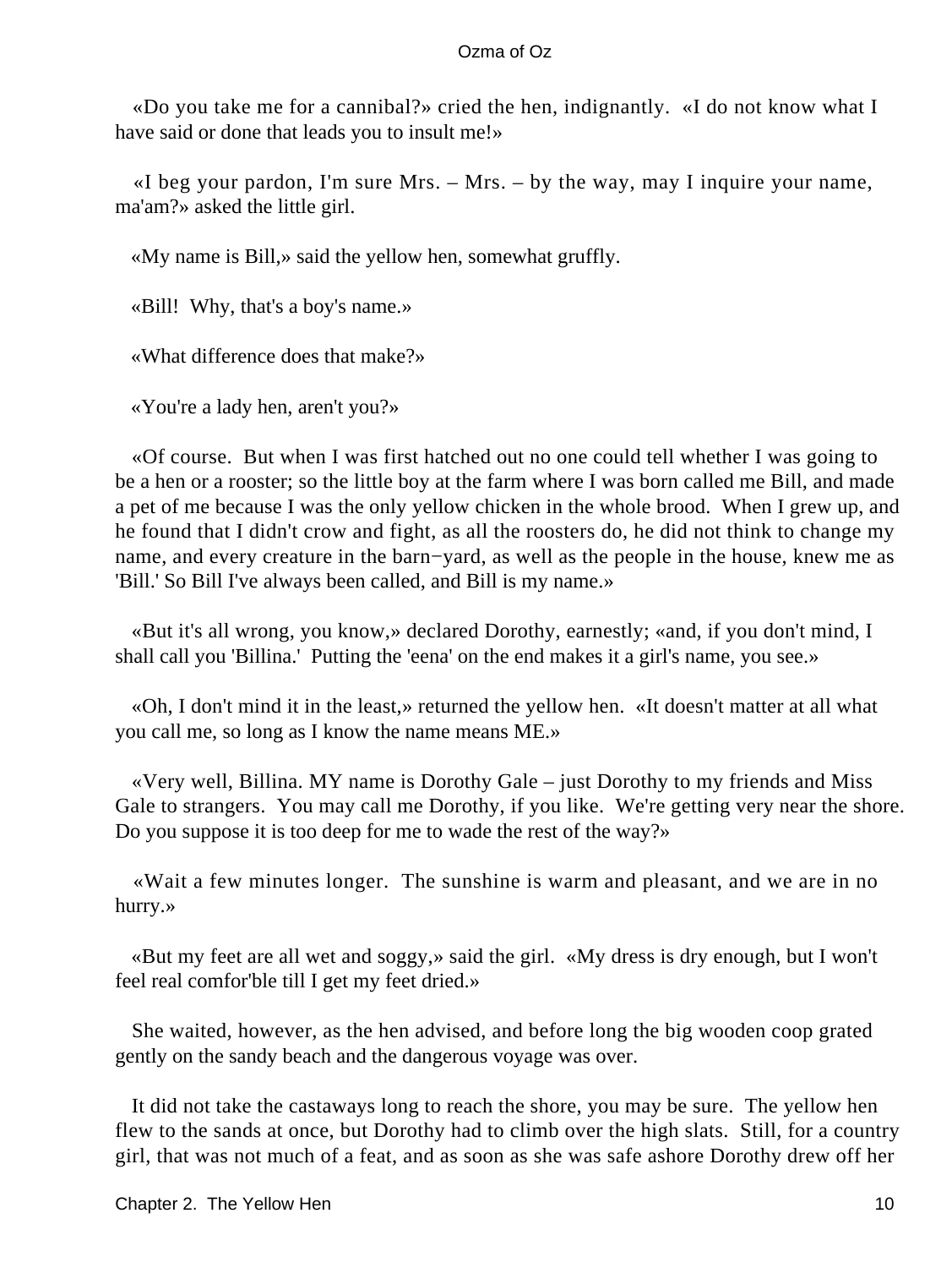«Do you take me for a cannibal?» cried the hen, indignantly. «I do not know what I have said or done that leads you to insult me!»

«I beg your pardon, I'm sure Mrs. – Mrs. – by the way, may I inquire your name, ma'am?» asked the little girl.

«My name is Bill,» said the yellow hen, somewhat gruffly.

«Bill! Why, that's a boy's name.»

«What difference does that make?»

«You're a lady hen, aren't you?»

«Of course. But when I was first hatched out no one could tell whether I was going to be a hen or a rooster; so the little boy at the farm where I was born called me Bill, and made a pet of me because I was the only yellow chicken in the whole brood. When I grew up, and he found that I didn't crow and fight, as all the roosters do, he did not think to change my name, and every creature in the barn−yard, as well as the people in the house, knew me as 'Bill.' So Bill I've always been called, and Bill is my name.»

«But it's all wrong, you know,» declared Dorothy, earnestly; «and, if you don't mind, I shall call you 'Billina.' Putting the 'eena' on the end makes it a girl's name, you see.»

«Oh, I don't mind it in the least,» returned the yellow hen. «It doesn't matter at all what you call me, so long as I know the name means ME.»

«Very well, Billina. MY name is Dorothy Gale – just Dorothy to my friends and Miss Gale to strangers. You may call me Dorothy, if you like. We're getting very near the shore. Do you suppose it is too deep for me to wade the rest of the way?»

«Wait a few minutes longer. The sunshine is warm and pleasant, and we are in no hurry.»

«But my feet are all wet and soggy,» said the girl. «My dress is dry enough, but I won't feel real comfor'ble till I get my feet dried.»

She waited, however, as the hen advised, and before long the big wooden coop grated gently on the sandy beach and the dangerous voyage was over.

It did not take the castaways long to reach the shore, you may be sure. The yellow hen flew to the sands at once, but Dorothy had to climb over the high slats. Still, for a country girl, that was not much of a feat, and as soon as she was safe ashore Dorothy drew off her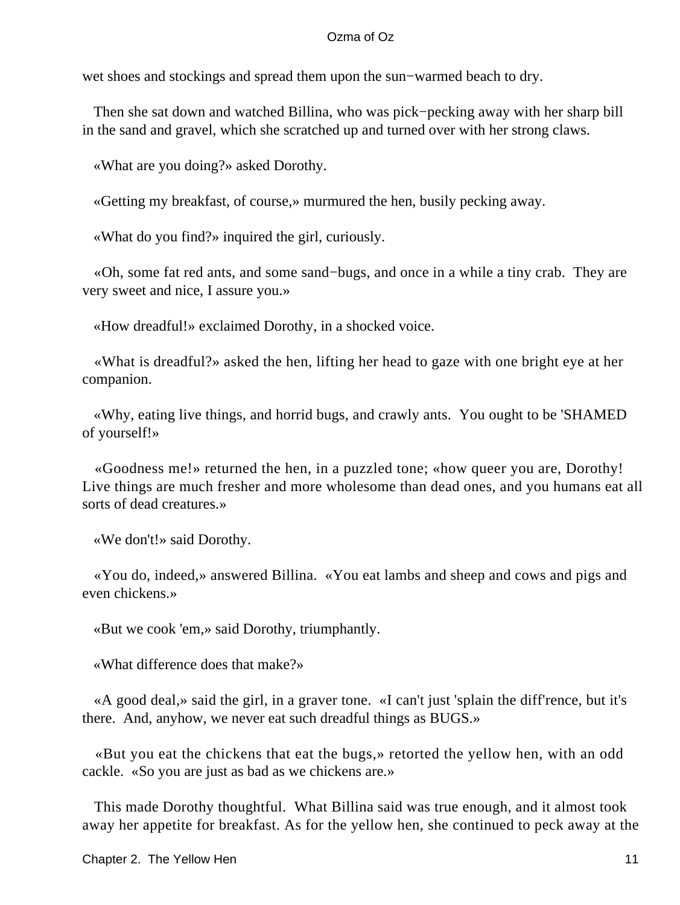wet shoes and stockings and spread them upon the sun−warmed beach to dry.

Then she sat down and watched Billina, who was pick−pecking away with her sharp bill in the sand and gravel, which she scratched up and turned over with her strong claws.

«What are you doing?» asked Dorothy.

«Getting my breakfast, of course,» murmured the hen, busily pecking away.

«What do you find?» inquired the girl, curiously.

«Oh, some fat red ants, and some sand−bugs, and once in a while a tiny crab. They are very sweet and nice, I assure you.»

«How dreadful!» exclaimed Dorothy, in a shocked voice.

«What is dreadful?» asked the hen, lifting her head to gaze with one bright eye at her companion.

«Why, eating live things, and horrid bugs, and crawly ants. You ought to be 'SHAMED of yourself!»

«Goodness me!» returned the hen, in a puzzled tone; «how queer you are, Dorothy! Live things are much fresher and more wholesome than dead ones, and you humans eat all sorts of dead creatures.»

«We don't!» said Dorothy.

«You do, indeed,» answered Billina. «You eat lambs and sheep and cows and pigs and even chickens.»

«But we cook 'em,» said Dorothy, triumphantly.

«What difference does that make?»

«A good deal,» said the girl, in a graver tone. «I can't just 'splain the diff'rence, but it's there. And, anyhow, we never eat such dreadful things as BUGS.»

«But you eat the chickens that eat the bugs,» retorted the yellow hen, with an odd cackle. «So you are just as bad as we chickens are.»

This made Dorothy thoughtful. What Billina said was true enough, and it almost took away her appetite for breakfast. As for the yellow hen, she continued to peck away at the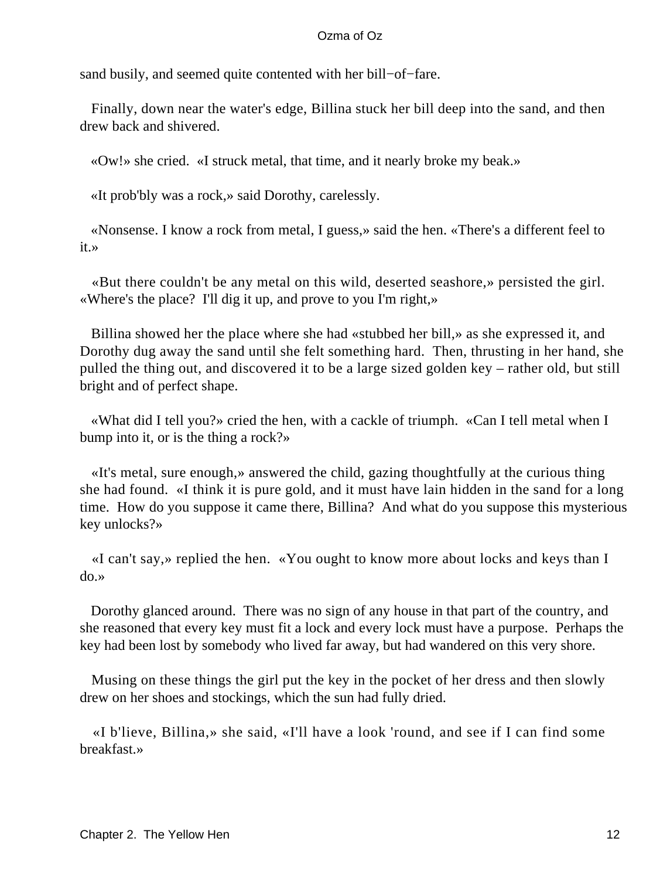sand busily, and seemed quite contented with her bill−of−fare.

Finally, down near the water's edge, Billina stuck her bill deep into the sand, and then drew back and shivered.

«Ow!» she cried. «I struck metal, that time, and it nearly broke my beak.»

«It prob'bly was a rock,» said Dorothy, carelessly.

«Nonsense. I know a rock from metal, I guess,» said the hen. «There's a different feel to it.»

«But there couldn't be any metal on this wild, deserted seashore,» persisted the girl. «Where's the place? I'll dig it up, and prove to you I'm right,»

Billina showed her the place where she had «stubbed her bill,» as she expressed it, and Dorothy dug away the sand until she felt something hard. Then, thrusting in her hand, she pulled the thing out, and discovered it to be a large sized golden key – rather old, but still bright and of perfect shape.

«What did I tell you?» cried the hen, with a cackle of triumph. «Can I tell metal when I bump into it, or is the thing a rock?»

«It's metal, sure enough,» answered the child, gazing thoughtfully at the curious thing she had found. «I think it is pure gold, and it must have lain hidden in the sand for a long time. How do you suppose it came there, Billina? And what do you suppose this mysterious key unlocks?»

«I can't say,» replied the hen. «You ought to know more about locks and keys than I do.»

Dorothy glanced around. There was no sign of any house in that part of the country, and she reasoned that every key must fit a lock and every lock must have a purpose. Perhaps the key had been lost by somebody who lived far away, but had wandered on this very shore.

Musing on these things the girl put the key in the pocket of her dress and then slowly drew on her shoes and stockings, which the sun had fully dried.

«I b'lieve, Billina,» she said, «I'll have a look 'round, and see if I can find some breakfast.»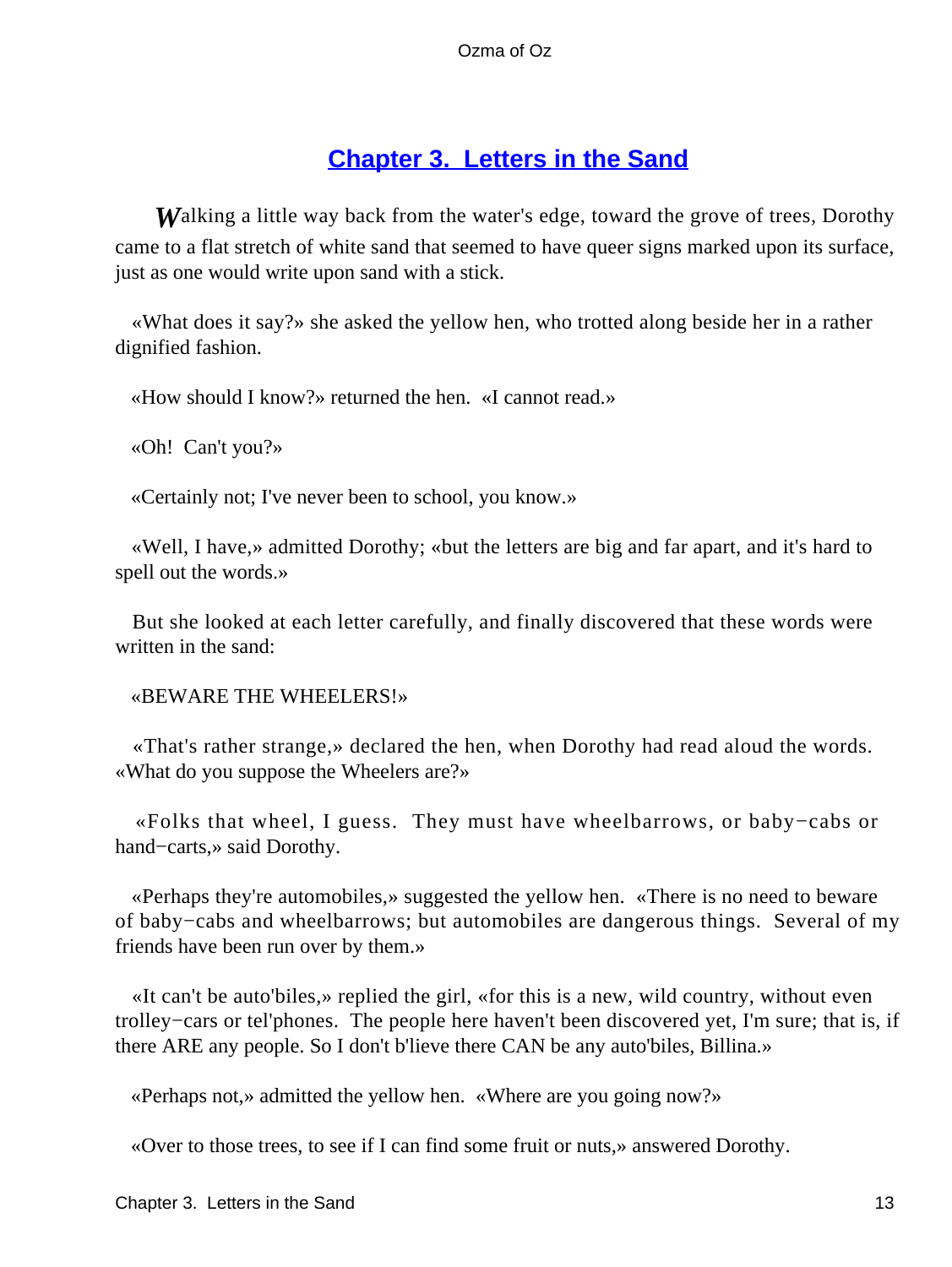## Chapter 3. Letters in the Sand

*W*alking a little way back from the water's edge, toward the grove of trees, Dorothy came to a flat stretch of white sand that seemed to have queer signs marked upon its surface, just as one would write upon sand with a stick.

«What does it say?» she asked the yellow hen, who trotted along beside her in a rather dignified fashion.

«How should I know?» returned the hen. «I cannot read.»

«Oh! Can't you?»

«Certainly not; I've never been to school, you know.»

«Well, I have,» admitted Dorothy; «but the letters are big and far apart, and it's hard to spell out the words.»

But she looked at each letter carefully, and finally discovered that these words were written in the sand:

«BEWARE THE WHEELERS!»

«That's rather strange,» declared the hen, when Dorothy had read aloud the words. «What do you suppose the Wheelers are?»

«Folks that wheel, I guess. They must have wheelbarrows, or baby−cabs or hand−carts,» said Dorothy.

«Perhaps they're automobiles,» suggested the yellow hen. «There is no need to beware of baby−cabs and wheelbarrows; but automobiles are dangerous things. Several of my friends have been run over by them.»

«It can't be auto'biles,» replied the girl, «for this is a new, wild country, without even trolley−cars or tel'phones. The people here haven't been discovered yet, I'm sure; that is, if there ARE any people. So I don't b'lieve there CAN be any auto'biles, Billina.»

«Perhaps not,» admitted the yellow hen. «Where are you going now?»

«Over to those trees, to see if I can find some fruit or nuts,» answered Dorothy.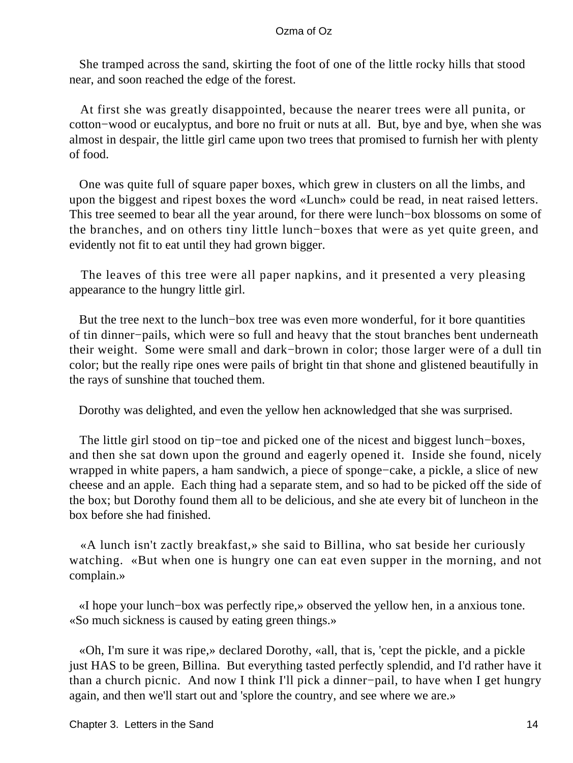She tramped across the sand, skirting the foot of one of the little rocky hills that stood near, and soon reached the edge of the forest.

At first she was greatly disappointed, because the nearer trees were all punita, or cotton−wood or eucalyptus, and bore no fruit or nuts at all. But, bye and bye, when she was almost in despair, the little girl came upon two trees that promised to furnish her with plenty of food.

One was quite full of square paper boxes, which grew in clusters on all the limbs, and upon the biggest and ripest boxes the word «Lunch» could be read, in neat raised letters. This tree seemed to bear all the year around, for there were lunch−box blossoms on some of the branches, and on others tiny little lunch−boxes that were as yet quite green, and evidently not fit to eat until they had grown bigger.

The leaves of this tree were all paper napkins, and it presented a very pleasing appearance to the hungry little girl.

But the tree next to the lunch−box tree was even more wonderful, for it bore quantities of tin dinner−pails, which were so full and heavy that the stout branches bent underneath their weight. Some were small and dark−brown in color; those larger were of a dull tin color; but the really ripe ones were pails of bright tin that shone and glistened beautifully in the rays of sunshine that touched them.

Dorothy was delighted, and even the yellow hen acknowledged that she was surprised.

The little girl stood on tip−toe and picked one of the nicest and biggest lunch−boxes, and then she sat down upon the ground and eagerly opened it. Inside she found, nicely wrapped in white papers, a ham sandwich, a piece of sponge−cake, a pickle, a slice of new cheese and an apple. Each thing had a separate stem, and so had to be picked off the side of the box; but Dorothy found them all to be delicious, and she ate every bit of luncheon in the box before she had finished.

«A lunch isn't zactly breakfast,» she said to Billina, who sat beside her curiously watching. «But when one is hungry one can eat even supper in the morning, and not complain.»

«I hope your lunch−box was perfectly ripe,» observed the yellow hen, in a anxious tone. «So much sickness is caused by eating green things.»

«Oh, I'm sure it was ripe,» declared Dorothy, «all, that is, 'cept the pickle, and a pickle just HAS to be green, Billina. But everything tasted perfectly splendid, and I'd rather have it than a church picnic. And now I think I'll pick a dinner−pail, to have when I get hungry again, and then we'll start out and 'splore the country, and see where we are.»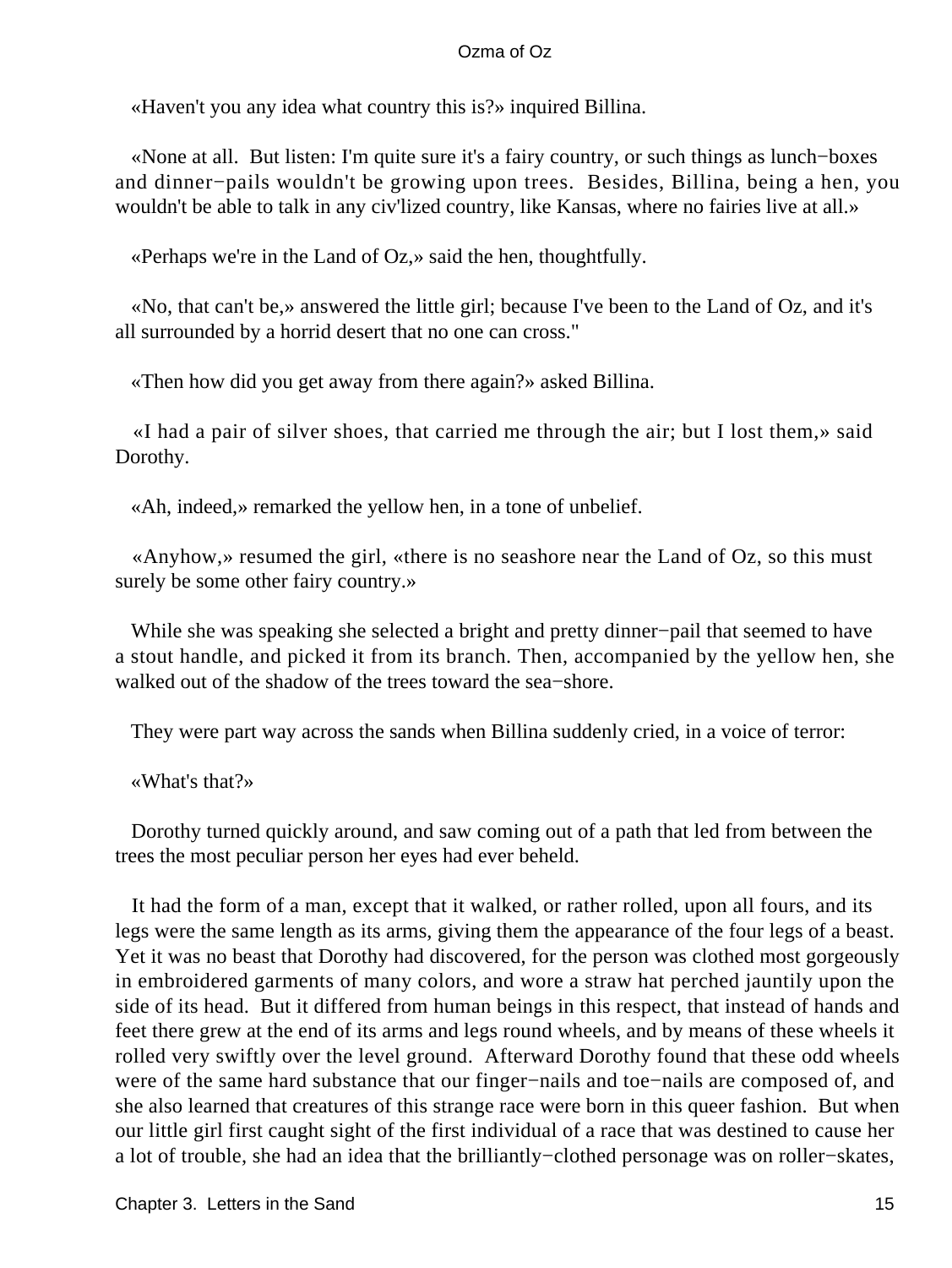«Haven't you any idea what country this is?» inquired Billina.

«None at all. But listen: I'm quite sure it's a fairy country, or such things as lunch−boxes and dinner−pails wouldn't be growing upon trees. Besides, Billina, being a hen, you wouldn't be able to talk in any civ'lized country, like Kansas, where no fairies live at all.»

«Perhaps we're in the Land of Oz,» said the hen, thoughtfully.

«No, that can't be,» answered the little girl; because I've been to the Land of Oz, and it's all surrounded by a horrid desert that no one can cross."

«Then how did you get away from there again?» asked Billina.

«I had a pair of silver shoes, that carried me through the air; but I lost them,» said Dorothy.

«Ah, indeed,» remarked the yellow hen, in a tone of unbelief.

«Anyhow,» resumed the girl, «there is no seashore near the Land of Oz, so this must surely be some other fairy country.»

While she was speaking she selected a bright and pretty dinner−pail that seemed to have a stout handle, and picked it from its branch. Then, accompanied by the yellow hen, she walked out of the shadow of the trees toward the sea−shore.

They were part way across the sands when Billina suddenly cried, in a voice of terror:

«What's that?»

Dorothy turned quickly around, and saw coming out of a path that led from between the trees the most peculiar person her eyes had ever beheld.

It had the form of a man, except that it walked, or rather rolled, upon all fours, and its legs were the same length as its arms, giving them the appearance of the four legs of a beast. Yet it was no beast that Dorothy had discovered, for the person was clothed most gorgeously in embroidered garments of many colors, and wore a straw hat perched jauntily upon the side of its head. But it differed from human beings in this respect, that instead of hands and feet there grew at the end of its arms and legs round wheels, and by means of these wheels it rolled very swiftly over the level ground. Afterward Dorothy found that these odd wheels were of the same hard substance that our finger−nails and toe−nails are composed of, and she also learned that creatures of this strange race were born in this queer fashion. But when our little girl first caught sight of the first individual of a race that was destined to cause her a lot of trouble, she had an idea that the brilliantly−clothed personage was on roller−skates,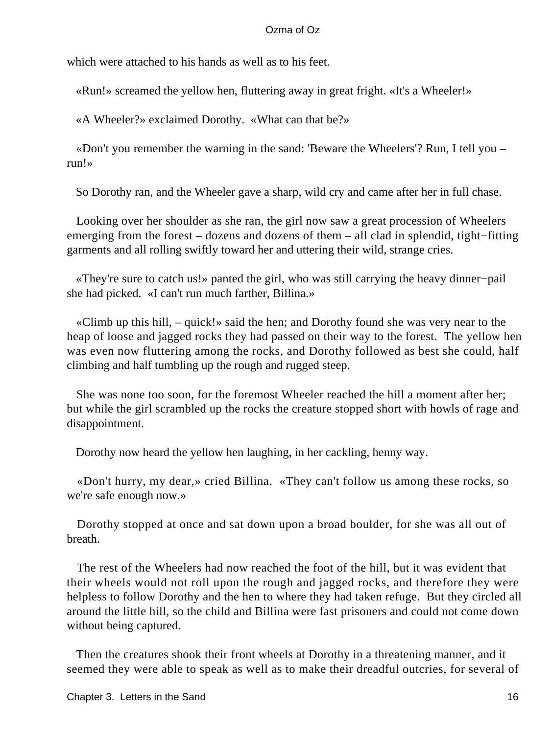which were attached to his hands as well as to his feet.

«Run!» screamed the yellow hen, fluttering away in great fright. «It's a Wheeler!»

«A Wheeler?» exclaimed Dorothy. «What can that be?»

«Don't you remember the warning in the sand: 'Beware the Wheelers'? Run, I tell you – run!»

So Dorothy ran, and the Wheeler gave a sharp, wild cry and came after her in full chase.

Looking over her shoulder as she ran, the girl now saw a great procession of Wheelers emerging from the forest – dozens and dozens of them – all clad in splendid, tight−fitting garments and all rolling swiftly toward her and uttering their wild, strange cries.

«They're sure to catch us!» panted the girl, who was still carrying the heavy dinner−pail she had picked. «I can't run much farther, Billina.»

«Climb up this hill, – quick!» said the hen; and Dorothy found she was very near to the heap of loose and jagged rocks they had passed on their way to the forest. The yellow hen was even now fluttering among the rocks, and Dorothy followed as best she could, half climbing and half tumbling up the rough and rugged steep.

She was none too soon, for the foremost Wheeler reached the hill a moment after her; but while the girl scrambled up the rocks the creature stopped short with howls of rage and disappointment.

Dorothy now heard the yellow hen laughing, in her cackling, henny way.

«Don't hurry, my dear,» cried Billina. «They can't follow us among these rocks, so we're safe enough now.»

Dorothy stopped at once and sat down upon a broad boulder, for she was all out of breath.

The rest of the Wheelers had now reached the foot of the hill, but it was evident that their wheels would not roll upon the rough and jagged rocks, and therefore they were helpless to follow Dorothy and the hen to where they had taken refuge. But they circled all around the little hill, so the child and Billina were fast prisoners and could not come down without being captured.

Then the creatures shook their front wheels at Dorothy in a threatening manner, and it seemed they were able to speak as well as to make their dreadful outcries, for several of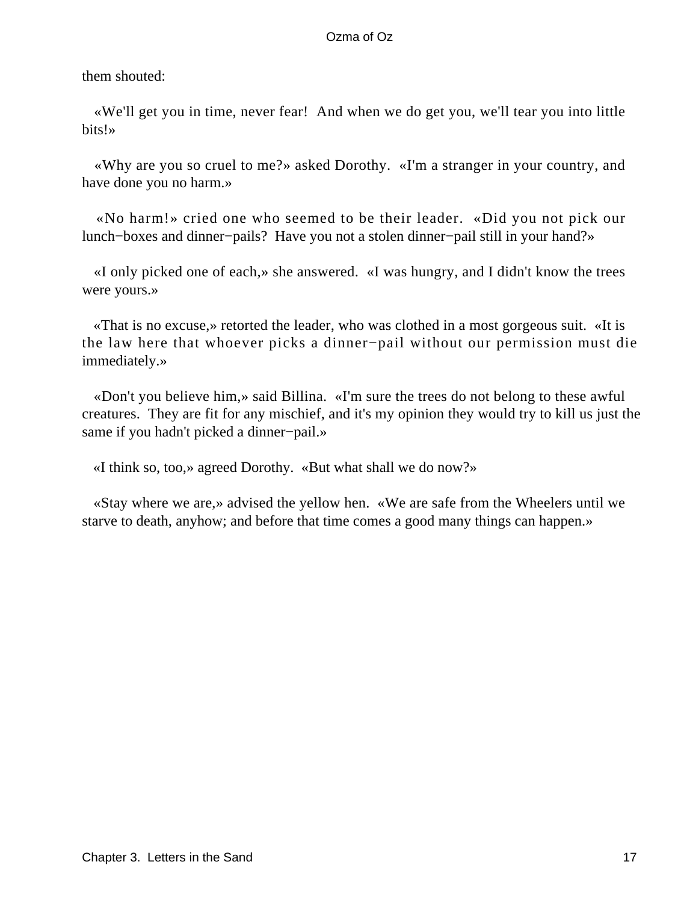them shouted:

«We'll get you in time, never fear! And when we do get you, we'll tear you into little bits!»

«Why are you so cruel to me?» asked Dorothy. «I'm a stranger in your country, and have done you no harm.»

«No harm!» cried one who seemed to be their leader. «Did you not pick our lunch−boxes and dinner−pails? Have you not a stolen dinner−pail still in your hand?»

«I only picked one of each,» she answered. «I was hungry, and I didn't know the trees were yours.»

«That is no excuse,» retorted the leader, who was clothed in a most gorgeous suit. «It is the law here that whoever picks a dinner−pail without our permission must die immediately.»

«Don't you believe him,» said Billina. «I'm sure the trees do not belong to these awful creatures. They are fit for any mischief, and it's my opinion they would try to kill us just the same if you hadn't picked a dinner−pail.»

«I think so, too,» agreed Dorothy. «But what shall we do now?»

«Stay where we are,» advised the yellow hen. «We are safe from the Wheelers until we starve to death, anyhow; and before that time comes a good many things can happen.»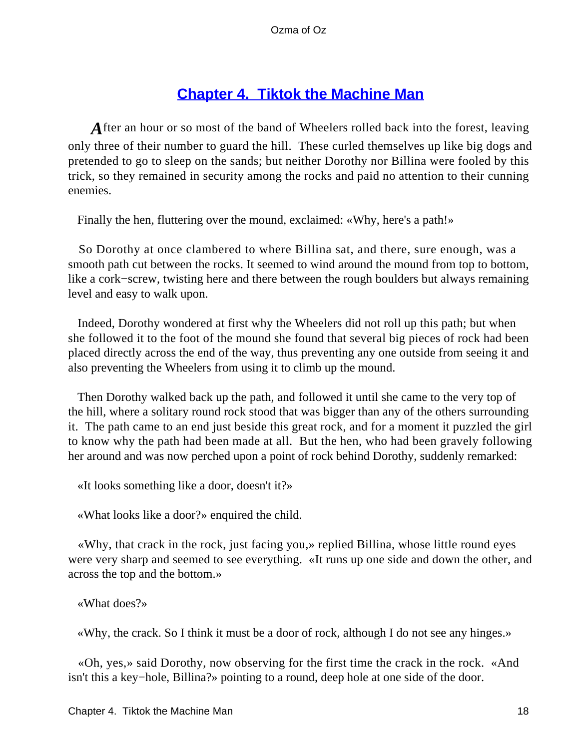## Chapter 4. Tiktok the Machine Man

After an hour or so most of the band of Wheelers rolled back into the forest, leaving only three of their number to guard the hill. These curled themselves up like big dogs and pretended to go to sleep on the sands; but neither Dorothy nor Billina were fooled by this trick, so they remained in security among the rocks and paid no attention to their cunning enemies.

Finally the hen, fluttering over the mound, exclaimed: «Why, here's a path!»

So Dorothy at once clambered to where Billina sat, and there, sure enough, was a smooth path cut between the rocks. It seemed to wind around the mound from top to bottom, like a cork−screw, twisting here and there between the rough boulders but always remaining level and easy to walk upon.

Indeed, Dorothy wondered at first why the Wheelers did not roll up this path; but when she followed it to the foot of the mound she found that several big pieces of rock had been placed directly across the end of the way, thus preventing any one outside from seeing it and also preventing the Wheelers from using it to climb up the mound.

Then Dorothy walked back up the path, and followed it until she came to the very top of the hill, where a solitary round rock stood that was bigger than any of the others surrounding it. The path came to an end just beside this great rock, and for a moment it puzzled the girl to know why the path had been made at all. But the hen, who had been gravely following her around and was now perched upon a point of rock behind Dorothy, suddenly remarked:

«It looks something like a door, doesn't it?»

«What looks like a door?» enquired the child.

«Why, that crack in the rock, just facing you,» replied Billina, whose little round eyes were very sharp and seemed to see everything. «It runs up one side and down the other, and across the top and the bottom.»

«What does?»

«Why, the crack. So I think it must be a door of rock, although I do not see any hinges.»

«Oh, yes,» said Dorothy, now observing for the first time the crack in the rock. «And isn't this a key−hole, Billina?» pointing to a round, deep hole at one side of the door.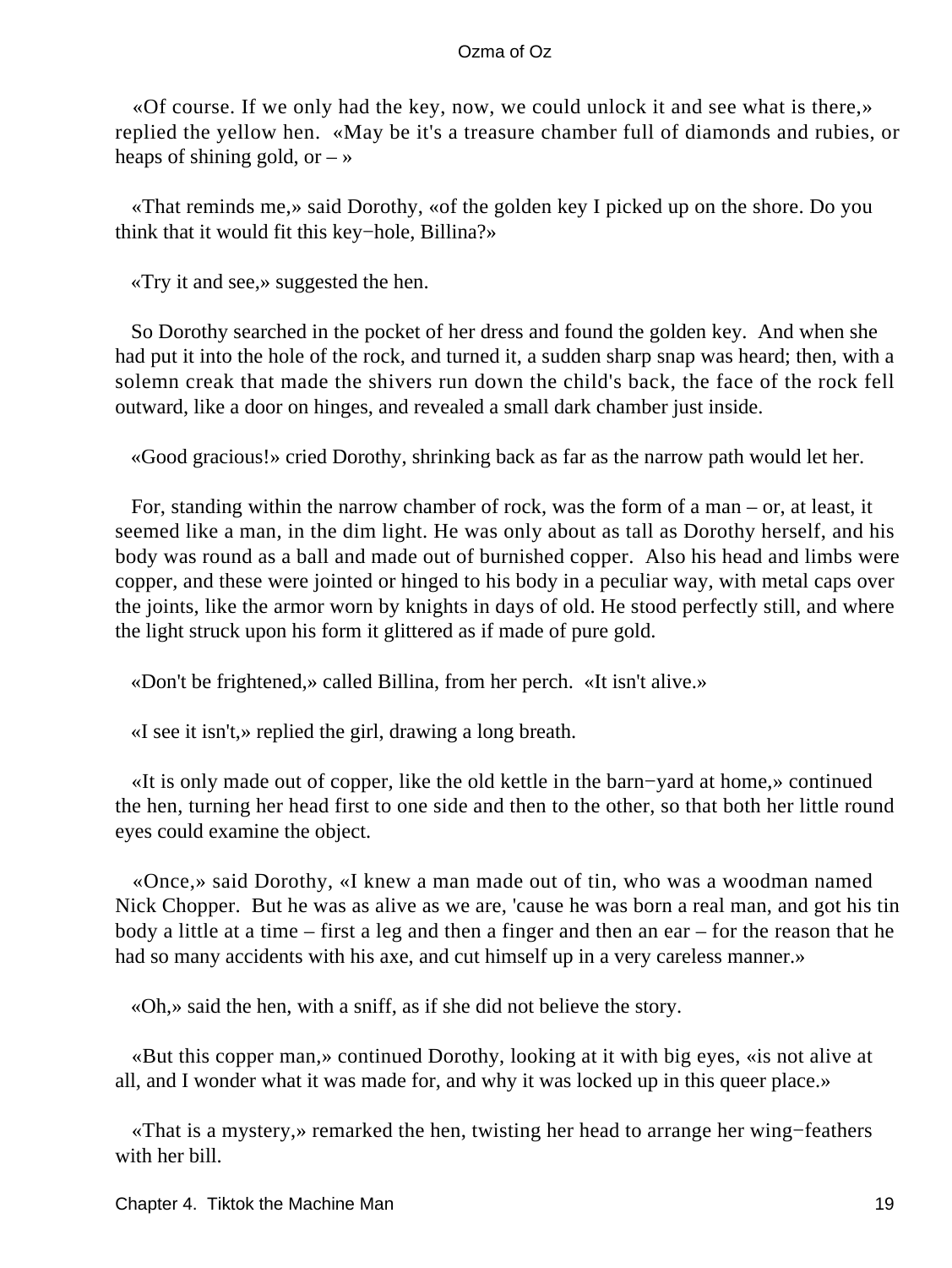«Of course. If we only had the key, now, we could unlock it and see what is there,» replied the yellow hen. «May be it's a treasure chamber full of diamonds and rubies, or heaps of shining gold, or – »

«That reminds me,» said Dorothy, «of the golden key I picked up on the shore. Do you think that it would fit this key−hole, Billina?»

«Try it and see,» suggested the hen.

So Dorothy searched in the pocket of her dress and found the golden key. And when she had put it into the hole of the rock, and turned it, a sudden sharp snap was heard; then, with a solemn creak that made the shivers run down the child's back, the face of the rock fell outward, like a door on hinges, and revealed a small dark chamber just inside.

«Good gracious!» cried Dorothy, shrinking back as far as the narrow path would let her.

For, standing within the narrow chamber of rock, was the form of a man – or, at least, it seemed like a man, in the dim light. He was only about as tall as Dorothy herself, and his body was round as a ball and made out of burnished copper. Also his head and limbs were copper, and these were jointed or hinged to his body in a peculiar way, with metal caps over the joints, like the armor worn by knights in days of old. He stood perfectly still, and where the light struck upon his form it glittered as if made of pure gold.

«Don't be frightened,» called Billina, from her perch. «It isn't alive.»

«I see it isn't,» replied the girl, drawing a long breath.

«It is only made out of copper, like the old kettle in the barn−yard at home,» continued the hen, turning her head first to one side and then to the other, so that both her little round eyes could examine the object.

«Once,» said Dorothy, «I knew a man made out of tin, who was a woodman named Nick Chopper. But he was as alive as we are, 'cause he was born a real man, and got his tin body a little at a time – first a leg and then a finger and then an ear – for the reason that he had so many accidents with his axe, and cut himself up in a very careless manner.»

«Oh,» said the hen, with a sniff, as if she did not believe the story.

«But this copper man,» continued Dorothy, looking at it with big eyes, «is not alive at all, and I wonder what it was made for, and why it was locked up in this queer place.»

«That is a mystery,» remarked the hen, twisting her head to arrange her wing−feathers with her bill.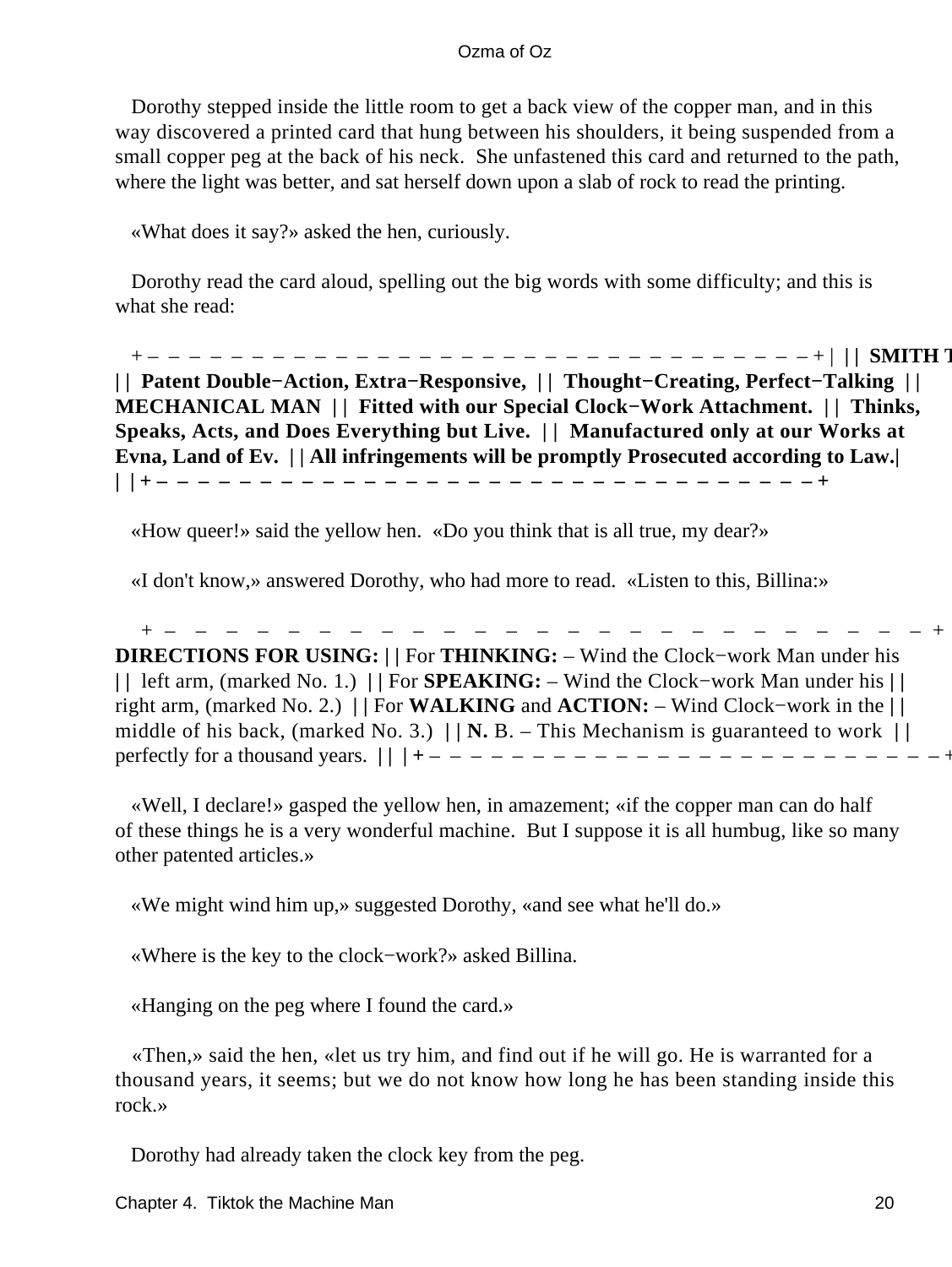Dorothy stepped inside the little room to get a back view of the copper man, and in this way discovered a printed card that hung between his shoulders, it being suspended from a small copper peg at the back of his neck. She unfastened this card and returned to the path, where the light was better, and sat herself down upon a slab of rock to read the printing.

«What does it say?» asked the hen, curiously.

Dorothy read the card aloud, spelling out the big words with some difficulty; and this is what she read:

+ – – – – – – – – – – – – – – – – – – – – – – – – – – – – – – – – – – + | || **SMITH T** || **Patent Double−Action, Extra−Responsive,** || **Thought−Creating, Perfect−Talking** || **MECHANICAL MAN** || **Fitted with our Special Clock−Work Attachment.** || **Thinks, Speaks, Acts, and Does Everything but Live.** || **Manufactured only at our Works at Evna, Land of Ev.** || **All infringements will be promptly Prosecuted according to Law.**| | | + – – – – – – – – – – – – – – – – – – – – – – – – – – – – – – – – – – +

«How queer!» said the yellow hen. «Do you think that is all true, my dear?»

«I don't know,» answered Dorothy, who had more to read. «Listen to this, Billina:»

+ – – – – – – – – – – – – – – – – – – – – – – – – – – – + **DIRECTIONS FOR USING:** || For **THINKING:** – Wind the Clock−work Man under his || left arm, (marked No. 1.) || For **SPEAKING:** – Wind the Clock−work Man under his || right arm, (marked No. 2.) || For **WALKING** and **ACTION:** – Wind Clock−work in the || middle of his back, (marked No. 3.) || **N.** B. – This Mechanism is guaranteed to work || perfectly for a thousand years. || | + – – – – – – – – – – – – – – – – – – – – – – – – – – – +

«Well, I declare!» gasped the yellow hen, in amazement; «if the copper man can do half of these things he is a very wonderful machine. But I suppose it is all humbug, like so many other patented articles.»

«We might wind him up,» suggested Dorothy, «and see what he'll do.»

«Where is the key to the clock−work?» asked Billina.

«Hanging on the peg where I found the card.»

«Then,» said the hen, «let us try him, and find out if he will go. He is warranted for a thousand years, it seems; but we do not know how long he has been standing inside this rock.»

Dorothy had already taken the clock key from the peg.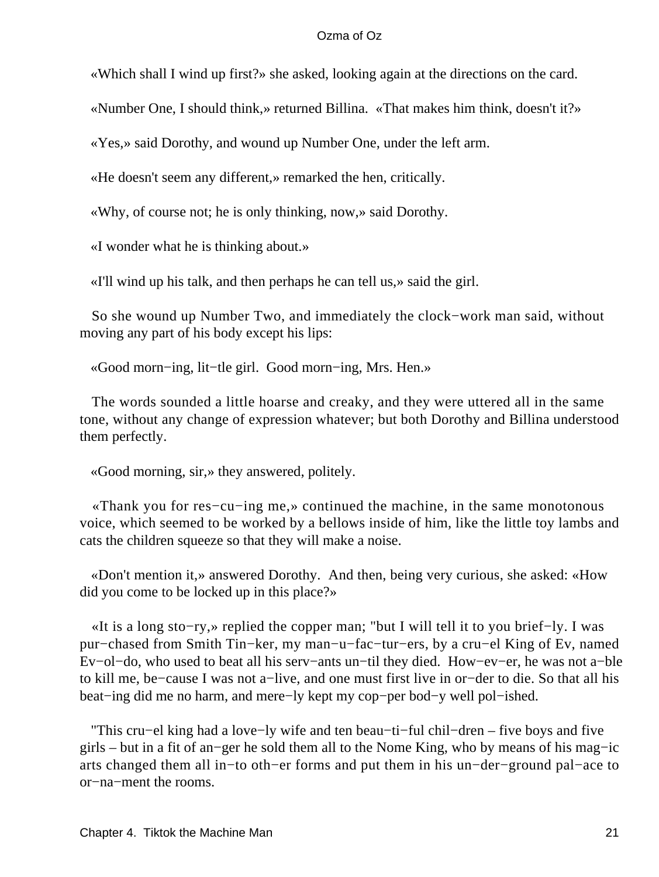«Which shall I wind up first?» she asked, looking again at the directions on the card.

«Number One, I should think,» returned Billina. «That makes him think, doesn't it?»

«Yes,» said Dorothy, and wound up Number One, under the left arm.

«He doesn't seem any different,» remarked the hen, critically.

«Why, of course not; he is only thinking, now,» said Dorothy.

«I wonder what he is thinking about.»

«I'll wind up his talk, and then perhaps he can tell us,» said the girl.

So she wound up Number Two, and immediately the clock−work man said, without moving any part of his body except his lips:

«Good morn−ing, lit−tle girl. Good morn−ing, Mrs. Hen.»

The words sounded a little hoarse and creaky, and they were uttered all in the same tone, without any change of expression whatever; but both Dorothy and Billina understood them perfectly.

«Good morning, sir,» they answered, politely.

«Thank you for res−cu−ing me,» continued the machine, in the same monotonous voice, which seemed to be worked by a bellows inside of him, like the little toy lambs and cats the children squeeze so that they will make a noise.

«Don't mention it,» answered Dorothy. And then, being very curious, she asked: «How did you come to be locked up in this place?»

«It is a long sto−ry,» replied the copper man; "but I will tell it to you brief−ly. I was pur−chased from Smith Tin−ker, my man−u−fac−tur−ers, by a cru−el King of Ev, named Ev−ol−do, who used to beat all his serv−ants un−til they died. How−ev−er, he was not a−ble to kill me, be−cause I was not a−live, and one must first live in or−der to die. So that all his beat−ing did me no harm, and mere−ly kept my cop−per bod−y well pol−ished.

"This cru−el king had a love−ly wife and ten beau−ti−ful chil−dren – five boys and five girls – but in a fit of an−ger he sold them all to the Nome King, who by means of his mag−ic arts changed them all in−to oth−er forms and put them in his un−der−ground pal−ace to or−na−ment the rooms.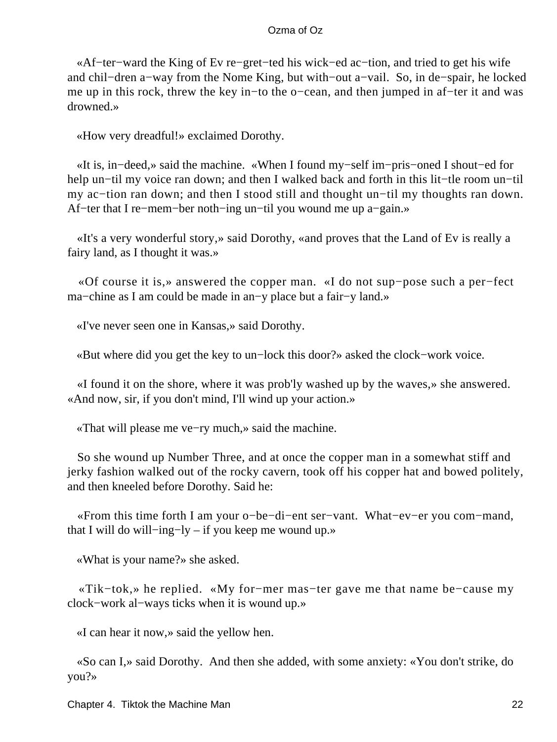«Af−ter−ward the King of Ev re−gret−ted his wick−ed ac−tion, and tried to get his wife and chil−dren a−way from the Nome King, but with−out a−vail. So, in de−spair, he locked me up in this rock, threw the key in−to the o−cean, and then jumped in af−ter it and was drowned.»

«How very dreadful!» exclaimed Dorothy.

«It is, in−deed,» said the machine. «When I found my−self im−pris−oned I shout−ed for help un−til my voice ran down; and then I walked back and forth in this lit−tle room un−til my ac−tion ran down; and then I stood still and thought un−til my thoughts ran down. Af−ter that I re−mem−ber noth−ing un−til you wound me up a−gain.»

«It's a very wonderful story,» said Dorothy, «and proves that the Land of Ev is really a fairy land, as I thought it was.»

«Of course it is,» answered the copper man. «I do not sup−pose such a per−fect ma−chine as I am could be made in an−y place but a fair−y land.»

«I've never seen one in Kansas,» said Dorothy.

«But where did you get the key to un−lock this door?» asked the clock−work voice.

«I found it on the shore, where it was prob'ly washed up by the waves,» she answered. «And now, sir, if you don't mind, I'll wind up your action.»

«That will please me ve−ry much,» said the machine.

So she wound up Number Three, and at once the copper man in a somewhat stiff and jerky fashion walked out of the rocky cavern, took off his copper hat and bowed politely, and then kneeled before Dorothy. Said he:

«From this time forth I am your o−be−di−ent ser−vant. What−ev−er you com−mand, that I will do will−ing−ly – if you keep me wound up.»

«What is your name?» she asked.

«Tik−tok,» he replied. «My for−mer mas−ter gave me that name be−cause my clock−work al−ways ticks when it is wound up.»

«I can hear it now,» said the yellow hen.

«So can I,» said Dorothy. And then she added, with some anxiety: «You don't strike, do you?»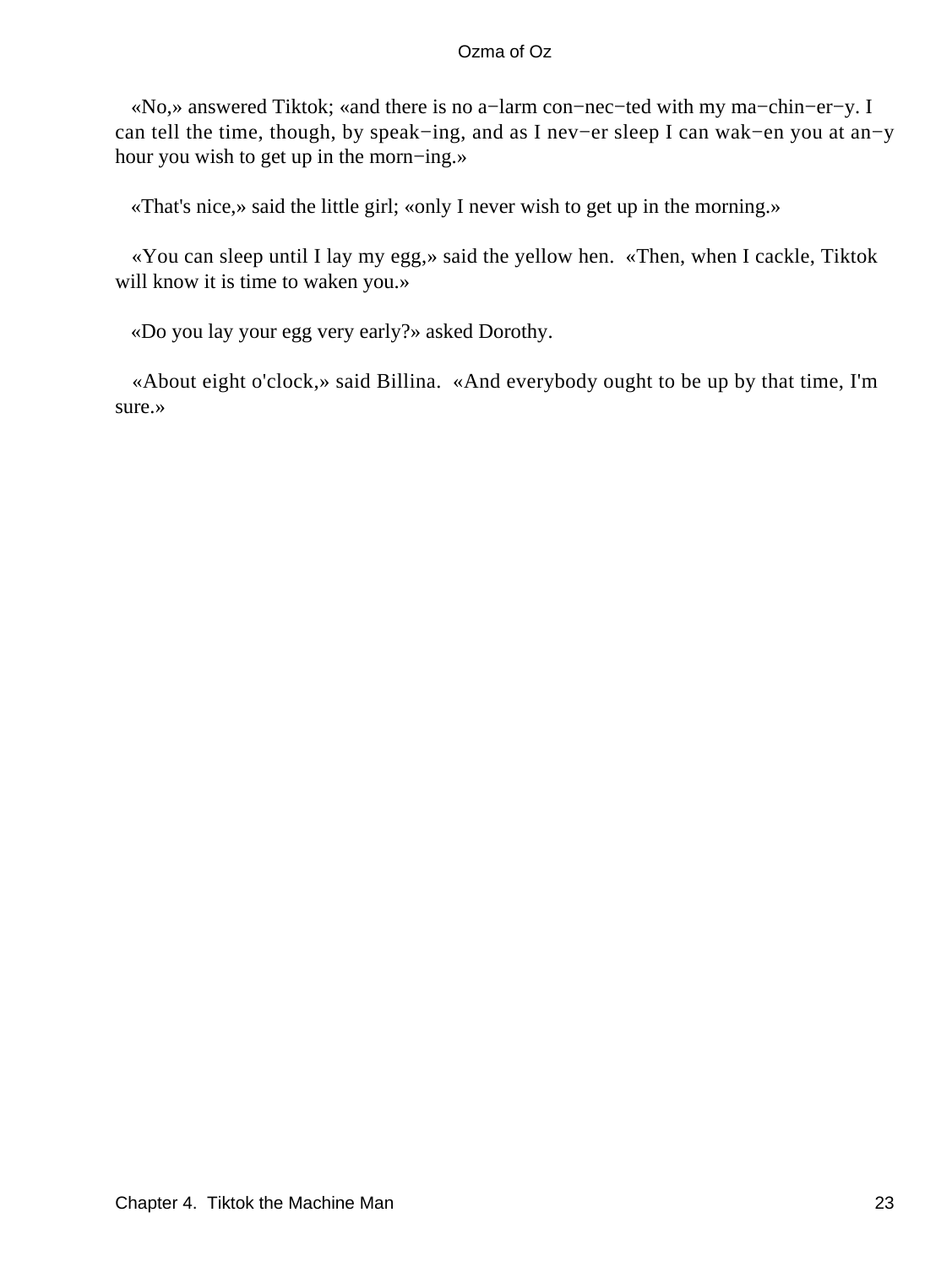«No,» answered Tiktok; «and there is no a−larm con−nec−ted with my ma−chin−er−y. I can tell the time, though, by speak−ing, and as I nev−er sleep I can wak−en you at an−y hour you wish to get up in the morn−ing.»

«That's nice,» said the little girl; «only I never wish to get up in the morning.»

«You can sleep until I lay my egg,» said the yellow hen. «Then, when I cackle, Tiktok will know it is time to waken you.»

«Do you lay your egg very early?» asked Dorothy.

«About eight o'clock,» said Billina. «And everybody ought to be up by that time, I'm sure.»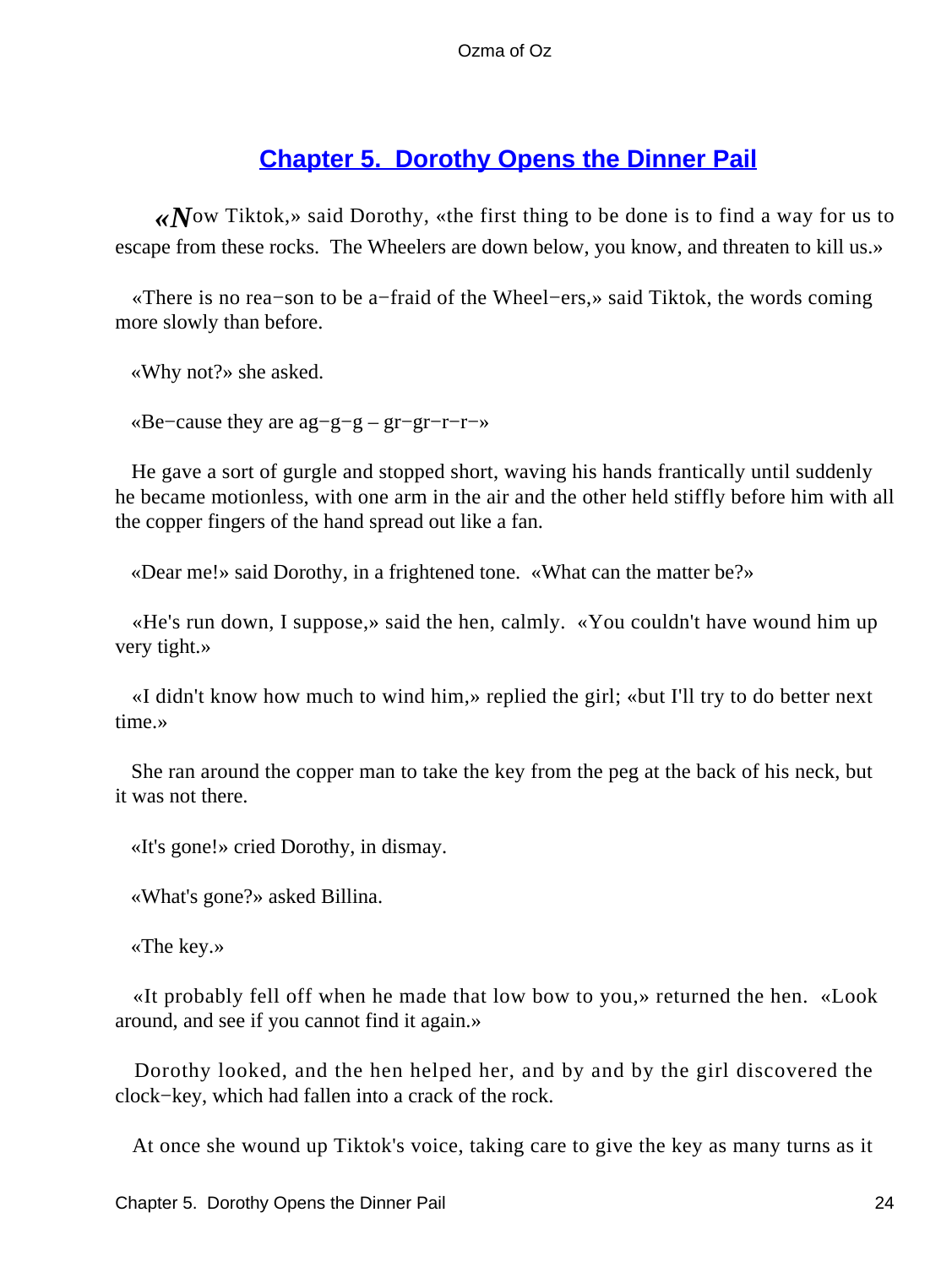## Chapter 5. Dorothy Opens the Dinner Pail

«Now Tiktok,» said Dorothy, «the first thing to be done is to find a way for us to escape from these rocks. The Wheelers are down below, you know, and threaten to kill us.»

«There is no rea−son to be a−fraid of the Wheel−ers,» said Tiktok, the words coming more slowly than before.

«Why not?» she asked.

«Be−cause they are ag−g−g – gr−gr−r−r−»

He gave a sort of gurgle and stopped short, waving his hands frantically until suddenly he became motionless, with one arm in the air and the other held stiffly before him with all the copper fingers of the hand spread out like a fan.

«Dear me!» said Dorothy, in a frightened tone. «What can the matter be?»

«He's run down, I suppose,» said the hen, calmly. «You couldn't have wound him up very tight.»

«I didn't know how much to wind him,» replied the girl; «but I'll try to do better next time.»

She ran around the copper man to take the key from the peg at the back of his neck, but it was not there.

«It's gone!» cried Dorothy, in dismay.

«What's gone?» asked Billina.

«The key.»

«It probably fell off when he made that low bow to you,» returned the hen. «Look around, and see if you cannot find it again.»

Dorothy looked, and the hen helped her, and by and by the girl discovered the clock−key, which had fallen into a crack of the rock.

At once she wound up Tiktok's voice, taking care to give the key as many turns as it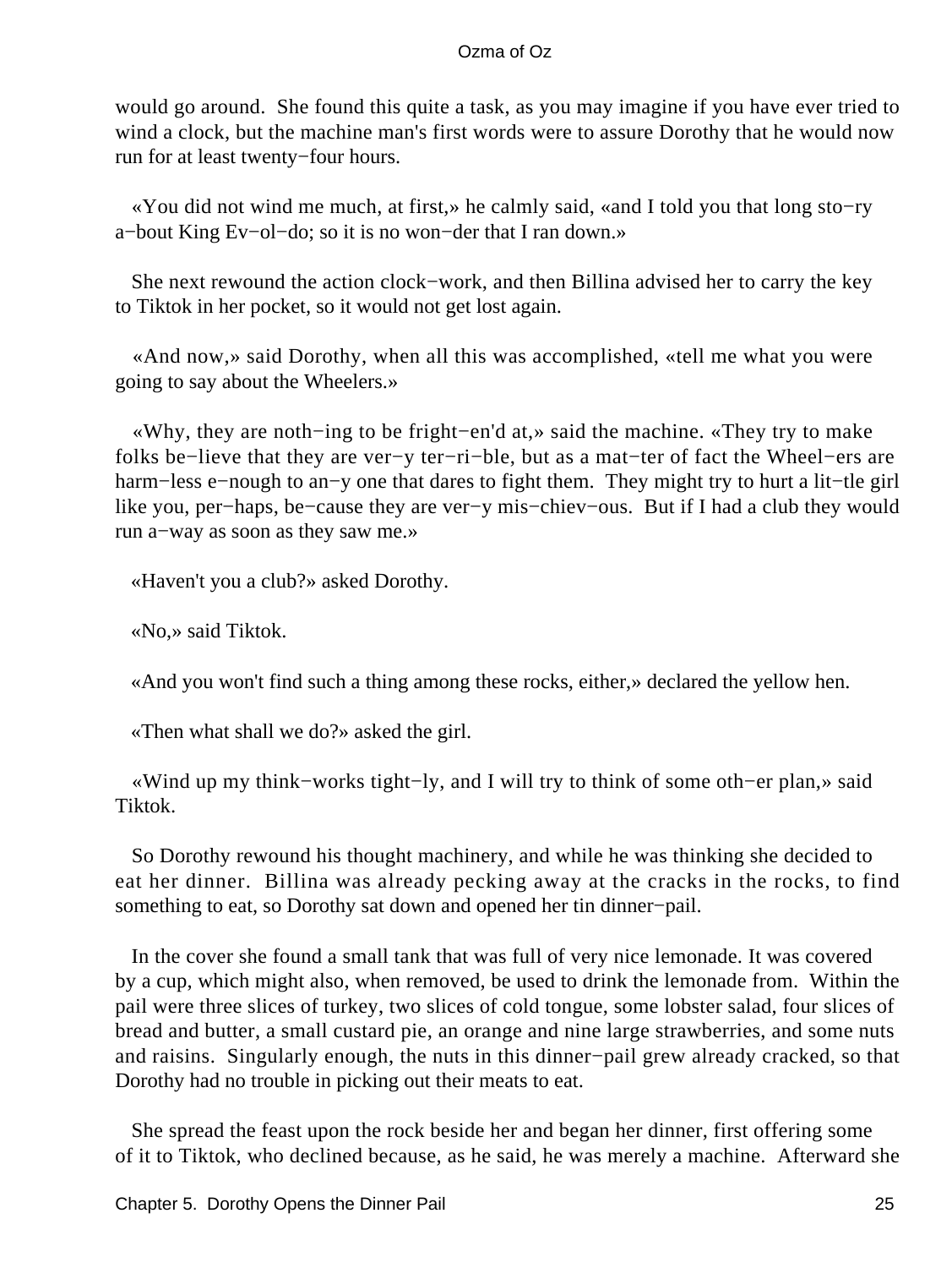would go around. She found this quite a task, as you may imagine if you have ever tried to wind a clock, but the machine man's first words were to assure Dorothy that he would now run for at least twenty−four hours.

«You did not wind me much, at first,» he calmly said, «and I told you that long sto−ry a−bout King Ev−ol−do; so it is no won−der that I ran down.»

She next rewound the action clock−work, and then Billina advised her to carry the key to Tiktok in her pocket, so it would not get lost again.

«And now,» said Dorothy, when all this was accomplished, «tell me what you were going to say about the Wheelers.»

«Why, they are noth−ing to be fright−en'd at,» said the machine. «They try to make folks be−lieve that they are ver−y ter−ri−ble, but as a mat−ter of fact the Wheel−ers are harm−less e−nough to an−y one that dares to fight them. They might try to hurt a lit−tle girl like you, per−haps, be−cause they are ver−y mis−chiev−ous. But if I had a club they would run a−way as soon as they saw me.»

«Haven't you a club?» asked Dorothy.

«No,» said Tiktok.

«And you won't find such a thing among these rocks, either,» declared the yellow hen.

«Then what shall we do?» asked the girl.

«Wind up my think−works tight−ly, and I will try to think of some oth−er plan,» said Tiktok.

So Dorothy rewound his thought machinery, and while he was thinking she decided to eat her dinner. Billina was already pecking away at the cracks in the rocks, to find something to eat, so Dorothy sat down and opened her tin dinner−pail.

In the cover she found a small tank that was full of very nice lemonade. It was covered by a cup, which might also, when removed, be used to drink the lemonade from. Within the pail were three slices of turkey, two slices of cold tongue, some lobster salad, four slices of bread and butter, a small custard pie, an orange and nine large strawberries, and some nuts and raisins. Singularly enough, the nuts in this dinner−pail grew already cracked, so that Dorothy had no trouble in picking out their meats to eat.

She spread the feast upon the rock beside her and began her dinner, first offering some of it to Tiktok, who declined because, as he said, he was merely a machine. Afterward she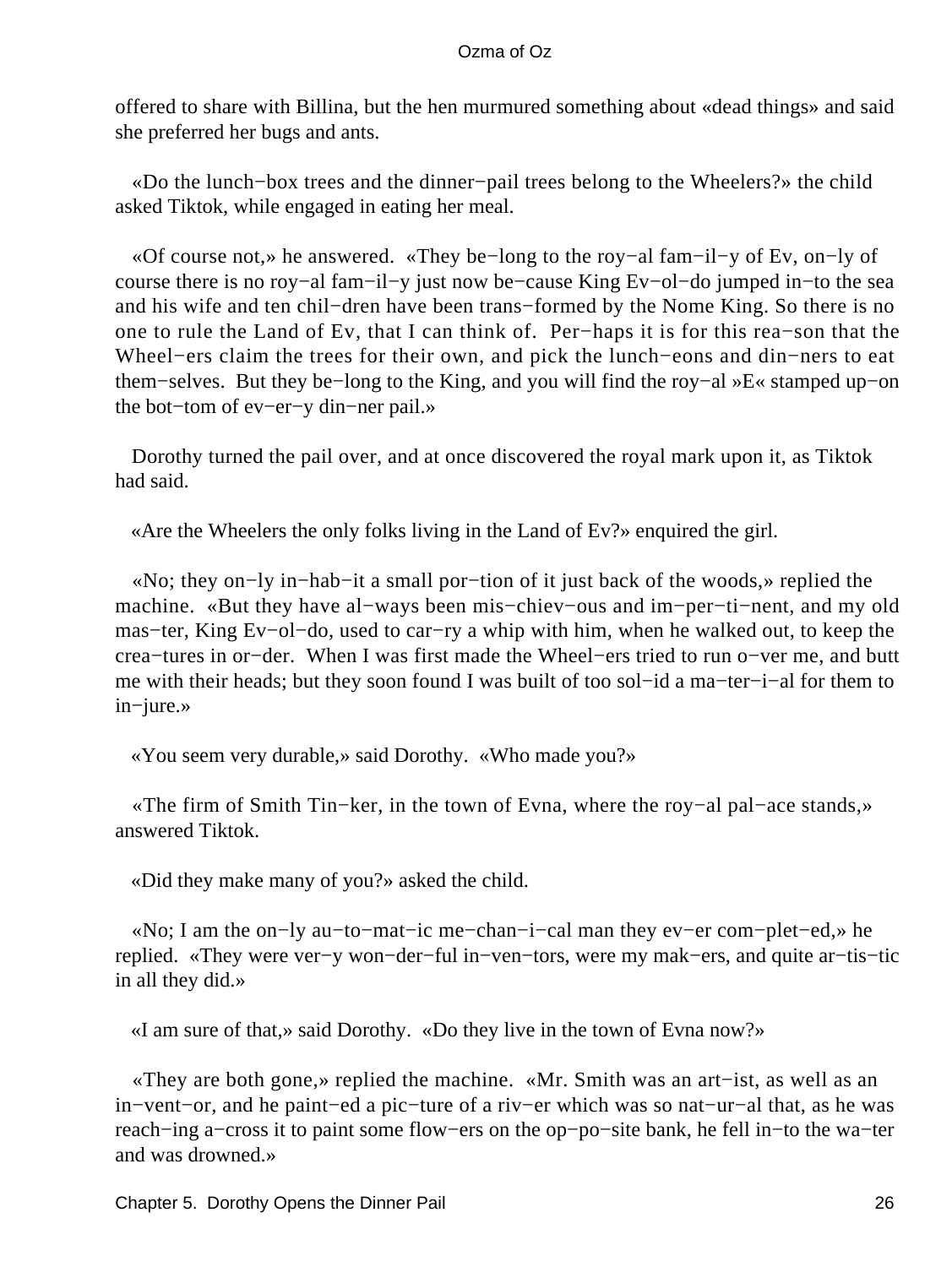offered to share with Billina, but the hen murmured something about «dead things» and said she preferred her bugs and ants.

«Do the lunch−box trees and the dinner−pail trees belong to the Wheelers?» the child asked Tiktok, while engaged in eating her meal.

«Of course not,» he answered. «They be−long to the roy−al fam−il−y of Ev, on−ly of course there is no roy−al fam−il−y just now be−cause King Ev−ol−do jumped in−to the sea and his wife and ten chil−dren have been trans−formed by the Nome King. So there is no one to rule the Land of Ev, that I can think of. Per−haps it is for this rea−son that the Wheel−ers claim the trees for their own, and pick the lunch−eons and din−ners to eat them−selves. But they be−long to the King, and you will find the roy−al »E« stamped up−on the bot−tom of ev−er−y din−ner pail.»

Dorothy turned the pail over, and at once discovered the royal mark upon it, as Tiktok had said.

«Are the Wheelers the only folks living in the Land of Ev?» enquired the girl.

«No; they on−ly in−hab−it a small por−tion of it just back of the woods,» replied the machine. «But they have al−ways been mis−chiev−ous and im−per−ti−nent, and my old mas−ter, King Ev−ol−do, used to car−ry a whip with him, when he walked out, to keep the crea−tures in or−der. When I was first made the Wheel−ers tried to run o−ver me, and butt me with their heads; but they soon found I was built of too sol−id a ma−ter−i−al for them to in−jure.»

«You seem very durable,» said Dorothy. «Who made you?»

«The firm of Smith Tin−ker, in the town of Evna, where the roy−al pal−ace stands,» answered Tiktok.

«Did they make many of you?» asked the child.

«No; I am the on−ly au−to−mat−ic me−chan−i−cal man they ev−er com−plet−ed,» he replied. «They were ver−y won−der−ful in−ven−tors, were my mak−ers, and quite ar−tis−tic in all they did.»

«I am sure of that,» said Dorothy. «Do they live in the town of Evna now?»

«They are both gone,» replied the machine. «Mr. Smith was an art−ist, as well as an in−vent−or, and he paint−ed a pic−ture of a riv−er which was so nat−ur−al that, as he was reach−ing a−cross it to paint some flow−ers on the op−po−site bank, he fell in−to the wa−ter and was drowned.»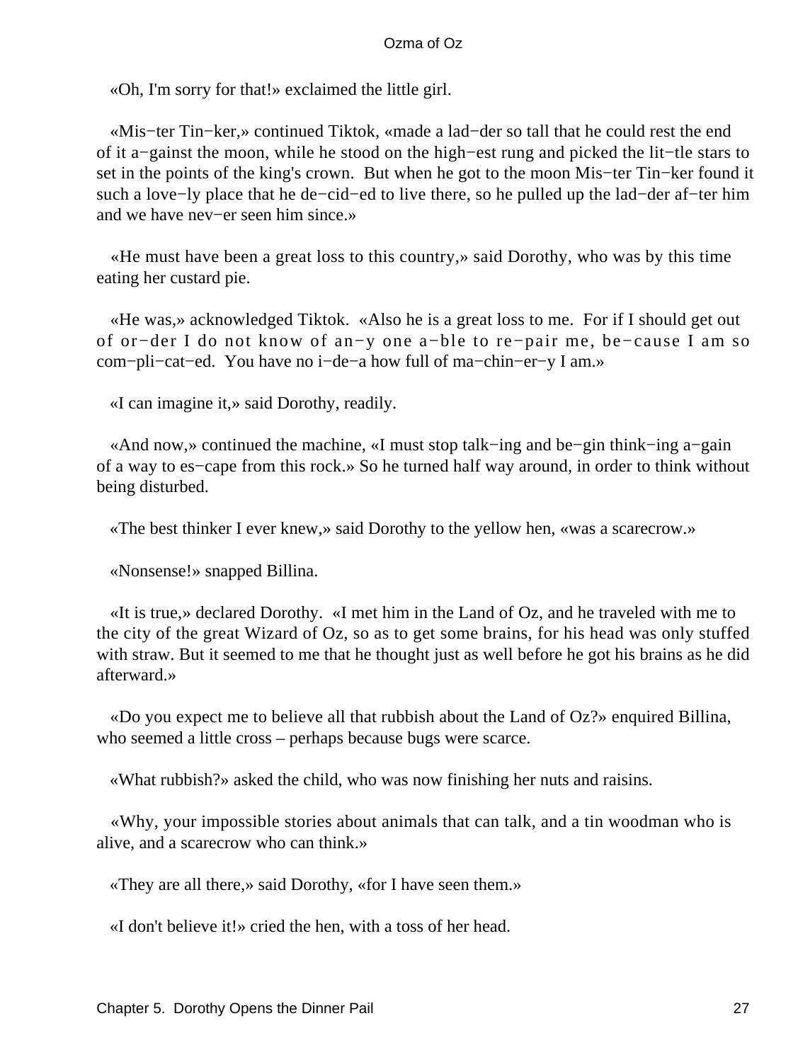«Oh, I'm sorry for that!» exclaimed the little girl.

«Mis−ter Tin−ker,» continued Tiktok, «made a lad−der so tall that he could rest the end of it a−gainst the moon, while he stood on the high−est rung and picked the lit−tle stars to set in the points of the king's crown. But when he got to the moon Mis−ter Tin−ker found it such a love−ly place that he de−cid−ed to live there, so he pulled up the lad−der af−ter him and we have nev−er seen him since.»

«He must have been a great loss to this country,» said Dorothy, who was by this time eating her custard pie.

«He was,» acknowledged Tiktok. «Also he is a great loss to me. For if I should get out of or−der I do not know of an−y one a−ble to re−pair me, be−cause I am so com−pli−cat−ed. You have no i−de−a how full of ma−chin−er−y I am.»

«I can imagine it,» said Dorothy, readily.

«And now,» continued the machine, «I must stop talk−ing and be−gin think−ing a−gain of a way to es−cape from this rock.» So he turned half way around, in order to think without being disturbed.

«The best thinker I ever knew,» said Dorothy to the yellow hen, «was a scarecrow.»

«Nonsense!» snapped Billina.

«It is true,» declared Dorothy. «I met him in the Land of Oz, and he traveled with me to the city of the great Wizard of Oz, so as to get some brains, for his head was only stuffed with straw. But it seemed to me that he thought just as well before he got his brains as he did afterward.»

«Do you expect me to believe all that rubbish about the Land of Oz?» enquired Billina, who seemed a little cross – perhaps because bugs were scarce.

«What rubbish?» asked the child, who was now finishing her nuts and raisins.

«Why, your impossible stories about animals that can talk, and a tin woodman who is alive, and a scarecrow who can think.»

«They are all there,» said Dorothy, «for I have seen them.»

«I don't believe it!» cried the hen, with a toss of her head.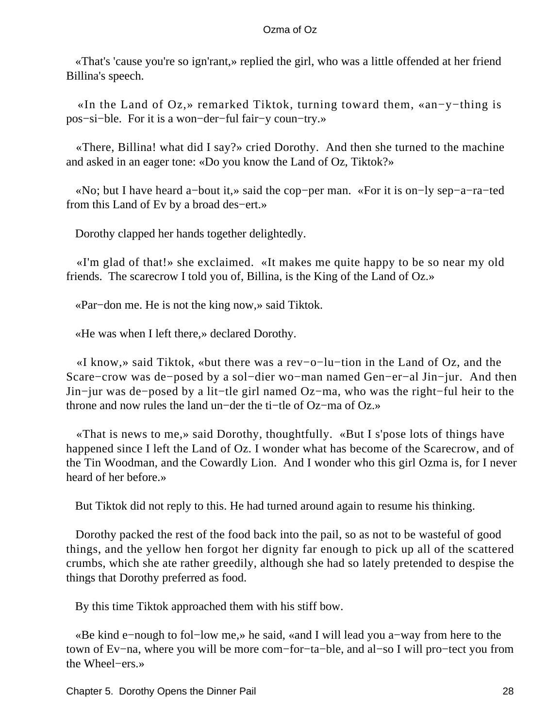«That's 'cause you're so ign'rant,» replied the girl, who was a little offended at her friend Billina's speech.

«In the Land of Oz,» remarked Tiktok, turning toward them, «an−y−thing is pos−si−ble. For it is a won−der−ful fair−y coun−try.»

«There, Billina! what did I say?» cried Dorothy. And then she turned to the machine and asked in an eager tone: «Do you know the Land of Oz, Tiktok?»

«No; but I have heard a−bout it,» said the cop−per man. «For it is on−ly sep−a−ra−ted from this Land of Ev by a broad des−ert.»

Dorothy clapped her hands together delightedly.

«I'm glad of that!» she exclaimed. «It makes me quite happy to be so near my old friends. The scarecrow I told you of, Billina, is the King of the Land of Oz.»

«Par−don me. He is not the king now,» said Tiktok.

«He was when I left there,» declared Dorothy.

«I know,» said Tiktok, «but there was a rev−o−lu−tion in the Land of Oz, and the Scare−crow was de−posed by a sol−dier wo−man named Gen−er−al Jin−jur. And then Jin−jur was de−posed by a lit−tle girl named Oz−ma, who was the right−ful heir to the throne and now rules the land un−der the ti−tle of Oz−ma of Oz.»

«That is news to me,» said Dorothy, thoughtfully. «But I s'pose lots of things have happened since I left the Land of Oz. I wonder what has become of the Scarecrow, and of the Tin Woodman, and the Cowardly Lion. And I wonder who this girl Ozma is, for I never heard of her before.»

But Tiktok did not reply to this. He had turned around again to resume his thinking.

Dorothy packed the rest of the food back into the pail, so as not to be wasteful of good things, and the yellow hen forgot her dignity far enough to pick up all of the scattered crumbs, which she ate rather greedily, although she had so lately pretended to despise the things that Dorothy preferred as food.

By this time Tiktok approached them with his stiff bow.

«Be kind e−nough to fol−low me,» he said, «and I will lead you a−way from here to the town of Ev−na, where you will be more com−for−ta−ble, and al−so I will pro−tect you from the Wheel−ers.»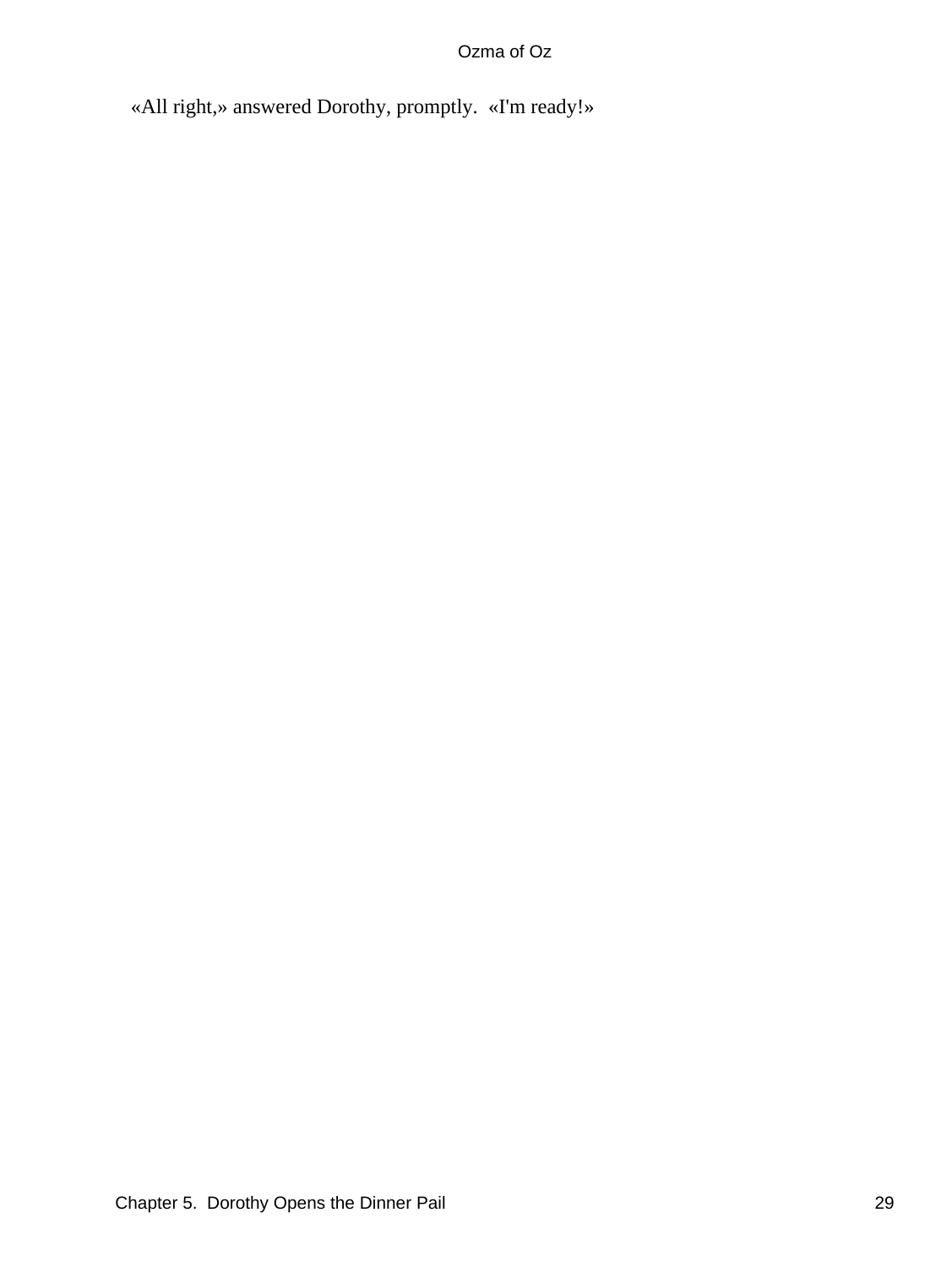«All right,» answered Dorothy, promptly. «I'm ready!»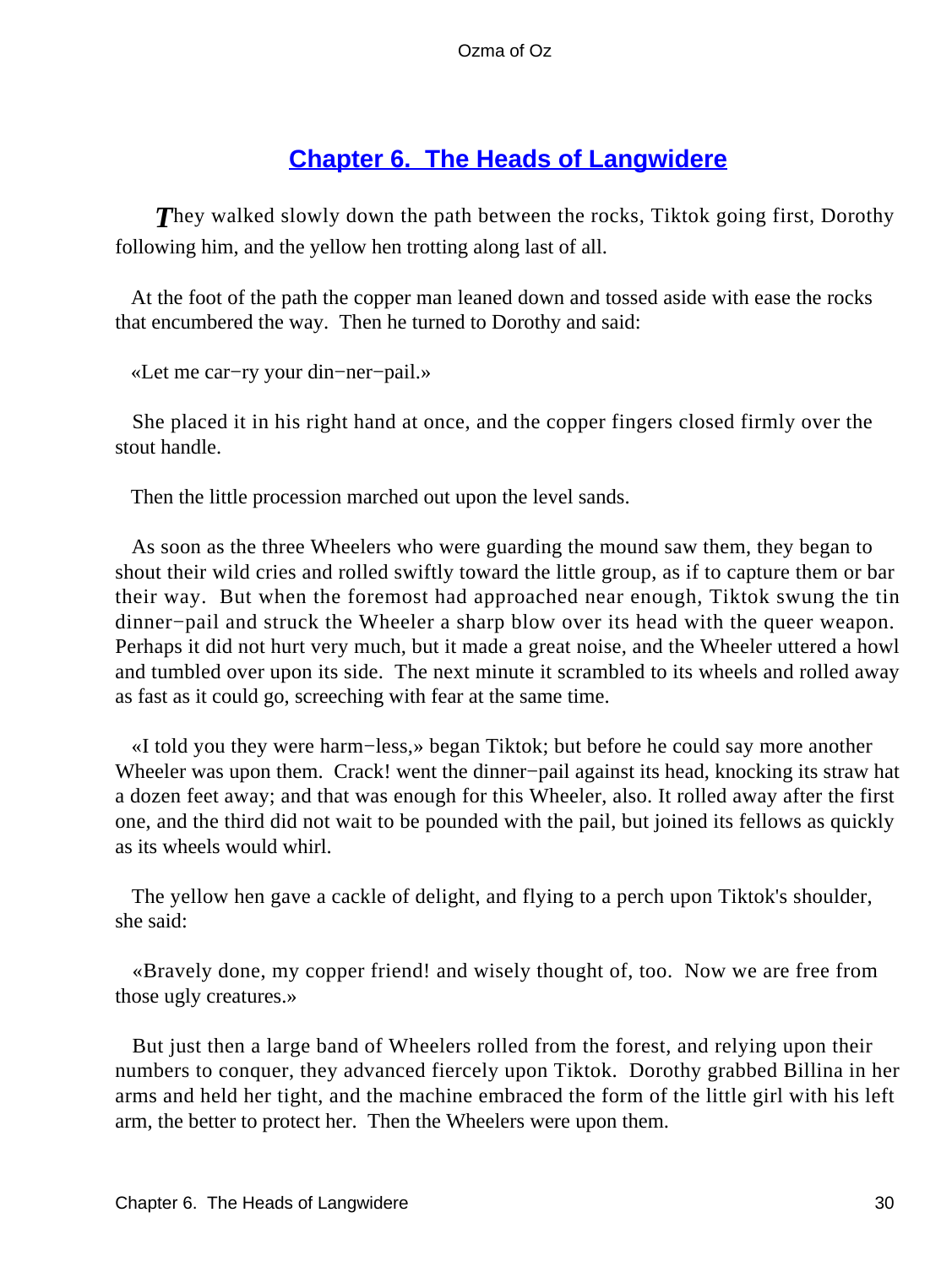## Chapter 6. The Heads of Langwidere

They walked slowly down the path between the rocks, Tiktok going first, Dorothy following him, and the yellow hen trotting along last of all.

At the foot of the path the copper man leaned down and tossed aside with ease the rocks that encumbered the way. Then he turned to Dorothy and said:

«Let me car−ry your din−ner−pail.»

She placed it in his right hand at once, and the copper fingers closed firmly over the stout handle.

Then the little procession marched out upon the level sands.

As soon as the three Wheelers who were guarding the mound saw them, they began to shout their wild cries and rolled swiftly toward the little group, as if to capture them or bar their way. But when the foremost had approached near enough, Tiktok swung the tin dinner−pail and struck the Wheeler a sharp blow over its head with the queer weapon. Perhaps it did not hurt very much, but it made a great noise, and the Wheeler uttered a howl and tumbled over upon its side. The next minute it scrambled to its wheels and rolled away as fast as it could go, screeching with fear at the same time.

«I told you they were harm−less,» began Tiktok; but before he could say more another Wheeler was upon them. Crack! went the dinner−pail against its head, knocking its straw hat a dozen feet away; and that was enough for this Wheeler, also. It rolled away after the first one, and the third did not wait to be pounded with the pail, but joined its fellows as quickly as its wheels would whirl.

The yellow hen gave a cackle of delight, and flying to a perch upon Tiktok's shoulder, she said:

«Bravely done, my copper friend! and wisely thought of, too. Now we are free from those ugly creatures.»

But just then a large band of Wheelers rolled from the forest, and relying upon their numbers to conquer, they advanced fiercely upon Tiktok. Dorothy grabbed Billina in her arms and held her tight, and the machine embraced the form of the little girl with his left arm, the better to protect her. Then the Wheelers were upon them.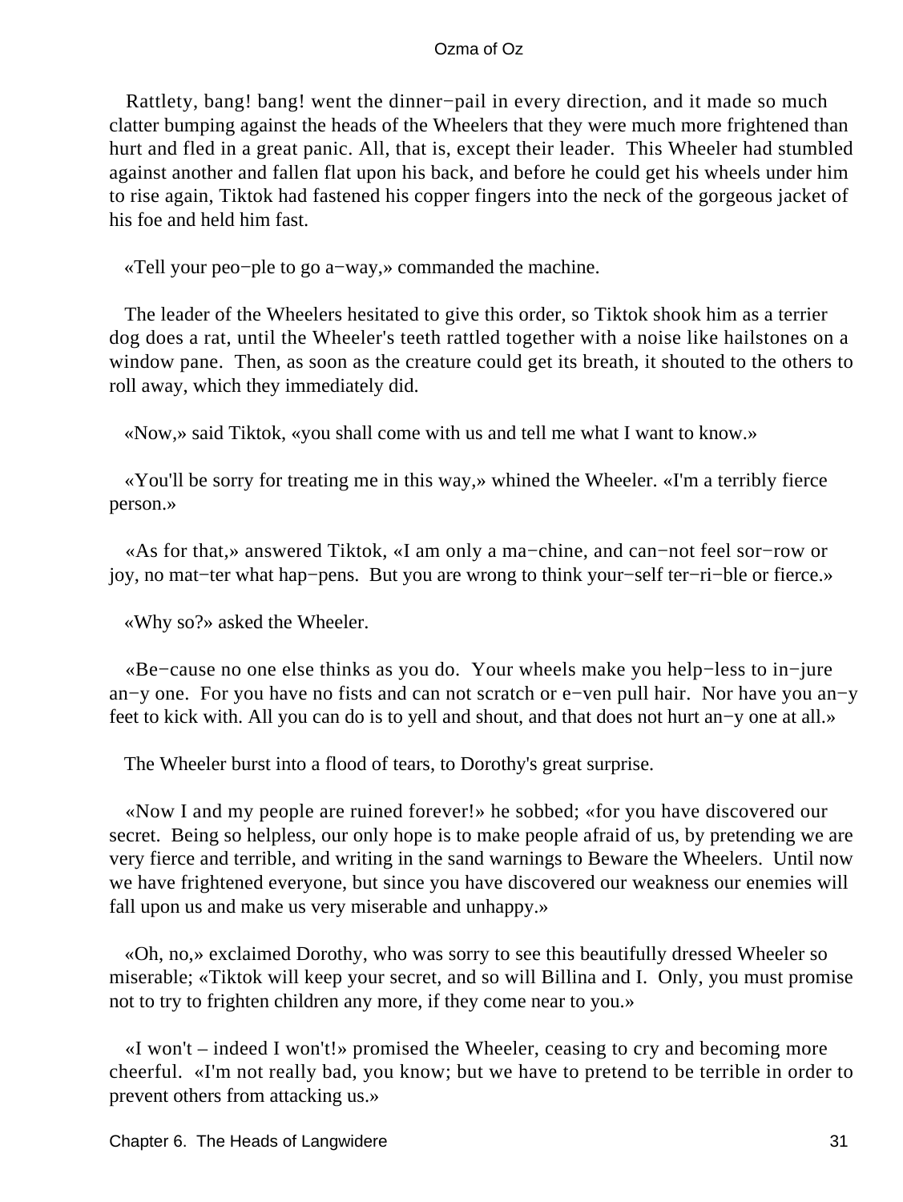Rattlety, bang! bang! went the dinner−pail in every direction, and it made so much clatter bumping against the heads of the Wheelers that they were much more frightened than hurt and fled in a great panic. All, that is, except their leader. This Wheeler had stumbled against another and fallen flat upon his back, and before he could get his wheels under him to rise again, Tiktok had fastened his copper fingers into the neck of the gorgeous jacket of his foe and held him fast.

«Tell your peo−ple to go a−way,» commanded the machine.

The leader of the Wheelers hesitated to give this order, so Tiktok shook him as a terrier dog does a rat, until the Wheeler's teeth rattled together with a noise like hailstones on a window pane. Then, as soon as the creature could get its breath, it shouted to the others to roll away, which they immediately did.

«Now,» said Tiktok, «you shall come with us and tell me what I want to know.»

«You'll be sorry for treating me in this way,» whined the Wheeler. «I'm a terribly fierce person.»

«As for that,» answered Tiktok, «I am only a ma−chine, and can−not feel sor−row or joy, no mat−ter what hap−pens. But you are wrong to think your−self ter−ri−ble or fierce.»

«Why so?» asked the Wheeler.

«Be−cause no one else thinks as you do. Your wheels make you help−less to in−jure an−y one. For you have no fists and can not scratch or e−ven pull hair. Nor have you an−y feet to kick with. All you can do is to yell and shout, and that does not hurt an−y one at all.»

The Wheeler burst into a flood of tears, to Dorothy's great surprise.

«Now I and my people are ruined forever!» he sobbed; «for you have discovered our secret. Being so helpless, our only hope is to make people afraid of us, by pretending we are very fierce and terrible, and writing in the sand warnings to Beware the Wheelers. Until now we have frightened everyone, but since you have discovered our weakness our enemies will fall upon us and make us very miserable and unhappy.»

«Oh, no,» exclaimed Dorothy, who was sorry to see this beautifully dressed Wheeler so miserable; «Tiktok will keep your secret, and so will Billina and I. Only, you must promise not to try to frighten children any more, if they come near to you.»

«I won't – indeed I won't!» promised the Wheeler, ceasing to cry and becoming more cheerful. «I'm not really bad, you know; but we have to pretend to be terrible in order to prevent others from attacking us.»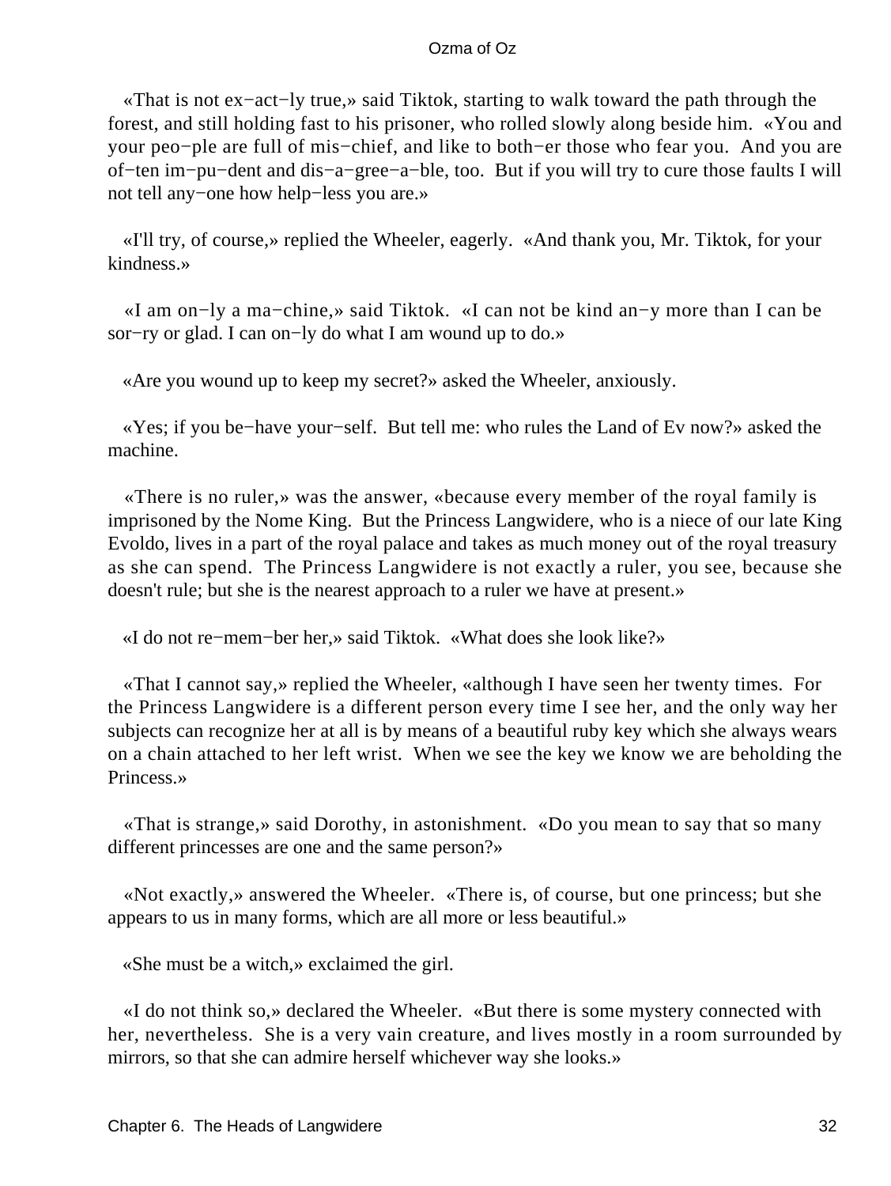«That is not ex−act−ly true,» said Tiktok, starting to walk toward the path through the forest, and still holding fast to his prisoner, who rolled slowly along beside him. «You and your peo−ple are full of mis−chief, and like to both−er those who fear you. And you are of−ten im−pu−dent and dis−a−gree−a−ble, too. But if you will try to cure those faults I will not tell any−one how help−less you are.»

«I'll try, of course,» replied the Wheeler, eagerly. «And thank you, Mr. Tiktok, for your kindness.»

«I am on−ly a ma−chine,» said Tiktok. «I can not be kind an−y more than I can be sor−ry or glad. I can on−ly do what I am wound up to do.»

«Are you wound up to keep my secret?» asked the Wheeler, anxiously.

«Yes; if you be−have your−self. But tell me: who rules the Land of Ev now?» asked the machine.

«There is no ruler,» was the answer, «because every member of the royal family is imprisoned by the Nome King. But the Princess Langwidere, who is a niece of our late King Evoldo, lives in a part of the royal palace and takes as much money out of the royal treasury as she can spend. The Princess Langwidere is not exactly a ruler, you see, because she doesn't rule; but she is the nearest approach to a ruler we have at present.»

«I do not re−mem−ber her,» said Tiktok. «What does she look like?»

«That I cannot say,» replied the Wheeler, «although I have seen her twenty times. For the Princess Langwidere is a different person every time I see her, and the only way her subjects can recognize her at all is by means of a beautiful ruby key which she always wears on a chain attached to her left wrist. When we see the key we know we are beholding the Princess.»

«That is strange,» said Dorothy, in astonishment. «Do you mean to say that so many different princesses are one and the same person?»

«Not exactly,» answered the Wheeler. «There is, of course, but one princess; but she appears to us in many forms, which are all more or less beautiful.»

«She must be a witch,» exclaimed the girl.

«I do not think so,» declared the Wheeler. «But there is some mystery connected with her, nevertheless. She is a very vain creature, and lives mostly in a room surrounded by mirrors, so that she can admire herself whichever way she looks.»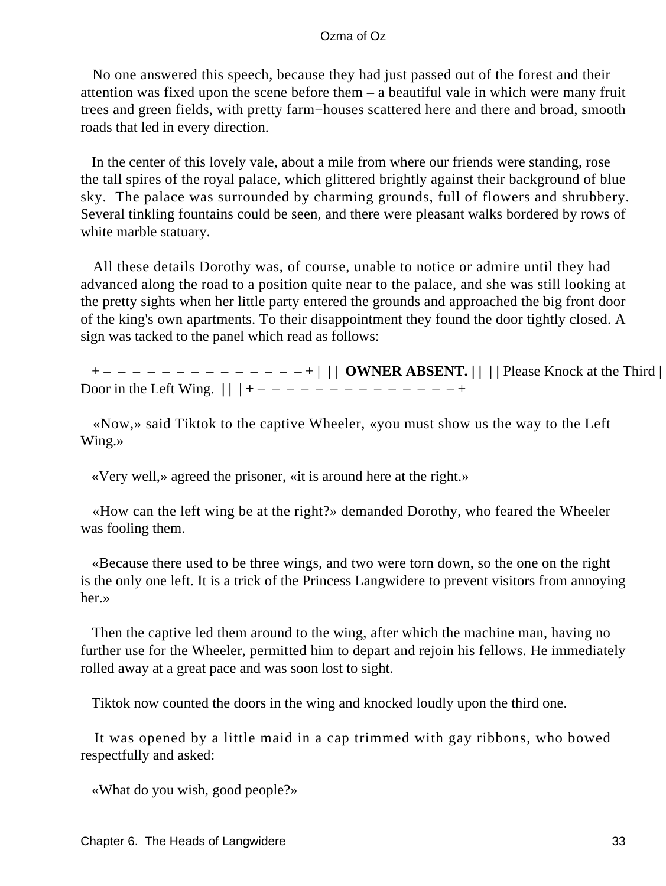No one answered this speech, because they had just passed out of the forest and their attention was fixed upon the scene before them – a beautiful vale in which were many fruit trees and green fields, with pretty farm−houses scattered here and there and broad, smooth roads that led in every direction.

In the center of this lovely vale, about a mile from where our friends were standing, rose the tall spires of the royal palace, which glittered brightly against their background of blue sky. The palace was surrounded by charming grounds, full of flowers and shrubbery. Several tinkling fountains could be seen, and there were pleasant walks bordered by rows of white marble statuary.

All these details Dorothy was, of course, unable to notice or admire until they had advanced along the road to a position quite near to the palace, and she was still looking at the pretty sights when her little party entered the grounds and approached the big front door of the king's own apartments. To their disappointment they found the door tightly closed. A sign was tacked to the panel which read as follows:

```
+−−−−−−−−−−−−−−−+
|               |
| OWNER ABSENT. |
|               |
| Please Knock at the Third |
| Door in the Left Wing. |
|               |
+−−−−−−−−−−−−−−−+
```

«Now,» said Tiktok to the captive Wheeler, «you must show us the way to the Left Wing.»

«Very well,» agreed the prisoner, «it is around here at the right.»

«How can the left wing be at the right?» demanded Dorothy, who feared the Wheeler was fooling them.

«Because there used to be three wings, and two were torn down, so the one on the right is the only one left. It is a trick of the Princess Langwidere to prevent visitors from annoying her.»

Then the captive led them around to the wing, after which the machine man, having no further use for the Wheeler, permitted him to depart and rejoin his fellows. He immediately rolled away at a great pace and was soon lost to sight.

Tiktok now counted the doors in the wing and knocked loudly upon the third one.

It was opened by a little maid in a cap trimmed with gay ribbons, who bowed respectfully and asked:

«What do you wish, good people?»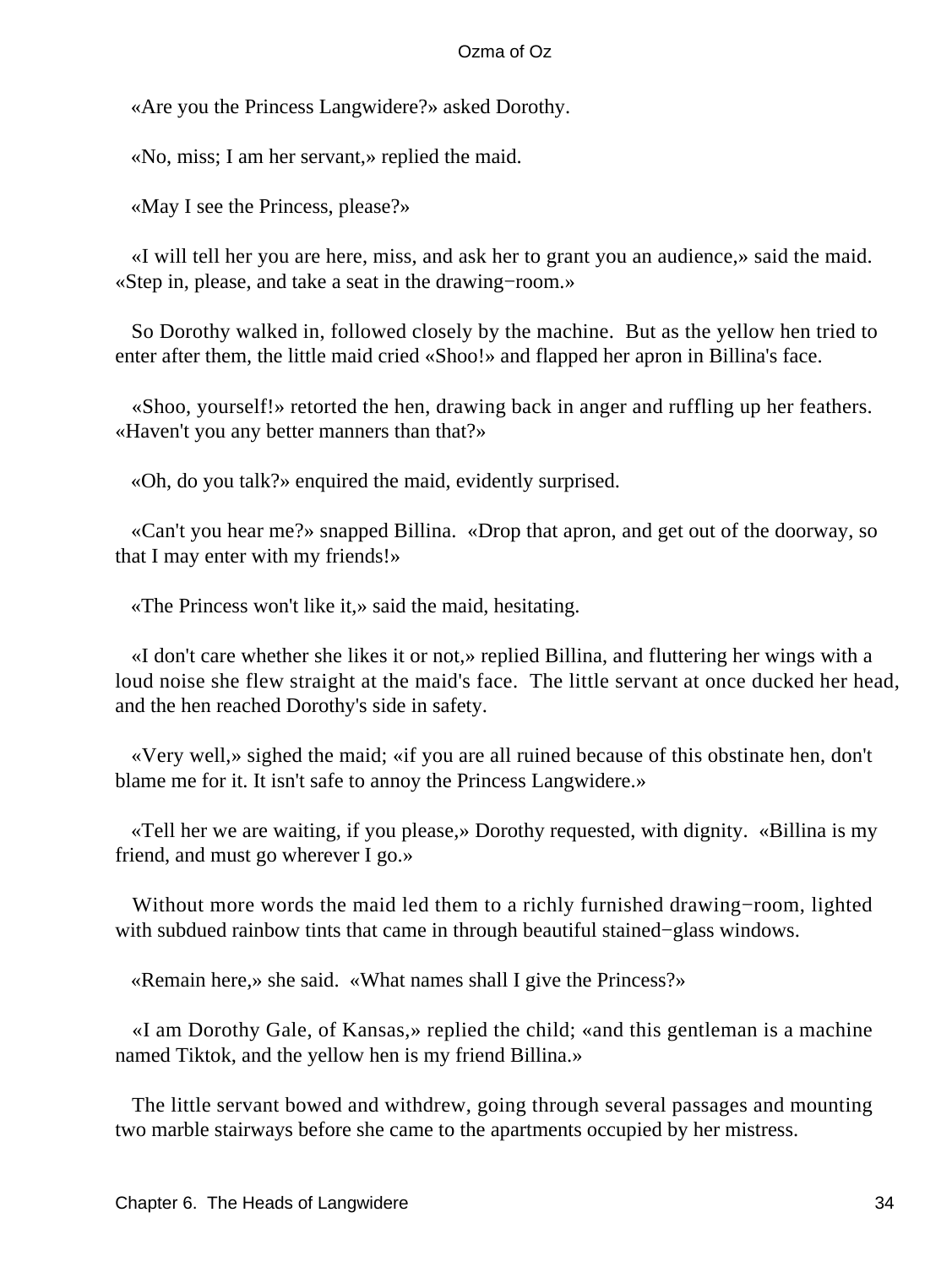«Are you the Princess Langwidere?» asked Dorothy.

«No, miss; I am her servant,» replied the maid.

«May I see the Princess, please?»

«I will tell her you are here, miss, and ask her to grant you an audience,» said the maid. «Step in, please, and take a seat in the drawing−room.»

So Dorothy walked in, followed closely by the machine. But as the yellow hen tried to enter after them, the little maid cried «Shoo!» and flapped her apron in Billina's face.

«Shoo, yourself!» retorted the hen, drawing back in anger and ruffling up her feathers. «Haven't you any better manners than that?»

«Oh, do you talk?» enquired the maid, evidently surprised.

«Can't you hear me?» snapped Billina. «Drop that apron, and get out of the doorway, so that I may enter with my friends!»

«The Princess won't like it,» said the maid, hesitating.

«I don't care whether she likes it or not,» replied Billina, and fluttering her wings with a loud noise she flew straight at the maid's face. The little servant at once ducked her head, and the hen reached Dorothy's side in safety.

«Very well,» sighed the maid; «if you are all ruined because of this obstinate hen, don't blame me for it. It isn't safe to annoy the Princess Langwidere.»

«Tell her we are waiting, if you please,» Dorothy requested, with dignity. «Billina is my friend, and must go wherever I go.»

Without more words the maid led them to a richly furnished drawing−room, lighted with subdued rainbow tints that came in through beautiful stained−glass windows.

«Remain here,» she said. «What names shall I give the Princess?»

«I am Dorothy Gale, of Kansas,» replied the child; «and this gentleman is a machine named Tiktok, and the yellow hen is my friend Billina.»

The little servant bowed and withdrew, going through several passages and mounting two marble stairways before she came to the apartments occupied by her mistress.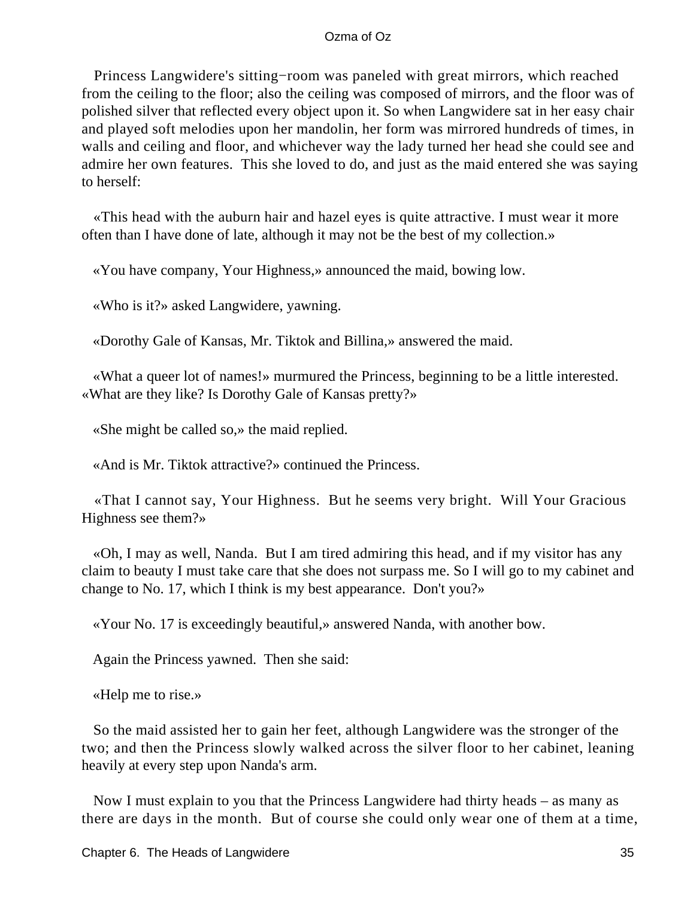Princess Langwidere's sitting−room was paneled with great mirrors, which reached from the ceiling to the floor; also the ceiling was composed of mirrors, and the floor was of polished silver that reflected every object upon it. So when Langwidere sat in her easy chair and played soft melodies upon her mandolin, her form was mirrored hundreds of times, in walls and ceiling and floor, and whichever way the lady turned her head she could see and admire her own features. This she loved to do, and just as the maid entered she was saying to herself:

«This head with the auburn hair and hazel eyes is quite attractive. I must wear it more often than I have done of late, although it may not be the best of my collection.»

«You have company, Your Highness,» announced the maid, bowing low.

«Who is it?» asked Langwidere, yawning.

«Dorothy Gale of Kansas, Mr. Tiktok and Billina,» answered the maid.

«What a queer lot of names!» murmured the Princess, beginning to be a little interested. «What are they like? Is Dorothy Gale of Kansas pretty?»

«She might be called so,» the maid replied.

«And is Mr. Tiktok attractive?» continued the Princess.

«That I cannot say, Your Highness. But he seems very bright. Will Your Gracious Highness see them?»

«Oh, I may as well, Nanda. But I am tired admiring this head, and if my visitor has any claim to beauty I must take care that she does not surpass me. So I will go to my cabinet and change to No. 17, which I think is my best appearance. Don't you?»

«Your No. 17 is exceedingly beautiful,» answered Nanda, with another bow.

Again the Princess yawned. Then she said:

«Help me to rise.»

So the maid assisted her to gain her feet, although Langwidere was the stronger of the two; and then the Princess slowly walked across the silver floor to her cabinet, leaning heavily at every step upon Nanda's arm.

Now I must explain to you that the Princess Langwidere had thirty heads – as many as there are days in the month. But of course she could only wear one of them at a time,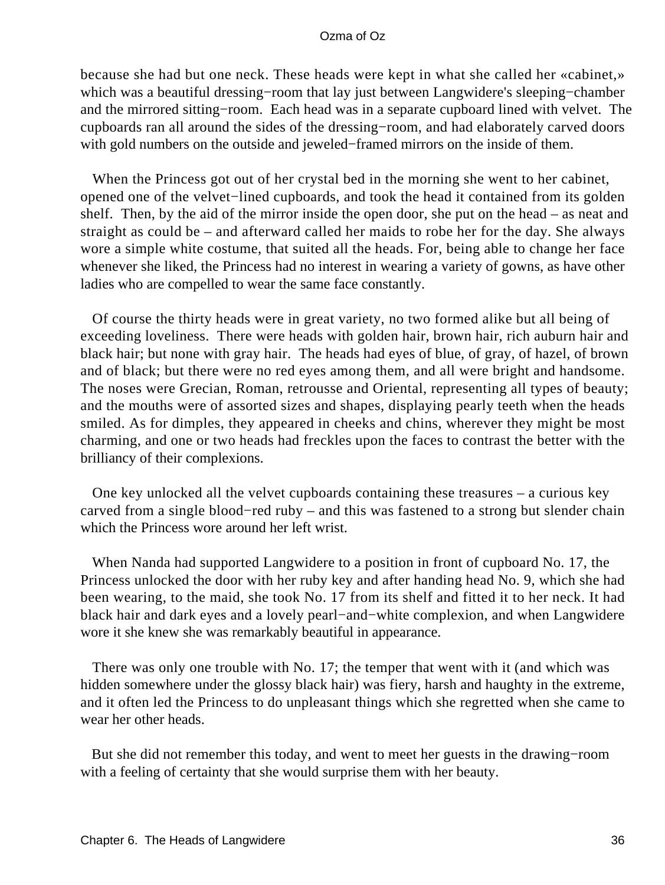because she had but one neck. These heads were kept in what she called her «cabinet,» which was a beautiful dressing−room that lay just between Langwidere's sleeping−chamber and the mirrored sitting−room. Each head was in a separate cupboard lined with velvet. The cupboards ran all around the sides of the dressing−room, and had elaborately carved doors with gold numbers on the outside and jeweled−framed mirrors on the inside of them.

When the Princess got out of her crystal bed in the morning she went to her cabinet, opened one of the velvet−lined cupboards, and took the head it contained from its golden shelf. Then, by the aid of the mirror inside the open door, she put on the head – as neat and straight as could be – and afterward called her maids to robe her for the day. She always wore a simple white costume, that suited all the heads. For, being able to change her face whenever she liked, the Princess had no interest in wearing a variety of gowns, as have other ladies who are compelled to wear the same face constantly.

Of course the thirty heads were in great variety, no two formed alike but all being of exceeding loveliness. There were heads with golden hair, brown hair, rich auburn hair and black hair; but none with gray hair. The heads had eyes of blue, of gray, of hazel, of brown and of black; but there were no red eyes among them, and all were bright and handsome. The noses were Grecian, Roman, retrousse and Oriental, representing all types of beauty; and the mouths were of assorted sizes and shapes, displaying pearly teeth when the heads smiled. As for dimples, they appeared in cheeks and chins, wherever they might be most charming, and one or two heads had freckles upon the faces to contrast the better with the brilliancy of their complexions.

One key unlocked all the velvet cupboards containing these treasures – a curious key carved from a single blood−red ruby – and this was fastened to a strong but slender chain which the Princess wore around her left wrist.

When Nanda had supported Langwidere to a position in front of cupboard No. 17, the Princess unlocked the door with her ruby key and after handing head No. 9, which she had been wearing, to the maid, she took No. 17 from its shelf and fitted it to her neck. It had black hair and dark eyes and a lovely pearl−and−white complexion, and when Langwidere wore it she knew she was remarkably beautiful in appearance.

There was only one trouble with No. 17; the temper that went with it (and which was hidden somewhere under the glossy black hair) was fiery, harsh and haughty in the extreme, and it often led the Princess to do unpleasant things which she regretted when she came to wear her other heads.

But she did not remember this today, and went to meet her guests in the drawing−room with a feeling of certainty that she would surprise them with her beauty.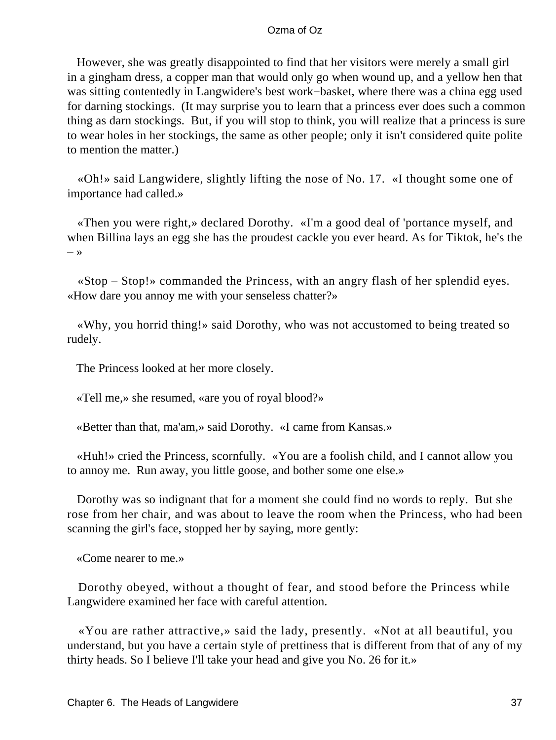However, she was greatly disappointed to find that her visitors were merely a small girl in a gingham dress, a copper man that would only go when wound up, and a yellow hen that was sitting contentedly in Langwidere's best work−basket, where there was a china egg used for darning stockings. (It may surprise you to learn that a princess ever does such a common thing as darn stockings. But, if you will stop to think, you will realize that a princess is sure to wear holes in her stockings, the same as other people; only it isn't considered quite polite to mention the matter.)

«Oh!» said Langwidere, slightly lifting the nose of No. 17. «I thought some one of importance had called.»

«Then you were right,» declared Dorothy. «I'm a good deal of 'portance myself, and when Billina lays an egg she has the proudest cackle you ever heard. As for Tiktok, he's the – »

«Stop – Stop!» commanded the Princess, with an angry flash of her splendid eyes. «How dare you annoy me with your senseless chatter?»

«Why, you horrid thing!» said Dorothy, who was not accustomed to being treated so rudely.

The Princess looked at her more closely.

«Tell me,» she resumed, «are you of royal blood?»

«Better than that, ma'am,» said Dorothy. «I came from Kansas.»

«Huh!» cried the Princess, scornfully. «You are a foolish child, and I cannot allow you to annoy me. Run away, you little goose, and bother some one else.»

Dorothy was so indignant that for a moment she could find no words to reply. But she rose from her chair, and was about to leave the room when the Princess, who had been scanning the girl's face, stopped her by saying, more gently:

«Come nearer to me.»

Dorothy obeyed, without a thought of fear, and stood before the Princess while Langwidere examined her face with careful attention.

«You are rather attractive,» said the lady, presently. «Not at all beautiful, you understand, but you have a certain style of prettiness that is different from that of any of my thirty heads. So I believe I'll take your head and give you No. 26 for it.»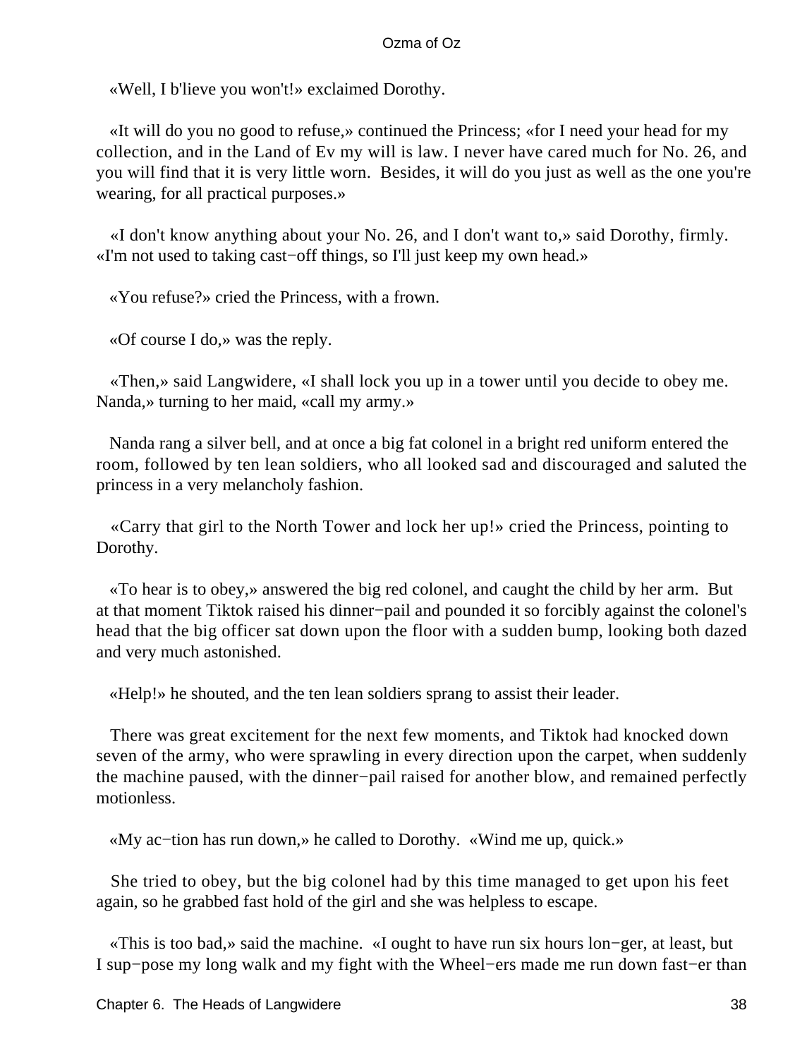«Well, I b'lieve you won't!» exclaimed Dorothy.

«It will do you no good to refuse,» continued the Princess; «for I need your head for my collection, and in the Land of Ev my will is law. I never have cared much for No. 26, and you will find that it is very little worn. Besides, it will do you just as well as the one you're wearing, for all practical purposes.»

«I don't know anything about your No. 26, and I don't want to,» said Dorothy, firmly. «I'm not used to taking cast−off things, so I'll just keep my own head.»

«You refuse?» cried the Princess, with a frown.

«Of course I do,» was the reply.

«Then,» said Langwidere, «I shall lock you up in a tower until you decide to obey me. Nanda,» turning to her maid, «call my army.»

Nanda rang a silver bell, and at once a big fat colonel in a bright red uniform entered the room, followed by ten lean soldiers, who all looked sad and discouraged and saluted the princess in a very melancholy fashion.

«Carry that girl to the North Tower and lock her up!» cried the Princess, pointing to Dorothy.

«To hear is to obey,» answered the big red colonel, and caught the child by her arm. But at that moment Tiktok raised his dinner−pail and pounded it so forcibly against the colonel's head that the big officer sat down upon the floor with a sudden bump, looking both dazed and very much astonished.

«Help!» he shouted, and the ten lean soldiers sprang to assist their leader.

There was great excitement for the next few moments, and Tiktok had knocked down seven of the army, who were sprawling in every direction upon the carpet, when suddenly the machine paused, with the dinner−pail raised for another blow, and remained perfectly motionless.

«My ac−tion has run down,» he called to Dorothy. «Wind me up, quick.»

She tried to obey, but the big colonel had by this time managed to get upon his feet again, so he grabbed fast hold of the girl and she was helpless to escape.

«This is too bad,» said the machine. «I ought to have run six hours lon−ger, at least, but I sup−pose my long walk and my fight with the Wheel−ers made me run down fast−er than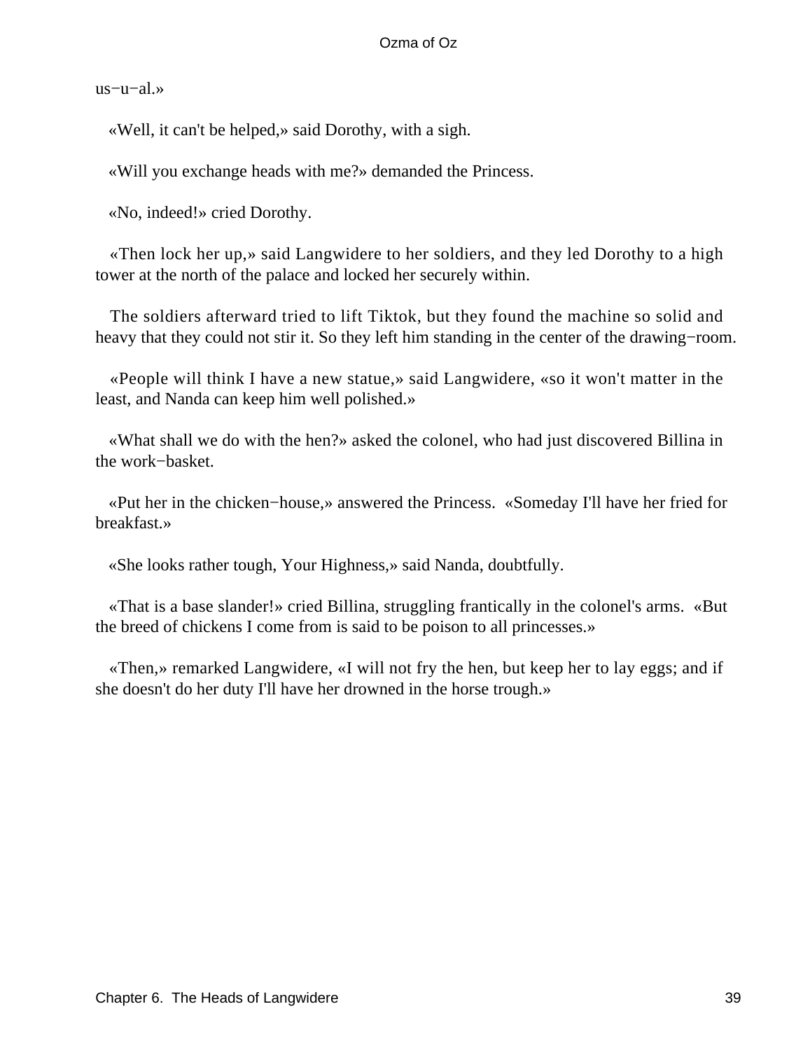us−u−al.»

«Well, it can't be helped,» said Dorothy, with a sigh.

«Will you exchange heads with me?» demanded the Princess.

«No, indeed!» cried Dorothy.

«Then lock her up,» said Langwidere to her soldiers, and they led Dorothy to a high tower at the north of the palace and locked her securely within.

The soldiers afterward tried to lift Tiktok, but they found the machine so solid and heavy that they could not stir it. So they left him standing in the center of the drawing−room.

«People will think I have a new statue,» said Langwidere, «so it won't matter in the least, and Nanda can keep him well polished.»

«What shall we do with the hen?» asked the colonel, who had just discovered Billina in the work−basket.

«Put her in the chicken−house,» answered the Princess. «Someday I'll have her fried for breakfast.»

«She looks rather tough, Your Highness,» said Nanda, doubtfully.

«That is a base slander!» cried Billina, struggling frantically in the colonel's arms. «But the breed of chickens I come from is said to be poison to all princesses.»

«Then,» remarked Langwidere, «I will not fry the hen, but keep her to lay eggs; and if she doesn't do her duty I'll have her drowned in the horse trough.»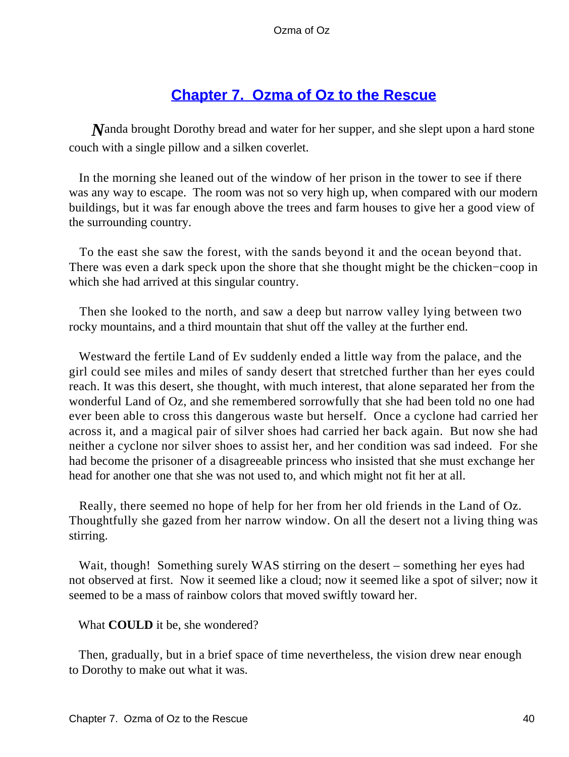## Chapter 7. Ozma of Oz to the Rescue

Nanda brought Dorothy bread and water for her supper, and she slept upon a hard stone couch with a single pillow and a silken coverlet.

In the morning she leaned out of the window of her prison in the tower to see if there was any way to escape. The room was not so very high up, when compared with our modern buildings, but it was far enough above the trees and farm houses to give her a good view of the surrounding country.

To the east she saw the forest, with the sands beyond it and the ocean beyond that. There was even a dark speck upon the shore that she thought might be the chicken−coop in which she had arrived at this singular country.

Then she looked to the north, and saw a deep but narrow valley lying between two rocky mountains, and a third mountain that shut off the valley at the further end.

Westward the fertile Land of Ev suddenly ended a little way from the palace, and the girl could see miles and miles of sandy desert that stretched further than her eyes could reach. It was this desert, she thought, with much interest, that alone separated her from the wonderful Land of Oz, and she remembered sorrowfully that she had been told no one had ever been able to cross this dangerous waste but herself. Once a cyclone had carried her across it, and a magical pair of silver shoes had carried her back again. But now she had neither a cyclone nor silver shoes to assist her, and her condition was sad indeed. For she had become the prisoner of a disagreeable princess who insisted that she must exchange her head for another one that she was not used to, and which might not fit her at all.

Really, there seemed no hope of help for her from her old friends in the Land of Oz. Thoughtfully she gazed from her narrow window. On all the desert not a living thing was stirring.

Wait, though! Something surely WAS stirring on the desert – something her eyes had not observed at first. Now it seemed like a cloud; now it seemed like a spot of silver; now it seemed to be a mass of rainbow colors that moved swiftly toward her.

What **COULD** it be, she wondered?

Then, gradually, but in a brief space of time nevertheless, the vision drew near enough to Dorothy to make out what it was.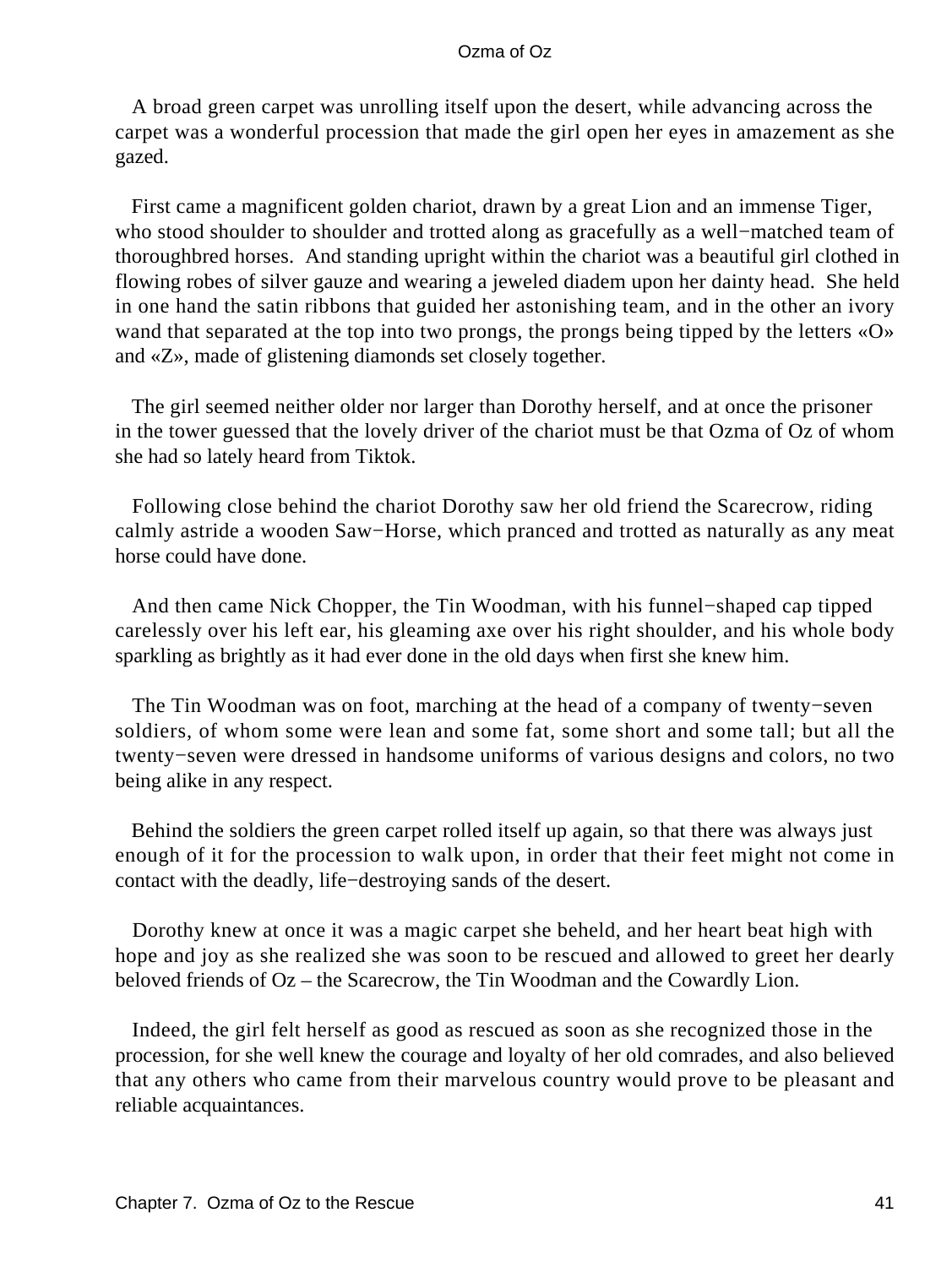A broad green carpet was unrolling itself upon the desert, while advancing across the carpet was a wonderful procession that made the girl open her eyes in amazement as she gazed.

First came a magnificent golden chariot, drawn by a great Lion and an immense Tiger, who stood shoulder to shoulder and trotted along as gracefully as a well−matched team of thoroughbred horses. And standing upright within the chariot was a beautiful girl clothed in flowing robes of silver gauze and wearing a jeweled diadem upon her dainty head. She held in one hand the satin ribbons that guided her astonishing team, and in the other an ivory wand that separated at the top into two prongs, the prongs being tipped by the letters «O» and «Z», made of glistening diamonds set closely together.

The girl seemed neither older nor larger than Dorothy herself, and at once the prisoner in the tower guessed that the lovely driver of the chariot must be that Ozma of Oz of whom she had so lately heard from Tiktok.

Following close behind the chariot Dorothy saw her old friend the Scarecrow, riding calmly astride a wooden Saw−Horse, which pranced and trotted as naturally as any meat horse could have done.

And then came Nick Chopper, the Tin Woodman, with his funnel−shaped cap tipped carelessly over his left ear, his gleaming axe over his right shoulder, and his whole body sparkling as brightly as it had ever done in the old days when first she knew him.

The Tin Woodman was on foot, marching at the head of a company of twenty−seven soldiers, of whom some were lean and some fat, some short and some tall; but all the twenty−seven were dressed in handsome uniforms of various designs and colors, no two being alike in any respect.

Behind the soldiers the green carpet rolled itself up again, so that there was always just enough of it for the procession to walk upon, in order that their feet might not come in contact with the deadly, life−destroying sands of the desert.

Dorothy knew at once it was a magic carpet she beheld, and her heart beat high with hope and joy as she realized she was soon to be rescued and allowed to greet her dearly beloved friends of Oz – the Scarecrow, the Tin Woodman and the Cowardly Lion.

Indeed, the girl felt herself as good as rescued as soon as she recognized those in the procession, for she well knew the courage and loyalty of her old comrades, and also believed that any others who came from their marvelous country would prove to be pleasant and reliable acquaintances.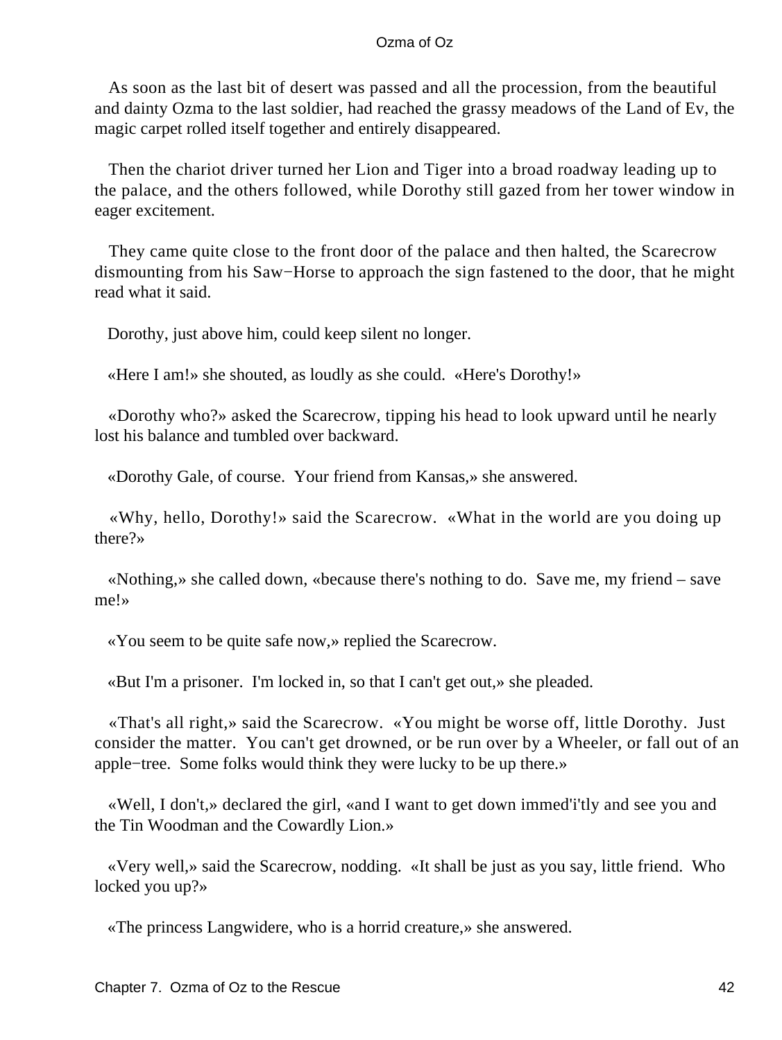As soon as the last bit of desert was passed and all the procession, from the beautiful and dainty Ozma to the last soldier, had reached the grassy meadows of the Land of Ev, the magic carpet rolled itself together and entirely disappeared.

Then the chariot driver turned her Lion and Tiger into a broad roadway leading up to the palace, and the others followed, while Dorothy still gazed from her tower window in eager excitement.

They came quite close to the front door of the palace and then halted, the Scarecrow dismounting from his Saw−Horse to approach the sign fastened to the door, that he might read what it said.

Dorothy, just above him, could keep silent no longer.

«Here I am!» she shouted, as loudly as she could. «Here's Dorothy!»

«Dorothy who?» asked the Scarecrow, tipping his head to look upward until he nearly lost his balance and tumbled over backward.

«Dorothy Gale, of course. Your friend from Kansas,» she answered.

«Why, hello, Dorothy!» said the Scarecrow. «What in the world are you doing up there?»

«Nothing,» she called down, «because there's nothing to do. Save me, my friend – save me!»

«You seem to be quite safe now,» replied the Scarecrow.

«But I'm a prisoner. I'm locked in, so that I can't get out,» she pleaded.

«That's all right,» said the Scarecrow. «You might be worse off, little Dorothy. Just consider the matter. You can't get drowned, or be run over by a Wheeler, or fall out of an apple−tree. Some folks would think they were lucky to be up there.»

«Well, I don't,» declared the girl, «and I want to get down immed'i'tly and see you and the Tin Woodman and the Cowardly Lion.»

«Very well,» said the Scarecrow, nodding. «It shall be just as you say, little friend. Who locked you up?»

«The princess Langwidere, who is a horrid creature,» she answered.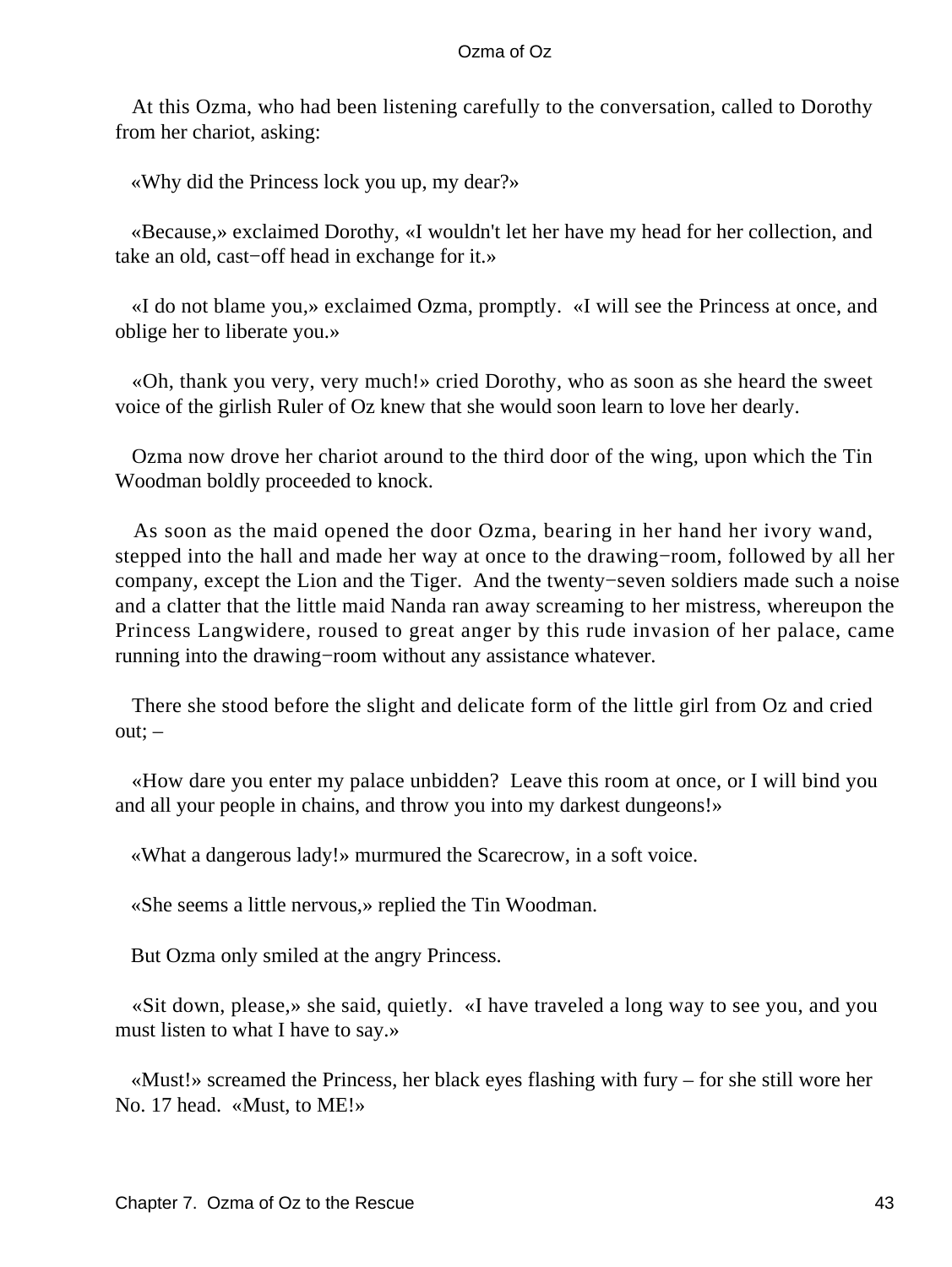At this Ozma, who had been listening carefully to the conversation, called to Dorothy from her chariot, asking:

«Why did the Princess lock you up, my dear?»

«Because,» exclaimed Dorothy, «I wouldn't let her have my head for her collection, and take an old, cast−off head in exchange for it.»

«I do not blame you,» exclaimed Ozma, promptly. «I will see the Princess at once, and oblige her to liberate you.»

«Oh, thank you very, very much!» cried Dorothy, who as soon as she heard the sweet voice of the girlish Ruler of Oz knew that she would soon learn to love her dearly.

Ozma now drove her chariot around to the third door of the wing, upon which the Tin Woodman boldly proceeded to knock.

As soon as the maid opened the door Ozma, bearing in her hand her ivory wand, stepped into the hall and made her way at once to the drawing−room, followed by all her company, except the Lion and the Tiger. And the twenty−seven soldiers made such a noise and a clatter that the little maid Nanda ran away screaming to her mistress, whereupon the Princess Langwidere, roused to great anger by this rude invasion of her palace, came running into the drawing−room without any assistance whatever.

There she stood before the slight and delicate form of the little girl from Oz and cried out; –

«How dare you enter my palace unbidden? Leave this room at once, or I will bind you and all your people in chains, and throw you into my darkest dungeons!»

«What a dangerous lady!» murmured the Scarecrow, in a soft voice.

«She seems a little nervous,» replied the Tin Woodman.

But Ozma only smiled at the angry Princess.

«Sit down, please,» she said, quietly. «I have traveled a long way to see you, and you must listen to what I have to say.»

«Must!» screamed the Princess, her black eyes flashing with fury – for she still wore her No. 17 head. «Must, to ME!»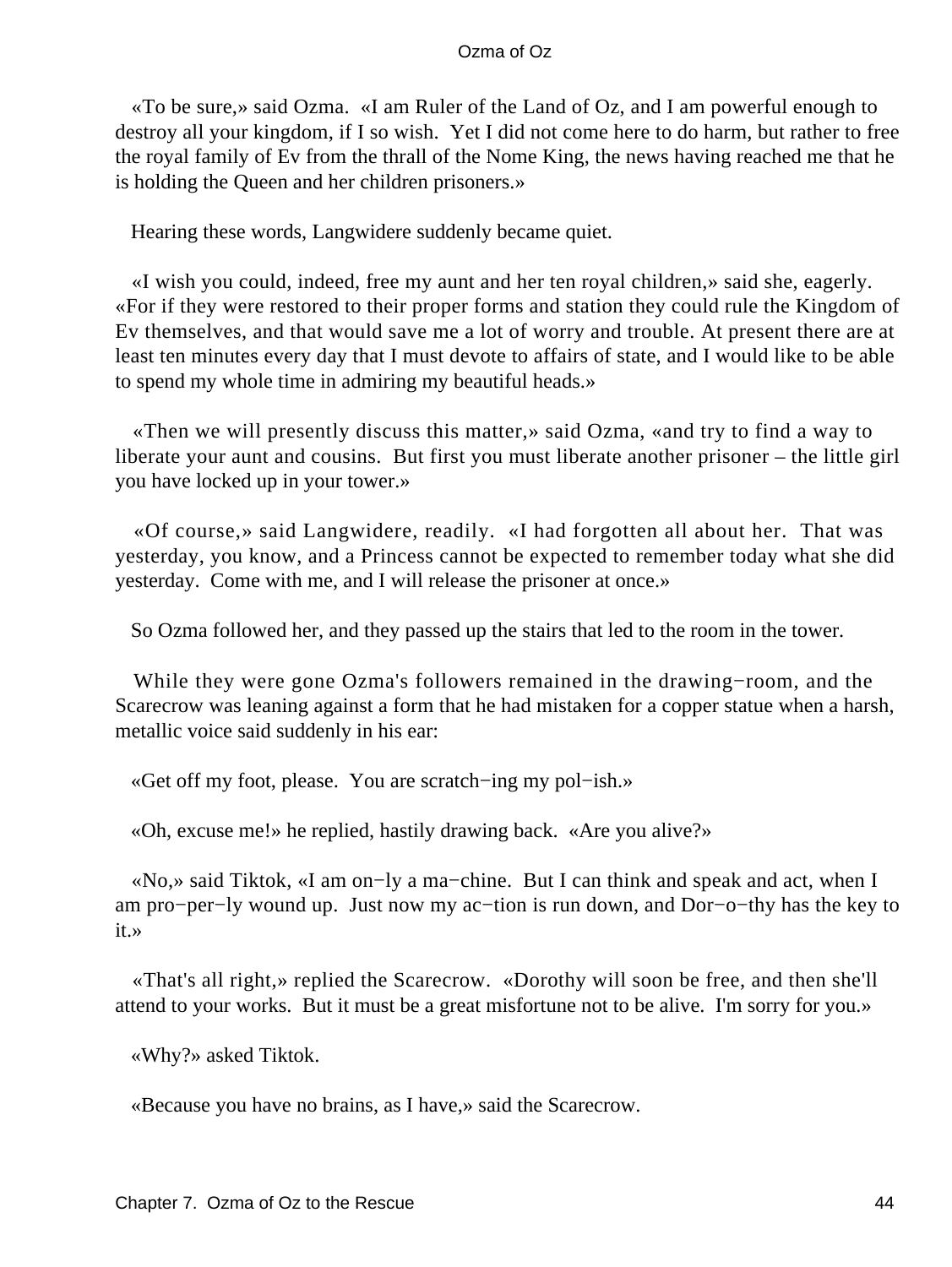«To be sure,» said Ozma. «I am Ruler of the Land of Oz, and I am powerful enough to destroy all your kingdom, if I so wish. Yet I did not come here to do harm, but rather to free the royal family of Ev from the thrall of the Nome King, the news having reached me that he is holding the Queen and her children prisoners.»

Hearing these words, Langwidere suddenly became quiet.

«I wish you could, indeed, free my aunt and her ten royal children,» said she, eagerly. «For if they were restored to their proper forms and station they could rule the Kingdom of Ev themselves, and that would save me a lot of worry and trouble. At present there are at least ten minutes every day that I must devote to affairs of state, and I would like to be able to spend my whole time in admiring my beautiful heads.»

«Then we will presently discuss this matter,» said Ozma, «and try to find a way to liberate your aunt and cousins. But first you must liberate another prisoner – the little girl you have locked up in your tower.»

«Of course,» said Langwidere, readily. «I had forgotten all about her. That was yesterday, you know, and a Princess cannot be expected to remember today what she did yesterday. Come with me, and I will release the prisoner at once.»

So Ozma followed her, and they passed up the stairs that led to the room in the tower.

While they were gone Ozma's followers remained in the drawing−room, and the Scarecrow was leaning against a form that he had mistaken for a copper statue when a harsh, metallic voice said suddenly in his ear:

«Get off my foot, please. You are scratch−ing my pol−ish.»

«Oh, excuse me!» he replied, hastily drawing back. «Are you alive?»

«No,» said Tiktok, «I am on−ly a ma−chine. But I can think and speak and act, when I am pro−per−ly wound up. Just now my ac−tion is run down, and Dor−o−thy has the key to it.»

«That's all right,» replied the Scarecrow. «Dorothy will soon be free, and then she'll attend to your works. But it must be a great misfortune not to be alive. I'm sorry for you.»

«Why?» asked Tiktok.

«Because you have no brains, as I have,» said the Scarecrow.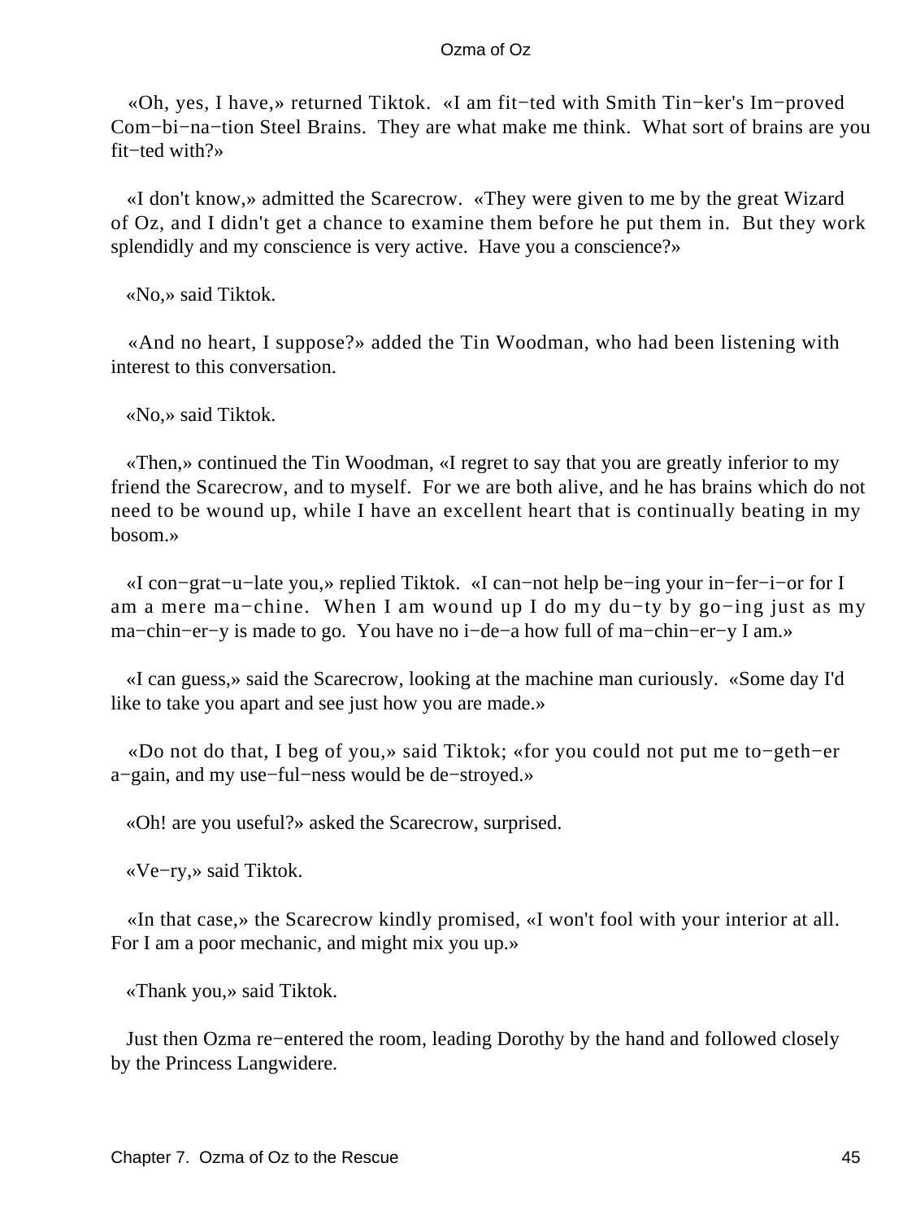«Oh, yes, I have,» returned Tiktok. «I am fit−ted with Smith Tin−ker's Im−proved Com−bi−na−tion Steel Brains. They are what make me think. What sort of brains are you fit−ted with?»

«I don't know,» admitted the Scarecrow. «They were given to me by the great Wizard of Oz, and I didn't get a chance to examine them before he put them in. But they work splendidly and my conscience is very active. Have you a conscience?»

«No,» said Tiktok.

«And no heart, I suppose?» added the Tin Woodman, who had been listening with interest to this conversation.

«No,» said Tiktok.

«Then,» continued the Tin Woodman, «I regret to say that you are greatly inferior to my friend the Scarecrow, and to myself. For we are both alive, and he has brains which do not need to be wound up, while I have an excellent heart that is continually beating in my bosom.»

«I con−grat−u−late you,» replied Tiktok. «I can−not help be−ing your in−fer−i−or for I am a mere ma−chine. When I am wound up I do my du−ty by go−ing just as my ma−chin−er−y is made to go. You have no i−de−a how full of ma−chin−er−y I am.»

«I can guess,» said the Scarecrow, looking at the machine man curiously. «Some day I'd like to take you apart and see just how you are made.»

«Do not do that, I beg of you,» said Tiktok; «for you could not put me to−geth−er a−gain, and my use−ful−ness would be de−stroyed.»

«Oh! are you useful?» asked the Scarecrow, surprised.

«Ve−ry,» said Tiktok.

«In that case,» the Scarecrow kindly promised, «I won't fool with your interior at all. For I am a poor mechanic, and might mix you up.»

«Thank you,» said Tiktok.

Just then Ozma re−entered the room, leading Dorothy by the hand and followed closely by the Princess Langwidere.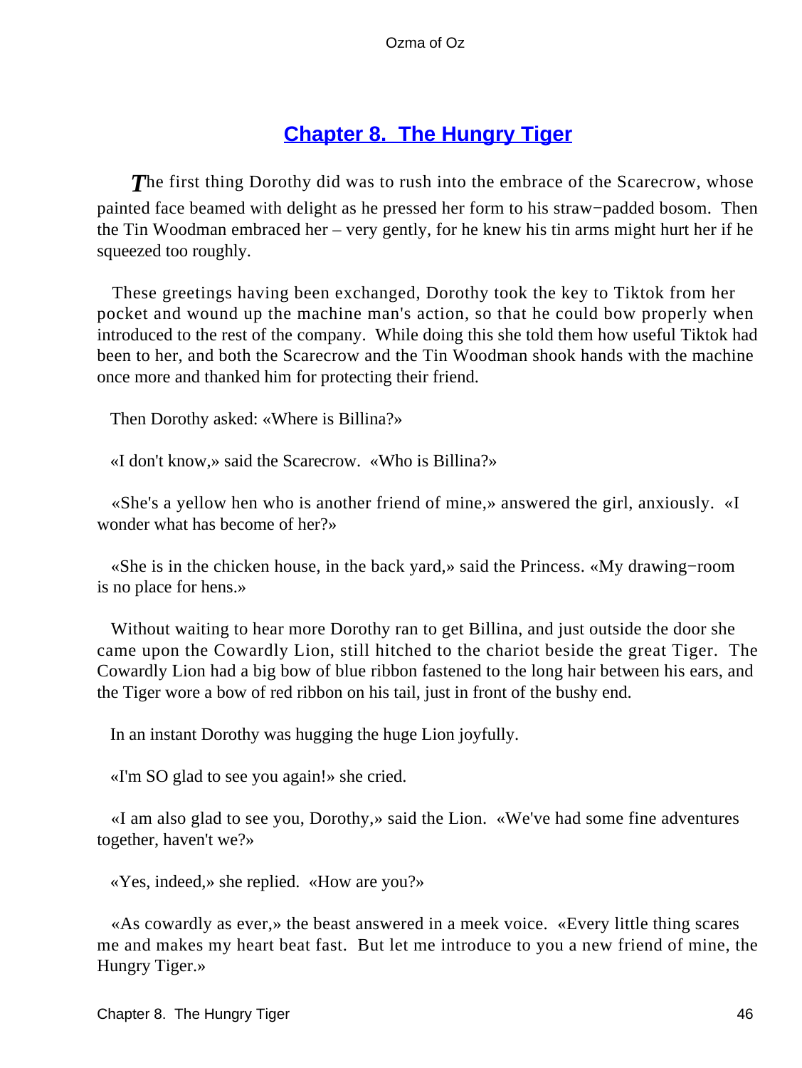## Chapter 8. The Hungry Tiger

*T*he first thing Dorothy did was to rush into the embrace of the Scarecrow, whose painted face beamed with delight as he pressed her form to his straw−padded bosom. Then the Tin Woodman embraced her – very gently, for he knew his tin arms might hurt her if he squeezed too roughly.

These greetings having been exchanged, Dorothy took the key to Tiktok from her pocket and wound up the machine man's action, so that he could bow properly when introduced to the rest of the company. While doing this she told them how useful Tiktok had been to her, and both the Scarecrow and the Tin Woodman shook hands with the machine once more and thanked him for protecting their friend.

Then Dorothy asked: «Where is Billina?»

«I don't know,» said the Scarecrow. «Who is Billina?»

«She's a yellow hen who is another friend of mine,» answered the girl, anxiously. «I wonder what has become of her?»

«She is in the chicken house, in the back yard,» said the Princess. «My drawing−room is no place for hens.»

Without waiting to hear more Dorothy ran to get Billina, and just outside the door she came upon the Cowardly Lion, still hitched to the chariot beside the great Tiger. The Cowardly Lion had a big bow of blue ribbon fastened to the long hair between his ears, and the Tiger wore a bow of red ribbon on his tail, just in front of the bushy end.

In an instant Dorothy was hugging the huge Lion joyfully.

«I'm SO glad to see you again!» she cried.

«I am also glad to see you, Dorothy,» said the Lion. «We've had some fine adventures together, haven't we?»

«Yes, indeed,» she replied. «How are you?»

«As cowardly as ever,» the beast answered in a meek voice. «Every little thing scares me and makes my heart beat fast. But let me introduce to you a new friend of mine, the Hungry Tiger.»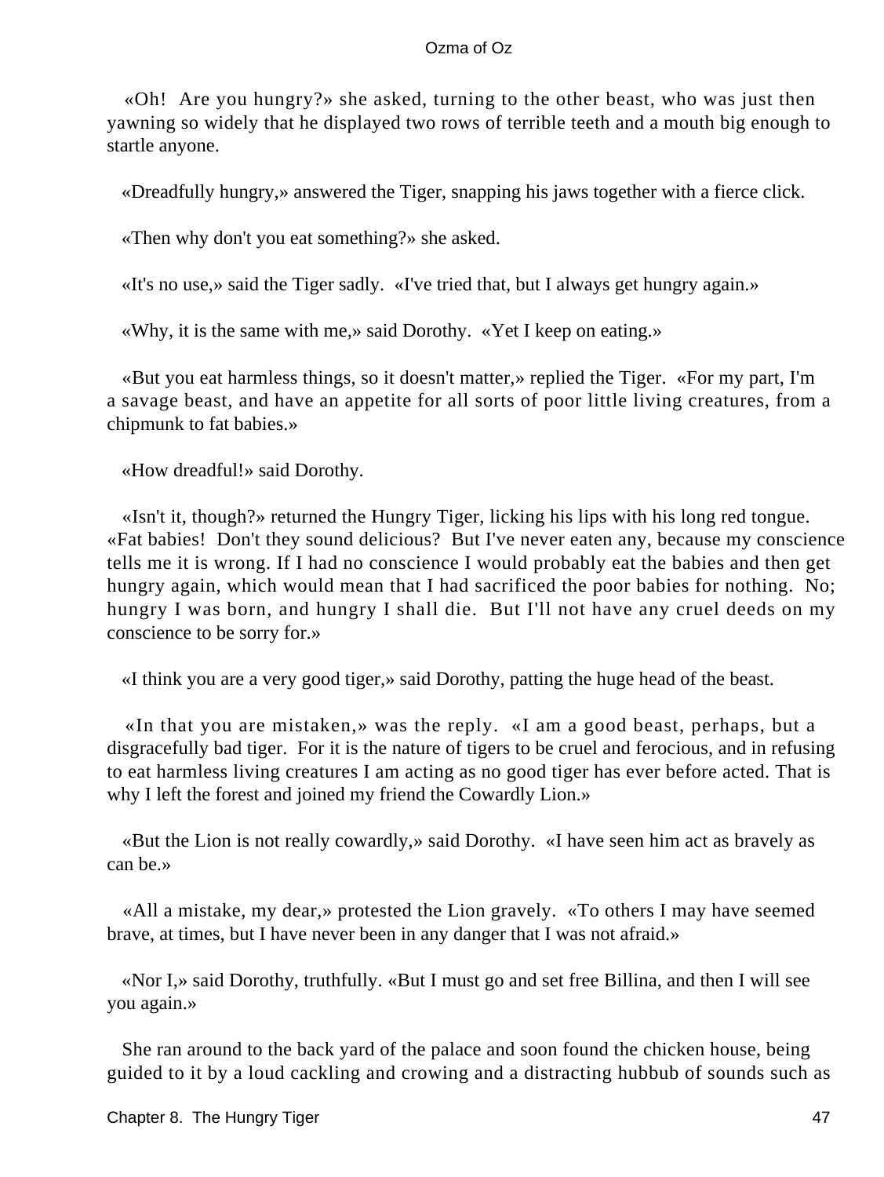«Oh! Are you hungry?» she asked, turning to the other beast, who was just then yawning so widely that he displayed two rows of terrible teeth and a mouth big enough to startle anyone.

«Dreadfully hungry,» answered the Tiger, snapping his jaws together with a fierce click.

«Then why don't you eat something?» she asked.

«It's no use,» said the Tiger sadly. «I've tried that, but I always get hungry again.»

«Why, it is the same with me,» said Dorothy. «Yet I keep on eating.»

«But you eat harmless things, so it doesn't matter,» replied the Tiger. «For my part, I'm a savage beast, and have an appetite for all sorts of poor little living creatures, from a chipmunk to fat babies.»

«How dreadful!» said Dorothy.

«Isn't it, though?» returned the Hungry Tiger, licking his lips with his long red tongue. «Fat babies! Don't they sound delicious? But I've never eaten any, because my conscience tells me it is wrong. If I had no conscience I would probably eat the babies and then get hungry again, which would mean that I had sacrificed the poor babies for nothing. No; hungry I was born, and hungry I shall die. But I'll not have any cruel deeds on my conscience to be sorry for.»

«I think you are a very good tiger,» said Dorothy, patting the huge head of the beast.

«In that you are mistaken,» was the reply. «I am a good beast, perhaps, but a disgracefully bad tiger. For it is the nature of tigers to be cruel and ferocious, and in refusing to eat harmless living creatures I am acting as no good tiger has ever before acted. That is why I left the forest and joined my friend the Cowardly Lion.»

«But the Lion is not really cowardly,» said Dorothy. «I have seen him act as bravely as can be.»

«All a mistake, my dear,» protested the Lion gravely. «To others I may have seemed brave, at times, but I have never been in any danger that I was not afraid.»

«Nor I,» said Dorothy, truthfully. «But I must go and set free Billina, and then I will see you again.»

She ran around to the back yard of the palace and soon found the chicken house, being guided to it by a loud cackling and crowing and a distracting hubbub of sounds such as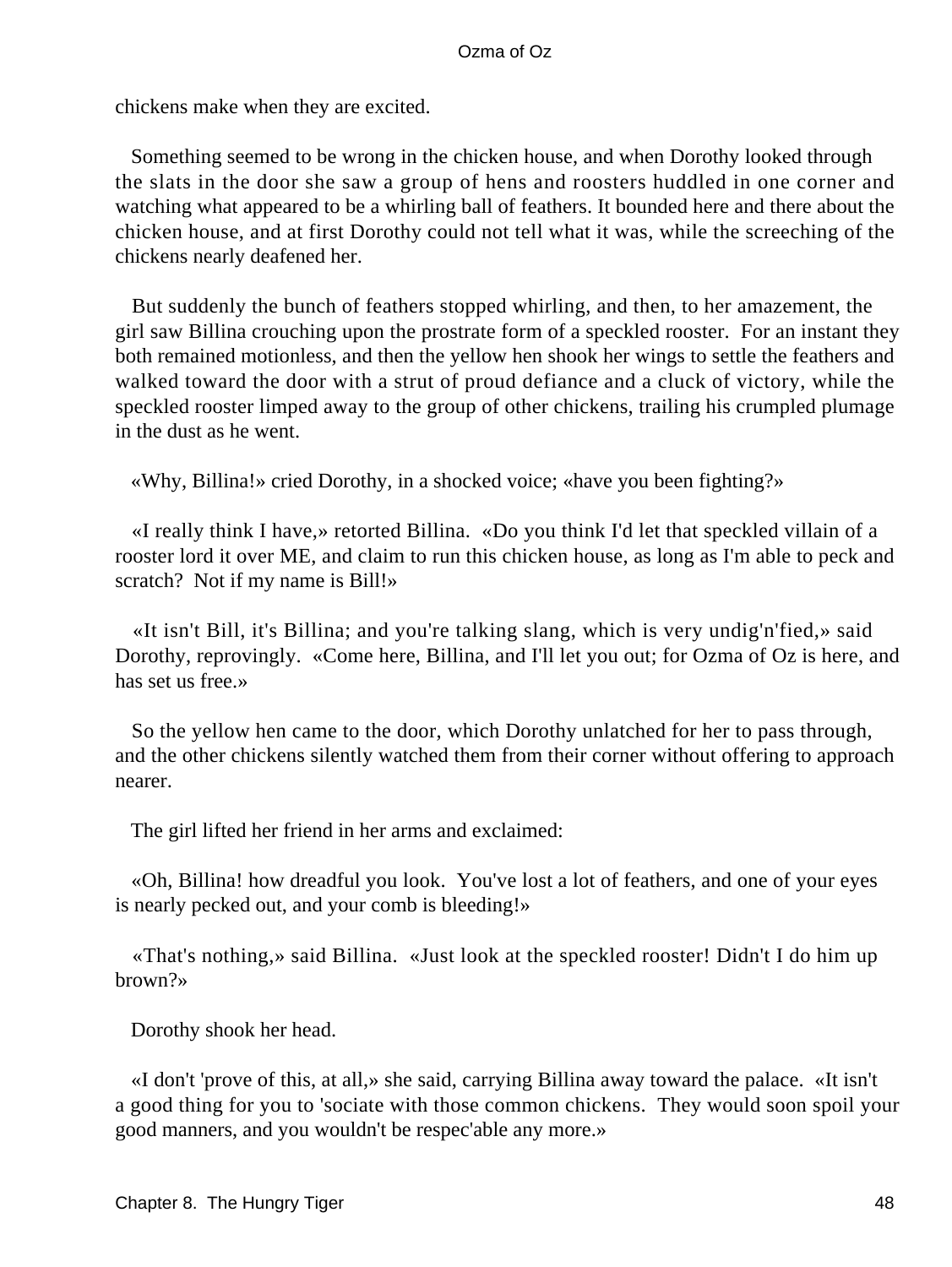chickens make when they are excited.

Something seemed to be wrong in the chicken house, and when Dorothy looked through the slats in the door she saw a group of hens and roosters huddled in one corner and watching what appeared to be a whirling ball of feathers. It bounded here and there about the chicken house, and at first Dorothy could not tell what it was, while the screeching of the chickens nearly deafened her.

But suddenly the bunch of feathers stopped whirling, and then, to her amazement, the girl saw Billina crouching upon the prostrate form of a speckled rooster. For an instant they both remained motionless, and then the yellow hen shook her wings to settle the feathers and walked toward the door with a strut of proud defiance and a cluck of victory, while the speckled rooster limped away to the group of other chickens, trailing his crumpled plumage in the dust as he went.

«Why, Billina!» cried Dorothy, in a shocked voice; «have you been fighting?»

«I really think I have,» retorted Billina. «Do you think I'd let that speckled villain of a rooster lord it over ME, and claim to run this chicken house, as long as I'm able to peck and scratch? Not if my name is Bill!»

«It isn't Bill, it's Billina; and you're talking slang, which is very undig'n'fied,» said Dorothy, reprovingly. «Come here, Billina, and I'll let you out; for Ozma of Oz is here, and has set us free.»

So the yellow hen came to the door, which Dorothy unlatched for her to pass through, and the other chickens silently watched them from their corner without offering to approach nearer.

The girl lifted her friend in her arms and exclaimed:

«Oh, Billina! how dreadful you look. You've lost a lot of feathers, and one of your eyes is nearly pecked out, and your comb is bleeding!»

«That's nothing,» said Billina. «Just look at the speckled rooster! Didn't I do him up brown?»

Dorothy shook her head.

«I don't 'prove of this, at all,» she said, carrying Billina away toward the palace. «It isn't a good thing for you to 'sociate with those common chickens. They would soon spoil your good manners, and you wouldn't be respec'able any more.»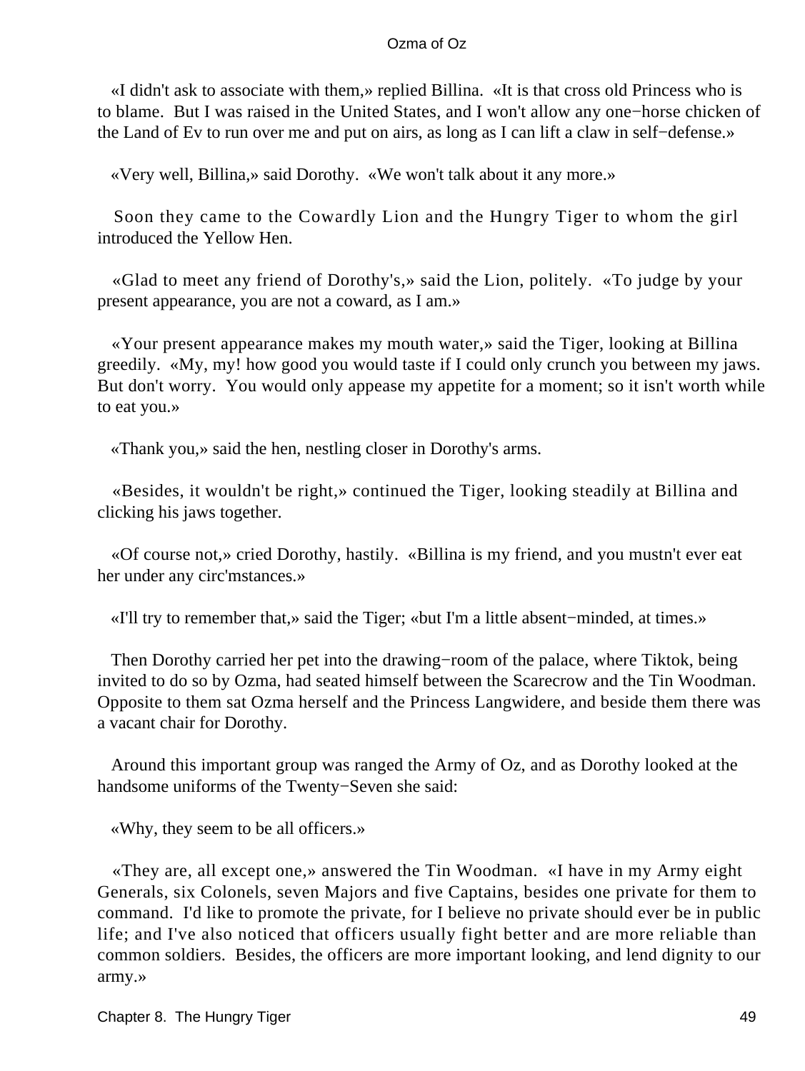«I didn't ask to associate with them,» replied Billina. «It is that cross old Princess who is to blame. But I was raised in the United States, and I won't allow any one−horse chicken of the Land of Ev to run over me and put on airs, as long as I can lift a claw in self−defense.»

«Very well, Billina,» said Dorothy. «We won't talk about it any more.»

Soon they came to the Cowardly Lion and the Hungry Tiger to whom the girl introduced the Yellow Hen.

«Glad to meet any friend of Dorothy's,» said the Lion, politely. «To judge by your present appearance, you are not a coward, as I am.»

«Your present appearance makes my mouth water,» said the Tiger, looking at Billina greedily. «My, my! how good you would taste if I could only crunch you between my jaws. But don't worry. You would only appease my appetite for a moment; so it isn't worth while to eat you.»

«Thank you,» said the hen, nestling closer in Dorothy's arms.

«Besides, it wouldn't be right,» continued the Tiger, looking steadily at Billina and clicking his jaws together.

«Of course not,» cried Dorothy, hastily. «Billina is my friend, and you mustn't ever eat her under any circ'mstances.»

«I'll try to remember that,» said the Tiger; «but I'm a little absent−minded, at times.»

Then Dorothy carried her pet into the drawing−room of the palace, where Tiktok, being invited to do so by Ozma, had seated himself between the Scarecrow and the Tin Woodman. Opposite to them sat Ozma herself and the Princess Langwidere, and beside them there was a vacant chair for Dorothy.

Around this important group was ranged the Army of Oz, and as Dorothy looked at the handsome uniforms of the Twenty−Seven she said:

«Why, they seem to be all officers.»

«They are, all except one,» answered the Tin Woodman. «I have in my Army eight Generals, six Colonels, seven Majors and five Captains, besides one private for them to command. I'd like to promote the private, for I believe no private should ever be in public life; and I've also noticed that officers usually fight better and are more reliable than common soldiers. Besides, the officers are more important looking, and lend dignity to our army.»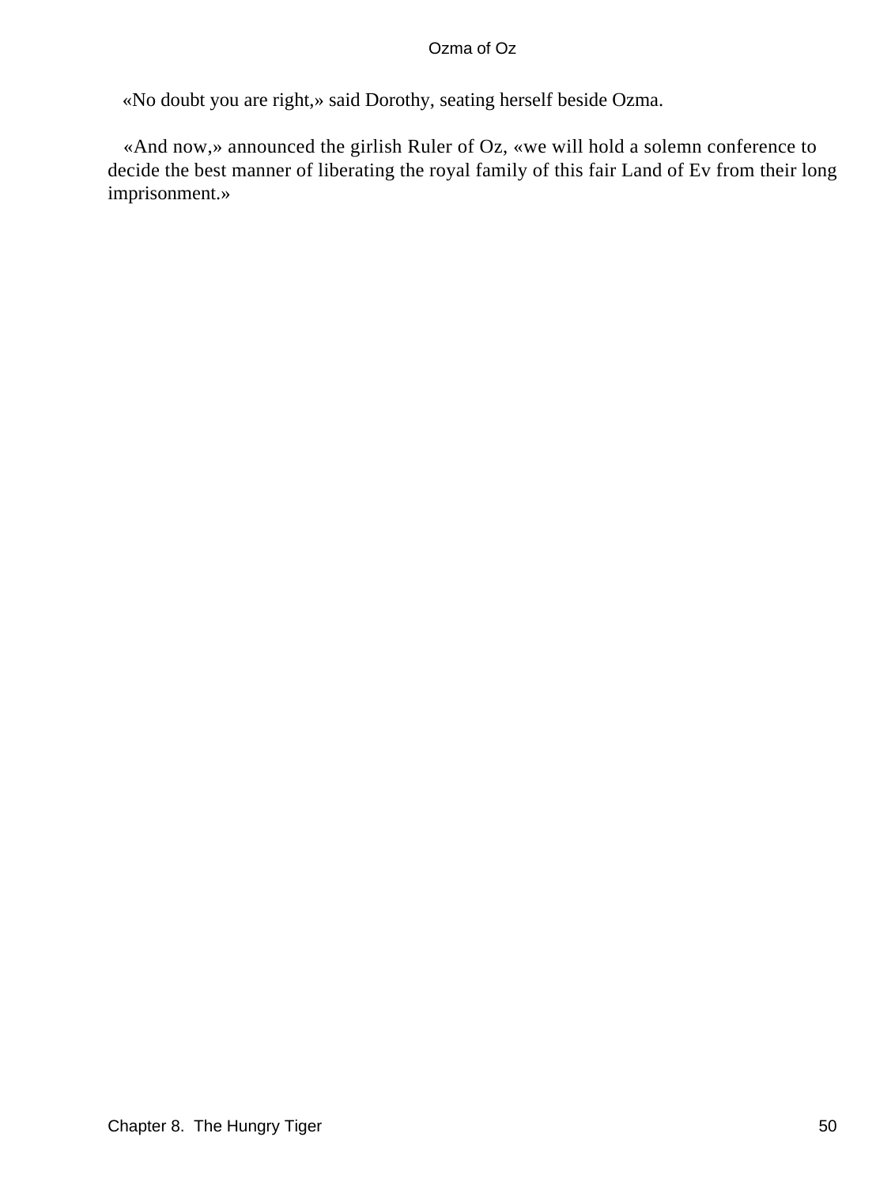«No doubt you are right,» said Dorothy, seating herself beside Ozma.

«And now,» announced the girlish Ruler of Oz, «we will hold a solemn conference to decide the best manner of liberating the royal family of this fair Land of Ev from their long imprisonment.»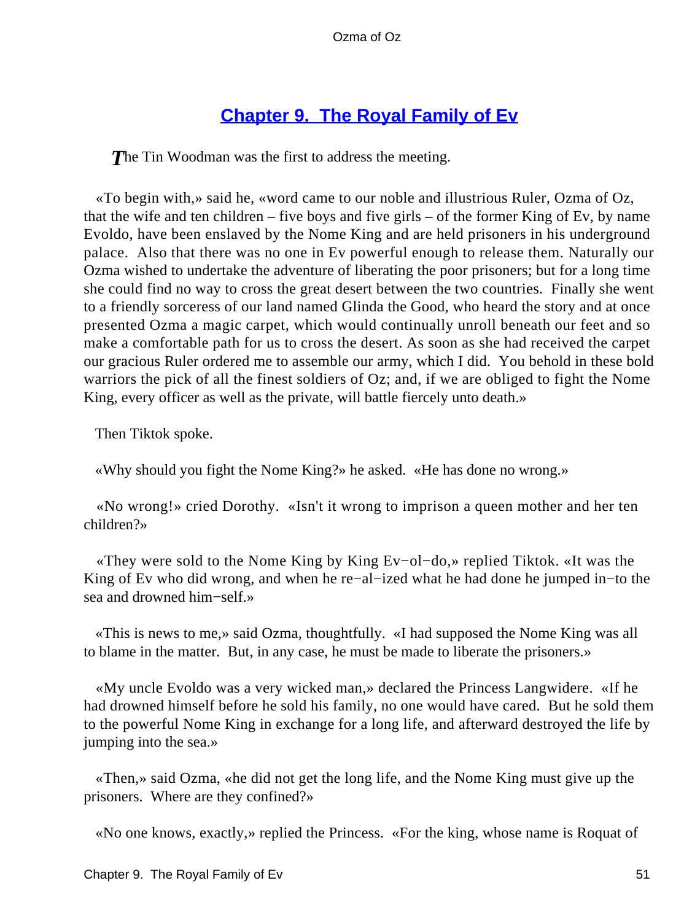## Chapter 9. The Royal Family of Ev

*T*he Tin Woodman was the first to address the meeting.

«To begin with,» said he, «word came to our noble and illustrious Ruler, Ozma of Oz, that the wife and ten children – five boys and five girls – of the former King of Ev, by name Evoldo, have been enslaved by the Nome King and are held prisoners in his underground palace. Also that there was no one in Ev powerful enough to release them. Naturally our Ozma wished to undertake the adventure of liberating the poor prisoners; but for a long time she could find no way to cross the great desert between the two countries. Finally she went to a friendly sorceress of our land named Glinda the Good, who heard the story and at once presented Ozma a magic carpet, which would continually unroll beneath our feet and so make a comfortable path for us to cross the desert. As soon as she had received the carpet our gracious Ruler ordered me to assemble our army, which I did. You behold in these bold warriors the pick of all the finest soldiers of Oz; and, if we are obliged to fight the Nome King, every officer as well as the private, will battle fiercely unto death.»

Then Tiktok spoke.

«Why should you fight the Nome King?» he asked. «He has done no wrong.»

«No wrong!» cried Dorothy. «Isn't it wrong to imprison a queen mother and her ten children?»

«They were sold to the Nome King by King Ev−ol−do,» replied Tiktok. «It was the King of Ev who did wrong, and when he re−al−ized what he had done he jumped in−to the sea and drowned him−self.»

«This is news to me,» said Ozma, thoughtfully. «I had supposed the Nome King was all to blame in the matter. But, in any case, he must be made to liberate the prisoners.»

«My uncle Evoldo was a very wicked man,» declared the Princess Langwidere. «If he had drowned himself before he sold his family, no one would have cared. But he sold them to the powerful Nome King in exchange for a long life, and afterward destroyed the life by jumping into the sea.»

«Then,» said Ozma, «he did not get the long life, and the Nome King must give up the prisoners. Where are they confined?»

«No one knows, exactly,» replied the Princess. «For the king, whose name is Roquat of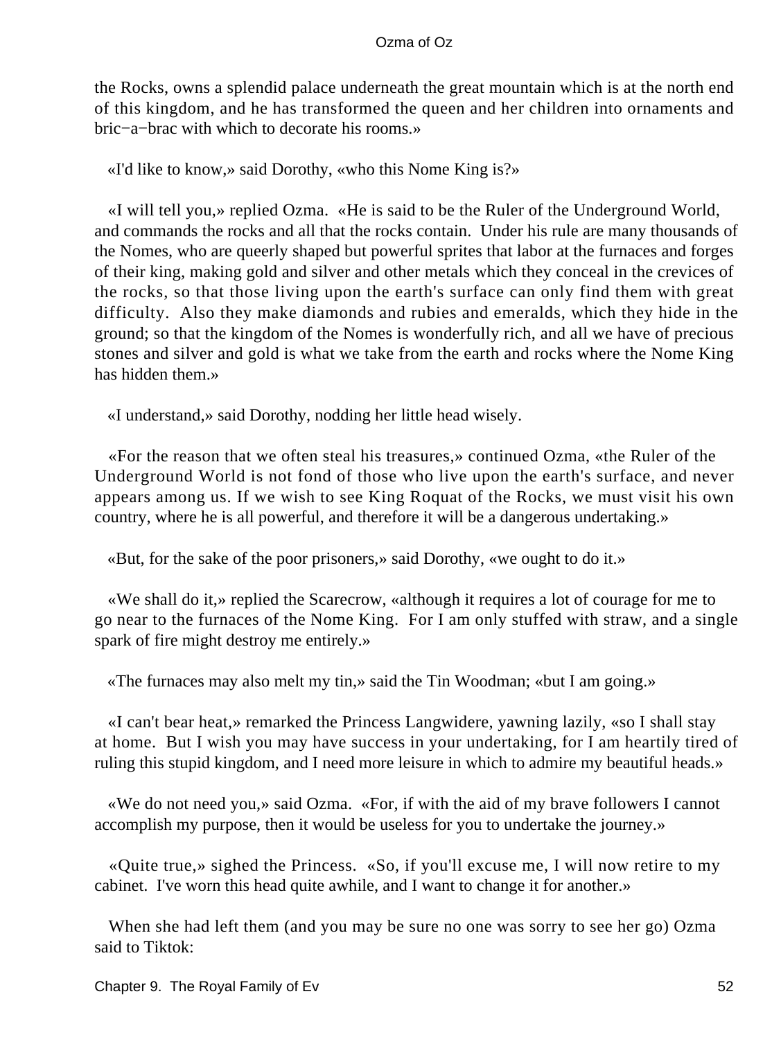the Rocks, owns a splendid palace underneath the great mountain which is at the north end of this kingdom, and he has transformed the queen and her children into ornaments and bric−a−brac with which to decorate his rooms.»

«I'd like to know,» said Dorothy, «who this Nome King is?»

«I will tell you,» replied Ozma. «He is said to be the Ruler of the Underground World, and commands the rocks and all that the rocks contain. Under his rule are many thousands of the Nomes, who are queerly shaped but powerful sprites that labor at the furnaces and forges of their king, making gold and silver and other metals which they conceal in the crevices of the rocks, so that those living upon the earth's surface can only find them with great difficulty. Also they make diamonds and rubies and emeralds, which they hide in the ground; so that the kingdom of the Nomes is wonderfully rich, and all we have of precious stones and silver and gold is what we take from the earth and rocks where the Nome King has hidden them.»

«I understand,» said Dorothy, nodding her little head wisely.

«For the reason that we often steal his treasures,» continued Ozma, «the Ruler of the Underground World is not fond of those who live upon the earth's surface, and never appears among us. If we wish to see King Roquat of the Rocks, we must visit his own country, where he is all powerful, and therefore it will be a dangerous undertaking.»

«But, for the sake of the poor prisoners,» said Dorothy, «we ought to do it.»

«We shall do it,» replied the Scarecrow, «although it requires a lot of courage for me to go near to the furnaces of the Nome King. For I am only stuffed with straw, and a single spark of fire might destroy me entirely.»

«The furnaces may also melt my tin,» said the Tin Woodman; «but I am going.»

«I can't bear heat,» remarked the Princess Langwidere, yawning lazily, «so I shall stay at home. But I wish you may have success in your undertaking, for I am heartily tired of ruling this stupid kingdom, and I need more leisure in which to admire my beautiful heads.»

«We do not need you,» said Ozma. «For, if with the aid of my brave followers I cannot accomplish my purpose, then it would be useless for you to undertake the journey.»

«Quite true,» sighed the Princess. «So, if you'll excuse me, I will now retire to my cabinet. I've worn this head quite awhile, and I want to change it for another.»

When she had left them (and you may be sure no one was sorry to see her go) Ozma said to Tiktok: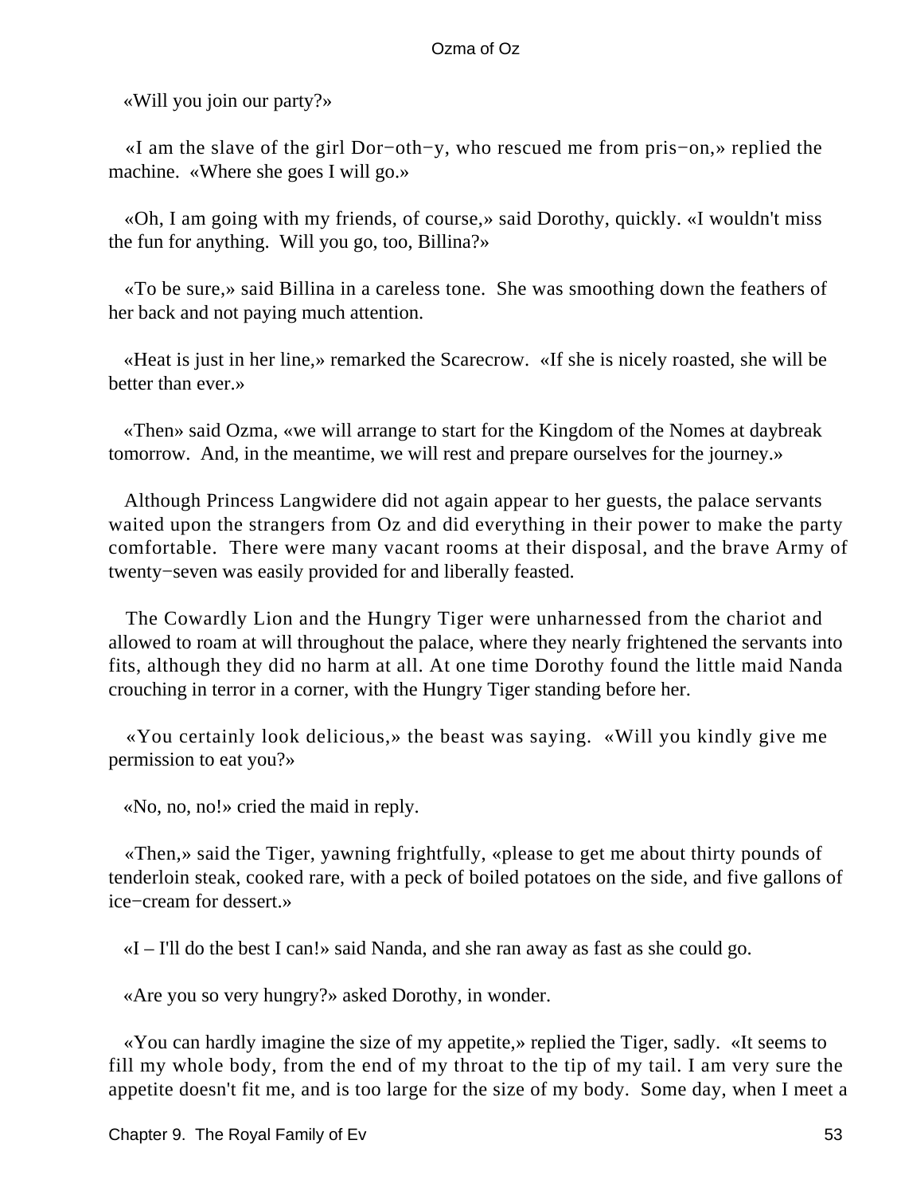«Will you join our party?»

«I am the slave of the girl Dor−oth−y, who rescued me from pris−on,» replied the machine. «Where she goes I will go.»

«Oh, I am going with my friends, of course,» said Dorothy, quickly. «I wouldn't miss the fun for anything. Will you go, too, Billina?»

«To be sure,» said Billina in a careless tone. She was smoothing down the feathers of her back and not paying much attention.

«Heat is just in her line,» remarked the Scarecrow. «If she is nicely roasted, she will be better than ever.»

«Then» said Ozma, «we will arrange to start for the Kingdom of the Nomes at daybreak tomorrow. And, in the meantime, we will rest and prepare ourselves for the journey.»

Although Princess Langwidere did not again appear to her guests, the palace servants waited upon the strangers from Oz and did everything in their power to make the party comfortable. There were many vacant rooms at their disposal, and the brave Army of twenty−seven was easily provided for and liberally feasted.

The Cowardly Lion and the Hungry Tiger were unharnessed from the chariot and allowed to roam at will throughout the palace, where they nearly frightened the servants into fits, although they did no harm at all. At one time Dorothy found the little maid Nanda crouching in terror in a corner, with the Hungry Tiger standing before her.

«You certainly look delicious,» the beast was saying. «Will you kindly give me permission to eat you?»

«No, no, no!» cried the maid in reply.

«Then,» said the Tiger, yawning frightfully, «please to get me about thirty pounds of tenderloin steak, cooked rare, with a peck of boiled potatoes on the side, and five gallons of ice−cream for dessert.»

«I – I'll do the best I can!» said Nanda, and she ran away as fast as she could go.

«Are you so very hungry?» asked Dorothy, in wonder.

«You can hardly imagine the size of my appetite,» replied the Tiger, sadly. «It seems to fill my whole body, from the end of my throat to the tip of my tail. I am very sure the appetite doesn't fit me, and is too large for the size of my body. Some day, when I meet a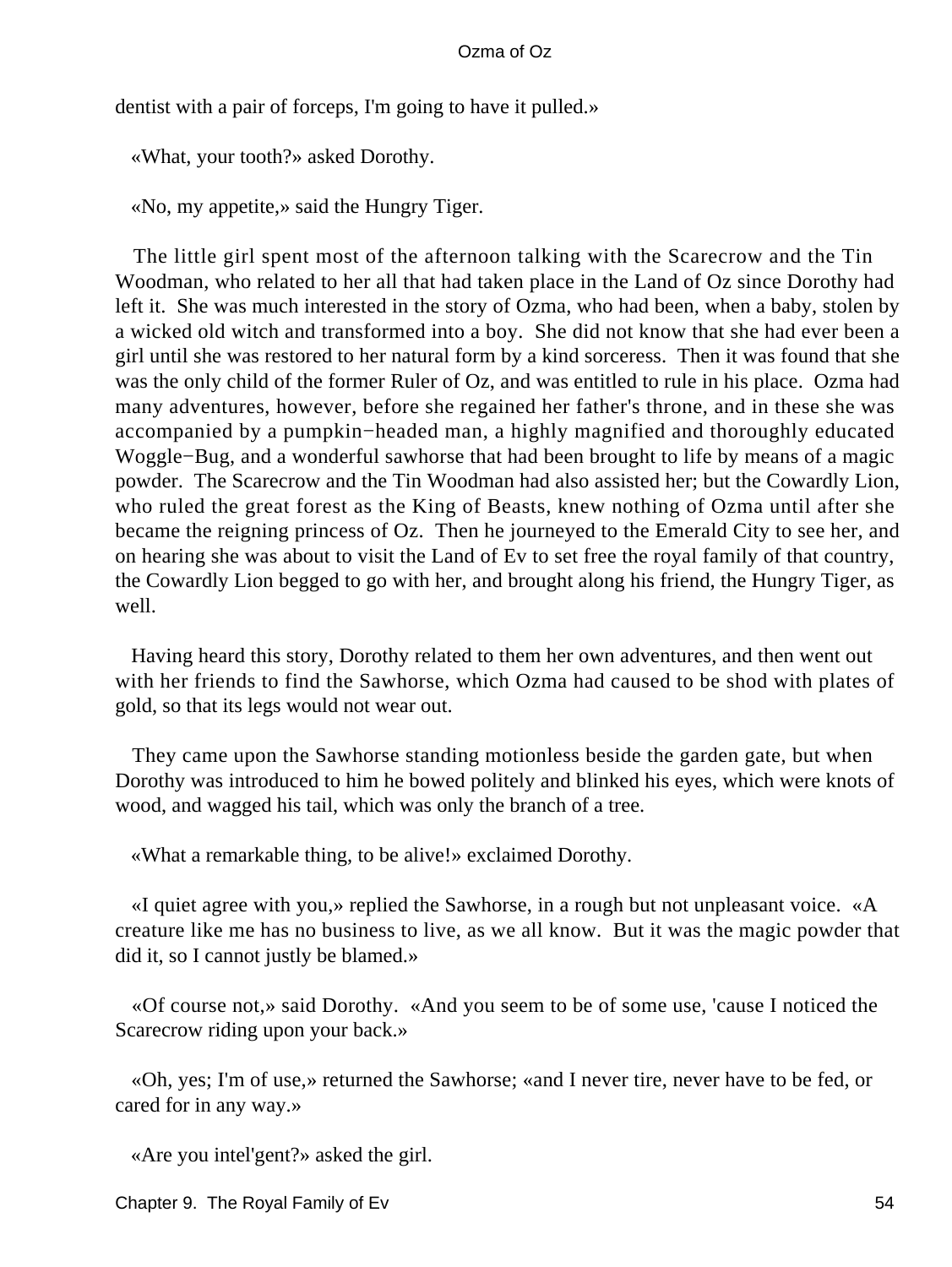dentist with a pair of forceps, I'm going to have it pulled.»

«What, your tooth?» asked Dorothy.

«No, my appetite,» said the Hungry Tiger.

The little girl spent most of the afternoon talking with the Scarecrow and the Tin Woodman, who related to her all that had taken place in the Land of Oz since Dorothy had left it. She was much interested in the story of Ozma, who had been, when a baby, stolen by a wicked old witch and transformed into a boy. She did not know that she had ever been a girl until she was restored to her natural form by a kind sorceress. Then it was found that she was the only child of the former Ruler of Oz, and was entitled to rule in his place. Ozma had many adventures, however, before she regained her father's throne, and in these she was accompanied by a pumpkin−headed man, a highly magnified and thoroughly educated Woggle−Bug, and a wonderful sawhorse that had been brought to life by means of a magic powder. The Scarecrow and the Tin Woodman had also assisted her; but the Cowardly Lion, who ruled the great forest as the King of Beasts, knew nothing of Ozma until after she became the reigning princess of Oz. Then he journeyed to the Emerald City to see her, and on hearing she was about to visit the Land of Ev to set free the royal family of that country, the Cowardly Lion begged to go with her, and brought along his friend, the Hungry Tiger, as well.

Having heard this story, Dorothy related to them her own adventures, and then went out with her friends to find the Sawhorse, which Ozma had caused to be shod with plates of gold, so that its legs would not wear out.

They came upon the Sawhorse standing motionless beside the garden gate, but when Dorothy was introduced to him he bowed politely and blinked his eyes, which were knots of wood, and wagged his tail, which was only the branch of a tree.

«What a remarkable thing, to be alive!» exclaimed Dorothy.

«I quiet agree with you,» replied the Sawhorse, in a rough but not unpleasant voice. «A creature like me has no business to live, as we all know. But it was the magic powder that did it, so I cannot justly be blamed.»

«Of course not,» said Dorothy. «And you seem to be of some use, 'cause I noticed the Scarecrow riding upon your back.»

«Oh, yes; I'm of use,» returned the Sawhorse; «and I never tire, never have to be fed, or cared for in any way.»

«Are you intel'gent?» asked the girl.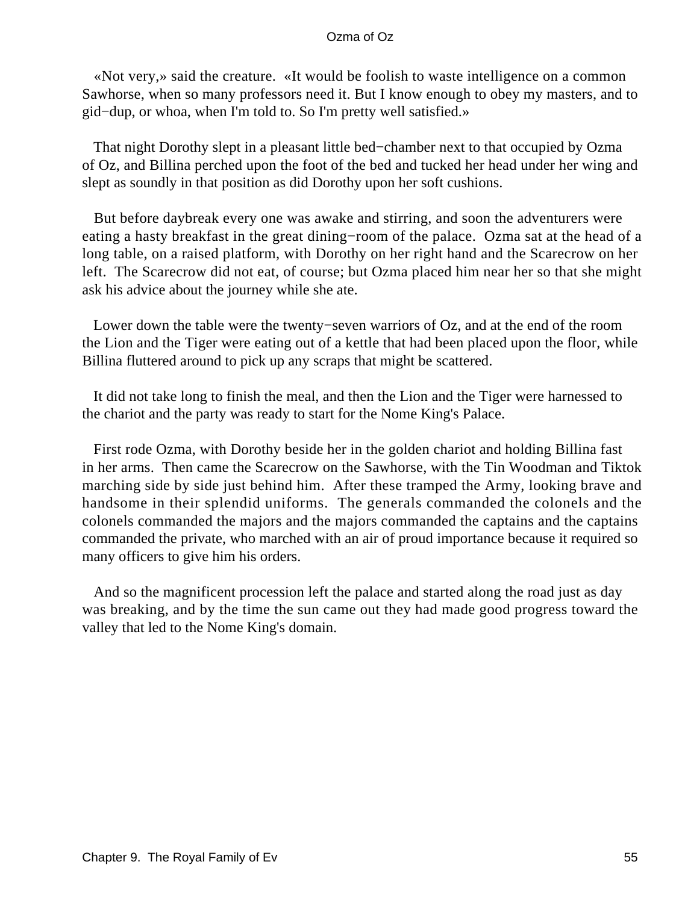«Not very,» said the creature. «It would be foolish to waste intelligence on a common Sawhorse, when so many professors need it. But I know enough to obey my masters, and to gid−dup, or whoa, when I'm told to. So I'm pretty well satisfied.»

That night Dorothy slept in a pleasant little bed−chamber next to that occupied by Ozma of Oz, and Billina perched upon the foot of the bed and tucked her head under her wing and slept as soundly in that position as did Dorothy upon her soft cushions.

But before daybreak every one was awake and stirring, and soon the adventurers were eating a hasty breakfast in the great dining−room of the palace. Ozma sat at the head of a long table, on a raised platform, with Dorothy on her right hand and the Scarecrow on her left. The Scarecrow did not eat, of course; but Ozma placed him near her so that she might ask his advice about the journey while she ate.

Lower down the table were the twenty−seven warriors of Oz, and at the end of the room the Lion and the Tiger were eating out of a kettle that had been placed upon the floor, while Billina fluttered around to pick up any scraps that might be scattered.

It did not take long to finish the meal, and then the Lion and the Tiger were harnessed to the chariot and the party was ready to start for the Nome King's Palace.

First rode Ozma, with Dorothy beside her in the golden chariot and holding Billina fast in her arms. Then came the Scarecrow on the Sawhorse, with the Tin Woodman and Tiktok marching side by side just behind him. After these tramped the Army, looking brave and handsome in their splendid uniforms. The generals commanded the colonels and the colonels commanded the majors and the majors commanded the captains and the captains commanded the private, who marched with an air of proud importance because it required so many officers to give him his orders.

And so the magnificent procession left the palace and started along the road just as day was breaking, and by the time the sun came out they had made good progress toward the valley that led to the Nome King's domain.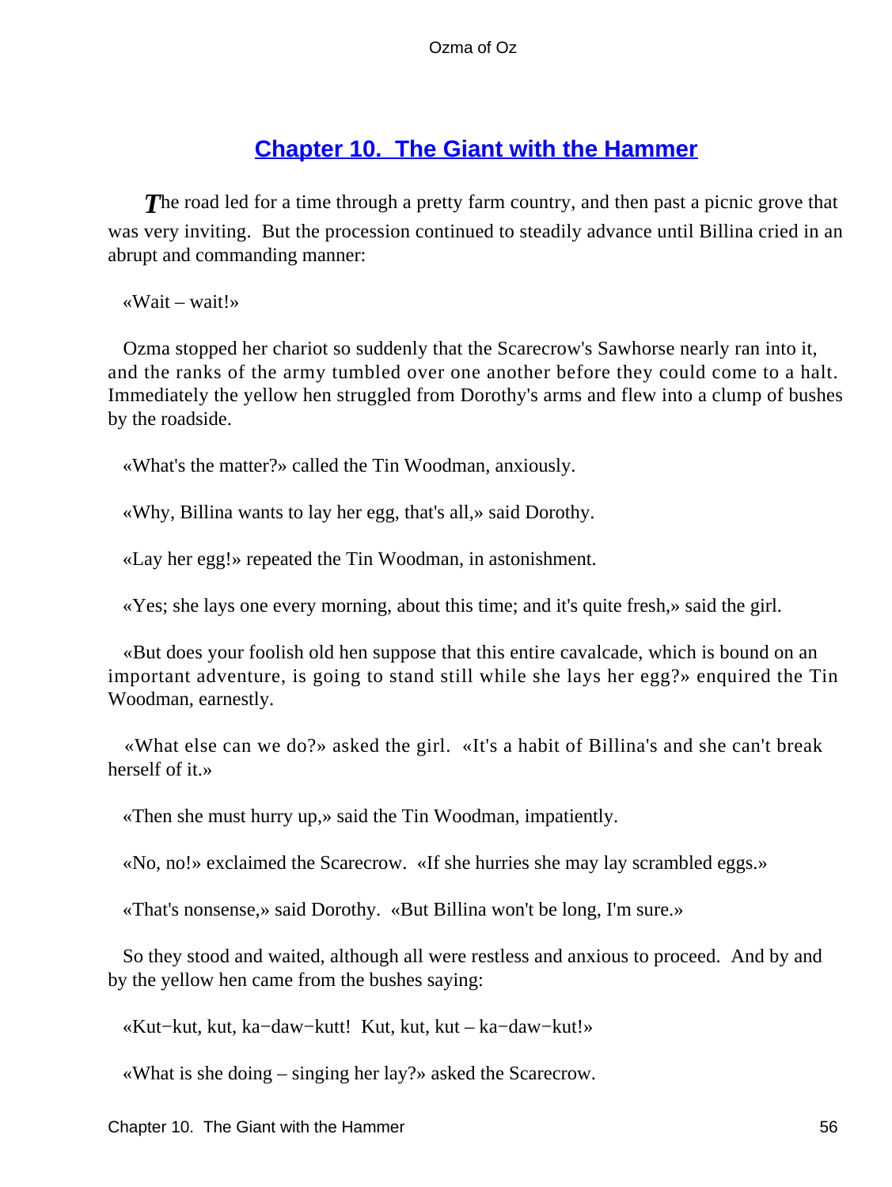## Chapter 10. The Giant with the Hammer

*T*he road led for a time through a pretty farm country, and then past a picnic grove that was very inviting. But the procession continued to steadily advance until Billina cried in an abrupt and commanding manner:

«Wait – wait!»

Ozma stopped her chariot so suddenly that the Scarecrow's Sawhorse nearly ran into it, and the ranks of the army tumbled over one another before they could come to a halt. Immediately the yellow hen struggled from Dorothy's arms and flew into a clump of bushes by the roadside.

«What's the matter?» called the Tin Woodman, anxiously.

«Why, Billina wants to lay her egg, that's all,» said Dorothy.

«Lay her egg!» repeated the Tin Woodman, in astonishment.

«Yes; she lays one every morning, about this time; and it's quite fresh,» said the girl.

«But does your foolish old hen suppose that this entire cavalcade, which is bound on an important adventure, is going to stand still while she lays her egg?» enquired the Tin Woodman, earnestly.

«What else can we do?» asked the girl. «It's a habit of Billina's and she can't break herself of it.»

«Then she must hurry up,» said the Tin Woodman, impatiently.

«No, no!» exclaimed the Scarecrow. «If she hurries she may lay scrambled eggs.»

«That's nonsense,» said Dorothy. «But Billina won't be long, I'm sure.»

So they stood and waited, although all were restless and anxious to proceed. And by and by the yellow hen came from the bushes saying:

«Kut−kut, kut, ka−daw−kutt! Kut, kut, kut – ka−daw−kut!»

«What is she doing – singing her lay?» asked the Scarecrow.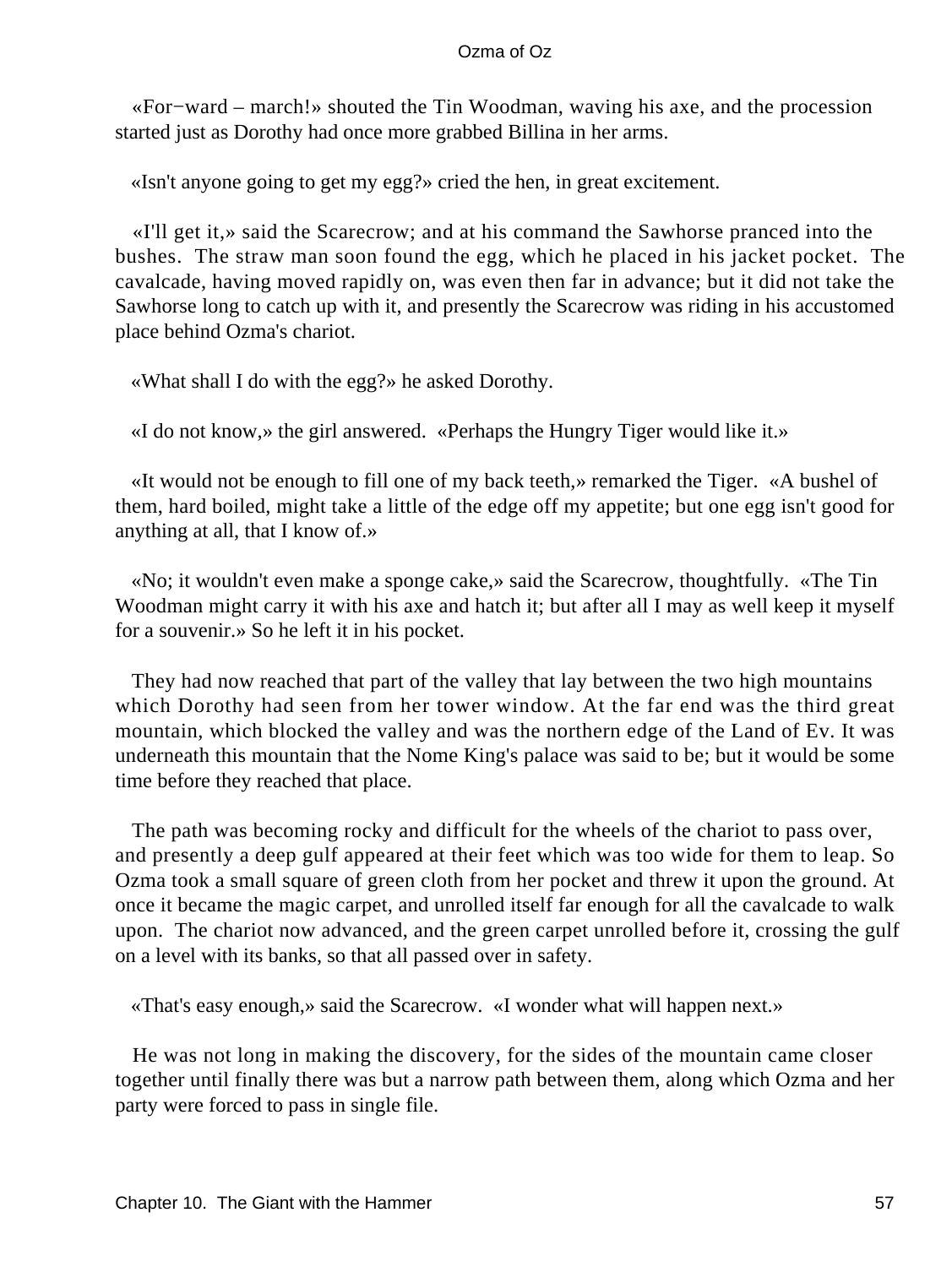«For−ward – march!» shouted the Tin Woodman, waving his axe, and the procession started just as Dorothy had once more grabbed Billina in her arms.

«Isn't anyone going to get my egg?» cried the hen, in great excitement.

«I'll get it,» said the Scarecrow; and at his command the Sawhorse pranced into the bushes. The straw man soon found the egg, which he placed in his jacket pocket. The cavalcade, having moved rapidly on, was even then far in advance; but it did not take the Sawhorse long to catch up with it, and presently the Scarecrow was riding in his accustomed place behind Ozma's chariot.

«What shall I do with the egg?» he asked Dorothy.

«I do not know,» the girl answered. «Perhaps the Hungry Tiger would like it.»

«It would not be enough to fill one of my back teeth,» remarked the Tiger. «A bushel of them, hard boiled, might take a little of the edge off my appetite; but one egg isn't good for anything at all, that I know of.»

«No; it wouldn't even make a sponge cake,» said the Scarecrow, thoughtfully. «The Tin Woodman might carry it with his axe and hatch it; but after all I may as well keep it myself for a souvenir.» So he left it in his pocket.

They had now reached that part of the valley that lay between the two high mountains which Dorothy had seen from her tower window. At the far end was the third great mountain, which blocked the valley and was the northern edge of the Land of Ev. It was underneath this mountain that the Nome King's palace was said to be; but it would be some time before they reached that place.

The path was becoming rocky and difficult for the wheels of the chariot to pass over, and presently a deep gulf appeared at their feet which was too wide for them to leap. So Ozma took a small square of green cloth from her pocket and threw it upon the ground. At once it became the magic carpet, and unrolled itself far enough for all the cavalcade to walk upon. The chariot now advanced, and the green carpet unrolled before it, crossing the gulf on a level with its banks, so that all passed over in safety.

«That's easy enough,» said the Scarecrow. «I wonder what will happen next.»

He was not long in making the discovery, for the sides of the mountain came closer together until finally there was but a narrow path between them, along which Ozma and her party were forced to pass in single file.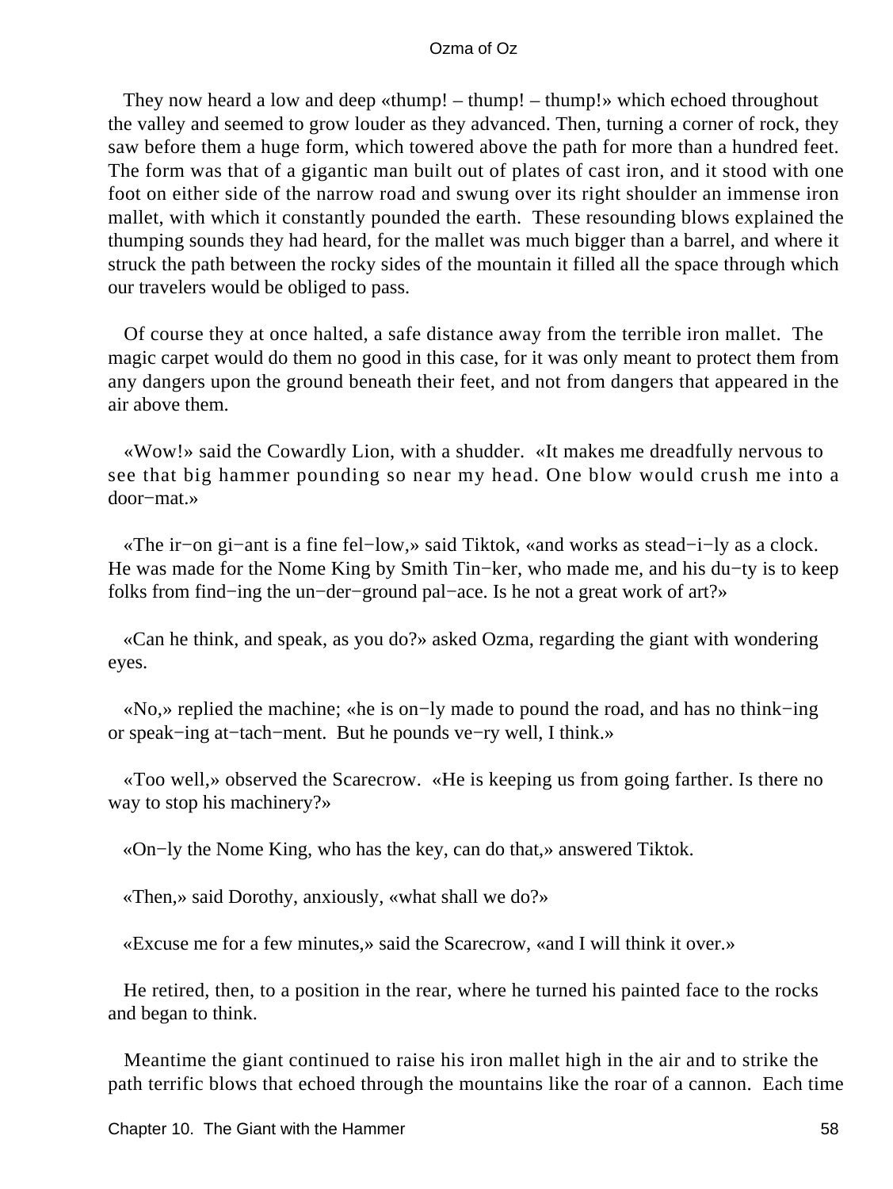They now heard a low and deep «thump! – thump! – thump!» which echoed throughout the valley and seemed to grow louder as they advanced. Then, turning a corner of rock, they saw before them a huge form, which towered above the path for more than a hundred feet. The form was that of a gigantic man built out of plates of cast iron, and it stood with one foot on either side of the narrow road and swung over its right shoulder an immense iron mallet, with which it constantly pounded the earth. These resounding blows explained the thumping sounds they had heard, for the mallet was much bigger than a barrel, and where it struck the path between the rocky sides of the mountain it filled all the space through which our travelers would be obliged to pass.

Of course they at once halted, a safe distance away from the terrible iron mallet. The magic carpet would do them no good in this case, for it was only meant to protect them from any dangers upon the ground beneath their feet, and not from dangers that appeared in the air above them.

«Wow!» said the Cowardly Lion, with a shudder. «It makes me dreadfully nervous to see that big hammer pounding so near my head. One blow would crush me into a door−mat.»

«The ir−on gi−ant is a fine fel−low,» said Tiktok, «and works as stead−i−ly as a clock. He was made for the Nome King by Smith Tin−ker, who made me, and his du−ty is to keep folks from find−ing the un−der−ground pal−ace. Is he not a great work of art?»

«Can he think, and speak, as you do?» asked Ozma, regarding the giant with wondering eyes.

«No,» replied the machine; «he is on−ly made to pound the road, and has no think−ing or speak−ing at−tach−ment. But he pounds ve−ry well, I think.»

«Too well,» observed the Scarecrow. «He is keeping us from going farther. Is there no way to stop his machinery?»

«On−ly the Nome King, who has the key, can do that,» answered Tiktok.

«Then,» said Dorothy, anxiously, «what shall we do?»

«Excuse me for a few minutes,» said the Scarecrow, «and I will think it over.»

He retired, then, to a position in the rear, where he turned his painted face to the rocks and began to think.

Meantime the giant continued to raise his iron mallet high in the air and to strike the path terrific blows that echoed through the mountains like the roar of a cannon. Each time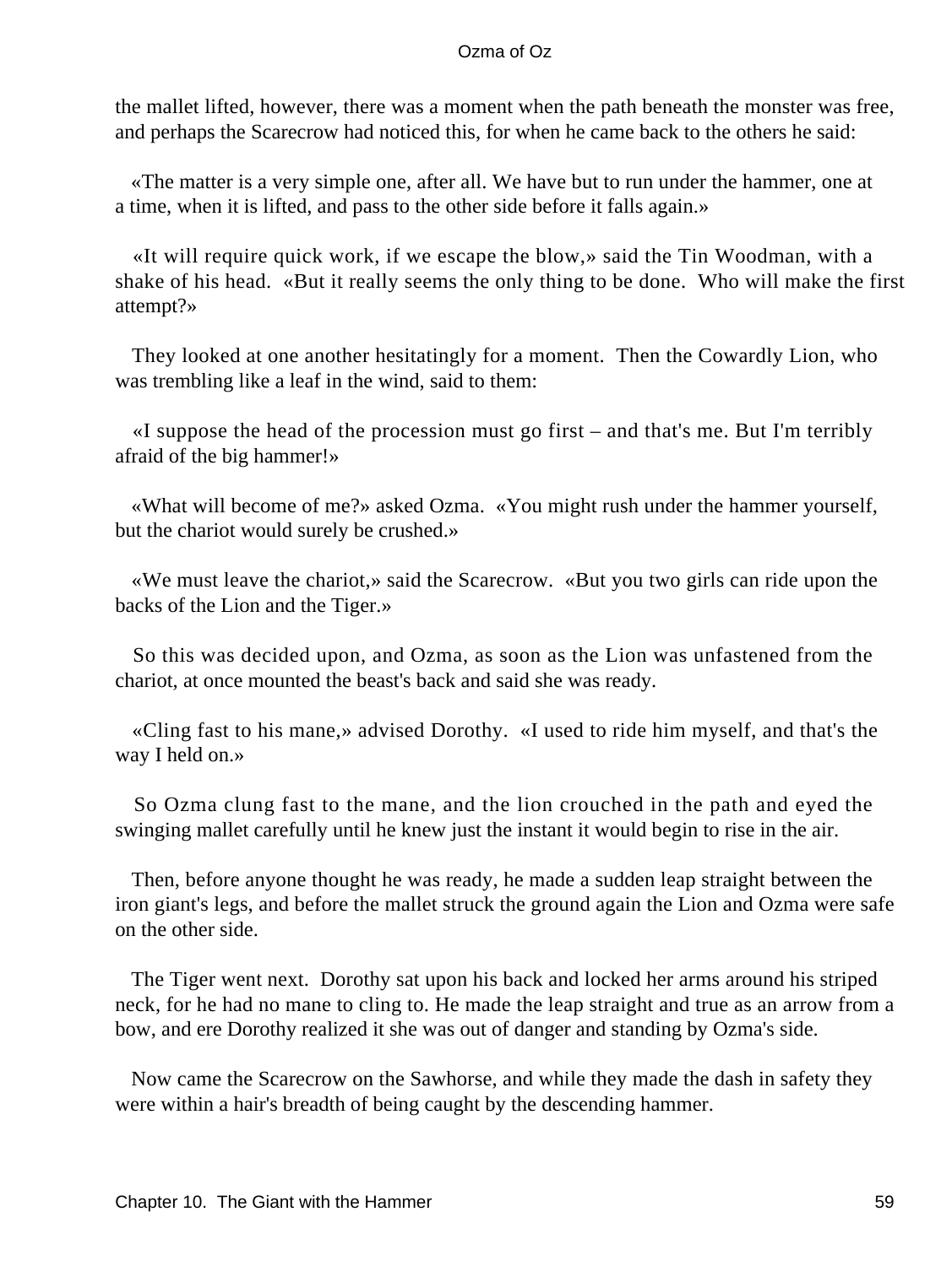the mallet lifted, however, there was a moment when the path beneath the monster was free, and perhaps the Scarecrow had noticed this, for when he came back to the others he said:

«The matter is a very simple one, after all. We have but to run under the hammer, one at a time, when it is lifted, and pass to the other side before it falls again.»

«It will require quick work, if we escape the blow,» said the Tin Woodman, with a shake of his head. «But it really seems the only thing to be done. Who will make the first attempt?»

They looked at one another hesitatingly for a moment. Then the Cowardly Lion, who was trembling like a leaf in the wind, said to them:

«I suppose the head of the procession must go first – and that's me. But I'm terribly afraid of the big hammer!»

«What will become of me?» asked Ozma. «You might rush under the hammer yourself, but the chariot would surely be crushed.»

«We must leave the chariot,» said the Scarecrow. «But you two girls can ride upon the backs of the Lion and the Tiger.»

So this was decided upon, and Ozma, as soon as the Lion was unfastened from the chariot, at once mounted the beast's back and said she was ready.

«Cling fast to his mane,» advised Dorothy. «I used to ride him myself, and that's the way I held on.»

So Ozma clung fast to the mane, and the lion crouched in the path and eyed the swinging mallet carefully until he knew just the instant it would begin to rise in the air.

Then, before anyone thought he was ready, he made a sudden leap straight between the iron giant's legs, and before the mallet struck the ground again the Lion and Ozma were safe on the other side.

The Tiger went next. Dorothy sat upon his back and locked her arms around his striped neck, for he had no mane to cling to. He made the leap straight and true as an arrow from a bow, and ere Dorothy realized it she was out of danger and standing by Ozma's side.

Now came the Scarecrow on the Sawhorse, and while they made the dash in safety they were within a hair's breadth of being caught by the descending hammer.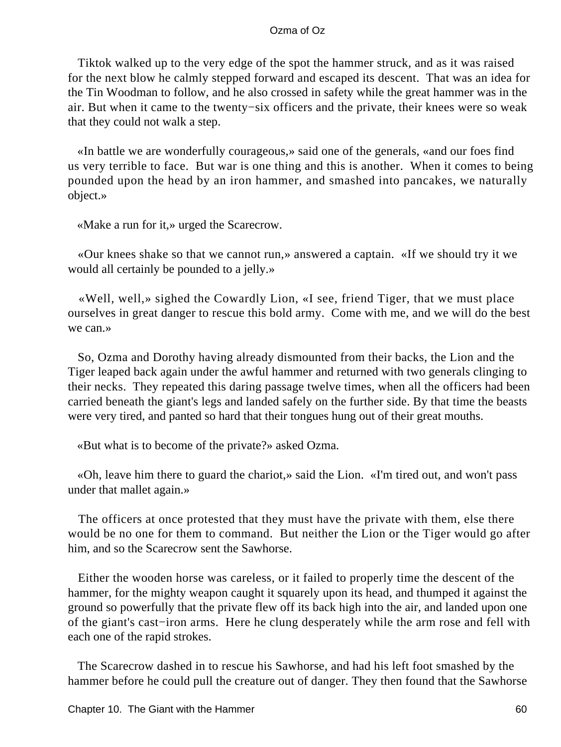Tiktok walked up to the very edge of the spot the hammer struck, and as it was raised for the next blow he calmly stepped forward and escaped its descent. That was an idea for the Tin Woodman to follow, and he also crossed in safety while the great hammer was in the air. But when it came to the twenty−six officers and the private, their knees were so weak that they could not walk a step.

«In battle we are wonderfully courageous,» said one of the generals, «and our foes find us very terrible to face. But war is one thing and this is another. When it comes to being pounded upon the head by an iron hammer, and smashed into pancakes, we naturally object.»

«Make a run for it,» urged the Scarecrow.

«Our knees shake so that we cannot run,» answered a captain. «If we should try it we would all certainly be pounded to a jelly.»

«Well, well,» sighed the Cowardly Lion, «I see, friend Tiger, that we must place ourselves in great danger to rescue this bold army. Come with me, and we will do the best we can.»

So, Ozma and Dorothy having already dismounted from their backs, the Lion and the Tiger leaped back again under the awful hammer and returned with two generals clinging to their necks. They repeated this daring passage twelve times, when all the officers had been carried beneath the giant's legs and landed safely on the further side. By that time the beasts were very tired, and panted so hard that their tongues hung out of their great mouths.

«But what is to become of the private?» asked Ozma.

«Oh, leave him there to guard the chariot,» said the Lion. «I'm tired out, and won't pass under that mallet again.»

The officers at once protested that they must have the private with them, else there would be no one for them to command. But neither the Lion or the Tiger would go after him, and so the Scarecrow sent the Sawhorse.

Either the wooden horse was careless, or it failed to properly time the descent of the hammer, for the mighty weapon caught it squarely upon its head, and thumped it against the ground so powerfully that the private flew off its back high into the air, and landed upon one of the giant's cast−iron arms. Here he clung desperately while the arm rose and fell with each one of the rapid strokes.

The Scarecrow dashed in to rescue his Sawhorse, and had his left foot smashed by the hammer before he could pull the creature out of danger. They then found that the Sawhorse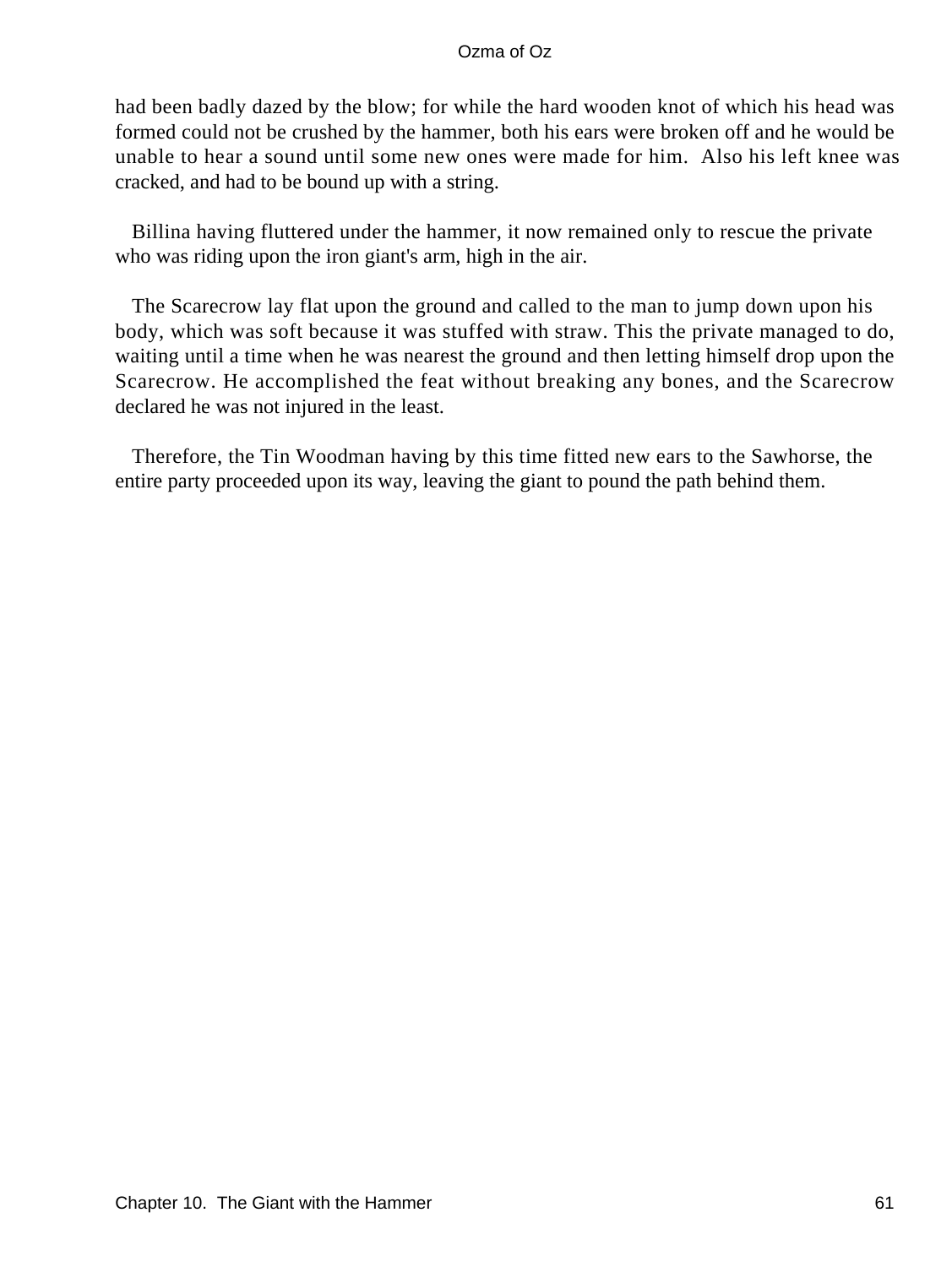had been badly dazed by the blow; for while the hard wooden knot of which his head was formed could not be crushed by the hammer, both his ears were broken off and he would be unable to hear a sound until some new ones were made for him. Also his left knee was cracked, and had to be bound up with a string.

Billina having fluttered under the hammer, it now remained only to rescue the private who was riding upon the iron giant's arm, high in the air.

The Scarecrow lay flat upon the ground and called to the man to jump down upon his body, which was soft because it was stuffed with straw. This the private managed to do, waiting until a time when he was nearest the ground and then letting himself drop upon the Scarecrow. He accomplished the feat without breaking any bones, and the Scarecrow declared he was not injured in the least.

Therefore, the Tin Woodman having by this time fitted new ears to the Sawhorse, the entire party proceeded upon its way, leaving the giant to pound the path behind them.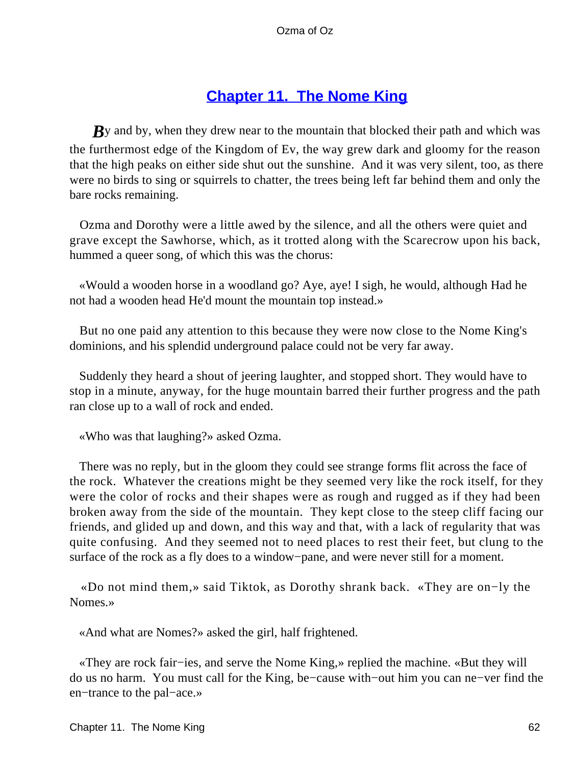## Chapter 11. The Nome King

By and by, when they drew near to the mountain that blocked their path and which was the furthermost edge of the Kingdom of Ev, the way grew dark and gloomy for the reason that the high peaks on either side shut out the sunshine. And it was very silent, too, as there were no birds to sing or squirrels to chatter, the trees being left far behind them and only the bare rocks remaining.

Ozma and Dorothy were a little awed by the silence, and all the others were quiet and grave except the Sawhorse, which, as it trotted along with the Scarecrow upon his back, hummed a queer song, of which this was the chorus:

«Would a wooden horse in a woodland go? Aye, aye! I sigh, he would, although Had he not had a wooden head He'd mount the mountain top instead.»

But no one paid any attention to this because they were now close to the Nome King's dominions, and his splendid underground palace could not be very far away.

Suddenly they heard a shout of jeering laughter, and stopped short. They would have to stop in a minute, anyway, for the huge mountain barred their further progress and the path ran close up to a wall of rock and ended.

«Who was that laughing?» asked Ozma.

There was no reply, but in the gloom they could see strange forms flit across the face of the rock. Whatever the creations might be they seemed very like the rock itself, for they were the color of rocks and their shapes were as rough and rugged as if they had been broken away from the side of the mountain. They kept close to the steep cliff facing our friends, and glided up and down, and this way and that, with a lack of regularity that was quite confusing. And they seemed not to need places to rest their feet, but clung to the surface of the rock as a fly does to a window−pane, and were never still for a moment.

«Do not mind them,» said Tiktok, as Dorothy shrank back. «They are on−ly the Nomes.»

«And what are Nomes?» asked the girl, half frightened.

«They are rock fair−ies, and serve the Nome King,» replied the machine. «But they will do us no harm. You must call for the King, be−cause with−out him you can ne−ver find the en−trance to the pal−ace.»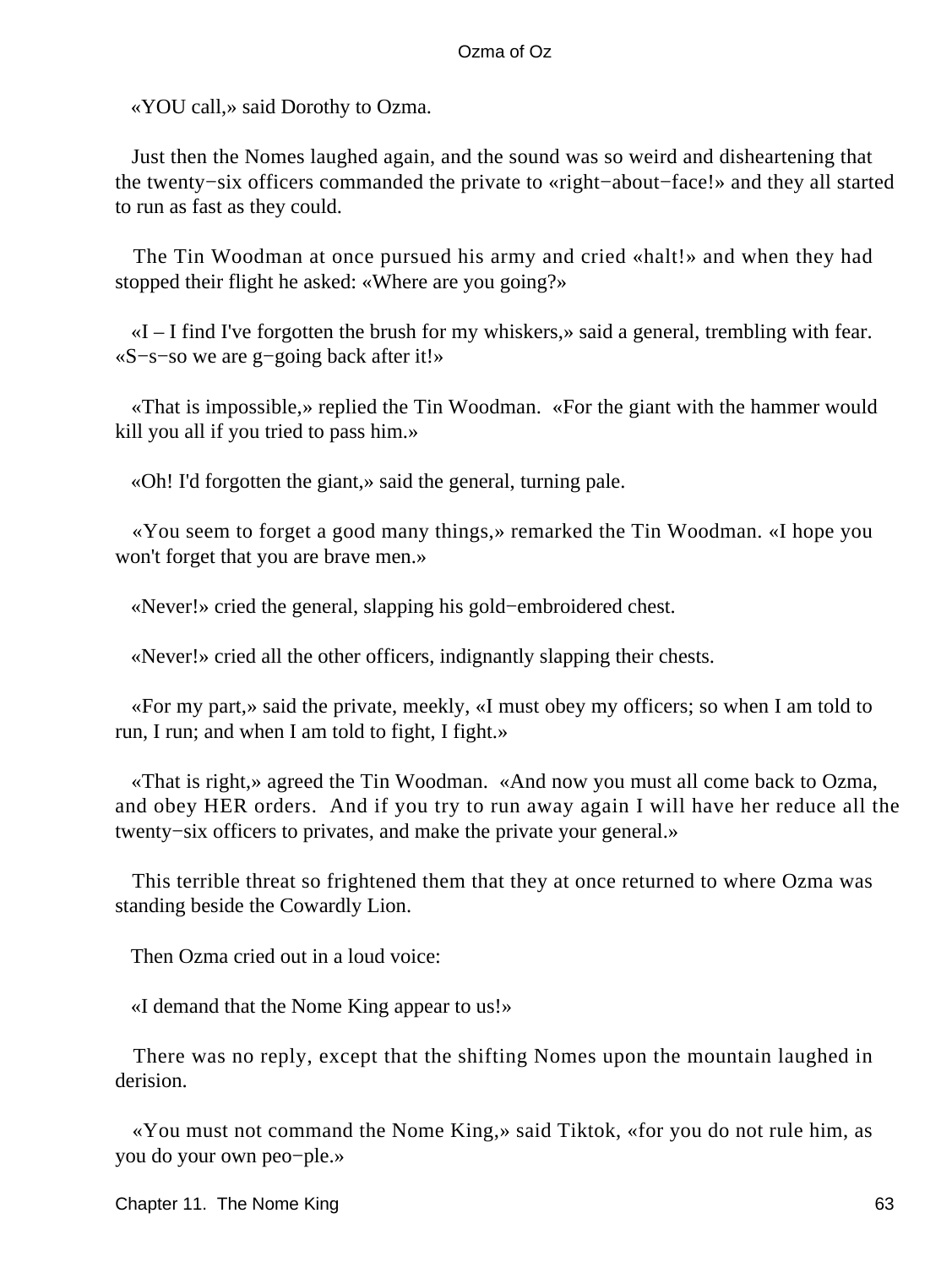«YOU call,» said Dorothy to Ozma.

Just then the Nomes laughed again, and the sound was so weird and disheartening that the twenty−six officers commanded the private to «right−about−face!» and they all started to run as fast as they could.

The Tin Woodman at once pursued his army and cried «halt!» and when they had stopped their flight he asked: «Where are you going?»

«I – I find I've forgotten the brush for my whiskers,» said a general, trembling with fear. «S−s−so we are g−going back after it!»

«That is impossible,» replied the Tin Woodman. «For the giant with the hammer would kill you all if you tried to pass him.»

«Oh! I'd forgotten the giant,» said the general, turning pale.

«You seem to forget a good many things,» remarked the Tin Woodman. «I hope you won't forget that you are brave men.»

«Never!» cried the general, slapping his gold−embroidered chest.

«Never!» cried all the other officers, indignantly slapping their chests.

«For my part,» said the private, meekly, «I must obey my officers; so when I am told to run, I run; and when I am told to fight, I fight.»

«That is right,» agreed the Tin Woodman. «And now you must all come back to Ozma, and obey HER orders. And if you try to run away again I will have her reduce all the twenty−six officers to privates, and make the private your general.»

This terrible threat so frightened them that they at once returned to where Ozma was standing beside the Cowardly Lion.

Then Ozma cried out in a loud voice:

«I demand that the Nome King appear to us!»

There was no reply, except that the shifting Nomes upon the mountain laughed in derision.

«You must not command the Nome King,» said Tiktok, «for you do not rule him, as you do your own peo−ple.»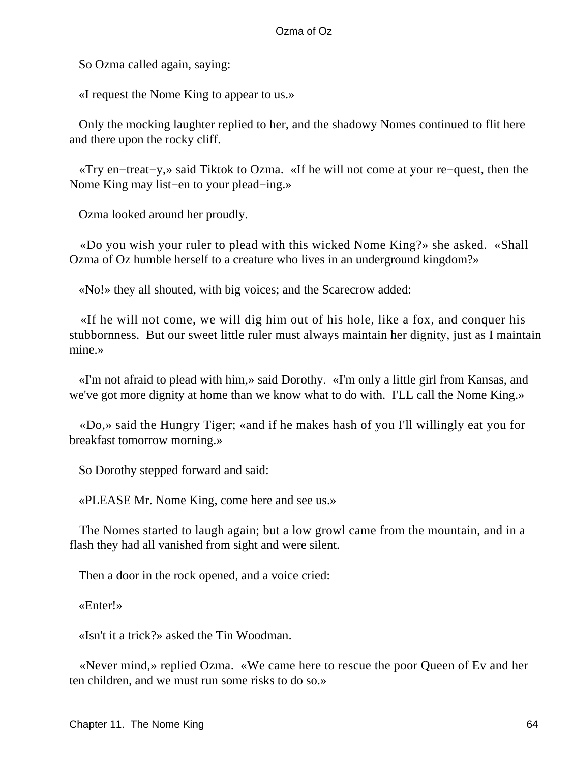So Ozma called again, saying:

«I request the Nome King to appear to us.»

Only the mocking laughter replied to her, and the shadowy Nomes continued to flit here and there upon the rocky cliff.

«Try en−treat−y,» said Tiktok to Ozma. «If he will not come at your re−quest, then the Nome King may list−en to your plead−ing.»

Ozma looked around her proudly.

«Do you wish your ruler to plead with this wicked Nome King?» she asked. «Shall Ozma of Oz humble herself to a creature who lives in an underground kingdom?»

«No!» they all shouted, with big voices; and the Scarecrow added:

«If he will not come, we will dig him out of his hole, like a fox, and conquer his stubbornness. But our sweet little ruler must always maintain her dignity, just as I maintain mine.»

«I'm not afraid to plead with him,» said Dorothy. «I'm only a little girl from Kansas, and we've got more dignity at home than we know what to do with. I'LL call the Nome King.»

«Do,» said the Hungry Tiger; «and if he makes hash of you I'll willingly eat you for breakfast tomorrow morning.»

So Dorothy stepped forward and said:

«PLEASE Mr. Nome King, come here and see us.»

The Nomes started to laugh again; but a low growl came from the mountain, and in a flash they had all vanished from sight and were silent.

Then a door in the rock opened, and a voice cried:

«Enter!»

«Isn't it a trick?» asked the Tin Woodman.

«Never mind,» replied Ozma. «We came here to rescue the poor Queen of Ev and her ten children, and we must run some risks to do so.»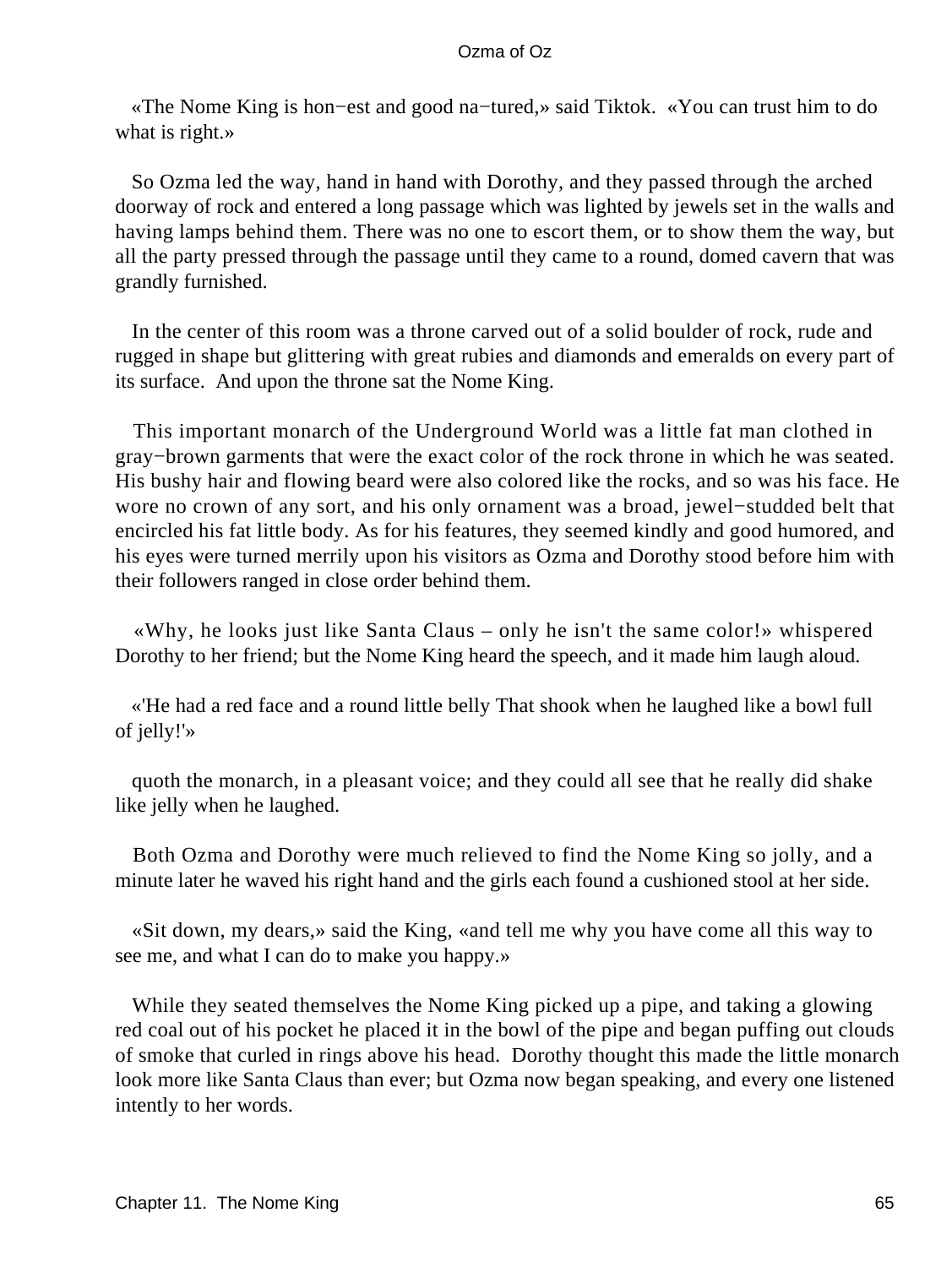«The Nome King is hon−est and good na−tured,» said Tiktok. «You can trust him to do what is right.»

So Ozma led the way, hand in hand with Dorothy, and they passed through the arched doorway of rock and entered a long passage which was lighted by jewels set in the walls and having lamps behind them. There was no one to escort them, or to show them the way, but all the party pressed through the passage until they came to a round, domed cavern that was grandly furnished.

In the center of this room was a throne carved out of a solid boulder of rock, rude and rugged in shape but glittering with great rubies and diamonds and emeralds on every part of its surface. And upon the throne sat the Nome King.

This important monarch of the Underground World was a little fat man clothed in gray−brown garments that were the exact color of the rock throne in which he was seated. His bushy hair and flowing beard were also colored like the rocks, and so was his face. He wore no crown of any sort, and his only ornament was a broad, jewel−studded belt that encircled his fat little body. As for his features, they seemed kindly and good humored, and his eyes were turned merrily upon his visitors as Ozma and Dorothy stood before him with their followers ranged in close order behind them.

«Why, he looks just like Santa Claus – only he isn't the same color!» whispered Dorothy to her friend; but the Nome King heard the speech, and it made him laugh aloud.

«'He had a red face and a round little belly That shook when he laughed like a bowl full of jelly!'»

quoth the monarch, in a pleasant voice; and they could all see that he really did shake like jelly when he laughed.

Both Ozma and Dorothy were much relieved to find the Nome King so jolly, and a minute later he waved his right hand and the girls each found a cushioned stool at her side.

«Sit down, my dears,» said the King, «and tell me why you have come all this way to see me, and what I can do to make you happy.»

While they seated themselves the Nome King picked up a pipe, and taking a glowing red coal out of his pocket he placed it in the bowl of the pipe and began puffing out clouds of smoke that curled in rings above his head. Dorothy thought this made the little monarch look more like Santa Claus than ever; but Ozma now began speaking, and every one listened intently to her words.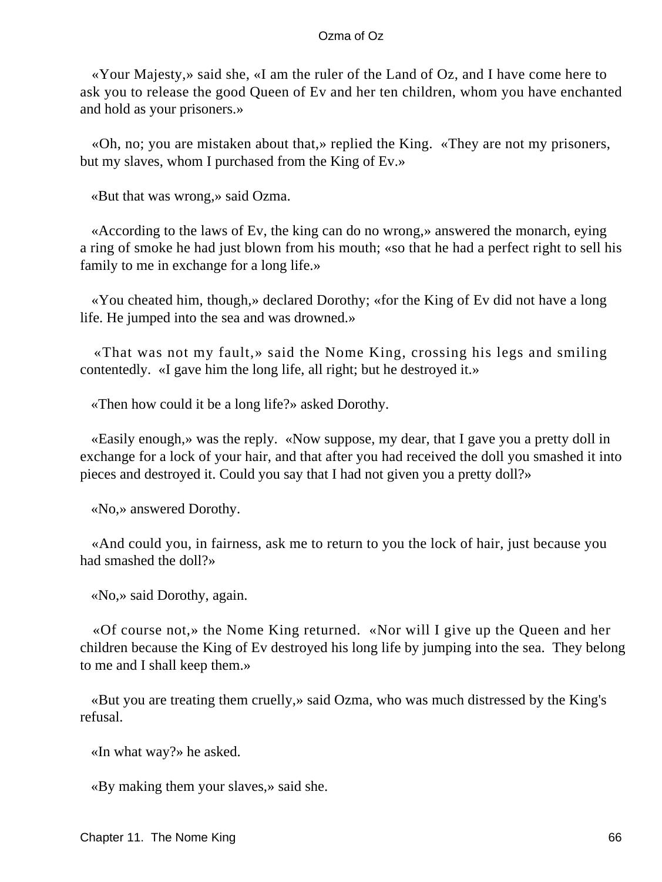«Your Majesty,» said she, «I am the ruler of the Land of Oz, and I have come here to ask you to release the good Queen of Ev and her ten children, whom you have enchanted and hold as your prisoners.»

«Oh, no; you are mistaken about that,» replied the King. «They are not my prisoners, but my slaves, whom I purchased from the King of Ev.»

«But that was wrong,» said Ozma.

«According to the laws of Ev, the king can do no wrong,» answered the monarch, eying a ring of smoke he had just blown from his mouth; «so that he had a perfect right to sell his family to me in exchange for a long life.»

«You cheated him, though,» declared Dorothy; «for the King of Ev did not have a long life. He jumped into the sea and was drowned.»

«That was not my fault,» said the Nome King, crossing his legs and smiling contentedly. «I gave him the long life, all right; but he destroyed it.»

«Then how could it be a long life?» asked Dorothy.

«Easily enough,» was the reply. «Now suppose, my dear, that I gave you a pretty doll in exchange for a lock of your hair, and that after you had received the doll you smashed it into pieces and destroyed it. Could you say that I had not given you a pretty doll?»

«No,» answered Dorothy.

«And could you, in fairness, ask me to return to you the lock of hair, just because you had smashed the doll?»

«No,» said Dorothy, again.

«Of course not,» the Nome King returned. «Nor will I give up the Queen and her children because the King of Ev destroyed his long life by jumping into the sea. They belong to me and I shall keep them.»

«But you are treating them cruelly,» said Ozma, who was much distressed by the King's refusal.

«In what way?» he asked.

«By making them your slaves,» said she.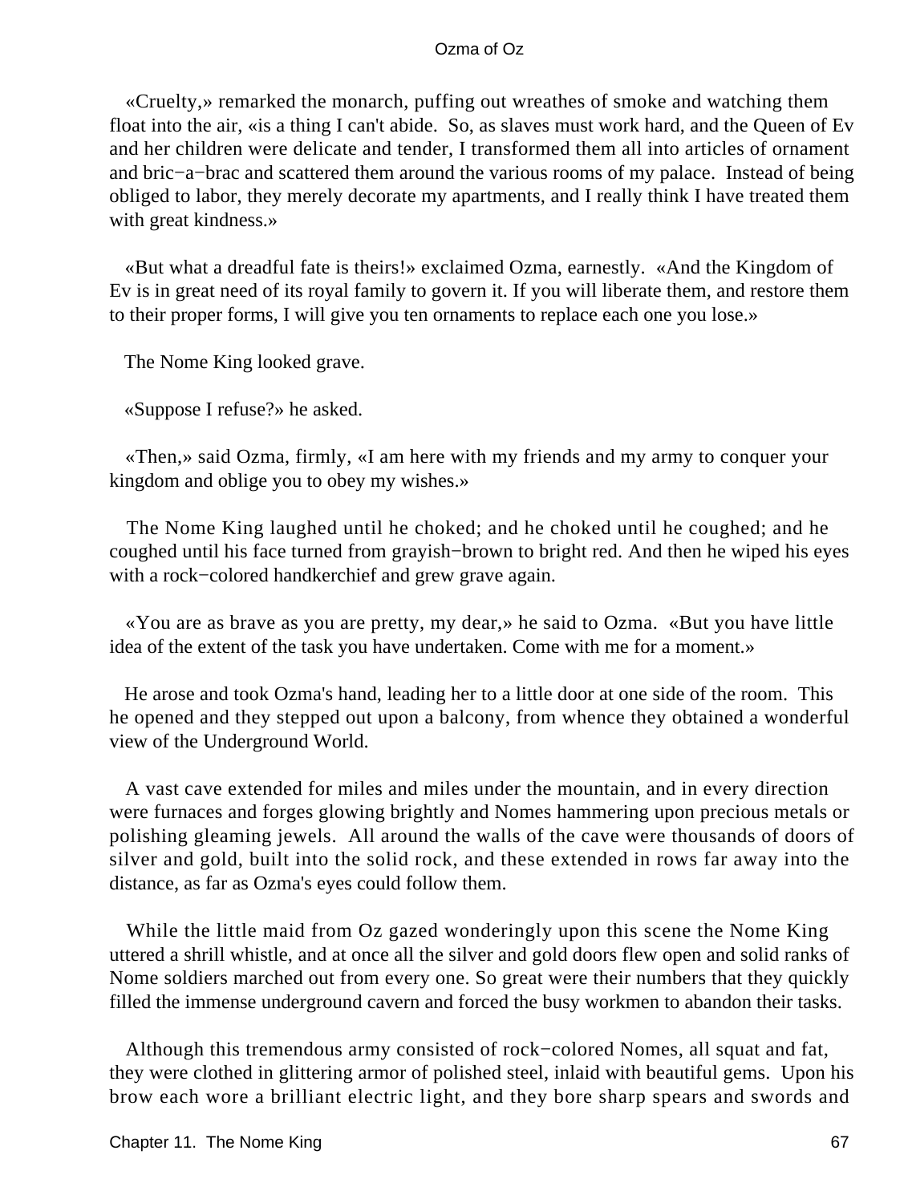«Cruelty,» remarked the monarch, puffing out wreathes of smoke and watching them float into the air, «is a thing I can't abide. So, as slaves must work hard, and the Queen of Ev and her children were delicate and tender, I transformed them all into articles of ornament and bric−a−brac and scattered them around the various rooms of my palace. Instead of being obliged to labor, they merely decorate my apartments, and I really think I have treated them with great kindness.»

«But what a dreadful fate is theirs!» exclaimed Ozma, earnestly. «And the Kingdom of Ev is in great need of its royal family to govern it. If you will liberate them, and restore them to their proper forms, I will give you ten ornaments to replace each one you lose.»

The Nome King looked grave.

«Suppose I refuse?» he asked.

«Then,» said Ozma, firmly, «I am here with my friends and my army to conquer your kingdom and oblige you to obey my wishes.»

The Nome King laughed until he choked; and he choked until he coughed; and he coughed until his face turned from grayish−brown to bright red. And then he wiped his eyes with a rock−colored handkerchief and grew grave again.

«You are as brave as you are pretty, my dear,» he said to Ozma. «But you have little idea of the extent of the task you have undertaken. Come with me for a moment.»

He arose and took Ozma's hand, leading her to a little door at one side of the room. This he opened and they stepped out upon a balcony, from whence they obtained a wonderful view of the Underground World.

A vast cave extended for miles and miles under the mountain, and in every direction were furnaces and forges glowing brightly and Nomes hammering upon precious metals or polishing gleaming jewels. All around the walls of the cave were thousands of doors of silver and gold, built into the solid rock, and these extended in rows far away into the distance, as far as Ozma's eyes could follow them.

While the little maid from Oz gazed wonderingly upon this scene the Nome King uttered a shrill whistle, and at once all the silver and gold doors flew open and solid ranks of Nome soldiers marched out from every one. So great were their numbers that they quickly filled the immense underground cavern and forced the busy workmen to abandon their tasks.

Although this tremendous army consisted of rock−colored Nomes, all squat and fat, they were clothed in glittering armor of polished steel, inlaid with beautiful gems. Upon his brow each wore a brilliant electric light, and they bore sharp spears and swords and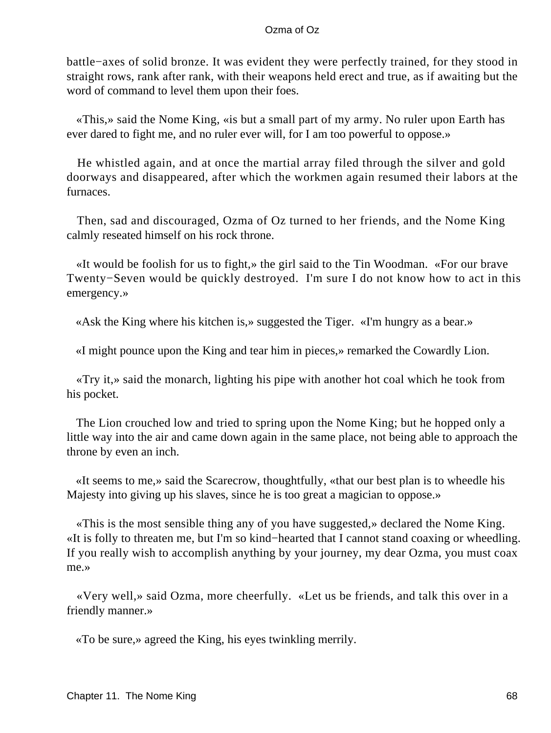battle−axes of solid bronze. It was evident they were perfectly trained, for they stood in straight rows, rank after rank, with their weapons held erect and true, as if awaiting but the word of command to level them upon their foes.

«This,» said the Nome King, «is but a small part of my army. No ruler upon Earth has ever dared to fight me, and no ruler ever will, for I am too powerful to oppose.»

He whistled again, and at once the martial array filed through the silver and gold doorways and disappeared, after which the workmen again resumed their labors at the furnaces.

Then, sad and discouraged, Ozma of Oz turned to her friends, and the Nome King calmly reseated himself on his rock throne.

«It would be foolish for us to fight,» the girl said to the Tin Woodman. «For our brave Twenty−Seven would be quickly destroyed. I'm sure I do not know how to act in this emergency.»

«Ask the King where his kitchen is,» suggested the Tiger. «I'm hungry as a bear.»

«I might pounce upon the King and tear him in pieces,» remarked the Cowardly Lion.

«Try it,» said the monarch, lighting his pipe with another hot coal which he took from his pocket.

The Lion crouched low and tried to spring upon the Nome King; but he hopped only a little way into the air and came down again in the same place, not being able to approach the throne by even an inch.

«It seems to me,» said the Scarecrow, thoughtfully, «that our best plan is to wheedle his Majesty into giving up his slaves, since he is too great a magician to oppose.»

«This is the most sensible thing any of you have suggested,» declared the Nome King. «It is folly to threaten me, but I'm so kind−hearted that I cannot stand coaxing or wheedling. If you really wish to accomplish anything by your journey, my dear Ozma, you must coax me.»

«Very well,» said Ozma, more cheerfully. «Let us be friends, and talk this over in a friendly manner.»

«To be sure,» agreed the King, his eyes twinkling merrily.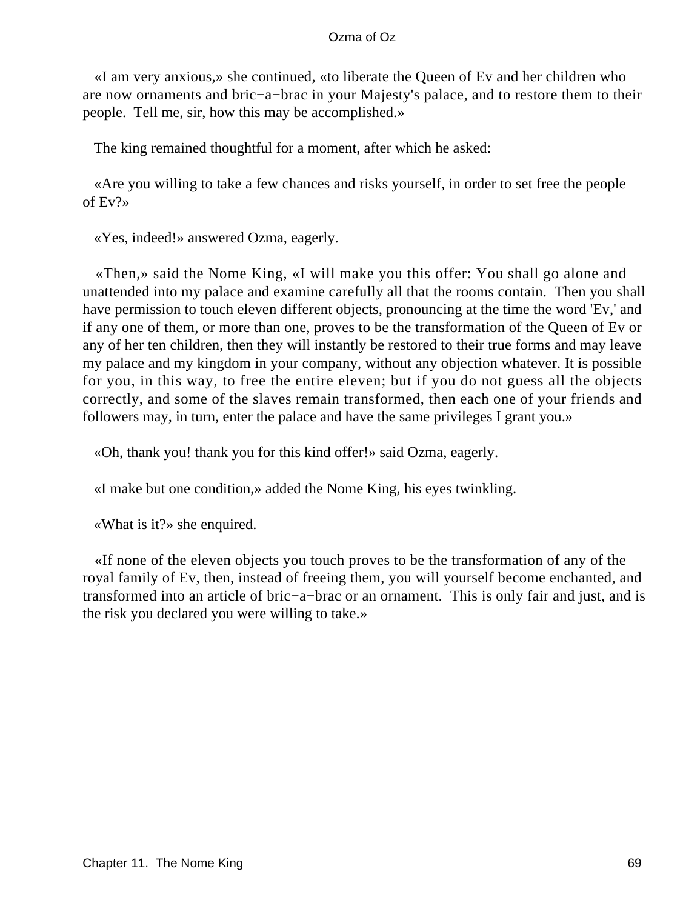«I am very anxious,» she continued, «to liberate the Queen of Ev and her children who are now ornaments and bric−a−brac in your Majesty's palace, and to restore them to their people. Tell me, sir, how this may be accomplished.»

The king remained thoughtful for a moment, after which he asked:

«Are you willing to take a few chances and risks yourself, in order to set free the people of Ev?»

«Yes, indeed!» answered Ozma, eagerly.

«Then,» said the Nome King, «I will make you this offer: You shall go alone and unattended into my palace and examine carefully all that the rooms contain. Then you shall have permission to touch eleven different objects, pronouncing at the time the word 'Ev,' and if any one of them, or more than one, proves to be the transformation of the Queen of Ev or any of her ten children, then they will instantly be restored to their true forms and may leave my palace and my kingdom in your company, without any objection whatever. It is possible for you, in this way, to free the entire eleven; but if you do not guess all the objects correctly, and some of the slaves remain transformed, then each one of your friends and followers may, in turn, enter the palace and have the same privileges I grant you.»

«Oh, thank you! thank you for this kind offer!» said Ozma, eagerly.

«I make but one condition,» added the Nome King, his eyes twinkling.

«What is it?» she enquired.

«If none of the eleven objects you touch proves to be the transformation of any of the royal family of Ev, then, instead of freeing them, you will yourself become enchanted, and transformed into an article of bric−a−brac or an ornament. This is only fair and just, and is the risk you declared you were willing to take.»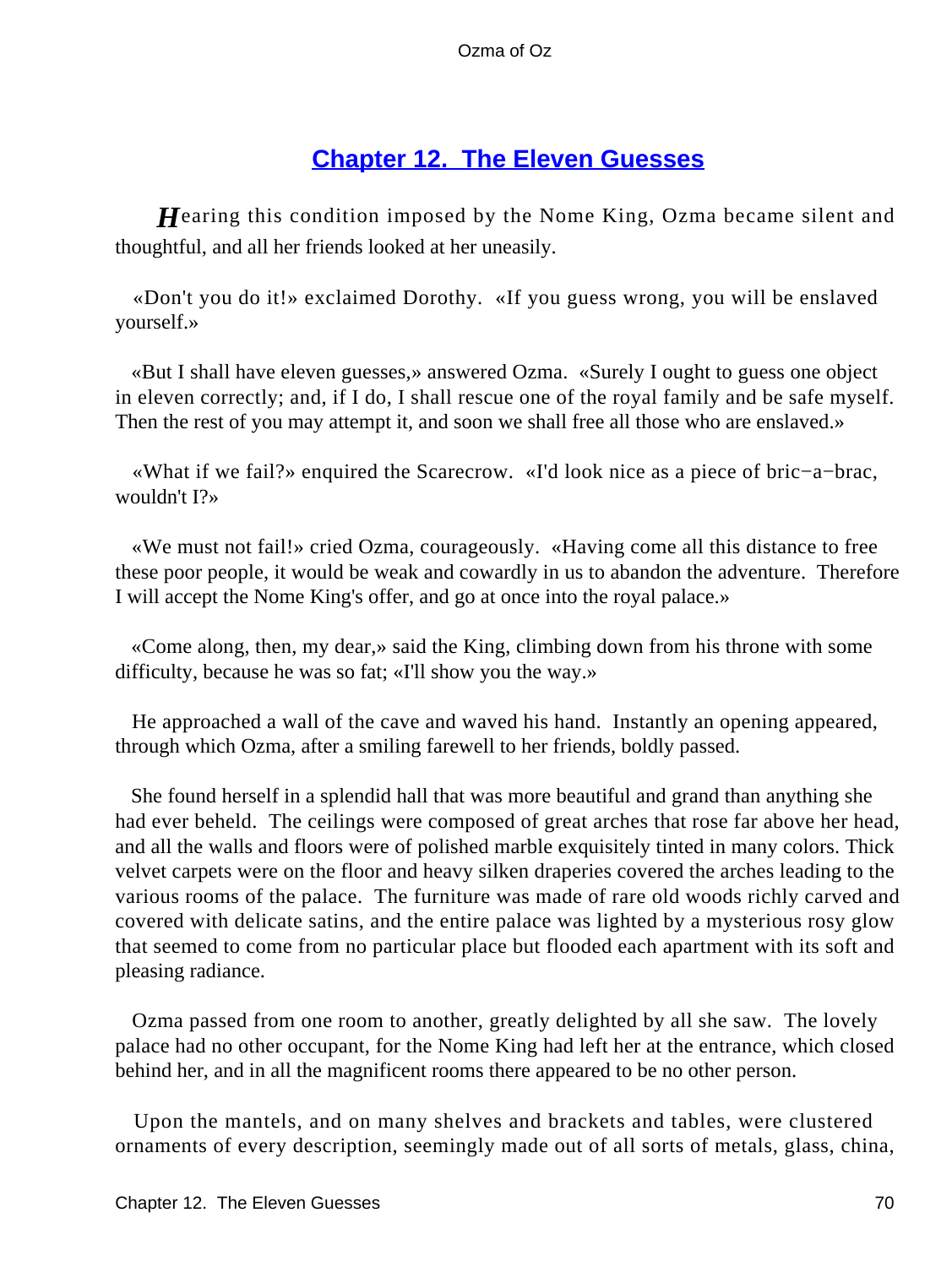## Chapter 12. The Eleven Guesses

*H*earing this condition imposed by the Nome King, Ozma became silent and thoughtful, and all her friends looked at her uneasily.

«Don't you do it!» exclaimed Dorothy. «If you guess wrong, you will be enslaved yourself.»

«But I shall have eleven guesses,» answered Ozma. «Surely I ought to guess one object in eleven correctly; and, if I do, I shall rescue one of the royal family and be safe myself. Then the rest of you may attempt it, and soon we shall free all those who are enslaved.»

«What if we fail?» enquired the Scarecrow. «I'd look nice as a piece of bric−a−brac, wouldn't I?»

«We must not fail!» cried Ozma, courageously. «Having come all this distance to free these poor people, it would be weak and cowardly in us to abandon the adventure. Therefore I will accept the Nome King's offer, and go at once into the royal palace.»

«Come along, then, my dear,» said the King, climbing down from his throne with some difficulty, because he was so fat; «I'll show you the way.»

He approached a wall of the cave and waved his hand. Instantly an opening appeared, through which Ozma, after a smiling farewell to her friends, boldly passed.

She found herself in a splendid hall that was more beautiful and grand than anything she had ever beheld. The ceilings were composed of great arches that rose far above her head, and all the walls and floors were of polished marble exquisitely tinted in many colors. Thick velvet carpets were on the floor and heavy silken draperies covered the arches leading to the various rooms of the palace. The furniture was made of rare old woods richly carved and covered with delicate satins, and the entire palace was lighted by a mysterious rosy glow that seemed to come from no particular place but flooded each apartment with its soft and pleasing radiance.

Ozma passed from one room to another, greatly delighted by all she saw. The lovely palace had no other occupant, for the Nome King had left her at the entrance, which closed behind her, and in all the magnificent rooms there appeared to be no other person.

Upon the mantels, and on many shelves and brackets and tables, were clustered ornaments of every description, seemingly made out of all sorts of metals, glass, china,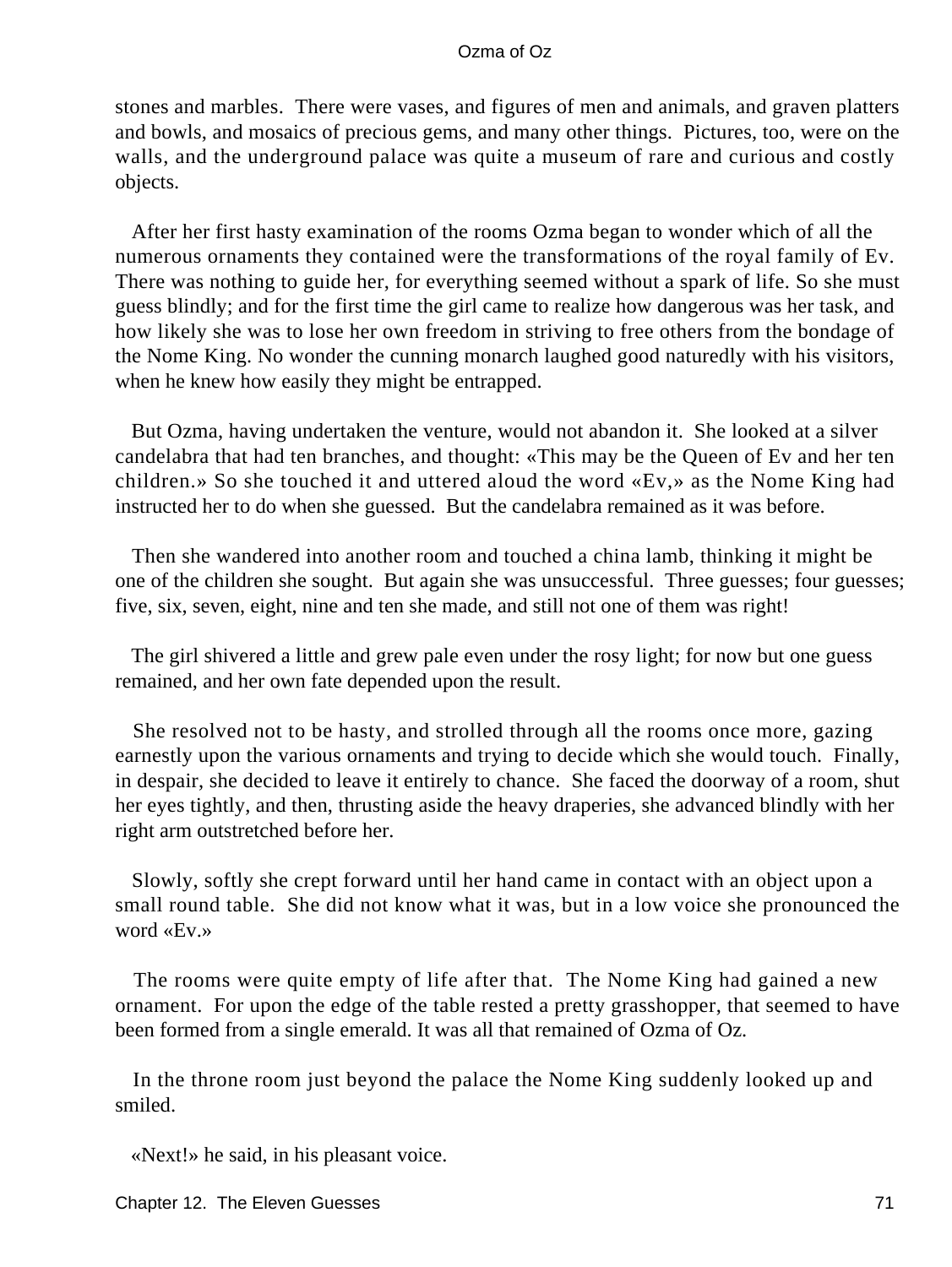stones and marbles. There were vases, and figures of men and animals, and graven platters and bowls, and mosaics of precious gems, and many other things. Pictures, too, were on the walls, and the underground palace was quite a museum of rare and curious and costly objects.

After her first hasty examination of the rooms Ozma began to wonder which of all the numerous ornaments they contained were the transformations of the royal family of Ev. There was nothing to guide her, for everything seemed without a spark of life. So she must guess blindly; and for the first time the girl came to realize how dangerous was her task, and how likely she was to lose her own freedom in striving to free others from the bondage of the Nome King. No wonder the cunning monarch laughed good naturedly with his visitors, when he knew how easily they might be entrapped.

But Ozma, having undertaken the venture, would not abandon it. She looked at a silver candelabra that had ten branches, and thought: «This may be the Queen of Ev and her ten children.» So she touched it and uttered aloud the word «Ev,» as the Nome King had instructed her to do when she guessed. But the candelabra remained as it was before.

Then she wandered into another room and touched a china lamb, thinking it might be one of the children she sought. But again she was unsuccessful. Three guesses; four guesses; five, six, seven, eight, nine and ten she made, and still not one of them was right!

The girl shivered a little and grew pale even under the rosy light; for now but one guess remained, and her own fate depended upon the result.

She resolved not to be hasty, and strolled through all the rooms once more, gazing earnestly upon the various ornaments and trying to decide which she would touch. Finally, in despair, she decided to leave it entirely to chance. She faced the doorway of a room, shut her eyes tightly, and then, thrusting aside the heavy draperies, she advanced blindly with her right arm outstretched before her.

Slowly, softly she crept forward until her hand came in contact with an object upon a small round table. She did not know what it was, but in a low voice she pronounced the word «Ev.»

The rooms were quite empty of life after that. The Nome King had gained a new ornament. For upon the edge of the table rested a pretty grasshopper, that seemed to have been formed from a single emerald. It was all that remained of Ozma of Oz.

In the throne room just beyond the palace the Nome King suddenly looked up and smiled.

«Next!» he said, in his pleasant voice.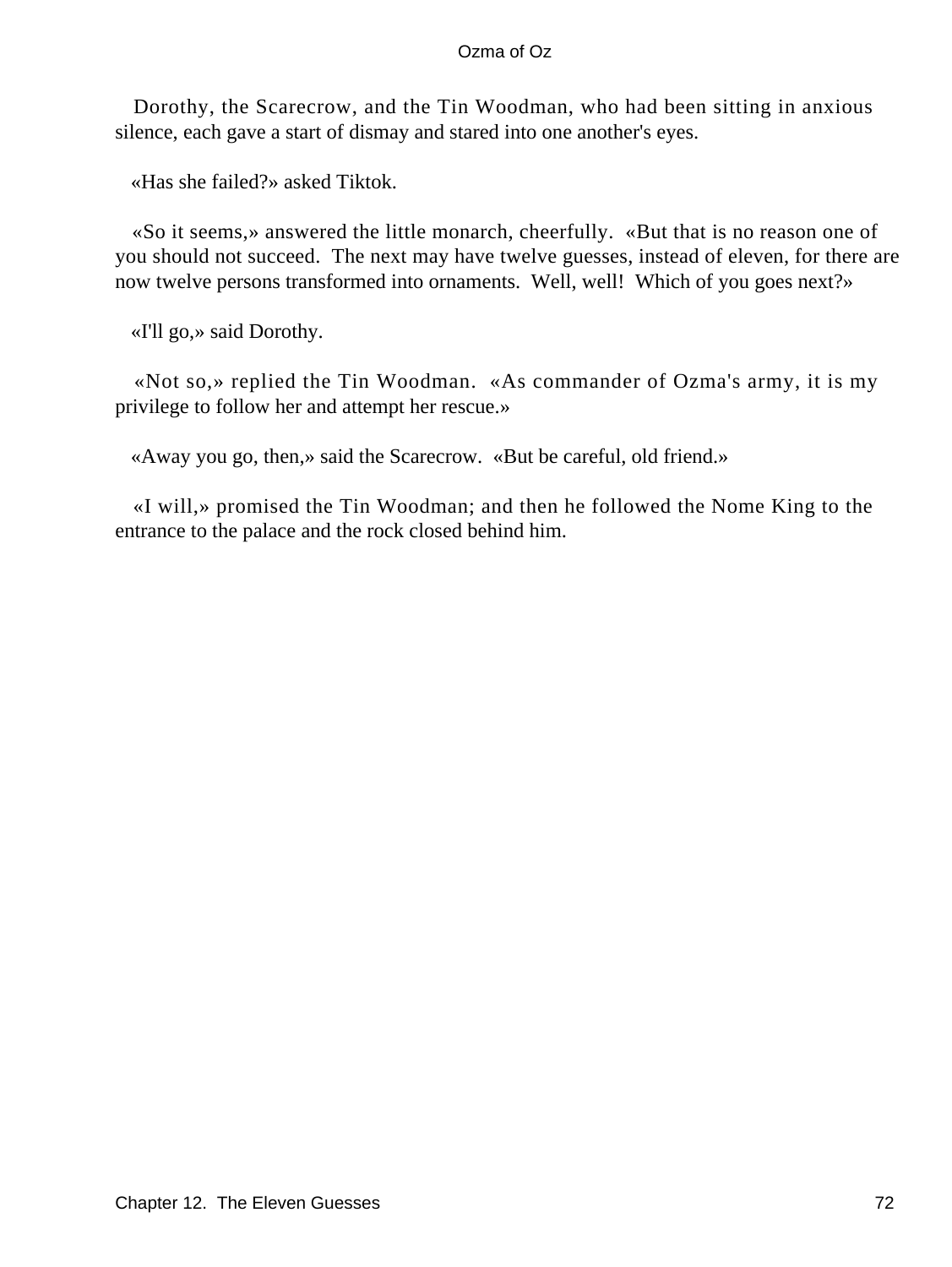Dorothy, the Scarecrow, and the Tin Woodman, who had been sitting in anxious silence, each gave a start of dismay and stared into one another's eyes.

«Has she failed?» asked Tiktok.

«So it seems,» answered the little monarch, cheerfully. «But that is no reason one of you should not succeed. The next may have twelve guesses, instead of eleven, for there are now twelve persons transformed into ornaments. Well, well! Which of you goes next?»

«I'll go,» said Dorothy.

«Not so,» replied the Tin Woodman. «As commander of Ozma's army, it is my privilege to follow her and attempt her rescue.»

«Away you go, then,» said the Scarecrow. «But be careful, old friend.»

«I will,» promised the Tin Woodman; and then he followed the Nome King to the entrance to the palace and the rock closed behind him.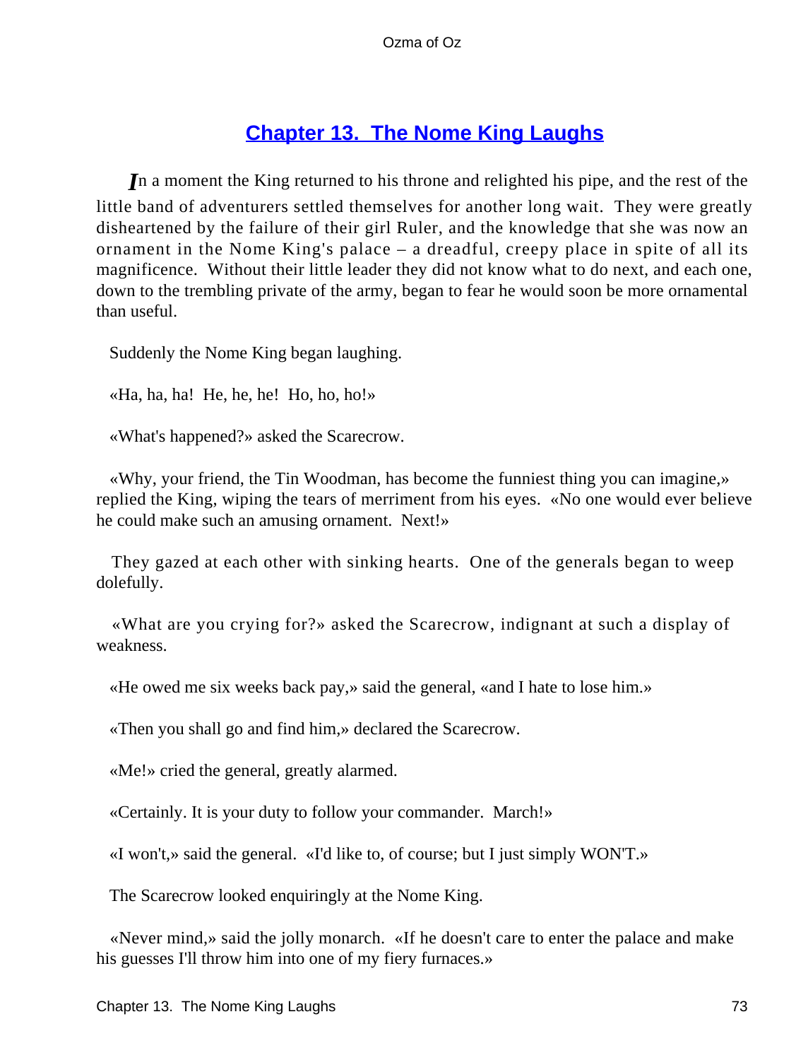## Chapter 13. The Nome King Laughs

In a moment the King returned to his throne and relighted his pipe, and the rest of the little band of adventurers settled themselves for another long wait. They were greatly disheartened by the failure of their girl Ruler, and the knowledge that she was now an ornament in the Nome King's palace – a dreadful, creepy place in spite of all its magnificence. Without their little leader they did not know what to do next, and each one, down to the trembling private of the army, began to fear he would soon be more ornamental than useful.

Suddenly the Nome King began laughing.

«Ha, ha, ha! He, he, he! Ho, ho, ho!»

«What's happened?» asked the Scarecrow.

«Why, your friend, the Tin Woodman, has become the funniest thing you can imagine,» replied the King, wiping the tears of merriment from his eyes. «No one would ever believe he could make such an amusing ornament. Next!»

They gazed at each other with sinking hearts. One of the generals began to weep dolefully.

«What are you crying for?» asked the Scarecrow, indignant at such a display of weakness.

«He owed me six weeks back pay,» said the general, «and I hate to lose him.»

«Then you shall go and find him,» declared the Scarecrow.

«Me!» cried the general, greatly alarmed.

«Certainly. It is your duty to follow your commander. March!»

«I won't,» said the general. «I'd like to, of course; but I just simply WON'T.»

The Scarecrow looked enquiringly at the Nome King.

«Never mind,» said the jolly monarch. «If he doesn't care to enter the palace and make his guesses I'll throw him into one of my fiery furnaces.»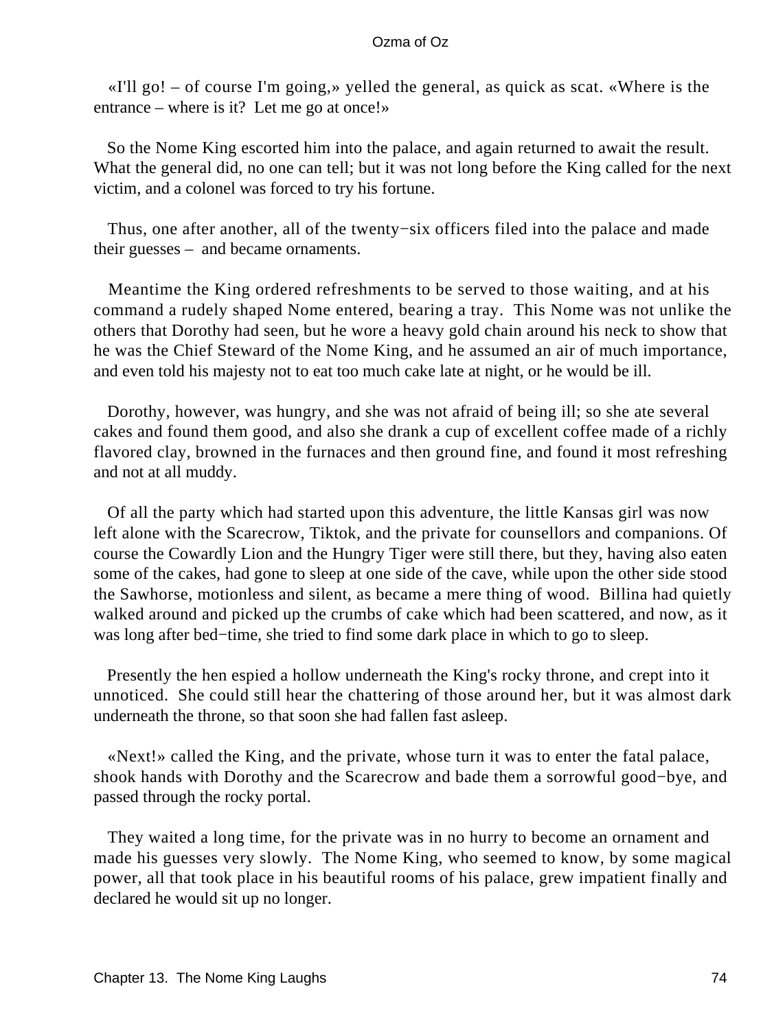«I'll go! – of course I'm going,» yelled the general, as quick as scat. «Where is the entrance – where is it? Let me go at once!»

So the Nome King escorted him into the palace, and again returned to await the result. What the general did, no one can tell; but it was not long before the King called for the next victim, and a colonel was forced to try his fortune.

Thus, one after another, all of the twenty−six officers filed into the palace and made their guesses – and became ornaments.

Meantime the King ordered refreshments to be served to those waiting, and at his command a rudely shaped Nome entered, bearing a tray. This Nome was not unlike the others that Dorothy had seen, but he wore a heavy gold chain around his neck to show that he was the Chief Steward of the Nome King, and he assumed an air of much importance, and even told his majesty not to eat too much cake late at night, or he would be ill.

Dorothy, however, was hungry, and she was not afraid of being ill; so she ate several cakes and found them good, and also she drank a cup of excellent coffee made of a richly flavored clay, browned in the furnaces and then ground fine, and found it most refreshing and not at all muddy.

Of all the party which had started upon this adventure, the little Kansas girl was now left alone with the Scarecrow, Tiktok, and the private for counsellors and companions. Of course the Cowardly Lion and the Hungry Tiger were still there, but they, having also eaten some of the cakes, had gone to sleep at one side of the cave, while upon the other side stood the Sawhorse, motionless and silent, as became a mere thing of wood. Billina had quietly walked around and picked up the crumbs of cake which had been scattered, and now, as it was long after bed−time, she tried to find some dark place in which to go to sleep.

Presently the hen espied a hollow underneath the King's rocky throne, and crept into it unnoticed. She could still hear the chattering of those around her, but it was almost dark underneath the throne, so that soon she had fallen fast asleep.

«Next!» called the King, and the private, whose turn it was to enter the fatal palace, shook hands with Dorothy and the Scarecrow and bade them a sorrowful good−bye, and passed through the rocky portal.

They waited a long time, for the private was in no hurry to become an ornament and made his guesses very slowly. The Nome King, who seemed to know, by some magical power, all that took place in his beautiful rooms of his palace, grew impatient finally and declared he would sit up no longer.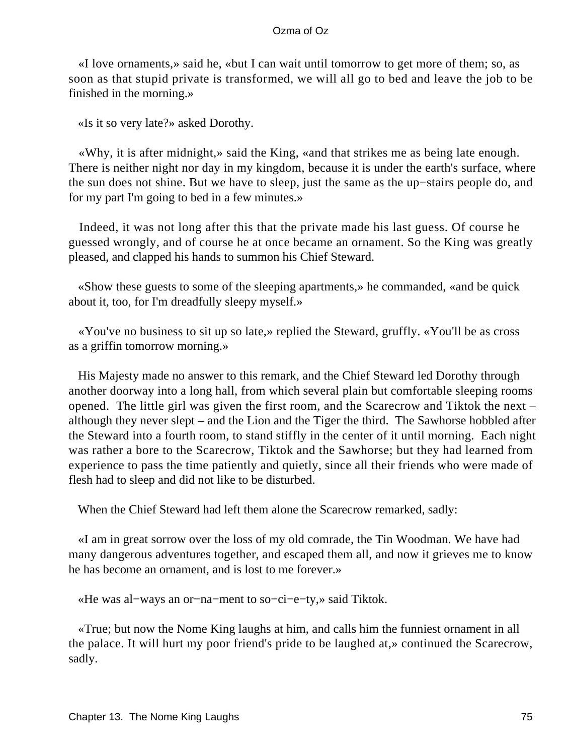«I love ornaments,» said he, «but I can wait until tomorrow to get more of them; so, as soon as that stupid private is transformed, we will all go to bed and leave the job to be finished in the morning.»

«Is it so very late?» asked Dorothy.

«Why, it is after midnight,» said the King, «and that strikes me as being late enough. There is neither night nor day in my kingdom, because it is under the earth's surface, where the sun does not shine. But we have to sleep, just the same as the up−stairs people do, and for my part I'm going to bed in a few minutes.»

Indeed, it was not long after this that the private made his last guess. Of course he guessed wrongly, and of course he at once became an ornament. So the King was greatly pleased, and clapped his hands to summon his Chief Steward.

«Show these guests to some of the sleeping apartments,» he commanded, «and be quick about it, too, for I'm dreadfully sleepy myself.»

«You've no business to sit up so late,» replied the Steward, gruffly. «You'll be as cross as a griffin tomorrow morning.»

His Majesty made no answer to this remark, and the Chief Steward led Dorothy through another doorway into a long hall, from which several plain but comfortable sleeping rooms opened. The little girl was given the first room, and the Scarecrow and Tiktok the next – although they never slept – and the Lion and the Tiger the third. The Sawhorse hobbled after the Steward into a fourth room, to stand stiffly in the center of it until morning. Each night was rather a bore to the Scarecrow, Tiktok and the Sawhorse; but they had learned from experience to pass the time patiently and quietly, since all their friends who were made of flesh had to sleep and did not like to be disturbed.

When the Chief Steward had left them alone the Scarecrow remarked, sadly:

«I am in great sorrow over the loss of my old comrade, the Tin Woodman. We have had many dangerous adventures together, and escaped them all, and now it grieves me to know he has become an ornament, and is lost to me forever.»

«He was al−ways an or−na−ment to so−ci−e−ty,» said Tiktok.

«True; but now the Nome King laughs at him, and calls him the funniest ornament in all the palace. It will hurt my poor friend's pride to be laughed at,» continued the Scarecrow, sadly.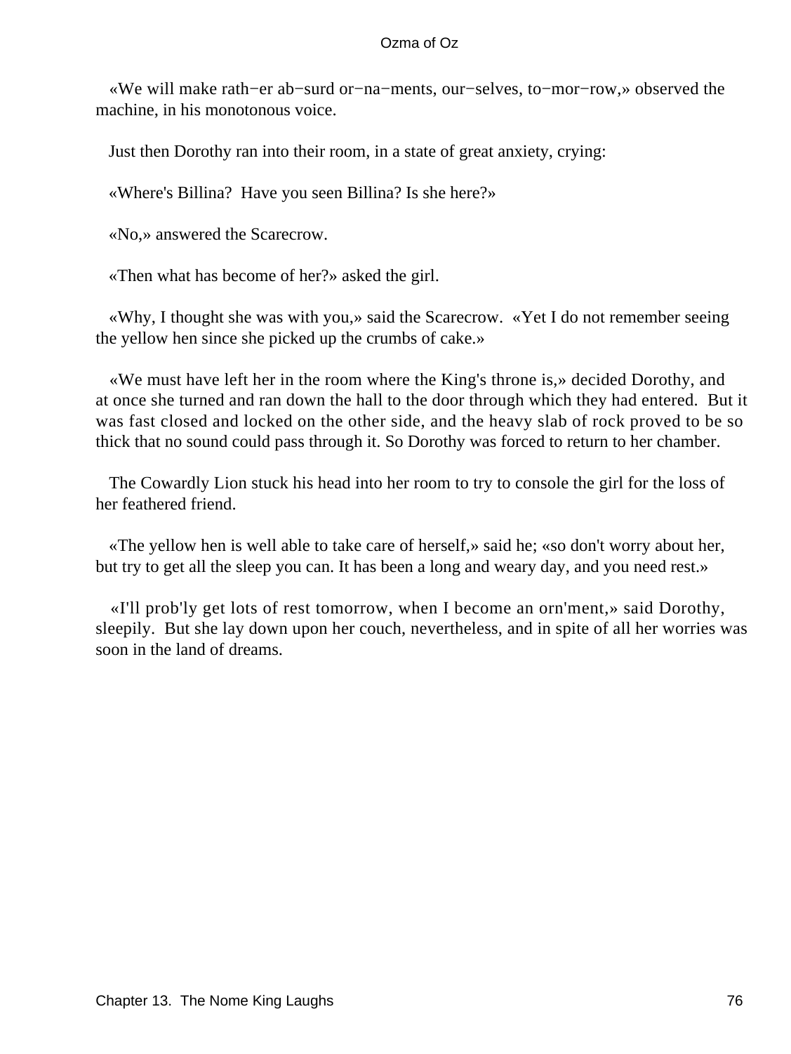«We will make rath−er ab−surd or−na−ments, our−selves, to−mor−row,» observed the machine, in his monotonous voice.

Just then Dorothy ran into their room, in a state of great anxiety, crying:

«Where's Billina? Have you seen Billina? Is she here?»

«No,» answered the Scarecrow.

«Then what has become of her?» asked the girl.

«Why, I thought she was with you,» said the Scarecrow. «Yet I do not remember seeing the yellow hen since she picked up the crumbs of cake.»

«We must have left her in the room where the King's throne is,» decided Dorothy, and at once she turned and ran down the hall to the door through which they had entered. But it was fast closed and locked on the other side, and the heavy slab of rock proved to be so thick that no sound could pass through it. So Dorothy was forced to return to her chamber.

The Cowardly Lion stuck his head into her room to try to console the girl for the loss of her feathered friend.

«The yellow hen is well able to take care of herself,» said he; «so don't worry about her, but try to get all the sleep you can. It has been a long and weary day, and you need rest.»

«I'll prob'ly get lots of rest tomorrow, when I become an orn'ment,» said Dorothy, sleepily. But she lay down upon her couch, nevertheless, and in spite of all her worries was soon in the land of dreams.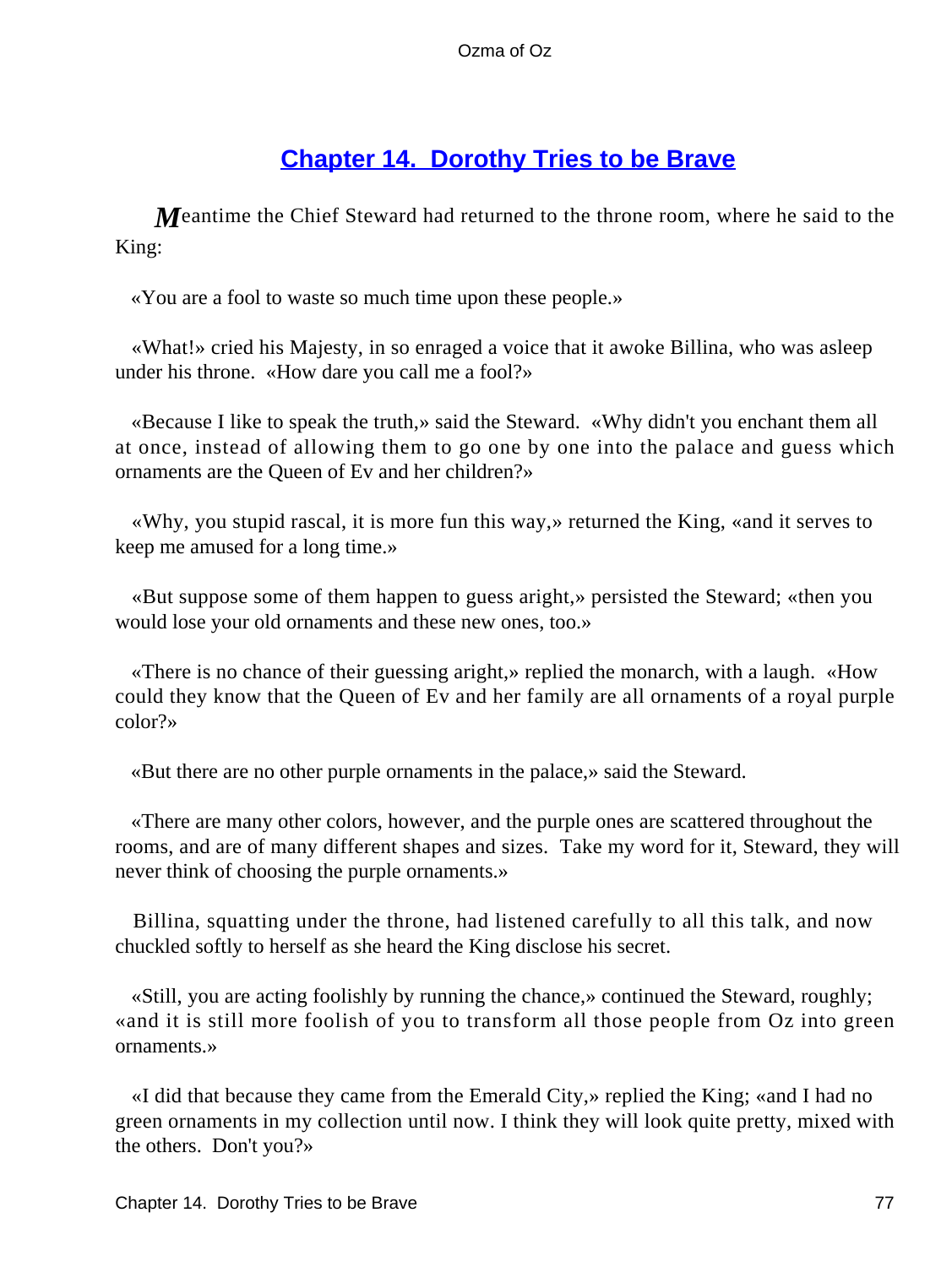## Chapter 14. Dorothy Tries to be Brave

Meantime the Chief Steward had returned to the throne room, where he said to the King:

«You are a fool to waste so much time upon these people.»

«What!» cried his Majesty, in so enraged a voice that it awoke Billina, who was asleep under his throne. «How dare you call me a fool?»

«Because I like to speak the truth,» said the Steward. «Why didn't you enchant them all at once, instead of allowing them to go one by one into the palace and guess which ornaments are the Queen of Ev and her children?»

«Why, you stupid rascal, it is more fun this way,» returned the King, «and it serves to keep me amused for a long time.»

«But suppose some of them happen to guess aright,» persisted the Steward; «then you would lose your old ornaments and these new ones, too.»

«There is no chance of their guessing aright,» replied the monarch, with a laugh. «How could they know that the Queen of Ev and her family are all ornaments of a royal purple color?»

«But there are no other purple ornaments in the palace,» said the Steward.

«There are many other colors, however, and the purple ones are scattered throughout the rooms, and are of many different shapes and sizes. Take my word for it, Steward, they will never think of choosing the purple ornaments.»

Billina, squatting under the throne, had listened carefully to all this talk, and now chuckled softly to herself as she heard the King disclose his secret.

«Still, you are acting foolishly by running the chance,» continued the Steward, roughly; «and it is still more foolish of you to transform all those people from Oz into green ornaments.»

«I did that because they came from the Emerald City,» replied the King; «and I had no green ornaments in my collection until now. I think they will look quite pretty, mixed with the others. Don't you?»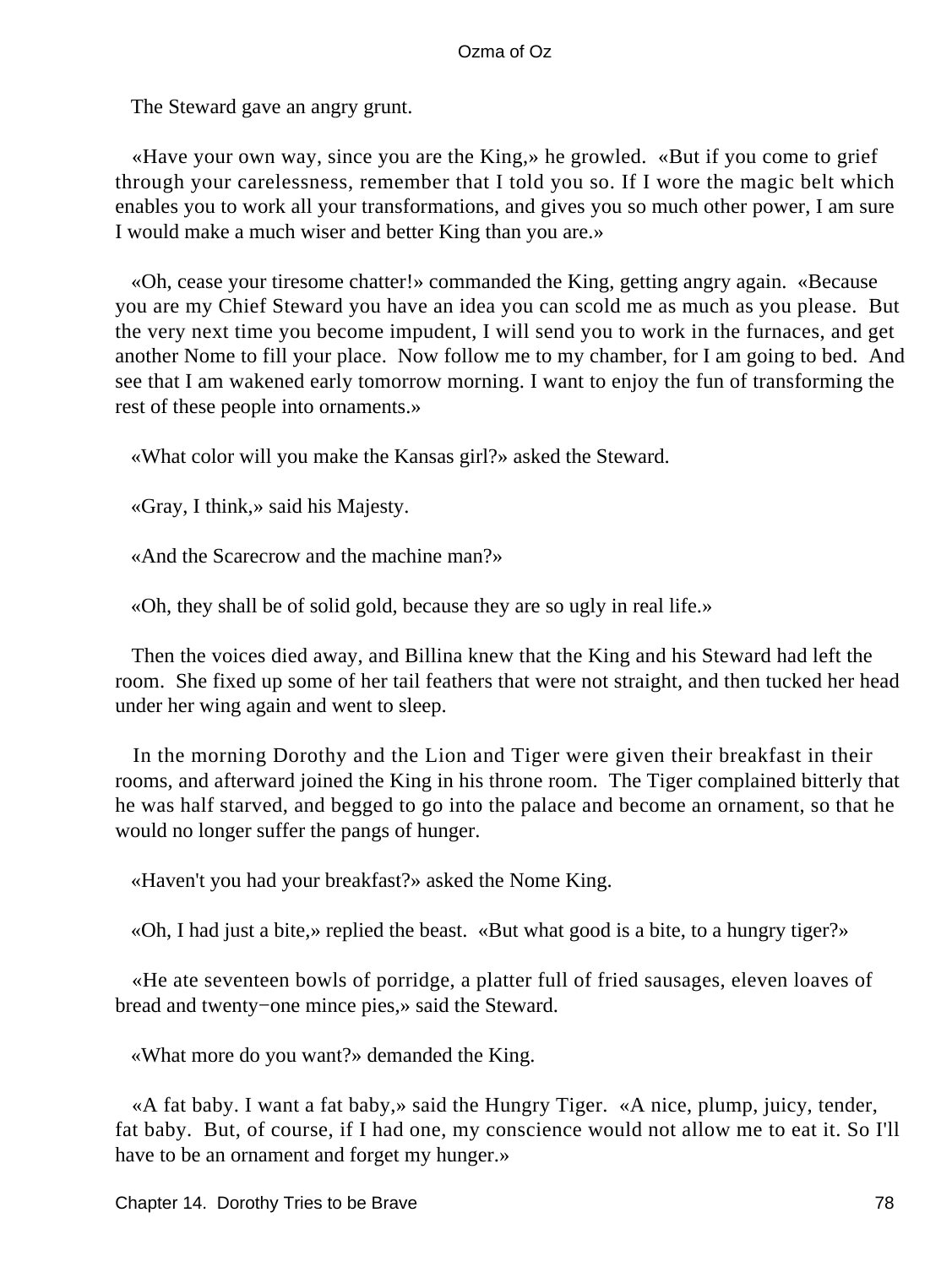The Steward gave an angry grunt.

«Have your own way, since you are the King,» he growled. «But if you come to grief through your carelessness, remember that I told you so. If I wore the magic belt which enables you to work all your transformations, and gives you so much other power, I am sure I would make a much wiser and better King than you are.»

«Oh, cease your tiresome chatter!» commanded the King, getting angry again. «Because you are my Chief Steward you have an idea you can scold me as much as you please. But the very next time you become impudent, I will send you to work in the furnaces, and get another Nome to fill your place. Now follow me to my chamber, for I am going to bed. And see that I am wakened early tomorrow morning. I want to enjoy the fun of transforming the rest of these people into ornaments.»

«What color will you make the Kansas girl?» asked the Steward.

«Gray, I think,» said his Majesty.

«And the Scarecrow and the machine man?»

«Oh, they shall be of solid gold, because they are so ugly in real life.»

Then the voices died away, and Billina knew that the King and his Steward had left the room. She fixed up some of her tail feathers that were not straight, and then tucked her head under her wing again and went to sleep.

In the morning Dorothy and the Lion and Tiger were given their breakfast in their rooms, and afterward joined the King in his throne room. The Tiger complained bitterly that he was half starved, and begged to go into the palace and become an ornament, so that he would no longer suffer the pangs of hunger.

«Haven't you had your breakfast?» asked the Nome King.

«Oh, I had just a bite,» replied the beast. «But what good is a bite, to a hungry tiger?»

«He ate seventeen bowls of porridge, a platter full of fried sausages, eleven loaves of bread and twenty−one mince pies,» said the Steward.

«What more do you want?» demanded the King.

«A fat baby. I want a fat baby,» said the Hungry Tiger. «A nice, plump, juicy, tender, fat baby. But, of course, if I had one, my conscience would not allow me to eat it. So I'll have to be an ornament and forget my hunger.»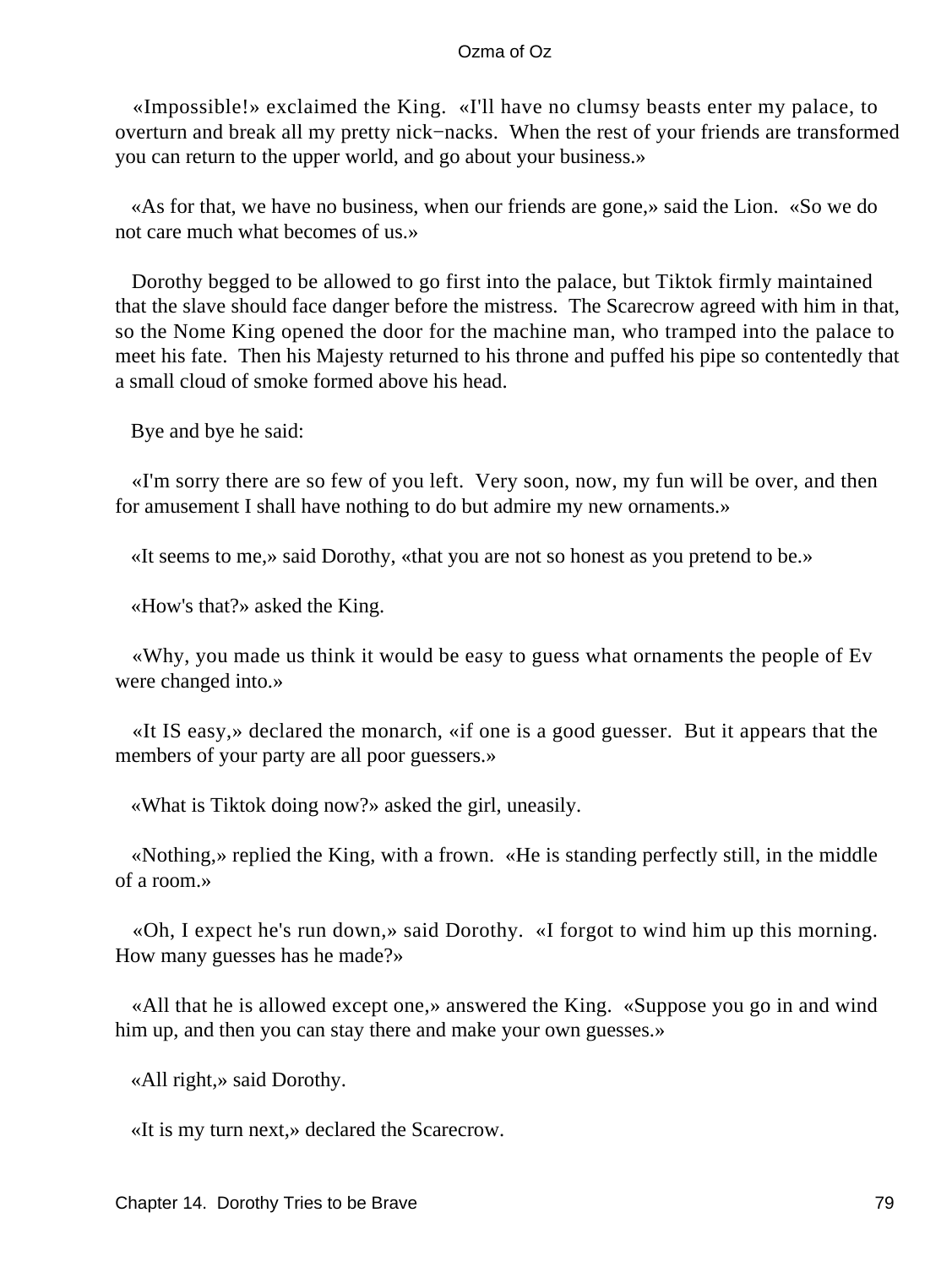«Impossible!» exclaimed the King. «I'll have no clumsy beasts enter my palace, to overturn and break all my pretty nick−nacks. When the rest of your friends are transformed you can return to the upper world, and go about your business.»

«As for that, we have no business, when our friends are gone,» said the Lion. «So we do not care much what becomes of us.»

Dorothy begged to be allowed to go first into the palace, but Tiktok firmly maintained that the slave should face danger before the mistress. The Scarecrow agreed with him in that, so the Nome King opened the door for the machine man, who tramped into the palace to meet his fate. Then his Majesty returned to his throne and puffed his pipe so contentedly that a small cloud of smoke formed above his head.

Bye and bye he said:

«I'm sorry there are so few of you left. Very soon, now, my fun will be over, and then for amusement I shall have nothing to do but admire my new ornaments.»

«It seems to me,» said Dorothy, «that you are not so honest as you pretend to be.»

«How's that?» asked the King.

«Why, you made us think it would be easy to guess what ornaments the people of Ev were changed into.»

«It IS easy,» declared the monarch, «if one is a good guesser. But it appears that the members of your party are all poor guessers.»

«What is Tiktok doing now?» asked the girl, uneasily.

«Nothing,» replied the King, with a frown. «He is standing perfectly still, in the middle of a room.»

«Oh, I expect he's run down,» said Dorothy. «I forgot to wind him up this morning. How many guesses has he made?»

«All that he is allowed except one,» answered the King. «Suppose you go in and wind him up, and then you can stay there and make your own guesses.»

«All right,» said Dorothy.

«It is my turn next,» declared the Scarecrow.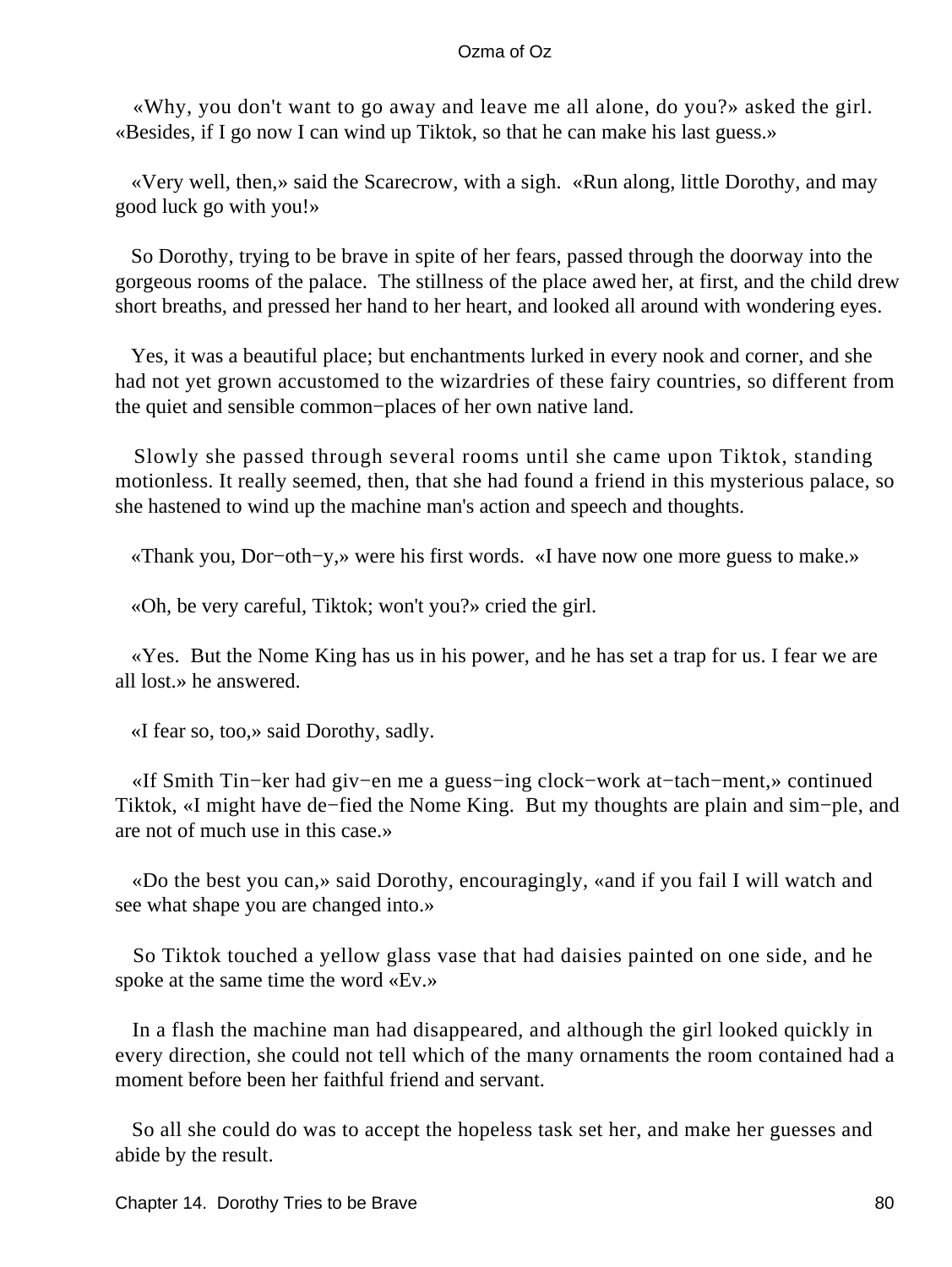«Why, you don't want to go away and leave me all alone, do you?» asked the girl. «Besides, if I go now I can wind up Tiktok, so that he can make his last guess.»

«Very well, then,» said the Scarecrow, with a sigh. «Run along, little Dorothy, and may good luck go with you!»

So Dorothy, trying to be brave in spite of her fears, passed through the doorway into the gorgeous rooms of the palace. The stillness of the place awed her, at first, and the child drew short breaths, and pressed her hand to her heart, and looked all around with wondering eyes.

Yes, it was a beautiful place; but enchantments lurked in every nook and corner, and she had not yet grown accustomed to the wizardries of these fairy countries, so different from the quiet and sensible common−places of her own native land.

Slowly she passed through several rooms until she came upon Tiktok, standing motionless. It really seemed, then, that she had found a friend in this mysterious palace, so she hastened to wind up the machine man's action and speech and thoughts.

«Thank you, Dor−oth−y,» were his first words. «I have now one more guess to make.»

«Oh, be very careful, Tiktok; won't you?» cried the girl.

«Yes. But the Nome King has us in his power, and he has set a trap for us. I fear we are all lost.» he answered.

«I fear so, too,» said Dorothy, sadly.

«If Smith Tin−ker had giv−en me a guess−ing clock−work at−tach−ment,» continued Tiktok, «I might have de−fied the Nome King. But my thoughts are plain and sim−ple, and are not of much use in this case.»

«Do the best you can,» said Dorothy, encouragingly, «and if you fail I will watch and see what shape you are changed into.»

So Tiktok touched a yellow glass vase that had daisies painted on one side, and he spoke at the same time the word «Ev.»

In a flash the machine man had disappeared, and although the girl looked quickly in every direction, she could not tell which of the many ornaments the room contained had a moment before been her faithful friend and servant.

So all she could do was to accept the hopeless task set her, and make her guesses and abide by the result.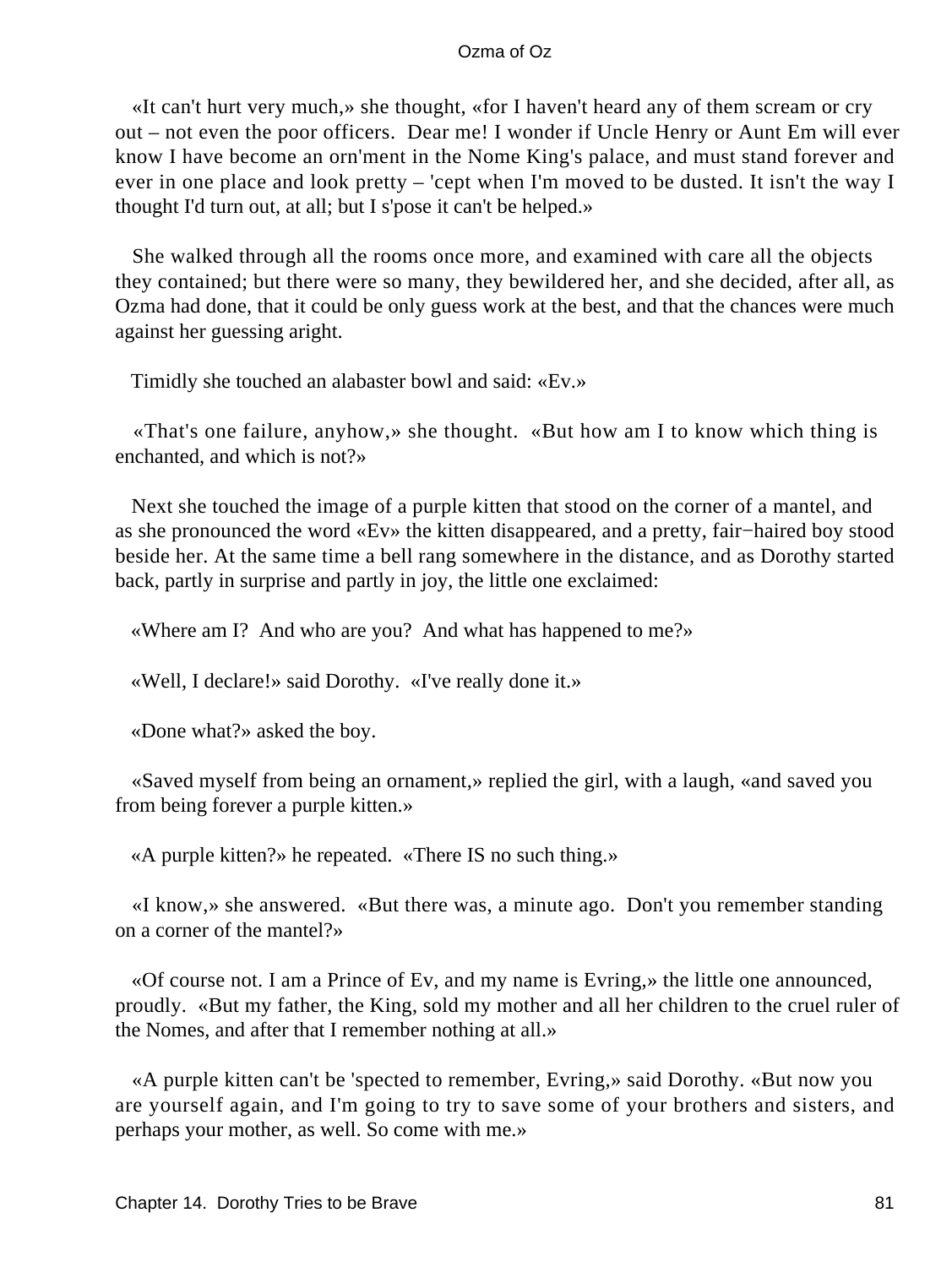«It can't hurt very much,» she thought, «for I haven't heard any of them scream or cry out – not even the poor officers. Dear me! I wonder if Uncle Henry or Aunt Em will ever know I have become an orn'ment in the Nome King's palace, and must stand forever and ever in one place and look pretty – 'cept when I'm moved to be dusted. It isn't the way I thought I'd turn out, at all; but I s'pose it can't be helped.»

She walked through all the rooms once more, and examined with care all the objects they contained; but there were so many, they bewildered her, and she decided, after all, as Ozma had done, that it could be only guess work at the best, and that the chances were much against her guessing aright.

Timidly she touched an alabaster bowl and said: «Ev.»

«That's one failure, anyhow,» she thought. «But how am I to know which thing is enchanted, and which is not?»

Next she touched the image of a purple kitten that stood on the corner of a mantel, and as she pronounced the word «Ev» the kitten disappeared, and a pretty, fair−haired boy stood beside her. At the same time a bell rang somewhere in the distance, and as Dorothy started back, partly in surprise and partly in joy, the little one exclaimed:

«Where am I? And who are you? And what has happened to me?»

«Well, I declare!» said Dorothy. «I've really done it.»

«Done what?» asked the boy.

«Saved myself from being an ornament,» replied the girl, with a laugh, «and saved you from being forever a purple kitten.»

«A purple kitten?» he repeated. «There IS no such thing.»

«I know,» she answered. «But there was, a minute ago. Don't you remember standing on a corner of the mantel?»

«Of course not. I am a Prince of Ev, and my name is Evring,» the little one announced, proudly. «But my father, the King, sold my mother and all her children to the cruel ruler of the Nomes, and after that I remember nothing at all.»

«A purple kitten can't be 'spected to remember, Evring,» said Dorothy. «But now you are yourself again, and I'm going to try to save some of your brothers and sisters, and perhaps your mother, as well. So come with me.»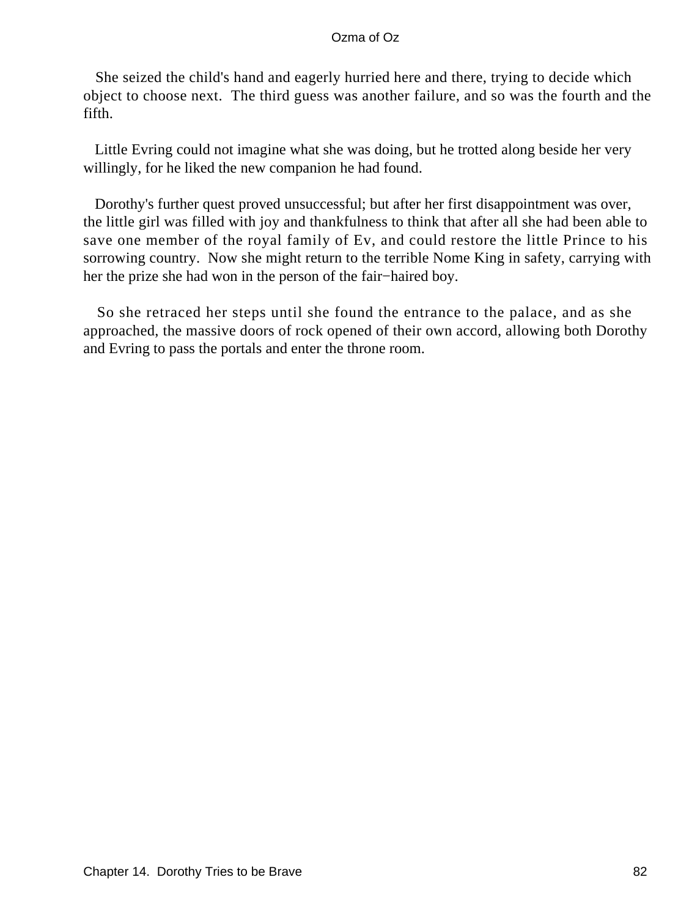She seized the child's hand and eagerly hurried here and there, trying to decide which object to choose next. The third guess was another failure, and so was the fourth and the fifth.

Little Evring could not imagine what she was doing, but he trotted along beside her very willingly, for he liked the new companion he had found.

Dorothy's further quest proved unsuccessful; but after her first disappointment was over, the little girl was filled with joy and thankfulness to think that after all she had been able to save one member of the royal family of Ev, and could restore the little Prince to his sorrowing country. Now she might return to the terrible Nome King in safety, carrying with her the prize she had won in the person of the fair−haired boy.

So she retraced her steps until she found the entrance to the palace, and as she approached, the massive doors of rock opened of their own accord, allowing both Dorothy and Evring to pass the portals and enter the throne room.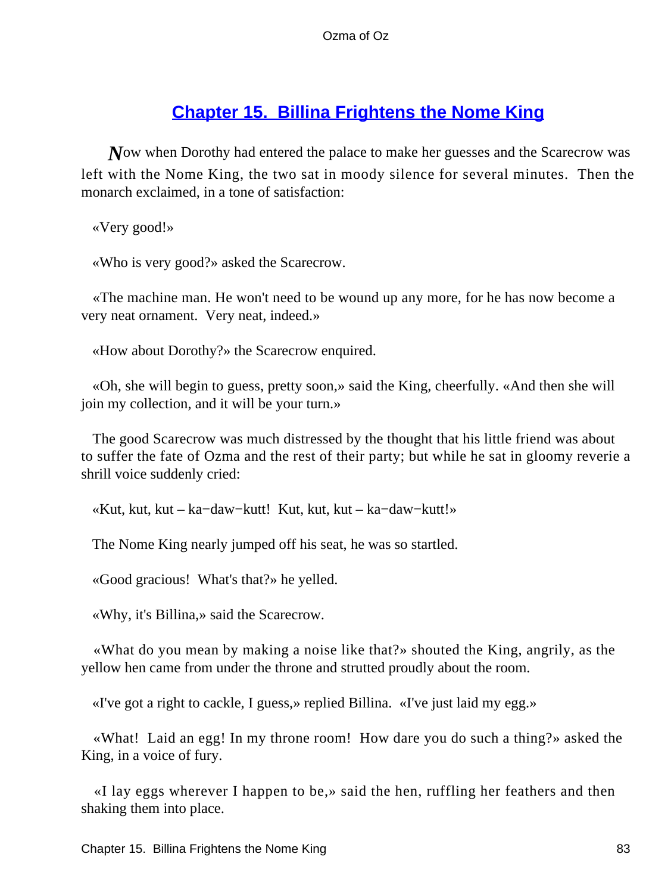## Chapter 15. Billina Frightens the Nome King

*N*ow when Dorothy had entered the palace to make her guesses and the Scarecrow was left with the Nome King, the two sat in moody silence for several minutes. Then the monarch exclaimed, in a tone of satisfaction:

«Very good!»

«Who is very good?» asked the Scarecrow.

«The machine man. He won't need to be wound up any more, for he has now become a very neat ornament. Very neat, indeed.»

«How about Dorothy?» the Scarecrow enquired.

«Oh, she will begin to guess, pretty soon,» said the King, cheerfully. «And then she will join my collection, and it will be your turn.»

The good Scarecrow was much distressed by the thought that his little friend was about to suffer the fate of Ozma and the rest of their party; but while he sat in gloomy reverie a shrill voice suddenly cried:

«Kut, kut, kut – ka−daw−kutt! Kut, kut, kut – ka−daw−kutt!»

The Nome King nearly jumped off his seat, he was so startled.

«Good gracious! What's that?» he yelled.

«Why, it's Billina,» said the Scarecrow.

«What do you mean by making a noise like that?» shouted the King, angrily, as the yellow hen came from under the throne and strutted proudly about the room.

«I've got a right to cackle, I guess,» replied Billina. «I've just laid my egg.»

«What! Laid an egg! In my throne room! How dare you do such a thing?» asked the King, in a voice of fury.

«I lay eggs wherever I happen to be,» said the hen, ruffling her feathers and then shaking them into place.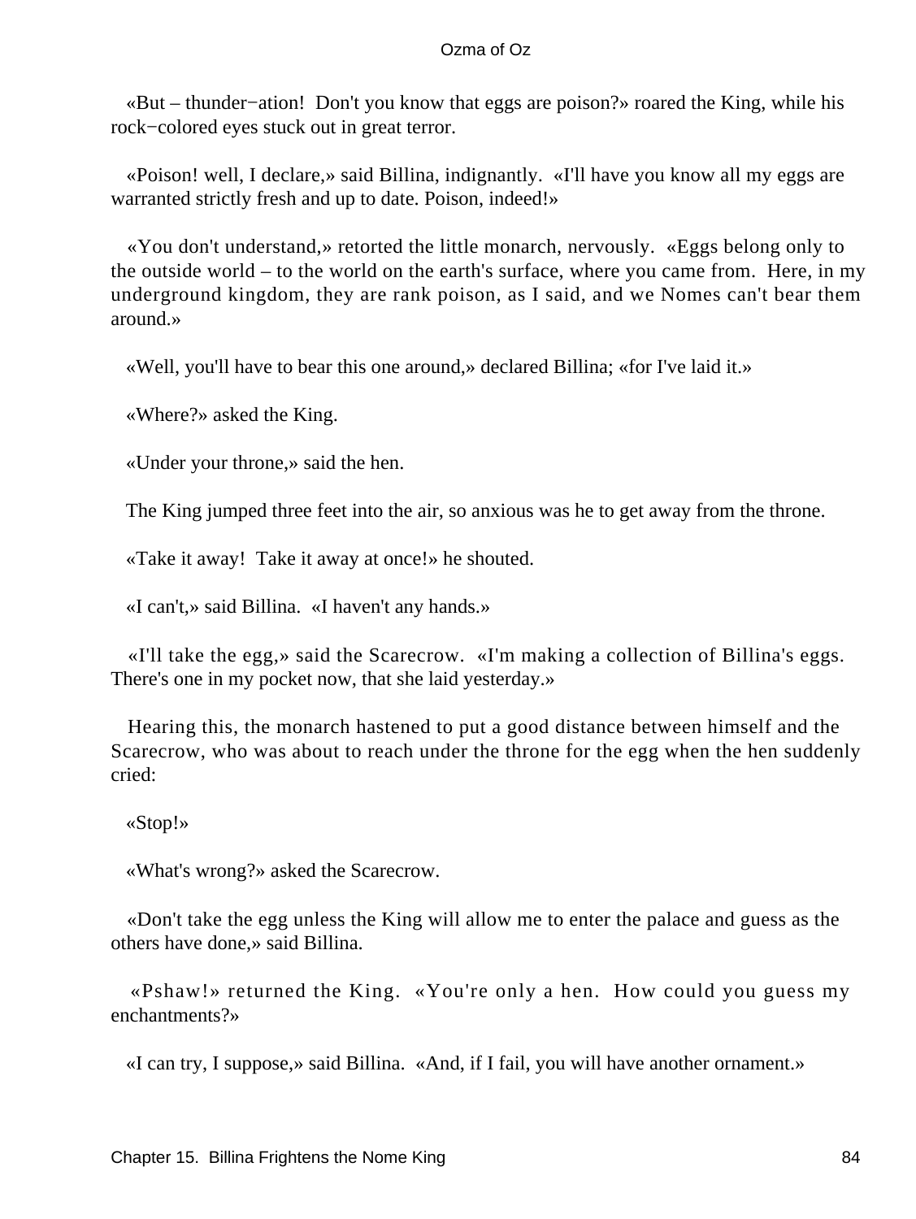«But – thunder−ation!  Don't you know that eggs are poison?» roared the King, while his rock−colored eyes stuck out in great terror.

«Poison! well, I declare,» said Billina, indignantly.  «I'll have you know all my eggs are warranted strictly fresh and up to date. Poison, indeed!»

«You don't understand,» retorted the little monarch, nervously.  «Eggs belong only to the outside world – to the world on the earth's surface, where you came from.  Here, in my underground kingdom, they are rank poison, as I said, and we Nomes can't bear them around.»

«Well, you'll have to bear this one around,» declared Billina; «for I've laid it.»

«Where?» asked the King.

«Under your throne,» said the hen.

The King jumped three feet into the air, so anxious was he to get away from the throne.

«Take it away!  Take it away at once!» he shouted.

«I can't,» said Billina.  «I haven't any hands.»

«I'll take the egg,» said the Scarecrow.  «I'm making a collection of Billina's eggs. There's one in my pocket now, that she laid yesterday.»

Hearing this, the monarch hastened to put a good distance between himself and the Scarecrow, who was about to reach under the throne for the egg when the hen suddenly cried:

«Stop!»

«What's wrong?» asked the Scarecrow.

«Don't take the egg unless the King will allow me to enter the palace and guess as the others have done,» said Billina.

«Pshaw!» returned the King.  «You're only a hen.  How could you guess my enchantments?»

«I can try, I suppose,» said Billina.  «And, if I fail, you will have another ornament.»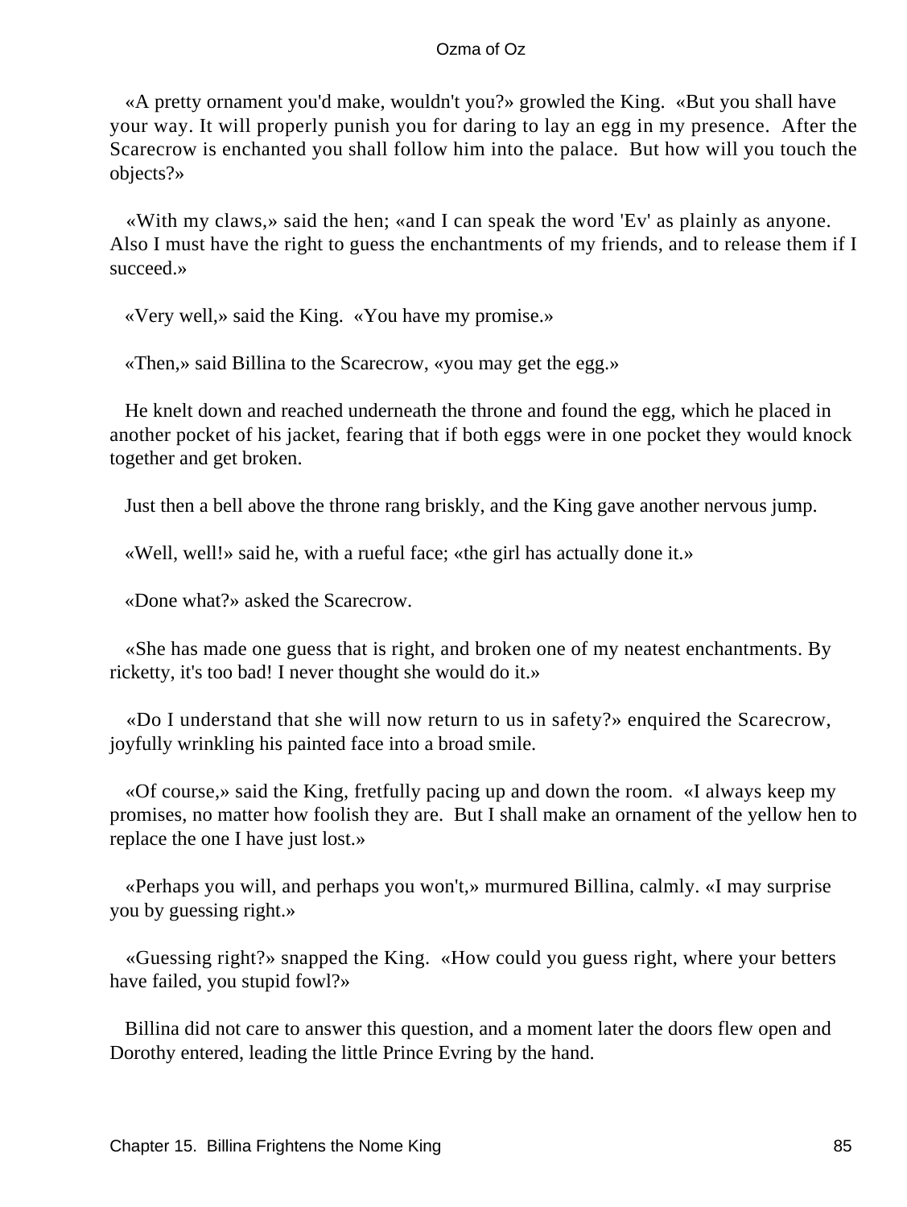«A pretty ornament you'd make, wouldn't you?» growled the King. «But you shall have your way. It will properly punish you for daring to lay an egg in my presence. After the Scarecrow is enchanted you shall follow him into the palace. But how will you touch the objects?»

«With my claws,» said the hen; «and I can speak the word 'Ev' as plainly as anyone. Also I must have the right to guess the enchantments of my friends, and to release them if I succeed.»

«Very well,» said the King. «You have my promise.»

«Then,» said Billina to the Scarecrow, «you may get the egg.»

He knelt down and reached underneath the throne and found the egg, which he placed in another pocket of his jacket, fearing that if both eggs were in one pocket they would knock together and get broken.

Just then a bell above the throne rang briskly, and the King gave another nervous jump.

«Well, well!» said he, with a rueful face; «the girl has actually done it.»

«Done what?» asked the Scarecrow.

«She has made one guess that is right, and broken one of my neatest enchantments. By ricketty, it's too bad! I never thought she would do it.»

«Do I understand that she will now return to us in safety?» enquired the Scarecrow, joyfully wrinkling his painted face into a broad smile.

«Of course,» said the King, fretfully pacing up and down the room. «I always keep my promises, no matter how foolish they are. But I shall make an ornament of the yellow hen to replace the one I have just lost.»

«Perhaps you will, and perhaps you won't,» murmured Billina, calmly. «I may surprise you by guessing right.»

«Guessing right?» snapped the King. «How could you guess right, where your betters have failed, you stupid fowl?»

Billina did not care to answer this question, and a moment later the doors flew open and Dorothy entered, leading the little Prince Evring by the hand.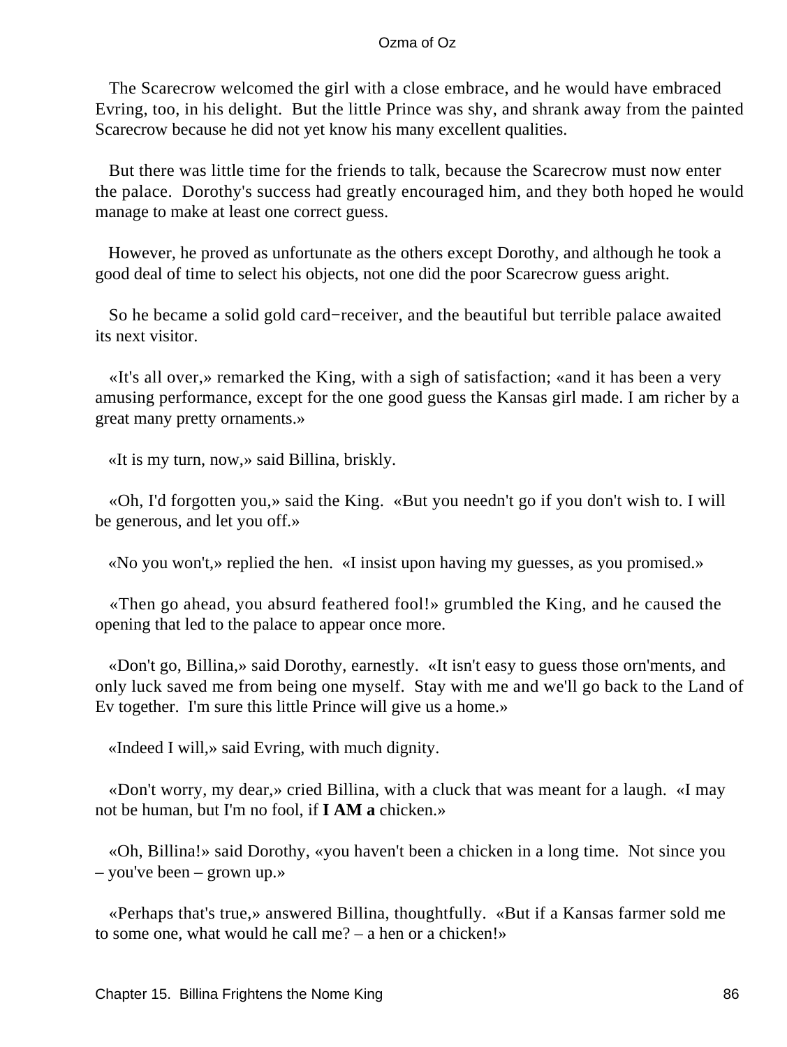The Scarecrow welcomed the girl with a close embrace, and he would have embraced Evring, too, in his delight. But the little Prince was shy, and shrank away from the painted Scarecrow because he did not yet know his many excellent qualities.

But there was little time for the friends to talk, because the Scarecrow must now enter the palace. Dorothy's success had greatly encouraged him, and they both hoped he would manage to make at least one correct guess.

However, he proved as unfortunate as the others except Dorothy, and although he took a good deal of time to select his objects, not one did the poor Scarecrow guess aright.

So he became a solid gold card−receiver, and the beautiful but terrible palace awaited its next visitor.

«It's all over,» remarked the King, with a sigh of satisfaction; «and it has been a very amusing performance, except for the one good guess the Kansas girl made. I am richer by a great many pretty ornaments.»

«It is my turn, now,» said Billina, briskly.

«Oh, I'd forgotten you,» said the King. «But you needn't go if you don't wish to. I will be generous, and let you off.»

«No you won't,» replied the hen. «I insist upon having my guesses, as you promised.»

«Then go ahead, you absurd feathered fool!» grumbled the King, and he caused the opening that led to the palace to appear once more.

«Don't go, Billina,» said Dorothy, earnestly. «It isn't easy to guess those orn'ments, and only luck saved me from being one myself. Stay with me and we'll go back to the Land of Ev together. I'm sure this little Prince will give us a home.»

«Indeed I will,» said Evring, with much dignity.

«Don't worry, my dear,» cried Billina, with a cluck that was meant for a laugh. «I may not be human, but I'm no fool, if **I AM a** chicken.»

«Oh, Billina!» said Dorothy, «you haven't been a chicken in a long time. Not since you – you've been – grown up.»

«Perhaps that's true,» answered Billina, thoughtfully. «But if a Kansas farmer sold me to some one, what would he call me? – a hen or a chicken!»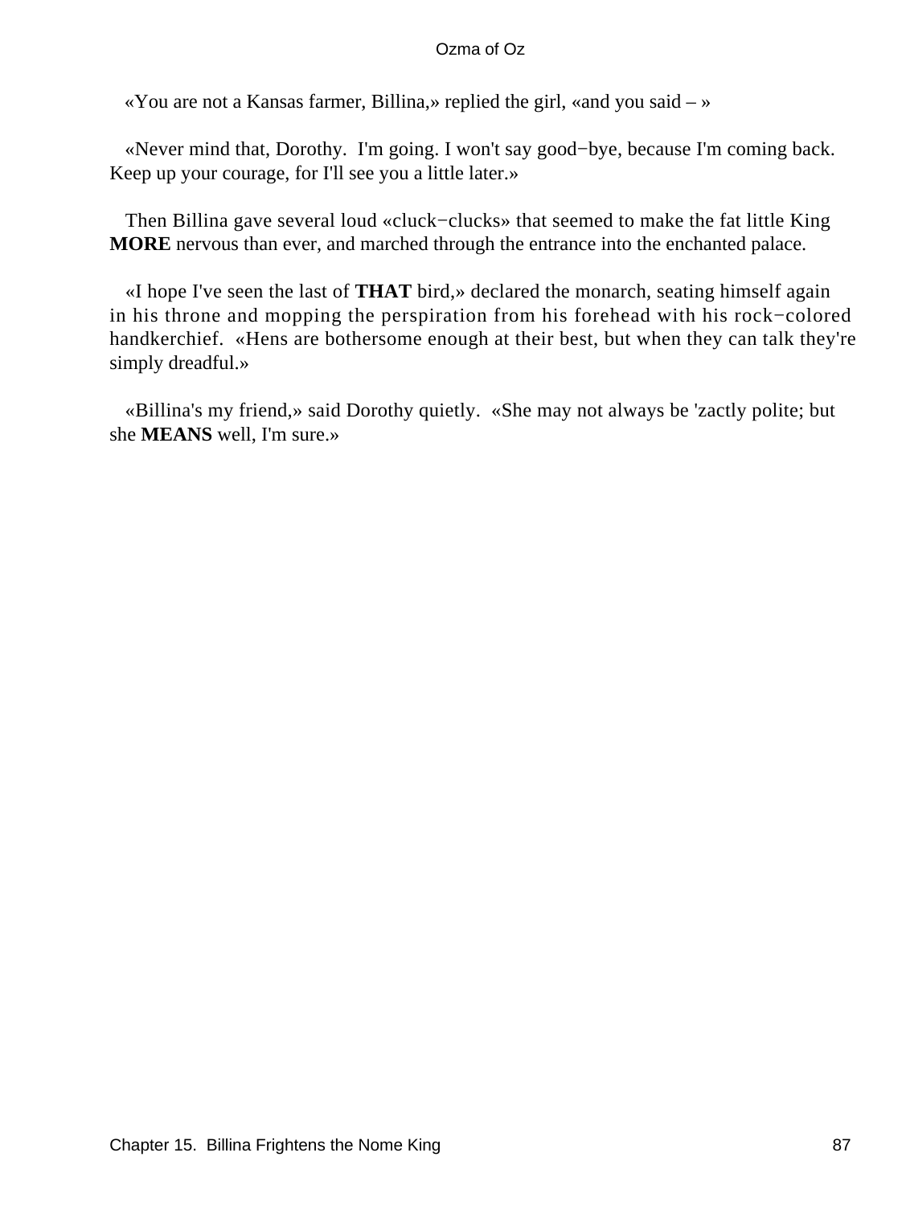«You are not a Kansas farmer, Billina,» replied the girl, «and you said – »

«Never mind that, Dorothy. I'm going. I won't say good−bye, because I'm coming back. Keep up your courage, for I'll see you a little later.»

Then Billina gave several loud «cluck−clucks» that seemed to make the fat little King **MORE** nervous than ever, and marched through the entrance into the enchanted palace.

«I hope I've seen the last of **THAT** bird,» declared the monarch, seating himself again in his throne and mopping the perspiration from his forehead with his rock−colored handkerchief. «Hens are bothersome enough at their best, but when they can talk they're simply dreadful.»

«Billina's my friend,» said Dorothy quietly. «She may not always be 'zactly polite; but she **MEANS** well, I'm sure.»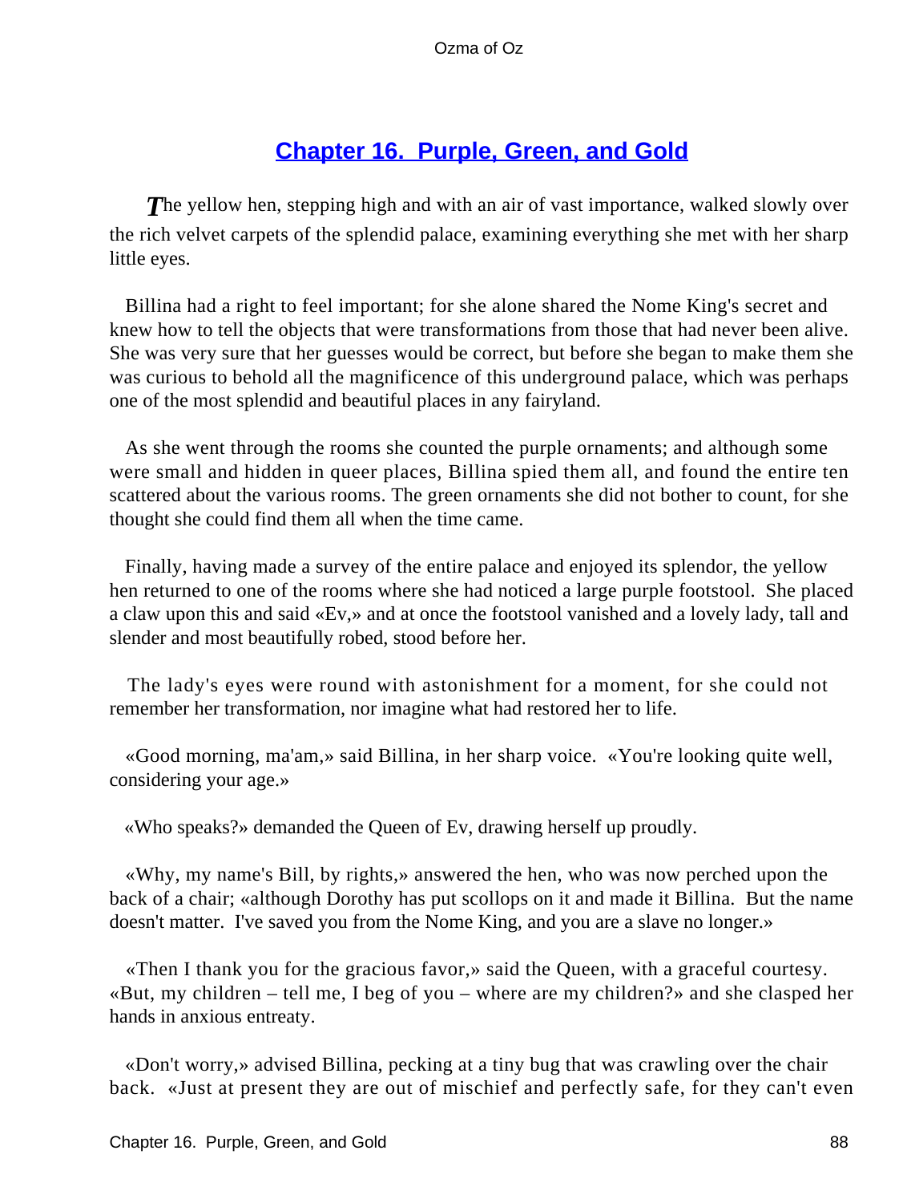## Chapter 16. Purple, Green, and Gold

*T*he yellow hen, stepping high and with an air of vast importance, walked slowly over the rich velvet carpets of the splendid palace, examining everything she met with her sharp little eyes.

Billina had a right to feel important; for she alone shared the Nome King's secret and knew how to tell the objects that were transformations from those that had never been alive. She was very sure that her guesses would be correct, but before she began to make them she was curious to behold all the magnificence of this underground palace, which was perhaps one of the most splendid and beautiful places in any fairyland.

As she went through the rooms she counted the purple ornaments; and although some were small and hidden in queer places, Billina spied them all, and found the entire ten scattered about the various rooms. The green ornaments she did not bother to count, for she thought she could find them all when the time came.

Finally, having made a survey of the entire palace and enjoyed its splendor, the yellow hen returned to one of the rooms where she had noticed a large purple footstool. She placed a claw upon this and said «Ev,» and at once the footstool vanished and a lovely lady, tall and slender and most beautifully robed, stood before her.

The lady's eyes were round with astonishment for a moment, for she could not remember her transformation, nor imagine what had restored her to life.

«Good morning, ma'am,» said Billina, in her sharp voice. «You're looking quite well, considering your age.»

«Who speaks?» demanded the Queen of Ev, drawing herself up proudly.

«Why, my name's Bill, by rights,» answered the hen, who was now perched upon the back of a chair; «although Dorothy has put scollops on it and made it Billina. But the name doesn't matter. I've saved you from the Nome King, and you are a slave no longer.»

«Then I thank you for the gracious favor,» said the Queen, with a graceful courtesy. «But, my children – tell me, I beg of you – where are my children?» and she clasped her hands in anxious entreaty.

«Don't worry,» advised Billina, pecking at a tiny bug that was crawling over the chair back. «Just at present they are out of mischief and perfectly safe, for they can't even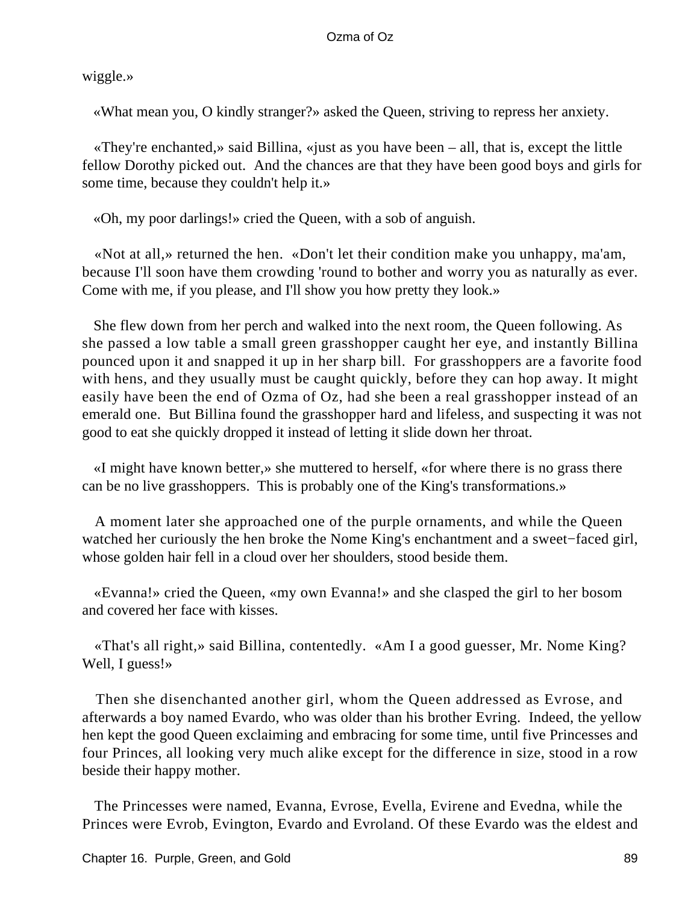wiggle.»

«What mean you, O kindly stranger?» asked the Queen, striving to repress her anxiety.

«They're enchanted,» said Billina, «just as you have been – all, that is, except the little fellow Dorothy picked out. And the chances are that they have been good boys and girls for some time, because they couldn't help it.»

«Oh, my poor darlings!» cried the Queen, with a sob of anguish.

«Not at all,» returned the hen. «Don't let their condition make you unhappy, ma'am, because I'll soon have them crowding 'round to bother and worry you as naturally as ever. Come with me, if you please, and I'll show you how pretty they look.»

She flew down from her perch and walked into the next room, the Queen following. As she passed a low table a small green grasshopper caught her eye, and instantly Billina pounced upon it and snapped it up in her sharp bill. For grasshoppers are a favorite food with hens, and they usually must be caught quickly, before they can hop away. It might easily have been the end of Ozma of Oz, had she been a real grasshopper instead of an emerald one. But Billina found the grasshopper hard and lifeless, and suspecting it was not good to eat she quickly dropped it instead of letting it slide down her throat.

«I might have known better,» she muttered to herself, «for where there is no grass there can be no live grasshoppers. This is probably one of the King's transformations.»

A moment later she approached one of the purple ornaments, and while the Queen watched her curiously the hen broke the Nome King's enchantment and a sweet−faced girl, whose golden hair fell in a cloud over her shoulders, stood beside them.

«Evanna!» cried the Queen, «my own Evanna!» and she clasped the girl to her bosom and covered her face with kisses.

«That's all right,» said Billina, contentedly. «Am I a good guesser, Mr. Nome King? Well, I guess!»

Then she disenchanted another girl, whom the Queen addressed as Evrose, and afterwards a boy named Evardo, who was older than his brother Evring. Indeed, the yellow hen kept the good Queen exclaiming and embracing for some time, until five Princesses and four Princes, all looking very much alike except for the difference in size, stood in a row beside their happy mother.

The Princesses were named, Evanna, Evrose, Evella, Evirene and Evedna, while the Princes were Evrob, Evington, Evardo and Evroland. Of these Evardo was the eldest and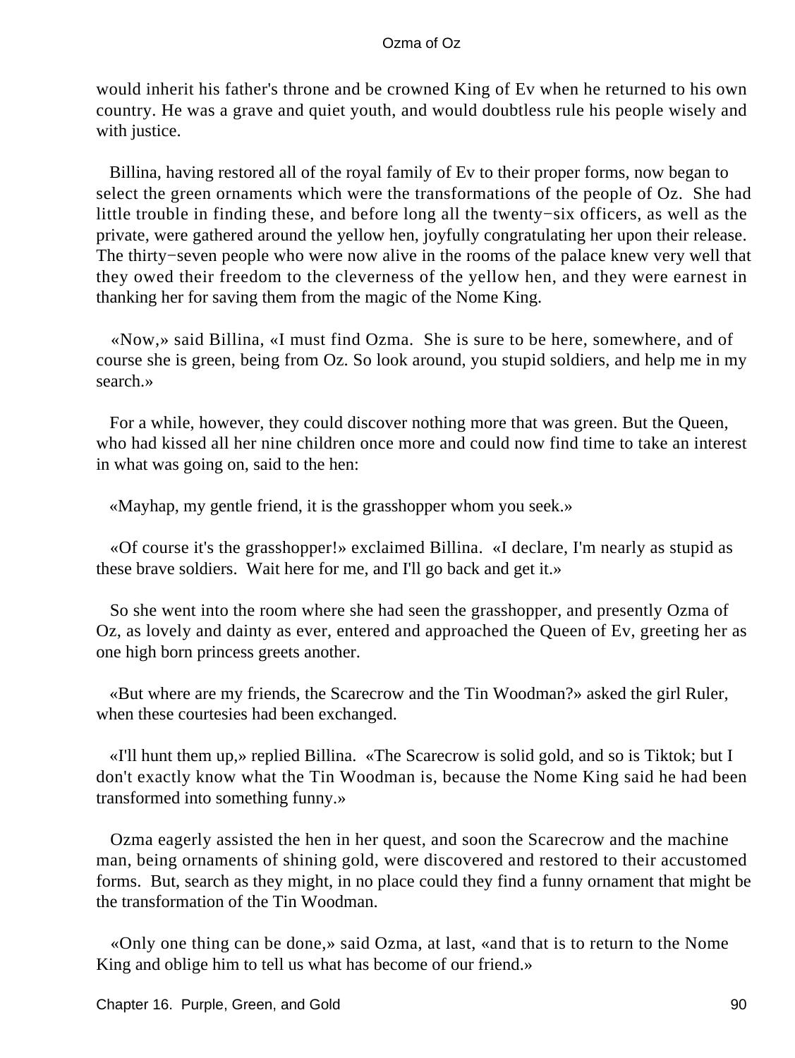would inherit his father's throne and be crowned King of Ev when he returned to his own country. He was a grave and quiet youth, and would doubtless rule his people wisely and with justice.

Billina, having restored all of the royal family of Ev to their proper forms, now began to select the green ornaments which were the transformations of the people of Oz. She had little trouble in finding these, and before long all the twenty−six officers, as well as the private, were gathered around the yellow hen, joyfully congratulating her upon their release. The thirty−seven people who were now alive in the rooms of the palace knew very well that they owed their freedom to the cleverness of the yellow hen, and they were earnest in thanking her for saving them from the magic of the Nome King.

«Now,» said Billina, «I must find Ozma. She is sure to be here, somewhere, and of course she is green, being from Oz. So look around, you stupid soldiers, and help me in my search.»

For a while, however, they could discover nothing more that was green. But the Queen, who had kissed all her nine children once more and could now find time to take an interest in what was going on, said to the hen:

«Mayhap, my gentle friend, it is the grasshopper whom you seek.»

«Of course it's the grasshopper!» exclaimed Billina. «I declare, I'm nearly as stupid as these brave soldiers. Wait here for me, and I'll go back and get it.»

So she went into the room where she had seen the grasshopper, and presently Ozma of Oz, as lovely and dainty as ever, entered and approached the Queen of Ev, greeting her as one high born princess greets another.

«But where are my friends, the Scarecrow and the Tin Woodman?» asked the girl Ruler, when these courtesies had been exchanged.

«I'll hunt them up,» replied Billina. «The Scarecrow is solid gold, and so is Tiktok; but I don't exactly know what the Tin Woodman is, because the Nome King said he had been transformed into something funny.»

Ozma eagerly assisted the hen in her quest, and soon the Scarecrow and the machine man, being ornaments of shining gold, were discovered and restored to their accustomed forms. But, search as they might, in no place could they find a funny ornament that might be the transformation of the Tin Woodman.

«Only one thing can be done,» said Ozma, at last, «and that is to return to the Nome King and oblige him to tell us what has become of our friend.»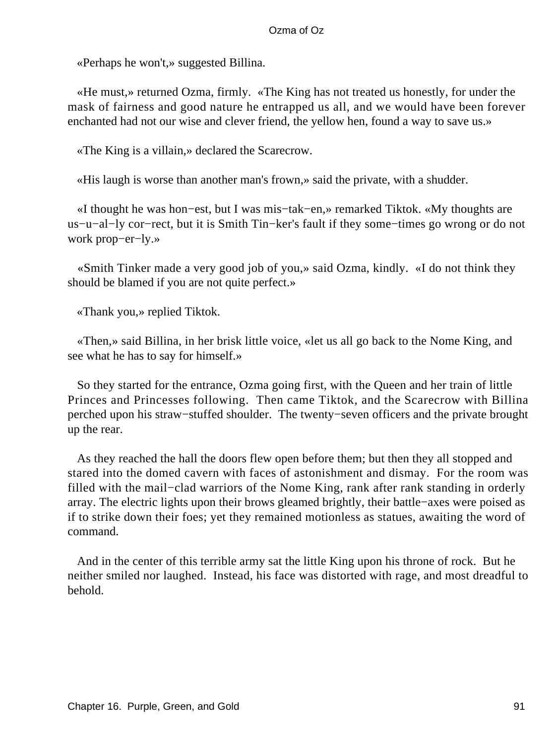«Perhaps he won't,» suggested Billina.

«He must,» returned Ozma, firmly. «The King has not treated us honestly, for under the mask of fairness and good nature he entrapped us all, and we would have been forever enchanted had not our wise and clever friend, the yellow hen, found a way to save us.»

«The King is a villain,» declared the Scarecrow.

«His laugh is worse than another man's frown,» said the private, with a shudder.

«I thought he was hon−est, but I was mis−tak−en,» remarked Tiktok. «My thoughts are us−u−al−ly cor−rect, but it is Smith Tin−ker's fault if they some−times go wrong or do not work prop−er−ly.»

«Smith Tinker made a very good job of you,» said Ozma, kindly. «I do not think they should be blamed if you are not quite perfect.»

«Thank you,» replied Tiktok.

«Then,» said Billina, in her brisk little voice, «let us all go back to the Nome King, and see what he has to say for himself.»

So they started for the entrance, Ozma going first, with the Queen and her train of little Princes and Princesses following. Then came Tiktok, and the Scarecrow with Billina perched upon his straw−stuffed shoulder. The twenty−seven officers and the private brought up the rear.

As they reached the hall the doors flew open before them; but then they all stopped and stared into the domed cavern with faces of astonishment and dismay. For the room was filled with the mail−clad warriors of the Nome King, rank after rank standing in orderly array. The electric lights upon their brows gleamed brightly, their battle−axes were poised as if to strike down their foes; yet they remained motionless as statues, awaiting the word of command.

And in the center of this terrible army sat the little King upon his throne of rock. But he neither smiled nor laughed. Instead, his face was distorted with rage, and most dreadful to behold.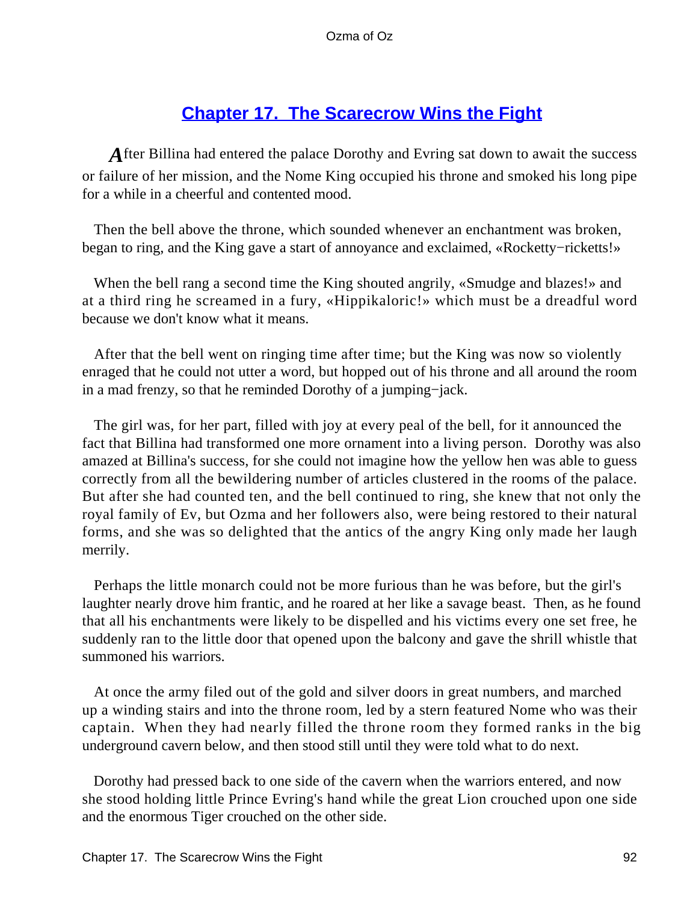## Chapter 17. The Scarecrow Wins the Fight

After Billina had entered the palace Dorothy and Evring sat down to await the success or failure of her mission, and the Nome King occupied his throne and smoked his long pipe for a while in a cheerful and contented mood.

Then the bell above the throne, which sounded whenever an enchantment was broken, began to ring, and the King gave a start of annoyance and exclaimed, «Rocketty−ricketts!»

When the bell rang a second time the King shouted angrily, «Smudge and blazes!» and at a third ring he screamed in a fury, «Hippikaloric!» which must be a dreadful word because we don't know what it means.

After that the bell went on ringing time after time; but the King was now so violently enraged that he could not utter a word, but hopped out of his throne and all around the room in a mad frenzy, so that he reminded Dorothy of a jumping−jack.

The girl was, for her part, filled with joy at every peal of the bell, for it announced the fact that Billina had transformed one more ornament into a living person. Dorothy was also amazed at Billina's success, for she could not imagine how the yellow hen was able to guess correctly from all the bewildering number of articles clustered in the rooms of the palace. But after she had counted ten, and the bell continued to ring, she knew that not only the royal family of Ev, but Ozma and her followers also, were being restored to their natural forms, and she was so delighted that the antics of the angry King only made her laugh merrily.

Perhaps the little monarch could not be more furious than he was before, but the girl's laughter nearly drove him frantic, and he roared at her like a savage beast. Then, as he found that all his enchantments were likely to be dispelled and his victims every one set free, he suddenly ran to the little door that opened upon the balcony and gave the shrill whistle that summoned his warriors.

At once the army filed out of the gold and silver doors in great numbers, and marched up a winding stairs and into the throne room, led by a stern featured Nome who was their captain. When they had nearly filled the throne room they formed ranks in the big underground cavern below, and then stood still until they were told what to do next.

Dorothy had pressed back to one side of the cavern when the warriors entered, and now she stood holding little Prince Evring's hand while the great Lion crouched upon one side and the enormous Tiger crouched on the other side.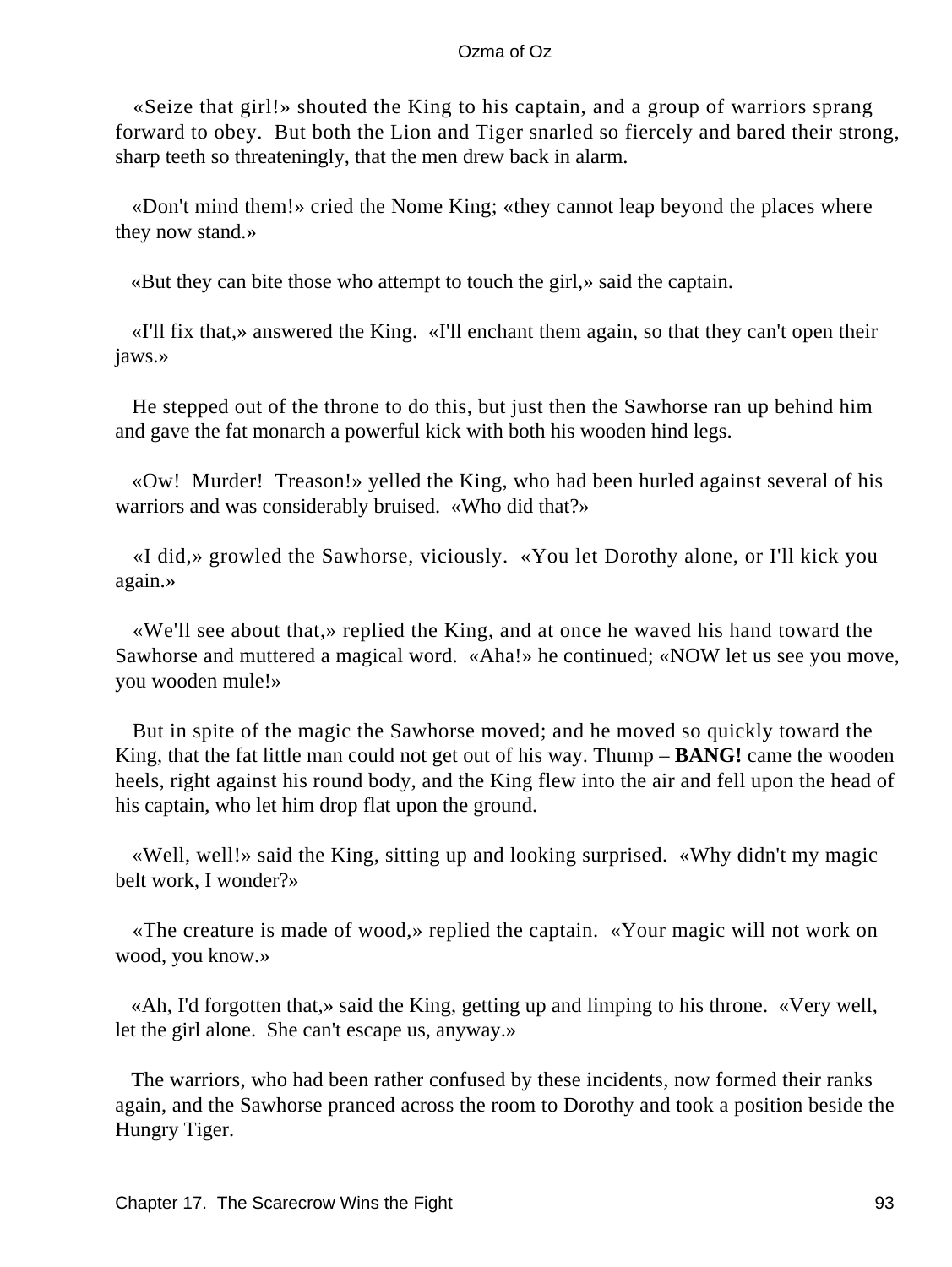«Seize that girl!» shouted the King to his captain, and a group of warriors sprang forward to obey. But both the Lion and Tiger snarled so fiercely and bared their strong, sharp teeth so threateningly, that the men drew back in alarm.

«Don't mind them!» cried the Nome King; «they cannot leap beyond the places where they now stand.»

«But they can bite those who attempt to touch the girl,» said the captain.

«I'll fix that,» answered the King. «I'll enchant them again, so that they can't open their jaws.»

He stepped out of the throne to do this, but just then the Sawhorse ran up behind him and gave the fat monarch a powerful kick with both his wooden hind legs.

«Ow! Murder! Treason!» yelled the King, who had been hurled against several of his warriors and was considerably bruised. «Who did that?»

«I did,» growled the Sawhorse, viciously. «You let Dorothy alone, or I'll kick you again.»

«We'll see about that,» replied the King, and at once he waved his hand toward the Sawhorse and muttered a magical word. «Aha!» he continued; «NOW let us see you move, you wooden mule!»

But in spite of the magic the Sawhorse moved; and he moved so quickly toward the King, that the fat little man could not get out of his way. Thump – **BANG!** came the wooden heels, right against his round body, and the King flew into the air and fell upon the head of his captain, who let him drop flat upon the ground.

«Well, well!» said the King, sitting up and looking surprised. «Why didn't my magic belt work, I wonder?»

«The creature is made of wood,» replied the captain. «Your magic will not work on wood, you know.»

«Ah, I'd forgotten that,» said the King, getting up and limping to his throne. «Very well, let the girl alone. She can't escape us, anyway.»

The warriors, who had been rather confused by these incidents, now formed their ranks again, and the Sawhorse pranced across the room to Dorothy and took a position beside the Hungry Tiger.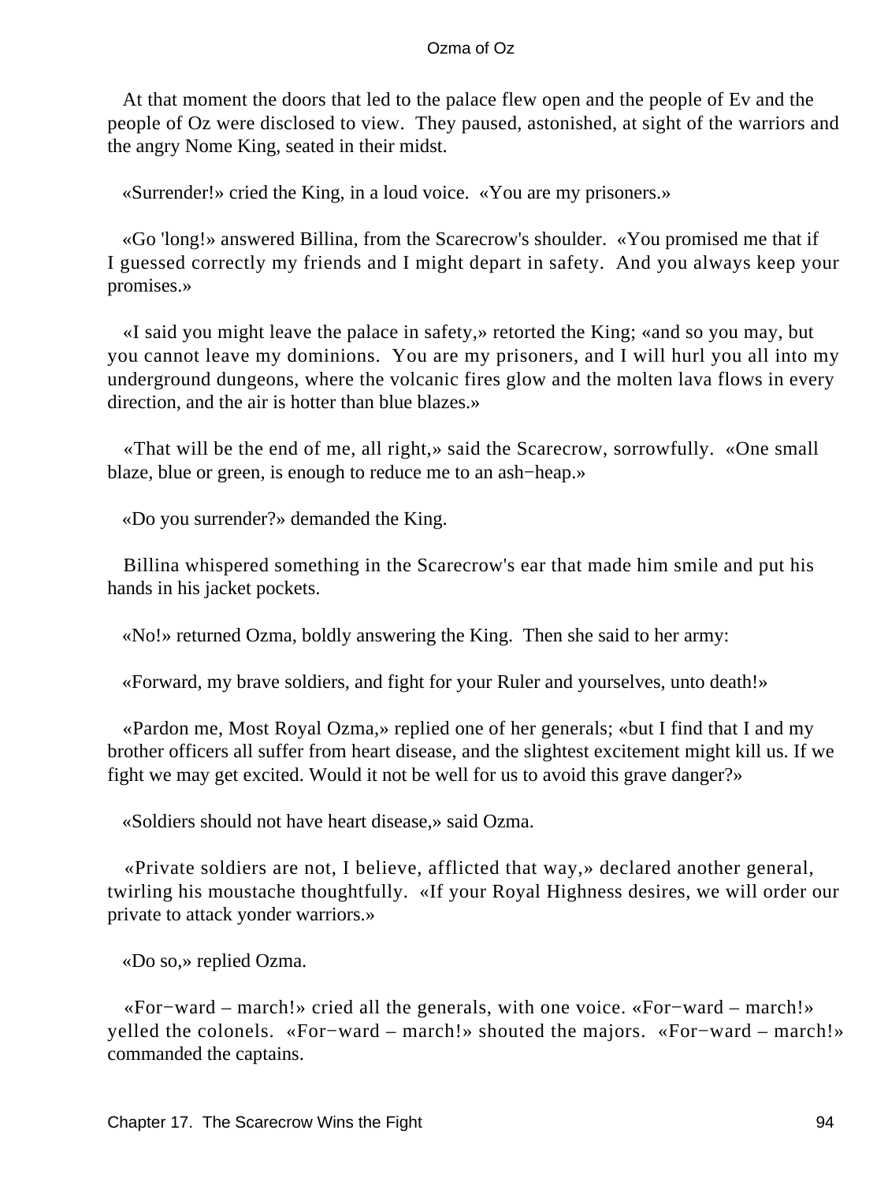At that moment the doors that led to the palace flew open and the people of Ev and the people of Oz were disclosed to view. They paused, astonished, at sight of the warriors and the angry Nome King, seated in their midst.

«Surrender!» cried the King, in a loud voice. «You are my prisoners.»

«Go 'long!» answered Billina, from the Scarecrow's shoulder. «You promised me that if I guessed correctly my friends and I might depart in safety. And you always keep your promises.»

«I said you might leave the palace in safety,» retorted the King; «and so you may, but you cannot leave my dominions. You are my prisoners, and I will hurl you all into my underground dungeons, where the volcanic fires glow and the molten lava flows in every direction, and the air is hotter than blue blazes.»

«That will be the end of me, all right,» said the Scarecrow, sorrowfully. «One small blaze, blue or green, is enough to reduce me to an ash−heap.»

«Do you surrender?» demanded the King.

Billina whispered something in the Scarecrow's ear that made him smile and put his hands in his jacket pockets.

«No!» returned Ozma, boldly answering the King. Then she said to her army:

«Forward, my brave soldiers, and fight for your Ruler and yourselves, unto death!»

«Pardon me, Most Royal Ozma,» replied one of her generals; «but I find that I and my brother officers all suffer from heart disease, and the slightest excitement might kill us. If we fight we may get excited. Would it not be well for us to avoid this grave danger?»

«Soldiers should not have heart disease,» said Ozma.

«Private soldiers are not, I believe, afflicted that way,» declared another general, twirling his moustache thoughtfully. «If your Royal Highness desires, we will order our private to attack yonder warriors.»

«Do so,» replied Ozma.

«For−ward – march!» cried all the generals, with one voice. «For−ward – march!» yelled the colonels. «For−ward – march!» shouted the majors. «For−ward – march!» commanded the captains.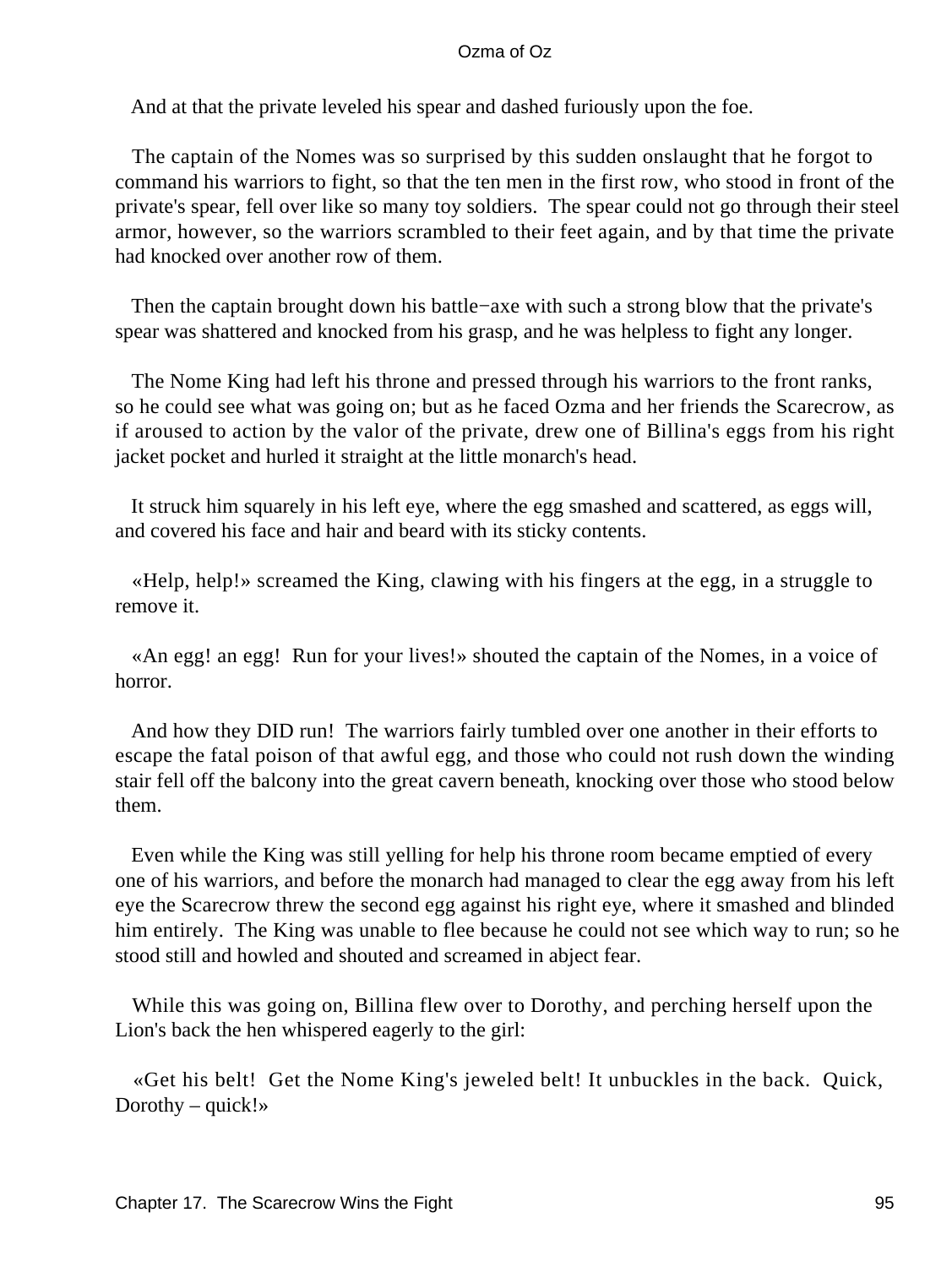And at that the private leveled his spear and dashed furiously upon the foe.

The captain of the Nomes was so surprised by this sudden onslaught that he forgot to command his warriors to fight, so that the ten men in the first row, who stood in front of the private's spear, fell over like so many toy soldiers. The spear could not go through their steel armor, however, so the warriors scrambled to their feet again, and by that time the private had knocked over another row of them.

Then the captain brought down his battle−axe with such a strong blow that the private's spear was shattered and knocked from his grasp, and he was helpless to fight any longer.

The Nome King had left his throne and pressed through his warriors to the front ranks, so he could see what was going on; but as he faced Ozma and her friends the Scarecrow, as if aroused to action by the valor of the private, drew one of Billina's eggs from his right jacket pocket and hurled it straight at the little monarch's head.

It struck him squarely in his left eye, where the egg smashed and scattered, as eggs will, and covered his face and hair and beard with its sticky contents.

«Help, help!» screamed the King, clawing with his fingers at the egg, in a struggle to remove it.

«An egg! an egg! Run for your lives!» shouted the captain of the Nomes, in a voice of horror.

And how they DID run! The warriors fairly tumbled over one another in their efforts to escape the fatal poison of that awful egg, and those who could not rush down the winding stair fell off the balcony into the great cavern beneath, knocking over those who stood below them.

Even while the King was still yelling for help his throne room became emptied of every one of his warriors, and before the monarch had managed to clear the egg away from his left eye the Scarecrow threw the second egg against his right eye, where it smashed and blinded him entirely. The King was unable to flee because he could not see which way to run; so he stood still and howled and shouted and screamed in abject fear.

While this was going on, Billina flew over to Dorothy, and perching herself upon the Lion's back the hen whispered eagerly to the girl:

«Get his belt! Get the Nome King's jeweled belt! It unbuckles in the back. Quick, Dorothy – quick!»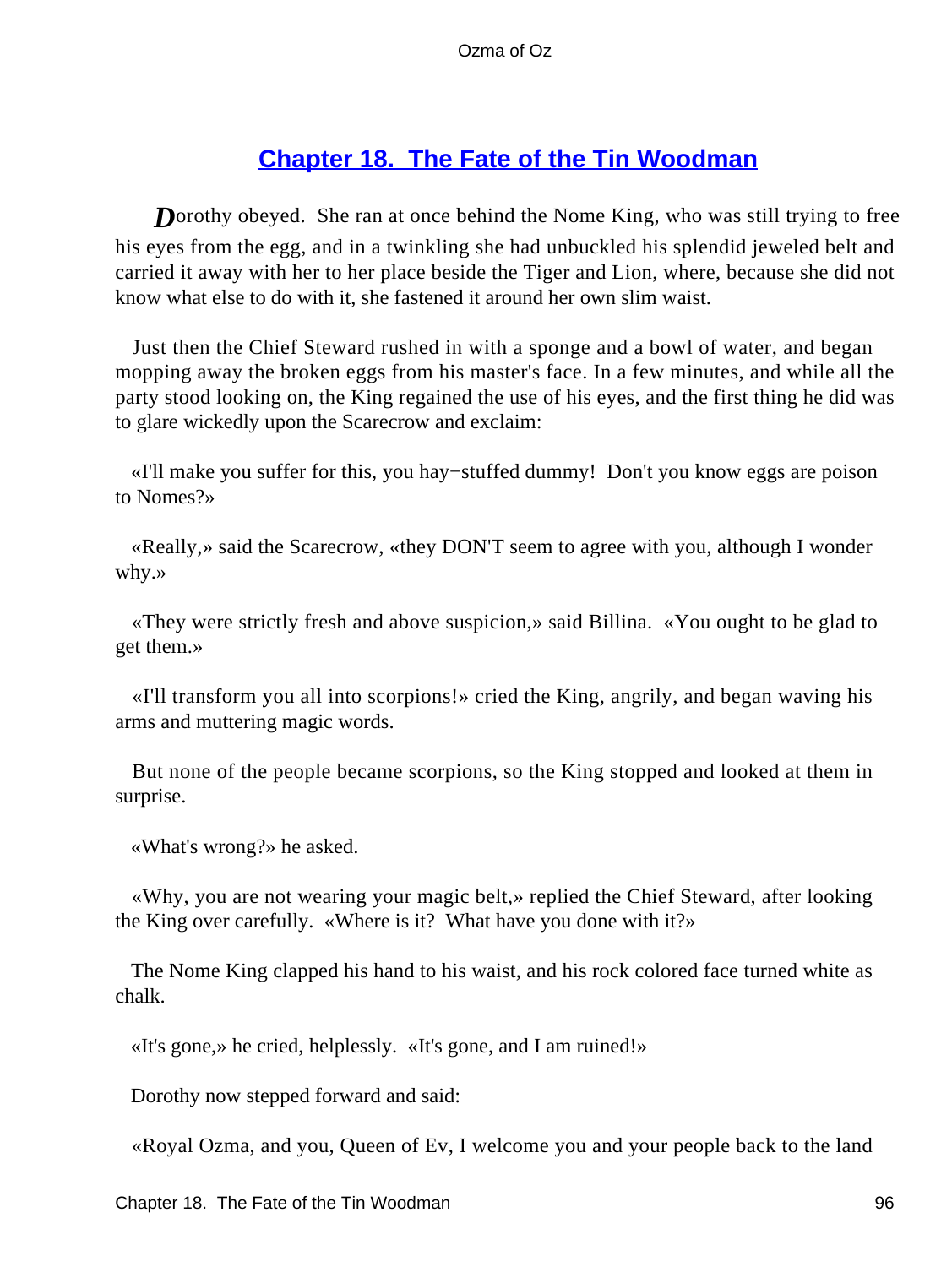## Chapter 18. The Fate of the Tin Woodman

Dorothy obeyed. She ran at once behind the Nome King, who was still trying to free his eyes from the egg, and in a twinkling she had unbuckled his splendid jeweled belt and carried it away with her to her place beside the Tiger and Lion, where, because she did not know what else to do with it, she fastened it around her own slim waist.

Just then the Chief Steward rushed in with a sponge and a bowl of water, and began mopping away the broken eggs from his master's face. In a few minutes, and while all the party stood looking on, the King regained the use of his eyes, and the first thing he did was to glare wickedly upon the Scarecrow and exclaim:

«I'll make you suffer for this, you hay−stuffed dummy! Don't you know eggs are poison to Nomes?»

«Really,» said the Scarecrow, «they DON'T seem to agree with you, although I wonder why.»

«They were strictly fresh and above suspicion,» said Billina. «You ought to be glad to get them.»

«I'll transform you all into scorpions!» cried the King, angrily, and began waving his arms and muttering magic words.

But none of the people became scorpions, so the King stopped and looked at them in surprise.

«What's wrong?» he asked.

«Why, you are not wearing your magic belt,» replied the Chief Steward, after looking the King over carefully. «Where is it? What have you done with it?»

The Nome King clapped his hand to his waist, and his rock colored face turned white as chalk.

«It's gone,» he cried, helplessly. «It's gone, and I am ruined!»

Dorothy now stepped forward and said:

«Royal Ozma, and you, Queen of Ev, I welcome you and your people back to the land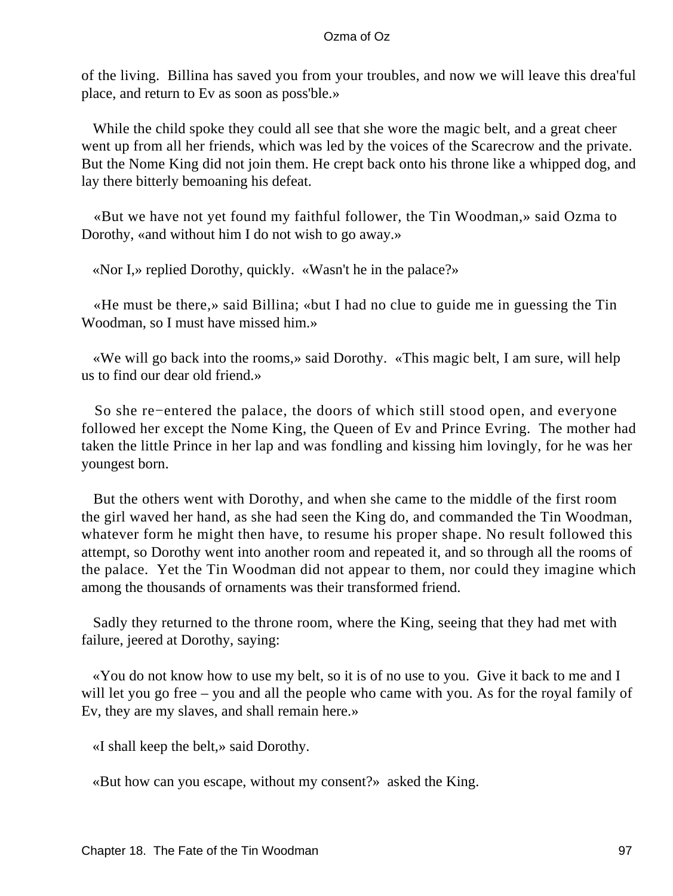of the living. Billina has saved you from your troubles, and now we will leave this drea'ful place, and return to Ev as soon as poss'ble.»

While the child spoke they could all see that she wore the magic belt, and a great cheer went up from all her friends, which was led by the voices of the Scarecrow and the private. But the Nome King did not join them. He crept back onto his throne like a whipped dog, and lay there bitterly bemoaning his defeat.

«But we have not yet found my faithful follower, the Tin Woodman,» said Ozma to Dorothy, «and without him I do not wish to go away.»

«Nor I,» replied Dorothy, quickly. «Wasn't he in the palace?»

«He must be there,» said Billina; «but I had no clue to guide me in guessing the Tin Woodman, so I must have missed him.»

«We will go back into the rooms,» said Dorothy. «This magic belt, I am sure, will help us to find our dear old friend.»

So she re−entered the palace, the doors of which still stood open, and everyone followed her except the Nome King, the Queen of Ev and Prince Evring. The mother had taken the little Prince in her lap and was fondling and kissing him lovingly, for he was her youngest born.

But the others went with Dorothy, and when she came to the middle of the first room the girl waved her hand, as she had seen the King do, and commanded the Tin Woodman, whatever form he might then have, to resume his proper shape. No result followed this attempt, so Dorothy went into another room and repeated it, and so through all the rooms of the palace. Yet the Tin Woodman did not appear to them, nor could they imagine which among the thousands of ornaments was their transformed friend.

Sadly they returned to the throne room, where the King, seeing that they had met with failure, jeered at Dorothy, saying:

«You do not know how to use my belt, so it is of no use to you. Give it back to me and I will let you go free – you and all the people who came with you. As for the royal family of Ev, they are my slaves, and shall remain here.»

«I shall keep the belt,» said Dorothy.

«But how can you escape, without my consent?» asked the King.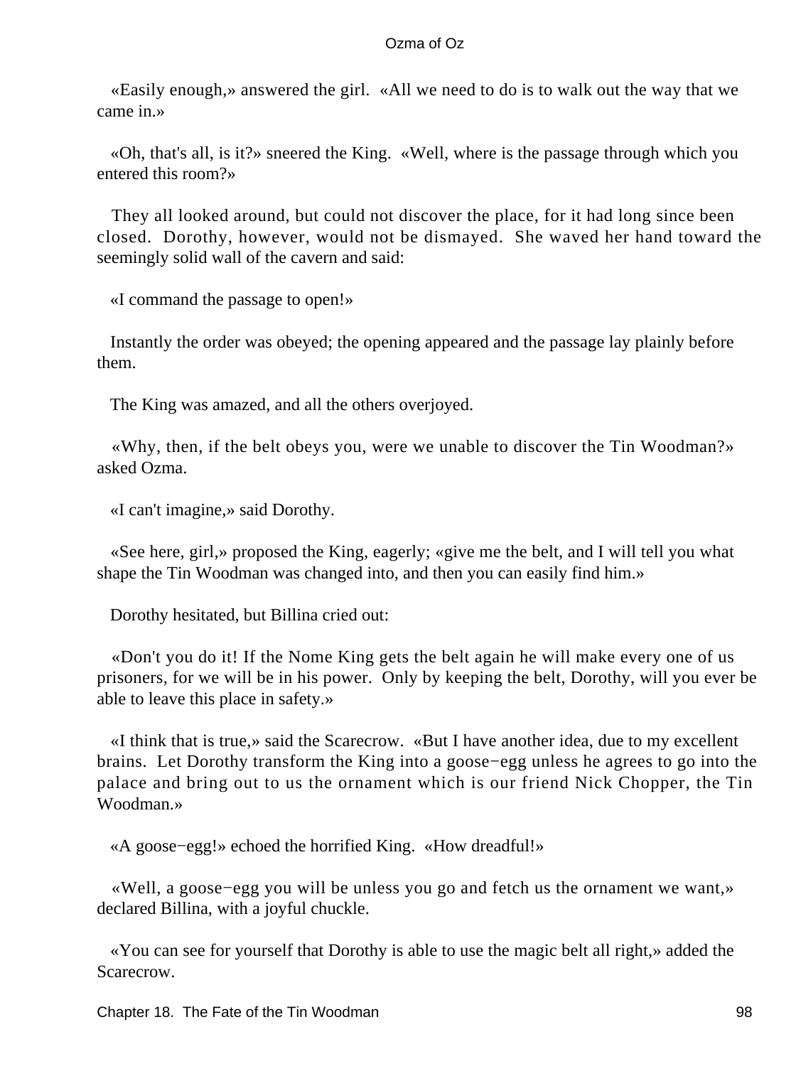«Easily enough,» answered the girl. «All we need to do is to walk out the way that we came in.»

«Oh, that's all, is it?» sneered the King. «Well, where is the passage through which you entered this room?»

They all looked around, but could not discover the place, for it had long since been closed. Dorothy, however, would not be dismayed. She waved her hand toward the seemingly solid wall of the cavern and said:

«I command the passage to open!»

Instantly the order was obeyed; the opening appeared and the passage lay plainly before them.

The King was amazed, and all the others overjoyed.

«Why, then, if the belt obeys you, were we unable to discover the Tin Woodman?» asked Ozma.

«I can't imagine,» said Dorothy.

«See here, girl,» proposed the King, eagerly; «give me the belt, and I will tell you what shape the Tin Woodman was changed into, and then you can easily find him.»

Dorothy hesitated, but Billina cried out:

«Don't you do it! If the Nome King gets the belt again he will make every one of us prisoners, for we will be in his power. Only by keeping the belt, Dorothy, will you ever be able to leave this place in safety.»

«I think that is true,» said the Scarecrow. «But I have another idea, due to my excellent brains. Let Dorothy transform the King into a goose−egg unless he agrees to go into the palace and bring out to us the ornament which is our friend Nick Chopper, the Tin Woodman.»

«A goose−egg!» echoed the horrified King. «How dreadful!»

«Well, a goose−egg you will be unless you go and fetch us the ornament we want,» declared Billina, with a joyful chuckle.

«You can see for yourself that Dorothy is able to use the magic belt all right,» added the Scarecrow.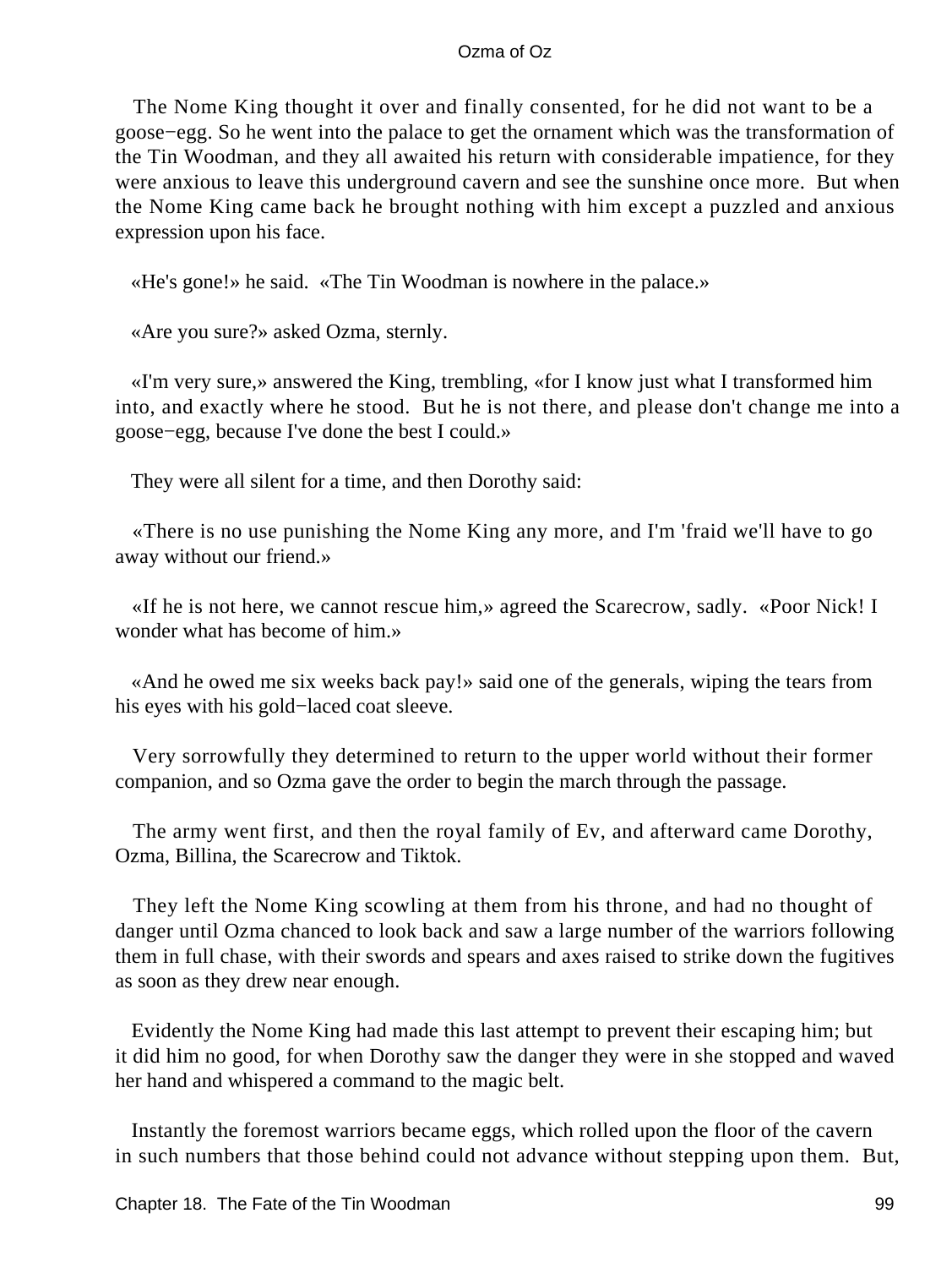The Nome King thought it over and finally consented, for he did not want to be a goose−egg. So he went into the palace to get the ornament which was the transformation of the Tin Woodman, and they all awaited his return with considerable impatience, for they were anxious to leave this underground cavern and see the sunshine once more. But when the Nome King came back he brought nothing with him except a puzzled and anxious expression upon his face.

«He's gone!» he said. «The Tin Woodman is nowhere in the palace.»

«Are you sure?» asked Ozma, sternly.

«I'm very sure,» answered the King, trembling, «for I know just what I transformed him into, and exactly where he stood. But he is not there, and please don't change me into a goose−egg, because I've done the best I could.»

They were all silent for a time, and then Dorothy said:

«There is no use punishing the Nome King any more, and I'm 'fraid we'll have to go away without our friend.»

«If he is not here, we cannot rescue him,» agreed the Scarecrow, sadly. «Poor Nick! I wonder what has become of him.»

«And he owed me six weeks back pay!» said one of the generals, wiping the tears from his eyes with his gold−laced coat sleeve.

Very sorrowfully they determined to return to the upper world without their former companion, and so Ozma gave the order to begin the march through the passage.

The army went first, and then the royal family of Ev, and afterward came Dorothy, Ozma, Billina, the Scarecrow and Tiktok.

They left the Nome King scowling at them from his throne, and had no thought of danger until Ozma chanced to look back and saw a large number of the warriors following them in full chase, with their swords and spears and axes raised to strike down the fugitives as soon as they drew near enough.

Evidently the Nome King had made this last attempt to prevent their escaping him; but it did him no good, for when Dorothy saw the danger they were in she stopped and waved her hand and whispered a command to the magic belt.

Instantly the foremost warriors became eggs, which rolled upon the floor of the cavern in such numbers that those behind could not advance without stepping upon them. But,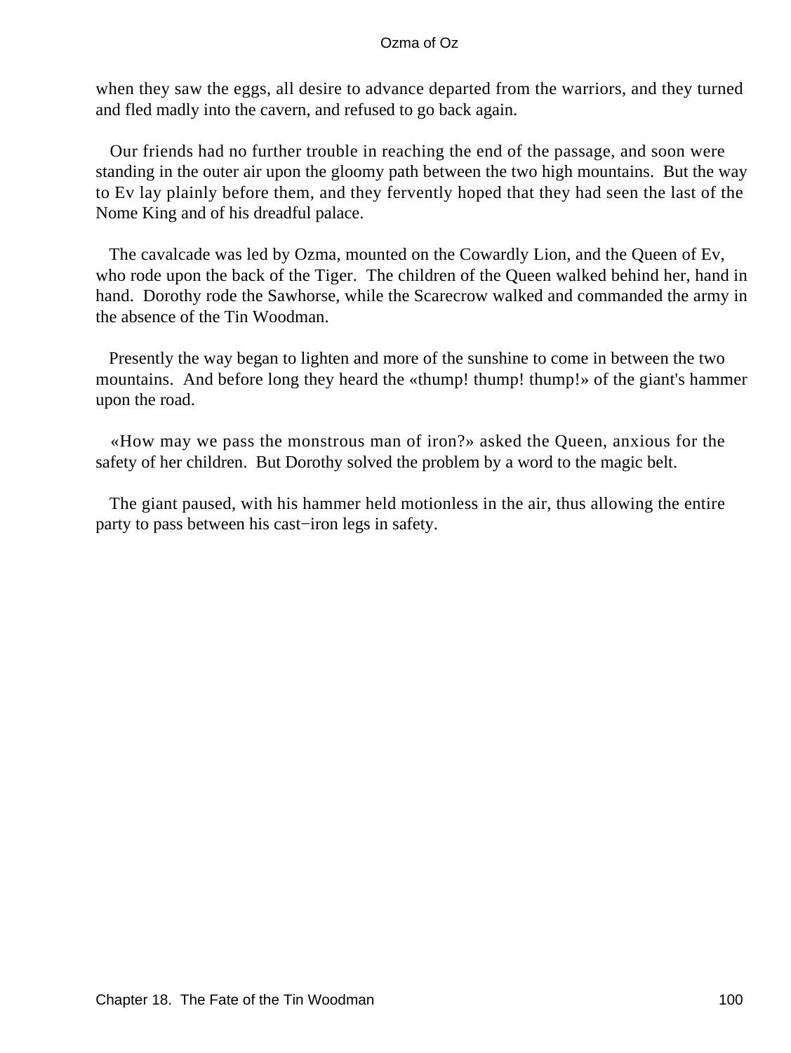when they saw the eggs, all desire to advance departed from the warriors, and they turned and fled madly into the cavern, and refused to go back again.

Our friends had no further trouble in reaching the end of the passage, and soon were standing in the outer air upon the gloomy path between the two high mountains. But the way to Ev lay plainly before them, and they fervently hoped that they had seen the last of the Nome King and of his dreadful palace.

The cavalcade was led by Ozma, mounted on the Cowardly Lion, and the Queen of Ev, who rode upon the back of the Tiger. The children of the Queen walked behind her, hand in hand. Dorothy rode the Sawhorse, while the Scarecrow walked and commanded the army in the absence of the Tin Woodman.

Presently the way began to lighten and more of the sunshine to come in between the two mountains. And before long they heard the «thump! thump! thump!» of the giant's hammer upon the road.

«How may we pass the monstrous man of iron?» asked the Queen, anxious for the safety of her children. But Dorothy solved the problem by a word to the magic belt.

The giant paused, with his hammer held motionless in the air, thus allowing the entire party to pass between his cast−iron legs in safety.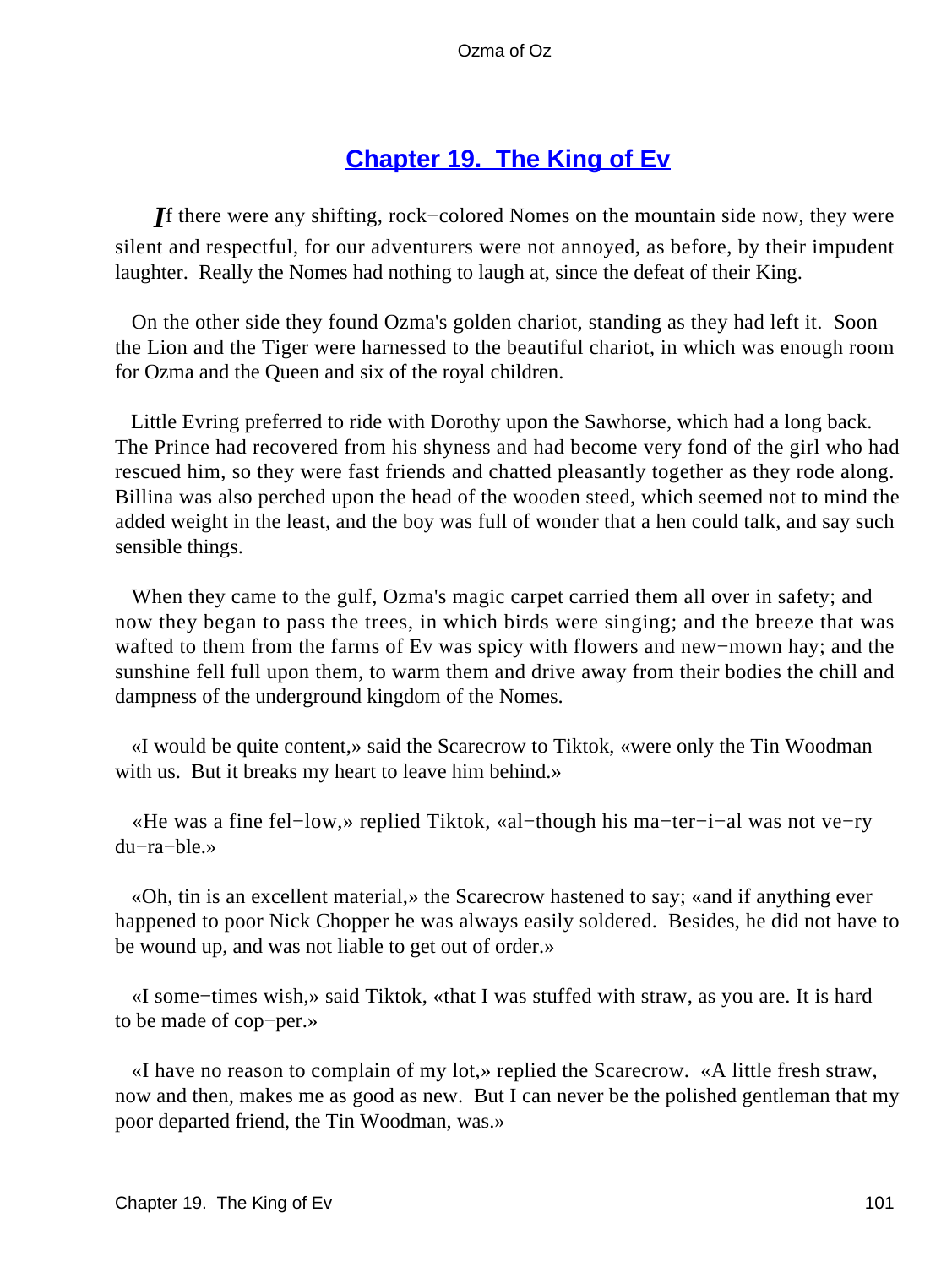## Chapter 19. The King of Ev

*I*f there were any shifting, rock−colored Nomes on the mountain side now, they were silent and respectful, for our adventurers were not annoyed, as before, by their impudent laughter. Really the Nomes had nothing to laugh at, since the defeat of their King.

On the other side they found Ozma's golden chariot, standing as they had left it. Soon the Lion and the Tiger were harnessed to the beautiful chariot, in which was enough room for Ozma and the Queen and six of the royal children.

Little Evring preferred to ride with Dorothy upon the Sawhorse, which had a long back. The Prince had recovered from his shyness and had become very fond of the girl who had rescued him, so they were fast friends and chatted pleasantly together as they rode along. Billina was also perched upon the head of the wooden steed, which seemed not to mind the added weight in the least, and the boy was full of wonder that a hen could talk, and say such sensible things.

When they came to the gulf, Ozma's magic carpet carried them all over in safety; and now they began to pass the trees, in which birds were singing; and the breeze that was wafted to them from the farms of Ev was spicy with flowers and new−mown hay; and the sunshine fell full upon them, to warm them and drive away from their bodies the chill and dampness of the underground kingdom of the Nomes.

«I would be quite content,» said the Scarecrow to Tiktok, «were only the Tin Woodman with us. But it breaks my heart to leave him behind.»

«He was a fine fel−low,» replied Tiktok, «al−though his ma−ter−i−al was not ve−ry du−ra−ble.»

«Oh, tin is an excellent material,» the Scarecrow hastened to say; «and if anything ever happened to poor Nick Chopper he was always easily soldered. Besides, he did not have to be wound up, and was not liable to get out of order.»

«I some−times wish,» said Tiktok, «that I was stuffed with straw, as you are. It is hard to be made of cop−per.»

«I have no reason to complain of my lot,» replied the Scarecrow. «A little fresh straw, now and then, makes me as good as new. But I can never be the polished gentleman that my poor departed friend, the Tin Woodman, was.»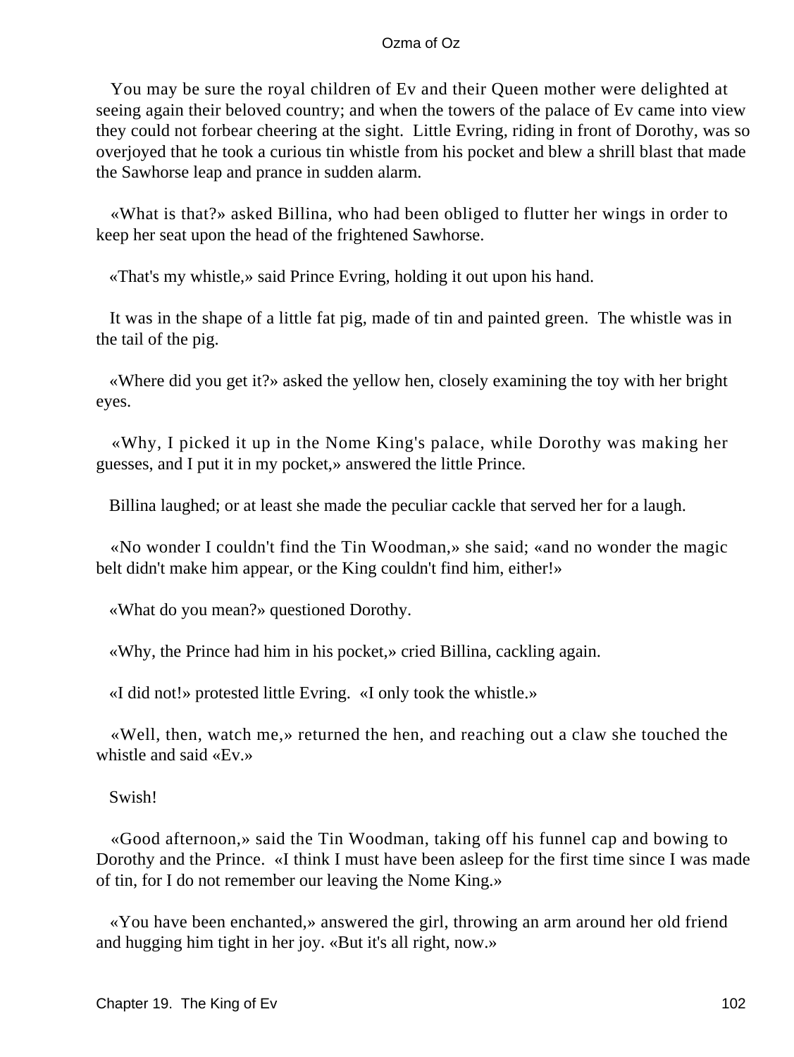You may be sure the royal children of Ev and their Queen mother were delighted at seeing again their beloved country; and when the towers of the palace of Ev came into view they could not forbear cheering at the sight. Little Evring, riding in front of Dorothy, was so overjoyed that he took a curious tin whistle from his pocket and blew a shrill blast that made the Sawhorse leap and prance in sudden alarm.

«What is that?» asked Billina, who had been obliged to flutter her wings in order to keep her seat upon the head of the frightened Sawhorse.

«That's my whistle,» said Prince Evring, holding it out upon his hand.

It was in the shape of a little fat pig, made of tin and painted green. The whistle was in the tail of the pig.

«Where did you get it?» asked the yellow hen, closely examining the toy with her bright eyes.

«Why, I picked it up in the Nome King's palace, while Dorothy was making her guesses, and I put it in my pocket,» answered the little Prince.

Billina laughed; or at least she made the peculiar cackle that served her for a laugh.

«No wonder I couldn't find the Tin Woodman,» she said; «and no wonder the magic belt didn't make him appear, or the King couldn't find him, either!»

«What do you mean?» questioned Dorothy.

«Why, the Prince had him in his pocket,» cried Billina, cackling again.

«I did not!» protested little Evring. «I only took the whistle.»

«Well, then, watch me,» returned the hen, and reaching out a claw she touched the whistle and said «Ev.»

Swish!

«Good afternoon,» said the Tin Woodman, taking off his funnel cap and bowing to Dorothy and the Prince. «I think I must have been asleep for the first time since I was made of tin, for I do not remember our leaving the Nome King.»

«You have been enchanted,» answered the girl, throwing an arm around her old friend and hugging him tight in her joy. «But it's all right, now.»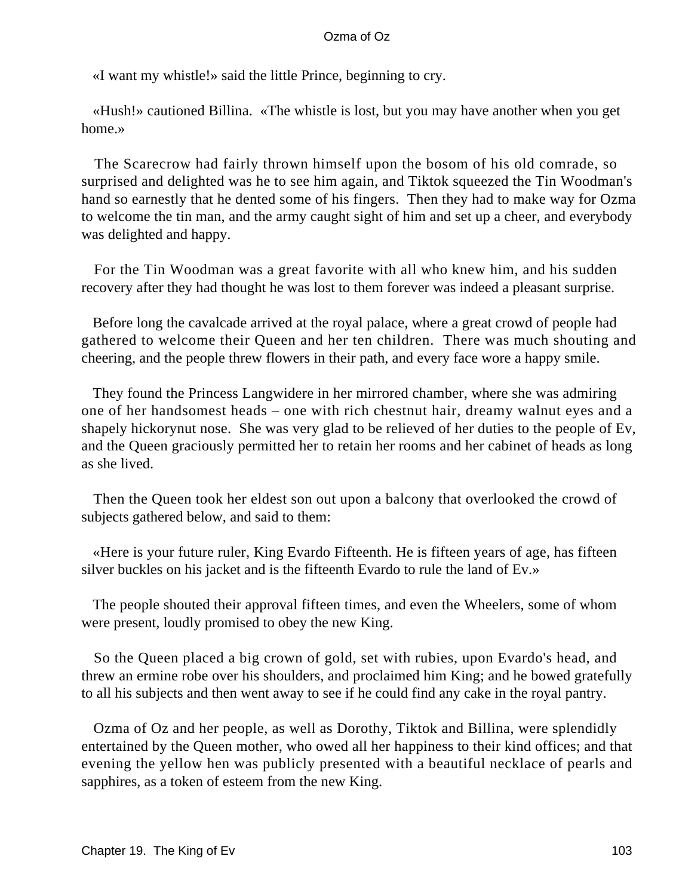«I want my whistle!» said the little Prince, beginning to cry.

«Hush!» cautioned Billina. «The whistle is lost, but you may have another when you get home.»

The Scarecrow had fairly thrown himself upon the bosom of his old comrade, so surprised and delighted was he to see him again, and Tiktok squeezed the Tin Woodman's hand so earnestly that he dented some of his fingers. Then they had to make way for Ozma to welcome the tin man, and the army caught sight of him and set up a cheer, and everybody was delighted and happy.

For the Tin Woodman was a great favorite with all who knew him, and his sudden recovery after they had thought he was lost to them forever was indeed a pleasant surprise.

Before long the cavalcade arrived at the royal palace, where a great crowd of people had gathered to welcome their Queen and her ten children. There was much shouting and cheering, and the people threw flowers in their path, and every face wore a happy smile.

They found the Princess Langwidere in her mirrored chamber, where she was admiring one of her handsomest heads – one with rich chestnut hair, dreamy walnut eyes and a shapely hickorynut nose. She was very glad to be relieved of her duties to the people of Ev, and the Queen graciously permitted her to retain her rooms and her cabinet of heads as long as she lived.

Then the Queen took her eldest son out upon a balcony that overlooked the crowd of subjects gathered below, and said to them:

«Here is your future ruler, King Evardo Fifteenth. He is fifteen years of age, has fifteen silver buckles on his jacket and is the fifteenth Evardo to rule the land of Ev.»

The people shouted their approval fifteen times, and even the Wheelers, some of whom were present, loudly promised to obey the new King.

So the Queen placed a big crown of gold, set with rubies, upon Evardo's head, and threw an ermine robe over his shoulders, and proclaimed him King; and he bowed gratefully to all his subjects and then went away to see if he could find any cake in the royal pantry.

Ozma of Oz and her people, as well as Dorothy, Tiktok and Billina, were splendidly entertained by the Queen mother, who owed all her happiness to their kind offices; and that evening the yellow hen was publicly presented with a beautiful necklace of pearls and sapphires, as a token of esteem from the new King.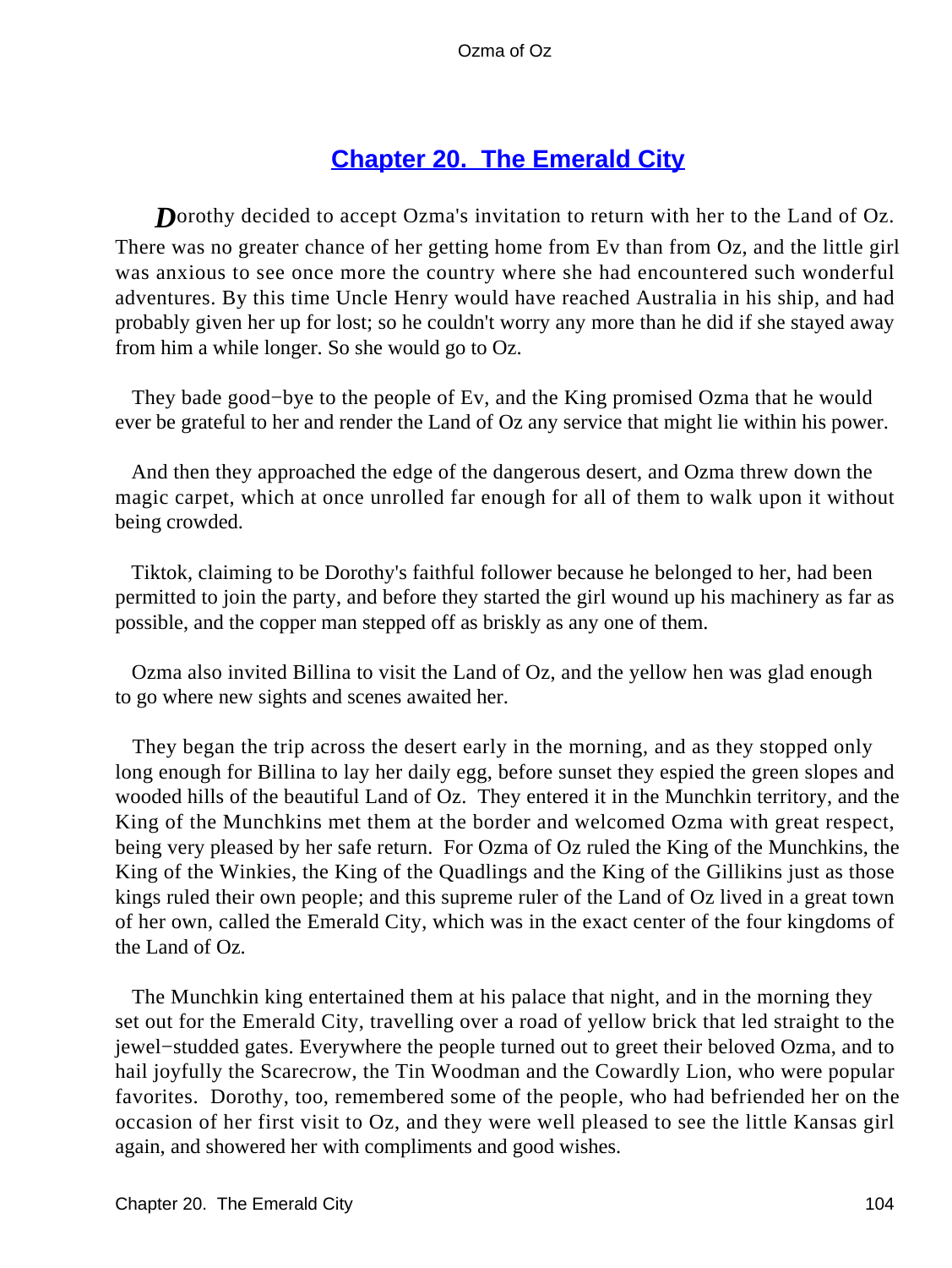## Chapter 20. The Emerald City

*D*orothy decided to accept Ozma's invitation to return with her to the Land of Oz. There was no greater chance of her getting home from Ev than from Oz, and the little girl was anxious to see once more the country where she had encountered such wonderful adventures. By this time Uncle Henry would have reached Australia in his ship, and had probably given her up for lost; so he couldn't worry any more than he did if she stayed away from him a while longer. So she would go to Oz.

They bade good−bye to the people of Ev, and the King promised Ozma that he would ever be grateful to her and render the Land of Oz any service that might lie within his power.

And then they approached the edge of the dangerous desert, and Ozma threw down the magic carpet, which at once unrolled far enough for all of them to walk upon it without being crowded.

Tiktok, claiming to be Dorothy's faithful follower because he belonged to her, had been permitted to join the party, and before they started the girl wound up his machinery as far as possible, and the copper man stepped off as briskly as any one of them.

Ozma also invited Billina to visit the Land of Oz, and the yellow hen was glad enough to go where new sights and scenes awaited her.

They began the trip across the desert early in the morning, and as they stopped only long enough for Billina to lay her daily egg, before sunset they espied the green slopes and wooded hills of the beautiful Land of Oz. They entered it in the Munchkin territory, and the King of the Munchkins met them at the border and welcomed Ozma with great respect, being very pleased by her safe return. For Ozma of Oz ruled the King of the Munchkins, the King of the Winkies, the King of the Quadlings and the King of the Gillikins just as those kings ruled their own people; and this supreme ruler of the Land of Oz lived in a great town of her own, called the Emerald City, which was in the exact center of the four kingdoms of the Land of Oz.

The Munchkin king entertained them at his palace that night, and in the morning they set out for the Emerald City, travelling over a road of yellow brick that led straight to the jewel−studded gates. Everywhere the people turned out to greet their beloved Ozma, and to hail joyfully the Scarecrow, the Tin Woodman and the Cowardly Lion, who were popular favorites. Dorothy, too, remembered some of the people, who had befriended her on the occasion of her first visit to Oz, and they were well pleased to see the little Kansas girl again, and showered her with compliments and good wishes.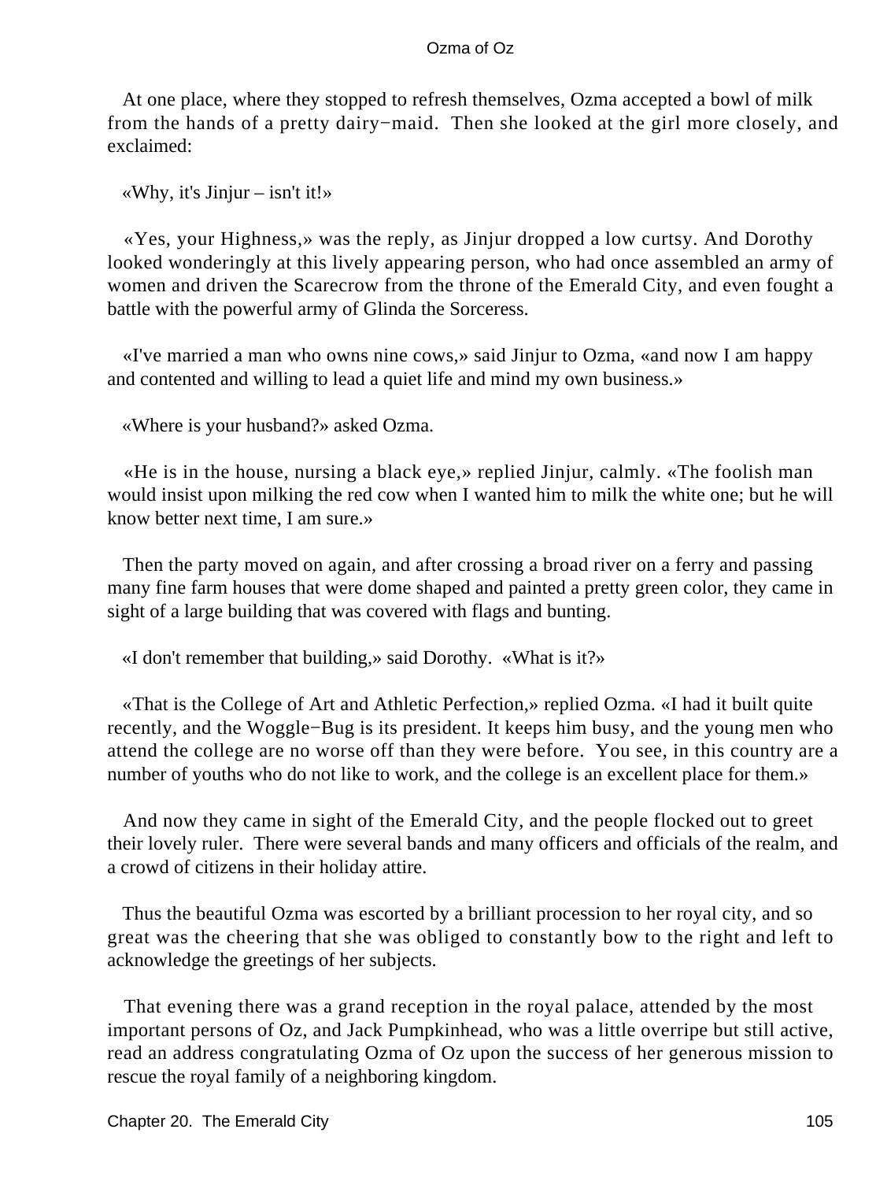At one place, where they stopped to refresh themselves, Ozma accepted a bowl of milk from the hands of a pretty dairy−maid. Then she looked at the girl more closely, and exclaimed:

«Why, it's Jinjur – isn't it!»

«Yes, your Highness,» was the reply, as Jinjur dropped a low curtsy. And Dorothy looked wonderingly at this lively appearing person, who had once assembled an army of women and driven the Scarecrow from the throne of the Emerald City, and even fought a battle with the powerful army of Glinda the Sorceress.

«I've married a man who owns nine cows,» said Jinjur to Ozma, «and now I am happy and contented and willing to lead a quiet life and mind my own business.»

«Where is your husband?» asked Ozma.

«He is in the house, nursing a black eye,» replied Jinjur, calmly. «The foolish man would insist upon milking the red cow when I wanted him to milk the white one; but he will know better next time, I am sure.»

Then the party moved on again, and after crossing a broad river on a ferry and passing many fine farm houses that were dome shaped and painted a pretty green color, they came in sight of a large building that was covered with flags and bunting.

«I don't remember that building,» said Dorothy. «What is it?»

«That is the College of Art and Athletic Perfection,» replied Ozma. «I had it built quite recently, and the Woggle−Bug is its president. It keeps him busy, and the young men who attend the college are no worse off than they were before. You see, in this country are a number of youths who do not like to work, and the college is an excellent place for them.»

And now they came in sight of the Emerald City, and the people flocked out to greet their lovely ruler. There were several bands and many officers and officials of the realm, and a crowd of citizens in their holiday attire.

Thus the beautiful Ozma was escorted by a brilliant procession to her royal city, and so great was the cheering that she was obliged to constantly bow to the right and left to acknowledge the greetings of her subjects.

That evening there was a grand reception in the royal palace, attended by the most important persons of Oz, and Jack Pumpkinhead, who was a little overripe but still active, read an address congratulating Ozma of Oz upon the success of her generous mission to rescue the royal family of a neighboring kingdom.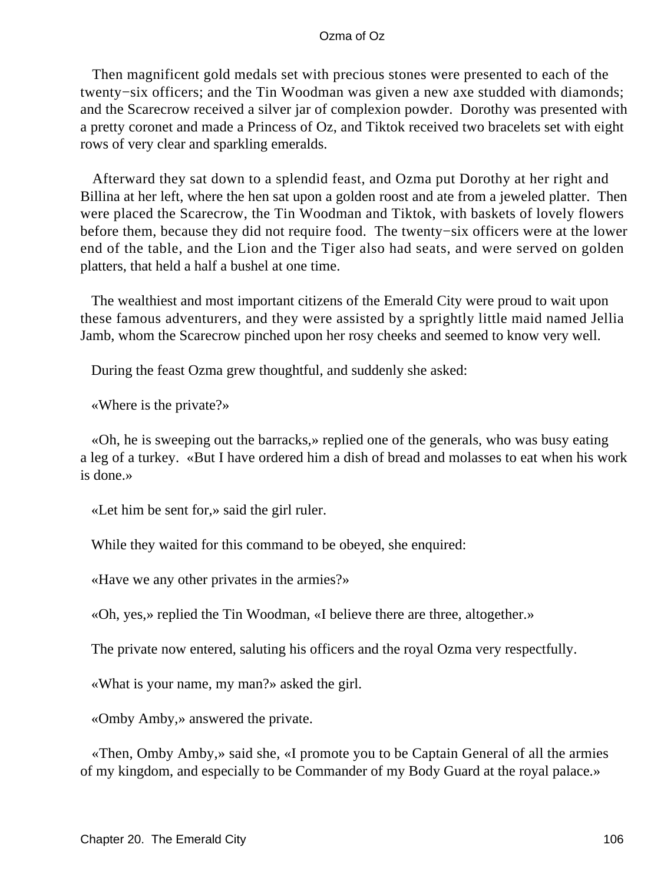Then magnificent gold medals set with precious stones were presented to each of the twenty−six officers; and the Tin Woodman was given a new axe studded with diamonds; and the Scarecrow received a silver jar of complexion powder. Dorothy was presented with a pretty coronet and made a Princess of Oz, and Tiktok received two bracelets set with eight rows of very clear and sparkling emeralds.

Afterward they sat down to a splendid feast, and Ozma put Dorothy at her right and Billina at her left, where the hen sat upon a golden roost and ate from a jeweled platter. Then were placed the Scarecrow, the Tin Woodman and Tiktok, with baskets of lovely flowers before them, because they did not require food. The twenty−six officers were at the lower end of the table, and the Lion and the Tiger also had seats, and were served on golden platters, that held a half a bushel at one time.

The wealthiest and most important citizens of the Emerald City were proud to wait upon these famous adventurers, and they were assisted by a sprightly little maid named Jellia Jamb, whom the Scarecrow pinched upon her rosy cheeks and seemed to know very well.

During the feast Ozma grew thoughtful, and suddenly she asked:

«Where is the private?»

«Oh, he is sweeping out the barracks,» replied one of the generals, who was busy eating a leg of a turkey. «But I have ordered him a dish of bread and molasses to eat when his work is done.»

«Let him be sent for,» said the girl ruler.

While they waited for this command to be obeyed, she enquired:

«Have we any other privates in the armies?»

«Oh, yes,» replied the Tin Woodman, «I believe there are three, altogether.»

The private now entered, saluting his officers and the royal Ozma very respectfully.

«What is your name, my man?» asked the girl.

«Omby Amby,» answered the private.

«Then, Omby Amby,» said she, «I promote you to be Captain General of all the armies of my kingdom, and especially to be Commander of my Body Guard at the royal palace.»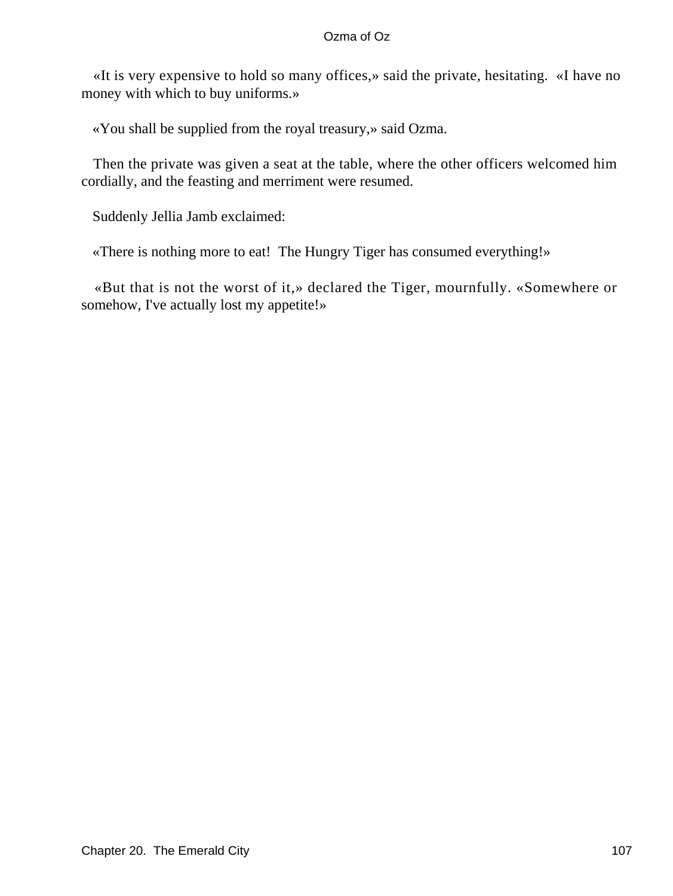«It is very expensive to hold so many offices,» said the private, hesitating. «I have no money with which to buy uniforms.»

«You shall be supplied from the royal treasury,» said Ozma.

Then the private was given a seat at the table, where the other officers welcomed him cordially, and the feasting and merriment were resumed.

Suddenly Jellia Jamb exclaimed:

«There is nothing more to eat! The Hungry Tiger has consumed everything!»

«But that is not the worst of it,» declared the Tiger, mournfully. «Somewhere or somehow, I've actually lost my appetite!»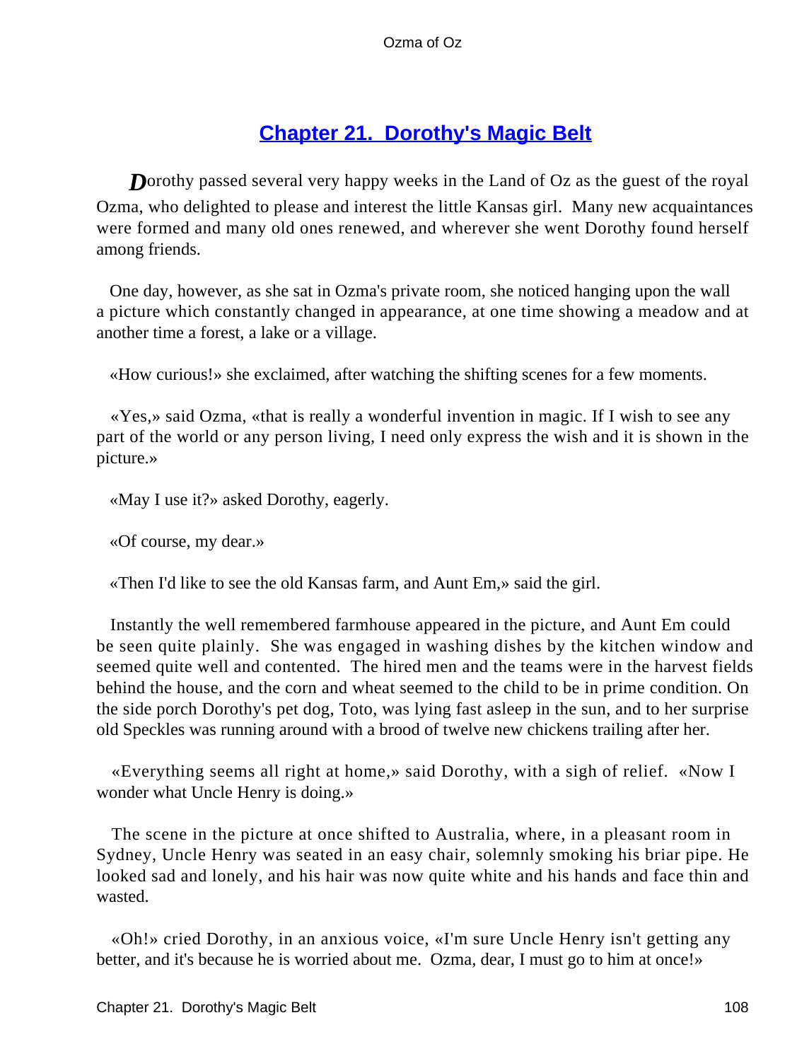## Chapter 21. Dorothy's Magic Belt

*D*orothy passed several very happy weeks in the Land of Oz as the guest of the royal Ozma, who delighted to please and interest the little Kansas girl. Many new acquaintances were formed and many old ones renewed, and wherever she went Dorothy found herself among friends.

One day, however, as she sat in Ozma's private room, she noticed hanging upon the wall a picture which constantly changed in appearance, at one time showing a meadow and at another time a forest, a lake or a village.

«How curious!» she exclaimed, after watching the shifting scenes for a few moments.

«Yes,» said Ozma, «that is really a wonderful invention in magic. If I wish to see any part of the world or any person living, I need only express the wish and it is shown in the picture.»

«May I use it?» asked Dorothy, eagerly.

«Of course, my dear.»

«Then I'd like to see the old Kansas farm, and Aunt Em,» said the girl.

Instantly the well remembered farmhouse appeared in the picture, and Aunt Em could be seen quite plainly. She was engaged in washing dishes by the kitchen window and seemed quite well and contented. The hired men and the teams were in the harvest fields behind the house, and the corn and wheat seemed to the child to be in prime condition. On the side porch Dorothy's pet dog, Toto, was lying fast asleep in the sun, and to her surprise old Speckles was running around with a brood of twelve new chickens trailing after her.

«Everything seems all right at home,» said Dorothy, with a sigh of relief. «Now I wonder what Uncle Henry is doing.»

The scene in the picture at once shifted to Australia, where, in a pleasant room in Sydney, Uncle Henry was seated in an easy chair, solemnly smoking his briar pipe. He looked sad and lonely, and his hair was now quite white and his hands and face thin and wasted.

«Oh!» cried Dorothy, in an anxious voice, «I'm sure Uncle Henry isn't getting any better, and it's because he is worried about me. Ozma, dear, I must go to him at once!»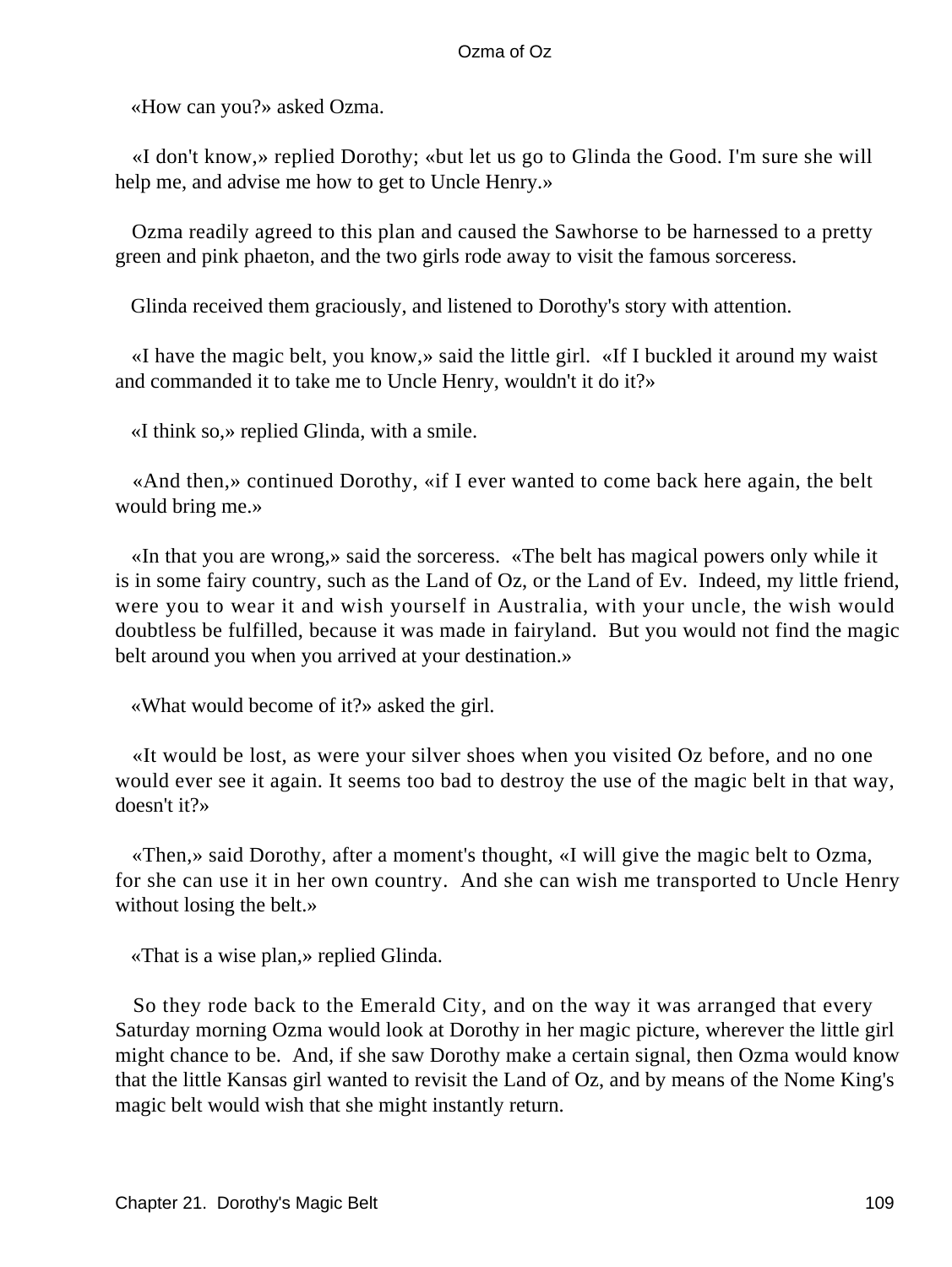«How can you?» asked Ozma.

«I don't know,» replied Dorothy; «but let us go to Glinda the Good. I'm sure she will help me, and advise me how to get to Uncle Henry.»

Ozma readily agreed to this plan and caused the Sawhorse to be harnessed to a pretty green and pink phaeton, and the two girls rode away to visit the famous sorceress.

Glinda received them graciously, and listened to Dorothy's story with attention.

«I have the magic belt, you know,» said the little girl. «If I buckled it around my waist and commanded it to take me to Uncle Henry, wouldn't it do it?»

«I think so,» replied Glinda, with a smile.

«And then,» continued Dorothy, «if I ever wanted to come back here again, the belt would bring me.»

«In that you are wrong,» said the sorceress. «The belt has magical powers only while it is in some fairy country, such as the Land of Oz, or the Land of Ev. Indeed, my little friend, were you to wear it and wish yourself in Australia, with your uncle, the wish would doubtless be fulfilled, because it was made in fairyland. But you would not find the magic belt around you when you arrived at your destination.»

«What would become of it?» asked the girl.

«It would be lost, as were your silver shoes when you visited Oz before, and no one would ever see it again. It seems too bad to destroy the use of the magic belt in that way, doesn't it?»

«Then,» said Dorothy, after a moment's thought, «I will give the magic belt to Ozma, for she can use it in her own country. And she can wish me transported to Uncle Henry without losing the belt.»

«That is a wise plan,» replied Glinda.

So they rode back to the Emerald City, and on the way it was arranged that every Saturday morning Ozma would look at Dorothy in her magic picture, wherever the little girl might chance to be. And, if she saw Dorothy make a certain signal, then Ozma would know that the little Kansas girl wanted to revisit the Land of Oz, and by means of the Nome King's magic belt would wish that she might instantly return.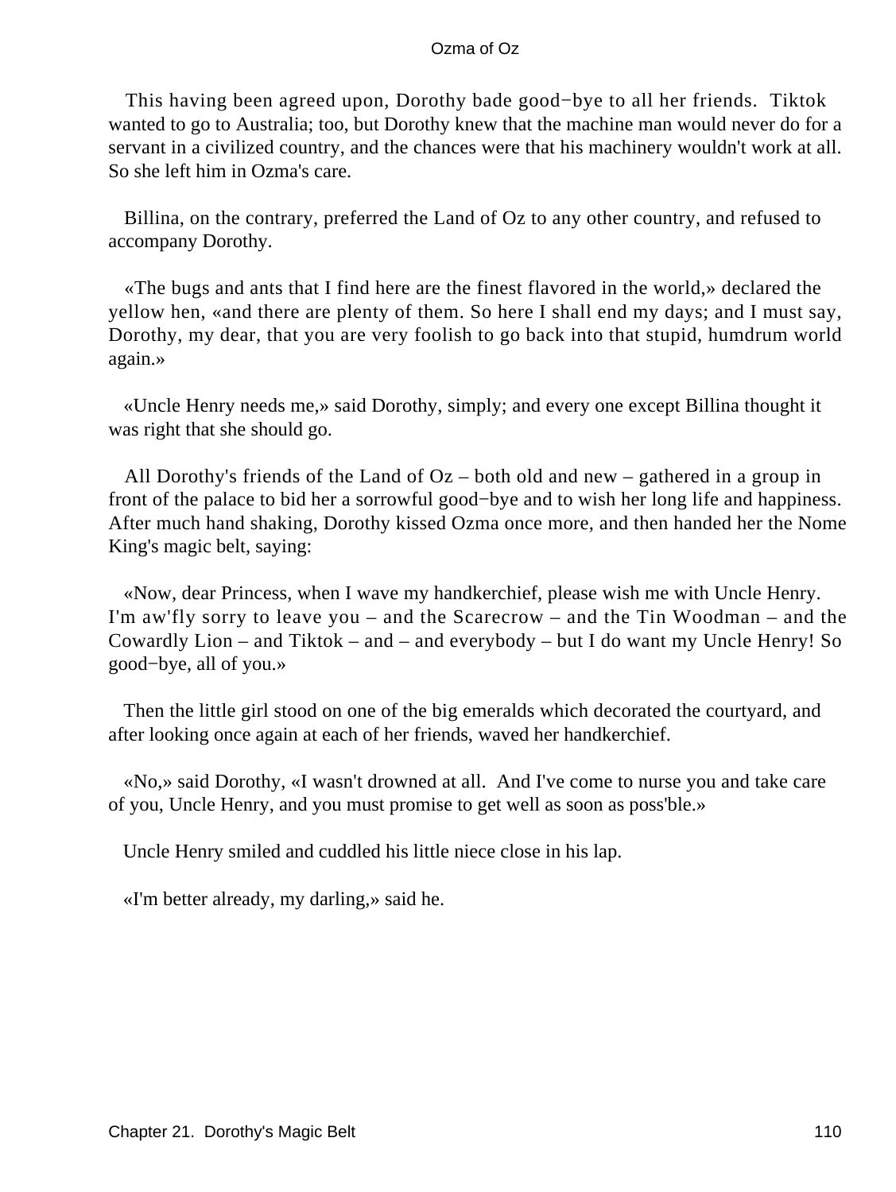This having been agreed upon, Dorothy bade good−bye to all her friends. Tiktok wanted to go to Australia; too, but Dorothy knew that the machine man would never do for a servant in a civilized country, and the chances were that his machinery wouldn't work at all. So she left him in Ozma's care.

Billina, on the contrary, preferred the Land of Oz to any other country, and refused to accompany Dorothy.

«The bugs and ants that I find here are the finest flavored in the world,» declared the yellow hen, «and there are plenty of them. So here I shall end my days; and I must say, Dorothy, my dear, that you are very foolish to go back into that stupid, humdrum world again.»

«Uncle Henry needs me,» said Dorothy, simply; and every one except Billina thought it was right that she should go.

All Dorothy's friends of the Land of Oz – both old and new – gathered in a group in front of the palace to bid her a sorrowful good−bye and to wish her long life and happiness. After much hand shaking, Dorothy kissed Ozma once more, and then handed her the Nome King's magic belt, saying:

«Now, dear Princess, when I wave my handkerchief, please wish me with Uncle Henry. I'm aw'fly sorry to leave you – and the Scarecrow – and the Tin Woodman – and the Cowardly Lion – and Tiktok – and – and everybody – but I do want my Uncle Henry! So good−bye, all of you.»

Then the little girl stood on one of the big emeralds which decorated the courtyard, and after looking once again at each of her friends, waved her handkerchief.

«No,» said Dorothy, «I wasn't drowned at all. And I've come to nurse you and take care of you, Uncle Henry, and you must promise to get well as soon as poss'ble.»

Uncle Henry smiled and cuddled his little niece close in his lap.

«I'm better already, my darling,» said he.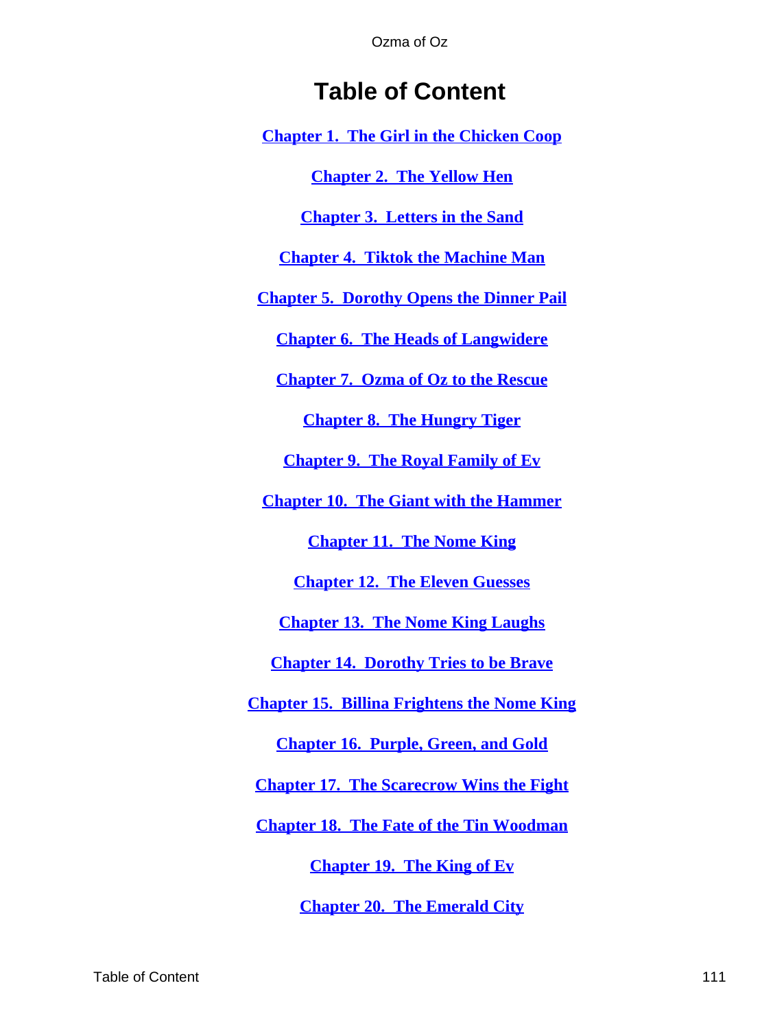# Table of Content

Chapter 1. The Girl in the Chicken Coop

Chapter 2. The Yellow Hen

Chapter 3. Letters in the Sand

Chapter 4. Tiktok the Machine Man

Chapter 5. Dorothy Opens the Dinner Pail

Chapter 6. The Heads of Langwidere

Chapter 7. Ozma of Oz to the Rescue

Chapter 8. The Hungry Tiger

Chapter 9. The Royal Family of Ev

Chapter 10. The Giant with the Hammer

Chapter 11. The Nome King

Chapter 12. The Eleven Guesses

Chapter 13. The Nome King Laughs

Chapter 14. Dorothy Tries to be Brave

Chapter 15. Billina Frightens the Nome King

Chapter 16. Purple, Green, and Gold

Chapter 17. The Scarecrow Wins the Fight

Chapter 18. The Fate of the Tin Woodman

Chapter 19. The King of Ev

Chapter 20. The Emerald City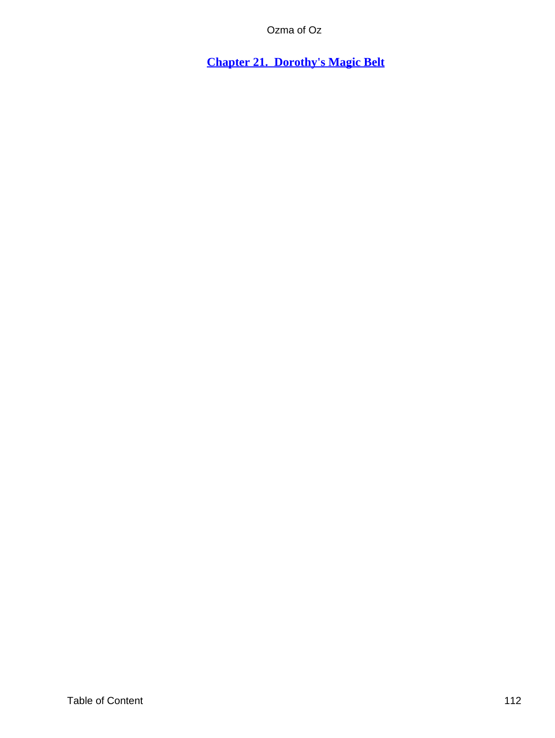## Chapter 21. Dorothy's Magic Belt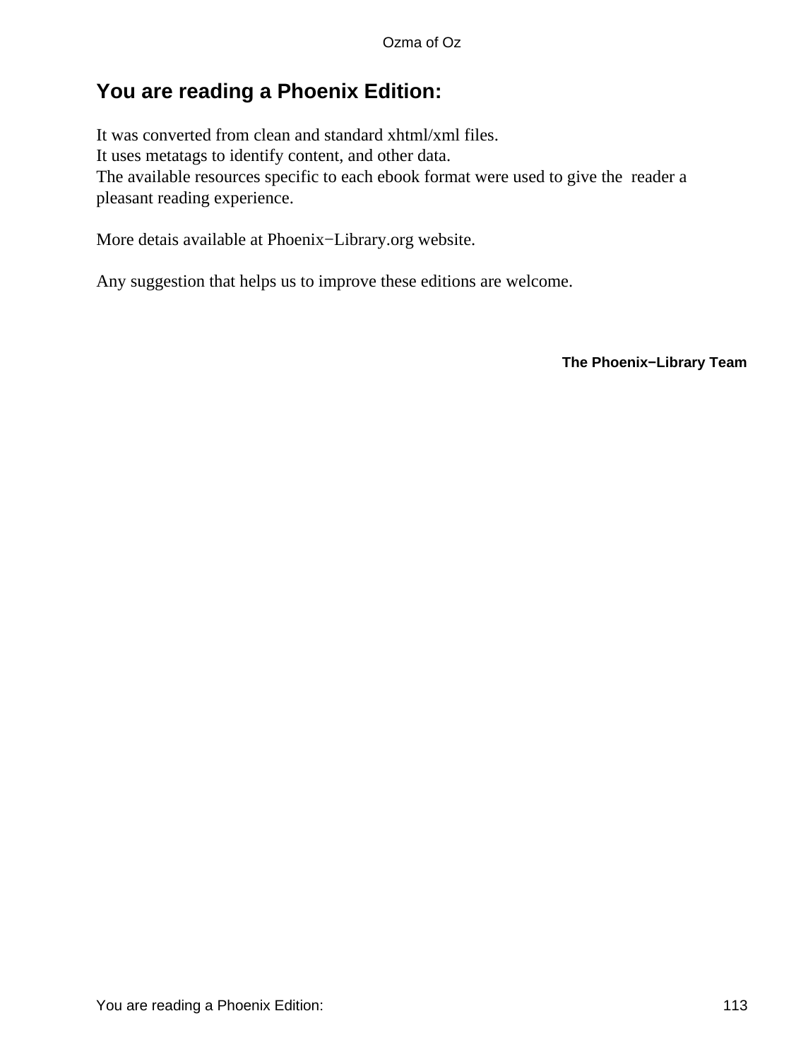## You are reading a Phoenix Edition:

It was converted from clean and standard xhtml/xml files.
It uses metatags to identify content, and other data.
The available resources specific to each ebook format were used to give the reader a pleasant reading experience.

More detais available at Phoenix−Library.org website.

Any suggestion that helps us to improve these editions are welcome.

**The Phoenix−Library Team**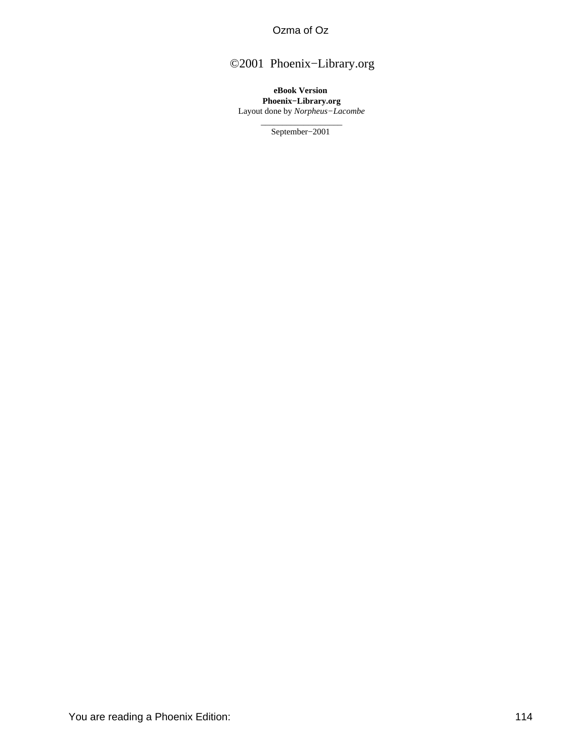©2001 Phoenix−Library.org

**eBook Version**
**Phoenix−Library.org**
Layout done by *Norpheus−Lacombe*

___________________
September−2001